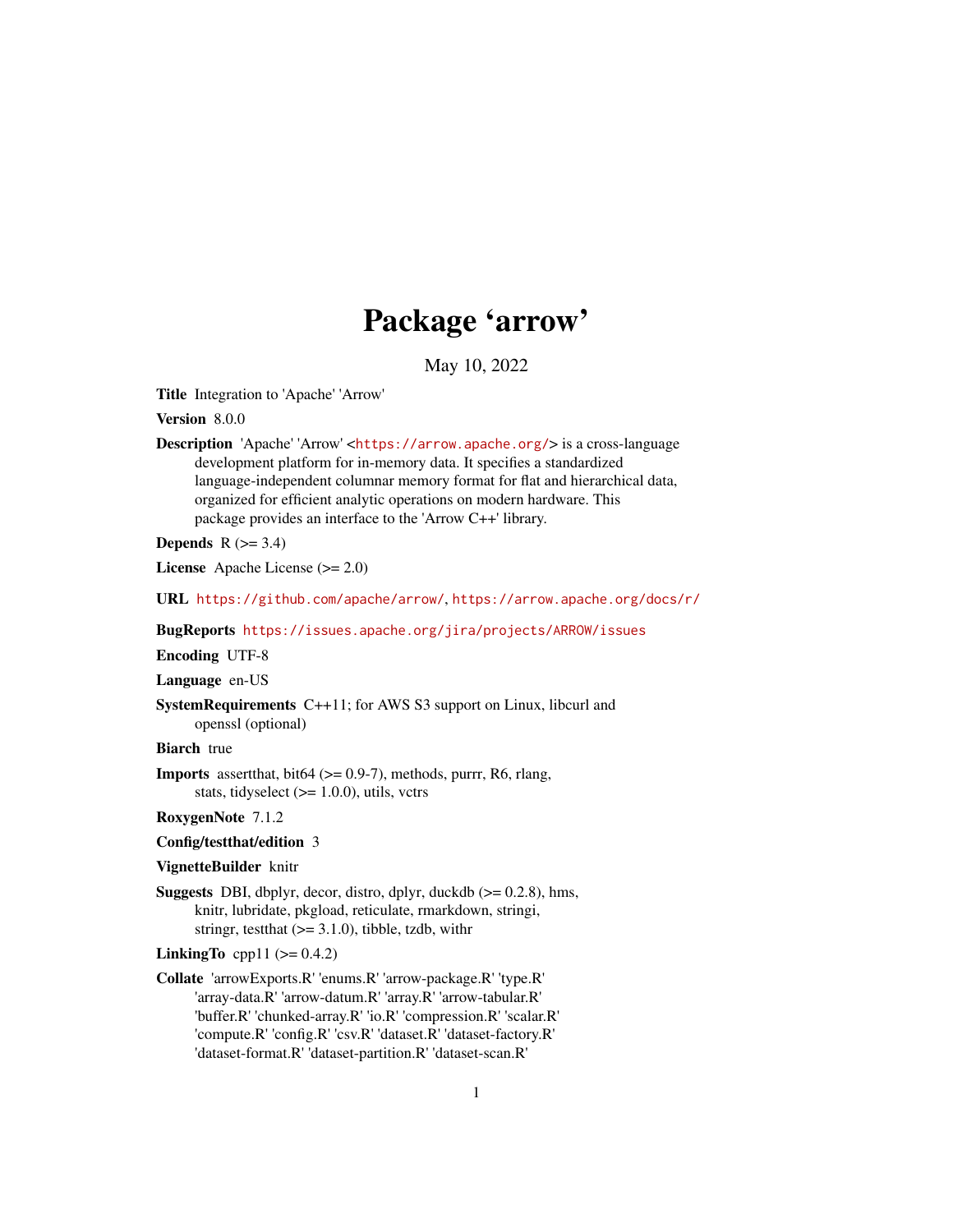# Package 'arrow'

May 10, 2022

**Title** Integration to 'Apache' 'Arrow'

**Version** 8.0.0

**Description** 'Apache' 'Arrow' <https://arrow.apache.org/> is a cross-language development platform for in-memory data. It specifies a standardized language-independent columnar memory format for flat and hierarchical data, organized for efficient analytic operations on modern hardware. This package provides an interface to the 'Arrow C++' library.

**Depends** R (>= 3.4)

**License** Apache License (>= 2.0)

**URL** https://github.com/apache/arrow/, https://arrow.apache.org/docs/r/

**BugReports** https://issues.apache.org/jira/projects/ARROW/issues

**Encoding** UTF-8

**Language** en-US

**SystemRequirements** C++11; for AWS S3 support on Linux, libcurl and openssl (optional)

**Biarch** true

**Imports** assertthat, bit64 (>= 0.9-7), methods, purrr, R6, rlang, stats, tidyselect (>= 1.0.0), utils, vctrs

**RoxygenNote** 7.1.2

**Config/testthat/edition** 3

**VignetteBuilder** knitr

**Suggests** DBI, dbplyr, decor, distro, dplyr, duckdb (>= 0.2.8), hms, knitr, lubridate, pkgload, reticulate, rmarkdown, stringi, stringr, testthat (>= 3.1.0), tibble, tzdb, withr

**LinkingTo** cpp11 (>= 0.4.2)

**Collate** 'arrowExports.R' 'enums.R' 'arrow-package.R' 'type.R' 'array-data.R' 'arrow-datum.R' 'array.R' 'arrow-tabular.R' 'buffer.R' 'chunked-array.R' 'io.R' 'compression.R' 'scalar.R' 'compute.R' 'config.R' 'csv.R' 'dataset.R' 'dataset-factory.R' 'dataset-format.R' 'dataset-partition.R' 'dataset-scan.R'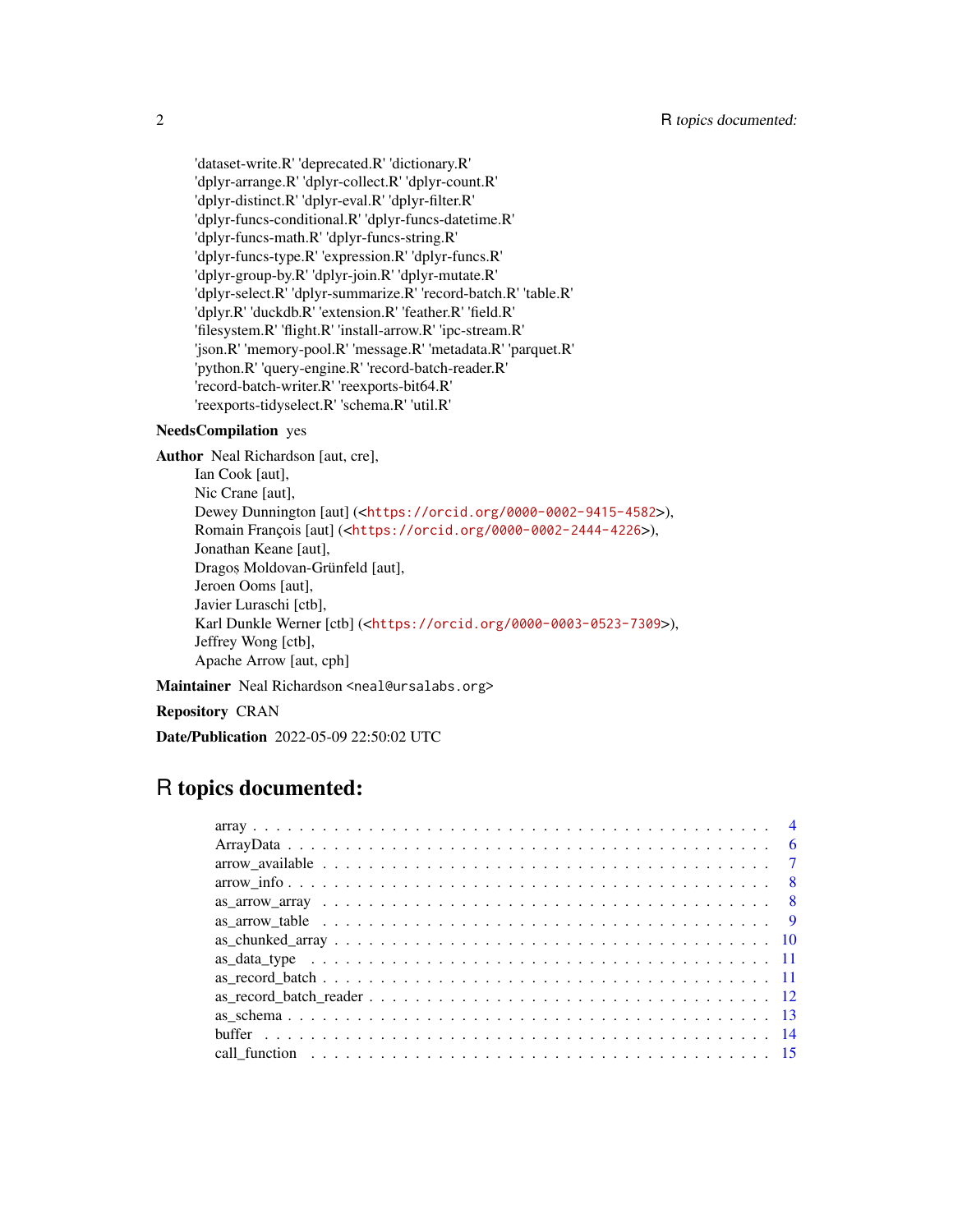'dataset-write.R' 'deprecated.R' 'dictionary.R'
'dplyr-arrange.R' 'dplyr-collect.R' 'dplyr-count.R'
'dplyr-distinct.R' 'dplyr-eval.R' 'dplyr-filter.R'
'dplyr-funcs-conditional.R' 'dplyr-funcs-datetime.R'
'dplyr-funcs-math.R' 'dplyr-funcs-string.R'
'dplyr-funcs-type.R' 'expression.R' 'dplyr-funcs.R'
'dplyr-group-by.R' 'dplyr-join.R' 'dplyr-mutate.R'
'dplyr-select.R' 'dplyr-summarize.R' 'record-batch.R' 'table.R'
'dplyr.R' 'duckdb.R' 'extension.R' 'feather.R' 'field.R'
'filesystem.R' 'flight.R' 'install-arrow.R' 'ipc-stream.R'
'json.R' 'memory-pool.R' 'message.R' 'metadata.R' 'parquet.R'
'python.R' 'query-engine.R' 'record-batch-reader.R'
'record-batch-writer.R' 'reexports-bit64.R'
'reexports-tidyselect.R' 'schema.R' 'util.R'

**NeedsCompilation** yes

**Author** Neal Richardson [aut, cre],
Ian Cook [aut],
Nic Crane [aut],
Dewey Dunnington [aut] (<https://orcid.org/0000-0002-9415-4582>),
Romain François [aut] (<https://orcid.org/0000-0002-2444-4226>),
Jonathan Keane [aut],
Dragoș Moldovan-Grünfeld [aut],
Jeroen Ooms [aut],
Javier Luraschi [ctb],
Karl Dunkle Werner [ctb] (<https://orcid.org/0000-0003-0523-7309>),
Jeffrey Wong [ctb],
Apache Arrow [aut, cph]

**Maintainer** Neal Richardson <neal@ursalabs.org>

**Repository** CRAN

**Date/Publication** 2022-05-09 22:50:02 UTC

# R topics documented:

array . . . . . . . . . . . . . . . . . . . . . . . . . . . . . . . . . . . . . . . . . . . 4
ArrayData . . . . . . . . . . . . . . . . . . . . . . . . . . . . . . . . . . . . . . . . . 6
arrow_available . . . . . . . . . . . . . . . . . . . . . . . . . . . . . . . . . . . . . . 7
arrow_info . . . . . . . . . . . . . . . . . . . . . . . . . . . . . . . . . . . . . . . . . 8
as_arrow_array . . . . . . . . . . . . . . . . . . . . . . . . . . . . . . . . . . . . . . 8
as_arrow_table . . . . . . . . . . . . . . . . . . . . . . . . . . . . . . . . . . . . . . 9
as_chunked_array . . . . . . . . . . . . . . . . . . . . . . . . . . . . . . . . . . . . 10
as_data_type . . . . . . . . . . . . . . . . . . . . . . . . . . . . . . . . . . . . . . . 11
as_record_batch . . . . . . . . . . . . . . . . . . . . . . . . . . . . . . . . . . . . . 11
as_record_batch_reader . . . . . . . . . . . . . . . . . . . . . . . . . . . . . . . . . 12
as_schema . . . . . . . . . . . . . . . . . . . . . . . . . . . . . . . . . . . . . . . . 13
buffer . . . . . . . . . . . . . . . . . . . . . . . . . . . . . . . . . . . . . . . . . . 14
call_function . . . . . . . . . . . . . . . . . . . . . . . . . . . . . . . . . . . . . . . 15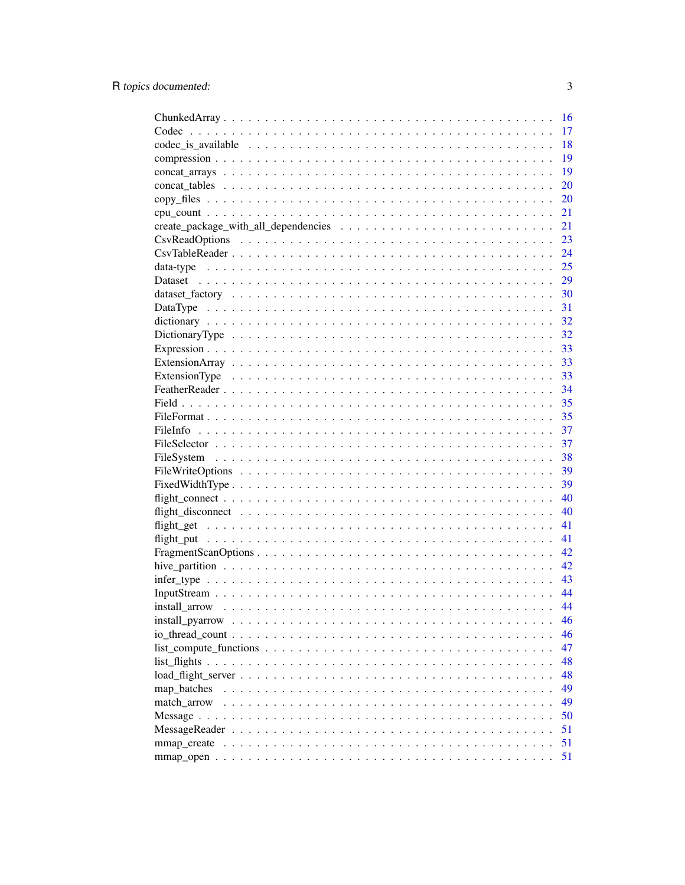ChunkedArray . . . . . . . . . . . . . . . . . . . . . . . . . . . . . . . . . . . . . 16
Codec . . . . . . . . . . . . . . . . . . . . . . . . . . . . . . . . . . . . . . . . 17
codec_is_available . . . . . . . . . . . . . . . . . . . . . . . . . . . . . . . . . . 18
compression . . . . . . . . . . . . . . . . . . . . . . . . . . . . . . . . . . . . . 19
concat_arrays . . . . . . . . . . . . . . . . . . . . . . . . . . . . . . . . . . . . 19
concat_tables . . . . . . . . . . . . . . . . . . . . . . . . . . . . . . . . . . . . 20
copy_files . . . . . . . . . . . . . . . . . . . . . . . . . . . . . . . . . . . . . . 20
cpu_count . . . . . . . . . . . . . . . . . . . . . . . . . . . . . . . . . . . . . . 21
create_package_with_all_dependencies . . . . . . . . . . . . . . . . . . . . . . . . 21
CsvReadOptions . . . . . . . . . . . . . . . . . . . . . . . . . . . . . . . . . . . 23
CsvTableReader . . . . . . . . . . . . . . . . . . . . . . . . . . . . . . . . . . . 24
data-type . . . . . . . . . . . . . . . . . . . . . . . . . . . . . . . . . . . . . . 25
Dataset . . . . . . . . . . . . . . . . . . . . . . . . . . . . . . . . . . . . . . . 29
dataset_factory . . . . . . . . . . . . . . . . . . . . . . . . . . . . . . . . . . . 30
DataType . . . . . . . . . . . . . . . . . . . . . . . . . . . . . . . . . . . . . . 31
dictionary . . . . . . . . . . . . . . . . . . . . . . . . . . . . . . . . . . . . . . 32
DictionaryType . . . . . . . . . . . . . . . . . . . . . . . . . . . . . . . . . . . 32
Expression . . . . . . . . . . . . . . . . . . . . . . . . . . . . . . . . . . . . . 33
ExtensionArray . . . . . . . . . . . . . . . . . . . . . . . . . . . . . . . . . . . 33
ExtensionType . . . . . . . . . . . . . . . . . . . . . . . . . . . . . . . . . . . . 33
FeatherReader . . . . . . . . . . . . . . . . . . . . . . . . . . . . . . . . . . . . 34
Field . . . . . . . . . . . . . . . . . . . . . . . . . . . . . . . . . . . . . . . . 35
FileFormat . . . . . . . . . . . . . . . . . . . . . . . . . . . . . . . . . . . . . 35
FileInfo . . . . . . . . . . . . . . . . . . . . . . . . . . . . . . . . . . . . . . 37
FileSelector . . . . . . . . . . . . . . . . . . . . . . . . . . . . . . . . . . . . . 37
FileSystem . . . . . . . . . . . . . . . . . . . . . . . . . . . . . . . . . . . . . 38
FileWriteOptions . . . . . . . . . . . . . . . . . . . . . . . . . . . . . . . . . . 39
FixedWidthType . . . . . . . . . . . . . . . . . . . . . . . . . . . . . . . . . . . 39
flight_connect . . . . . . . . . . . . . . . . . . . . . . . . . . . . . . . . . . . . 40
flight_disconnect . . . . . . . . . . . . . . . . . . . . . . . . . . . . . . . . . . 40
flight_get . . . . . . . . . . . . . . . . . . . . . . . . . . . . . . . . . . . . . . 41
flight_put . . . . . . . . . . . . . . . . . . . . . . . . . . . . . . . . . . . . . . 41
FragmentScanOptions . . . . . . . . . . . . . . . . . . . . . . . . . . . . . . . . 42
hive_partition . . . . . . . . . . . . . . . . . . . . . . . . . . . . . . . . . . . . 42
infer_type . . . . . . . . . . . . . . . . . . . . . . . . . . . . . . . . . . . . . . 43
InputStream . . . . . . . . . . . . . . . . . . . . . . . . . . . . . . . . . . . . . 44
install_arrow . . . . . . . . . . . . . . . . . . . . . . . . . . . . . . . . . . . . 44
install_pyarrow . . . . . . . . . . . . . . . . . . . . . . . . . . . . . . . . . . . 46
io_thread_count . . . . . . . . . . . . . . . . . . . . . . . . . . . . . . . . . . . 46
list_compute_functions . . . . . . . . . . . . . . . . . . . . . . . . . . . . . . . 47
list_flights . . . . . . . . . . . . . . . . . . . . . . . . . . . . . . . . . . . . . 48
load_flight_server . . . . . . . . . . . . . . . . . . . . . . . . . . . . . . . . . . 48
map_batches . . . . . . . . . . . . . . . . . . . . . . . . . . . . . . . . . . . . . 49
match_arrow . . . . . . . . . . . . . . . . . . . . . . . . . . . . . . . . . . . . . 49
Message . . . . . . . . . . . . . . . . . . . . . . . . . . . . . . . . . . . . . . . 50
MessageReader . . . . . . . . . . . . . . . . . . . . . . . . . . . . . . . . . . . . 51
mmap_create . . . . . . . . . . . . . . . . . . . . . . . . . . . . . . . . . . . . . 51
mmap_open . . . . . . . . . . . . . . . . . . . . . . . . . . . . . . . . . . . . . . 51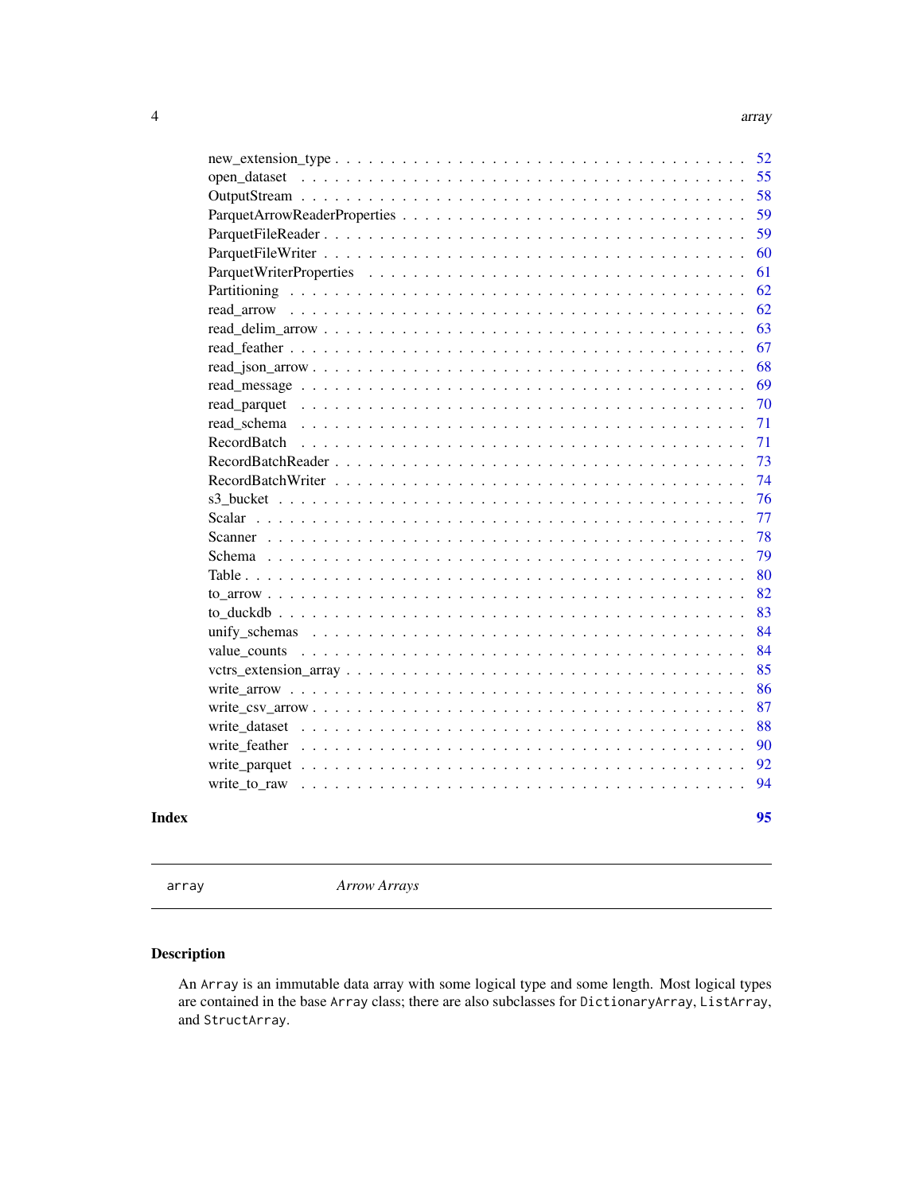new_extension_type . . . . . . . . . . . . . . . . . . . . . . . . . . . . . . . . . . 52
open_dataset . . . . . . . . . . . . . . . . . . . . . . . . . . . . . . . . . . . . . 55
OutputStream . . . . . . . . . . . . . . . . . . . . . . . . . . . . . . . . . . . . . 58
ParquetArrowReaderProperties . . . . . . . . . . . . . . . . . . . . . . . . . . . . . 59
ParquetFileReader . . . . . . . . . . . . . . . . . . . . . . . . . . . . . . . . . . . 59
ParquetFileWriter . . . . . . . . . . . . . . . . . . . . . . . . . . . . . . . . . . . 60
ParquetWriterProperties . . . . . . . . . . . . . . . . . . . . . . . . . . . . . . . . 61
Partitioning . . . . . . . . . . . . . . . . . . . . . . . . . . . . . . . . . . . . . . 62
read_arrow . . . . . . . . . . . . . . . . . . . . . . . . . . . . . . . . . . . . . . 62
read_delim_arrow . . . . . . . . . . . . . . . . . . . . . . . . . . . . . . . . . . . 63
read_feather . . . . . . . . . . . . . . . . . . . . . . . . . . . . . . . . . . . . . 67
read_json_arrow . . . . . . . . . . . . . . . . . . . . . . . . . . . . . . . . . . . . 68
read_message . . . . . . . . . . . . . . . . . . . . . . . . . . . . . . . . . . . . . 69
read_parquet . . . . . . . . . . . . . . . . . . . . . . . . . . . . . . . . . . . . . 70
read_schema . . . . . . . . . . . . . . . . . . . . . . . . . . . . . . . . . . . . . . 71
RecordBatch . . . . . . . . . . . . . . . . . . . . . . . . . . . . . . . . . . . . . . 71
RecordBatchReader . . . . . . . . . . . . . . . . . . . . . . . . . . . . . . . . . . . 73
RecordBatchWriter . . . . . . . . . . . . . . . . . . . . . . . . . . . . . . . . . . . 74
s3_bucket . . . . . . . . . . . . . . . . . . . . . . . . . . . . . . . . . . . . . . . 76
Scalar . . . . . . . . . . . . . . . . . . . . . . . . . . . . . . . . . . . . . . . . . 77
Scanner . . . . . . . . . . . . . . . . . . . . . . . . . . . . . . . . . . . . . . . . 78
Schema . . . . . . . . . . . . . . . . . . . . . . . . . . . . . . . . . . . . . . . . . 79
Table . . . . . . . . . . . . . . . . . . . . . . . . . . . . . . . . . . . . . . . . . . 80
to_arrow . . . . . . . . . . . . . . . . . . . . . . . . . . . . . . . . . . . . . . . . 82
to_duckdb . . . . . . . . . . . . . . . . . . . . . . . . . . . . . . . . . . . . . . . 83
unify_schemas . . . . . . . . . . . . . . . . . . . . . . . . . . . . . . . . . . . . . 84
value_counts . . . . . . . . . . . . . . . . . . . . . . . . . . . . . . . . . . . . . . 84
vctrs_extension_array . . . . . . . . . . . . . . . . . . . . . . . . . . . . . . . . . 85
write_arrow . . . . . . . . . . . . . . . . . . . . . . . . . . . . . . . . . . . . . . 86
write_csv_arrow . . . . . . . . . . . . . . . . . . . . . . . . . . . . . . . . . . . . 87
write_dataset . . . . . . . . . . . . . . . . . . . . . . . . . . . . . . . . . . . . . 88
write_feather . . . . . . . . . . . . . . . . . . . . . . . . . . . . . . . . . . . . . 90
write_parquet . . . . . . . . . . . . . . . . . . . . . . . . . . . . . . . . . . . . . 92
write_to_raw . . . . . . . . . . . . . . . . . . . . . . . . . . . . . . . . . . . . . . 94

**Index** **95**

---

`array` *Arrow Arrays*

---

## Description

An `Array` is an immutable data array with some logical type and some length. Most logical types are contained in the base `Array` class; there are also subclasses for `DictionaryArray`, `ListArray`, and `StructArray`.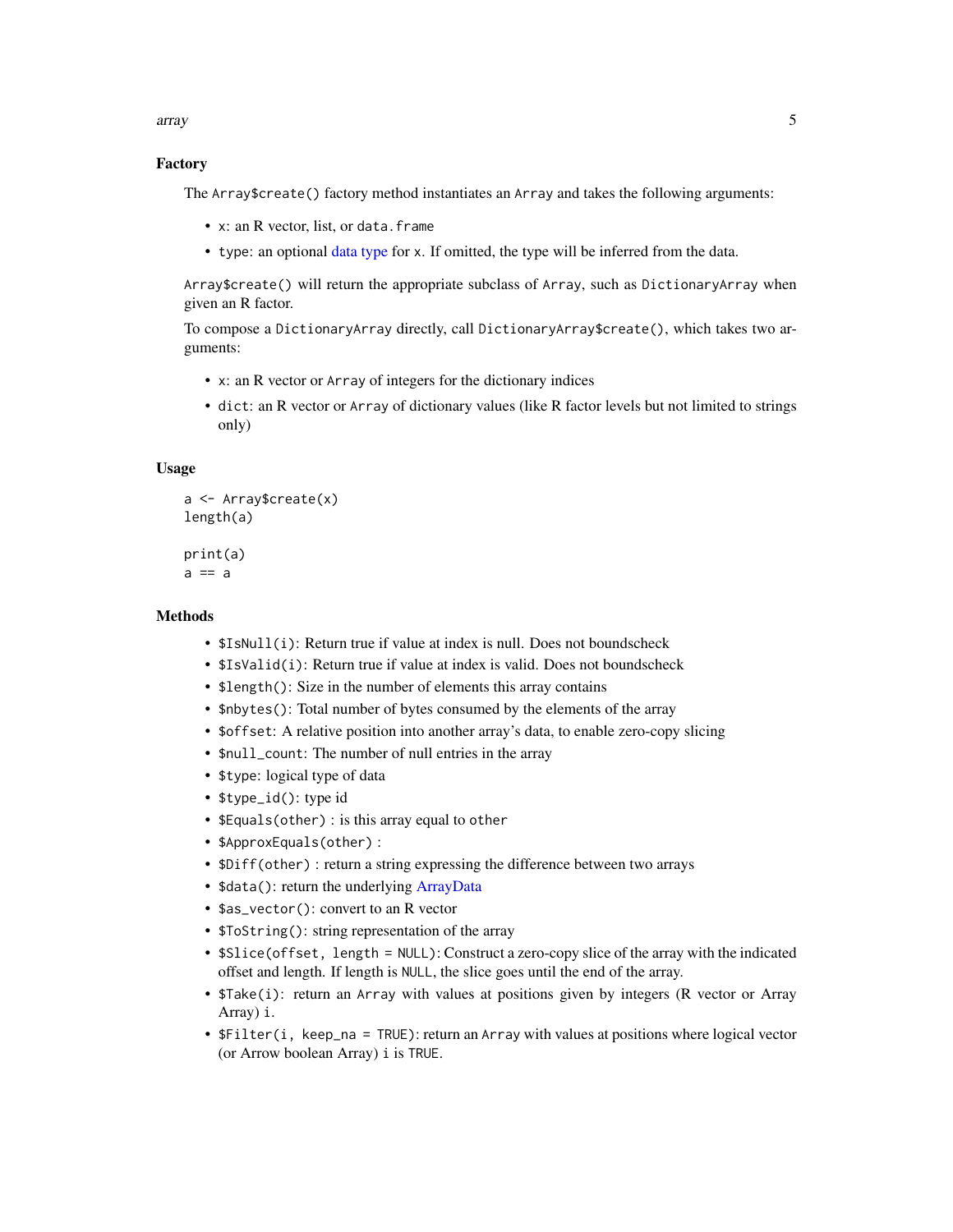### Factory

The `Array$create()` factory method instantiates an `Array` and takes the following arguments:

- `x`: an R vector, list, or `data.frame`
- `type`: an optional data type for `x`. If omitted, the type will be inferred from the data.

`Array$create()` will return the appropriate subclass of `Array`, such as `DictionaryArray` when given an R factor.

To compose a `DictionaryArray` directly, call `DictionaryArray$create()`, which takes two arguments:

- `x`: an R vector or `Array` of integers for the dictionary indices
- `dict`: an R vector or `Array` of dictionary values (like R factor levels but not limited to strings only)

### Usage

```
a <- Array$create(x)
length(a)

print(a)
a == a
```

### Methods

- `$IsNull(i)`: Return true if value at index is null. Does not boundscheck
- `$IsValid(i)`: Return true if value at index is valid. Does not boundscheck
- `$length()`: Size in the number of elements this array contains
- `$nbytes()`: Total number of bytes consumed by the elements of the array
- `$offset`: A relative position into another array's data, to enable zero-copy slicing
- `$null_count`: The number of null entries in the array
- `$type`: logical type of data
- `$type_id()`: type id
- `$Equals(other)` : is this array equal to `other`
- `$ApproxEquals(other)` :
- `$Diff(other)` : return a string expressing the difference between two arrays
- `$data()`: return the underlying ArrayData
- `$as_vector()`: convert to an R vector
- `$ToString()`: string representation of the array
- `$Slice(offset, length = NULL)`: Construct a zero-copy slice of the array with the indicated offset and length. If length is `NULL`, the slice goes until the end of the array.
- `$Take(i)`: return an `Array` with values at positions given by integers (R vector or Array Array) `i`.
- `$Filter(i, keep_na = TRUE)`: return an `Array` with values at positions where logical vector (or Arrow boolean Array) `i` is `TRUE`.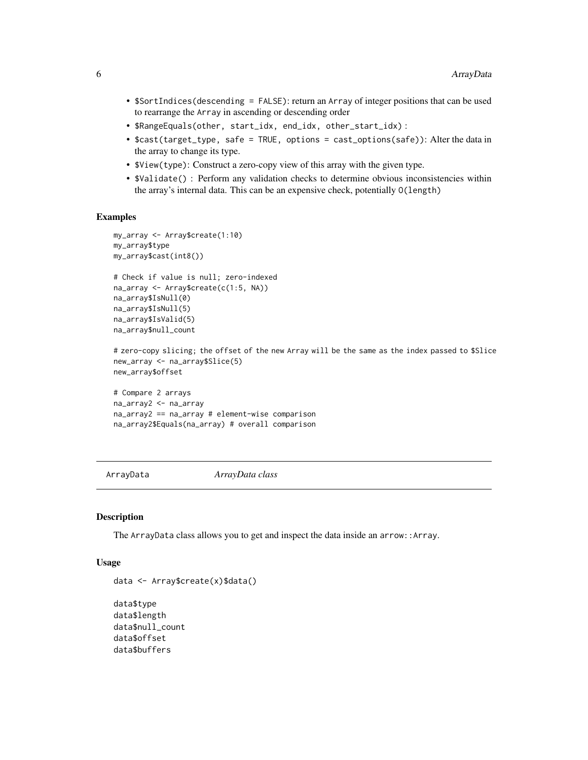- `$SortIndices(descending = FALSE)`: return an `Array` of integer positions that can be used to rearrange the `Array` in ascending or descending order
- `$RangeEquals(other, start_idx, end_idx, other_start_idx)` :
- `$cast(target_type, safe = TRUE, options = cast_options(safe))`: Alter the data in the array to change its type.
- `$View(type)`: Construct a zero-copy view of this array with the given type.
- `$Validate()` : Perform any validation checks to determine obvious inconsistencies within the array's internal data. This can be an expensive check, potentially `O(length)`

### Examples

```
my_array <- Array$create(1:10)
my_array$type
my_array$cast(int8())

# Check if value is null; zero-indexed
na_array <- Array$create(c(1:5, NA))
na_array$IsNull(0)
na_array$IsNull(5)
na_array$IsValid(5)
na_array$null_count

# zero-copy slicing; the offset of the new Array will be the same as the index passed to $Slice
new_array <- na_array$Slice(5)
new_array$offset

# Compare 2 arrays
na_array2 <- na_array
na_array2 == na_array # element-wise comparison
na_array2$Equals(na_array) # overall comparison
```

---

## ArrayData — *ArrayData class*

### Description

The `ArrayData` class allows you to get and inspect the data inside an `arrow::Array`.

### Usage

```
data <- Array$create(x)$data()

data$type
data$length
data$null_count
data$offset
data$buffers
```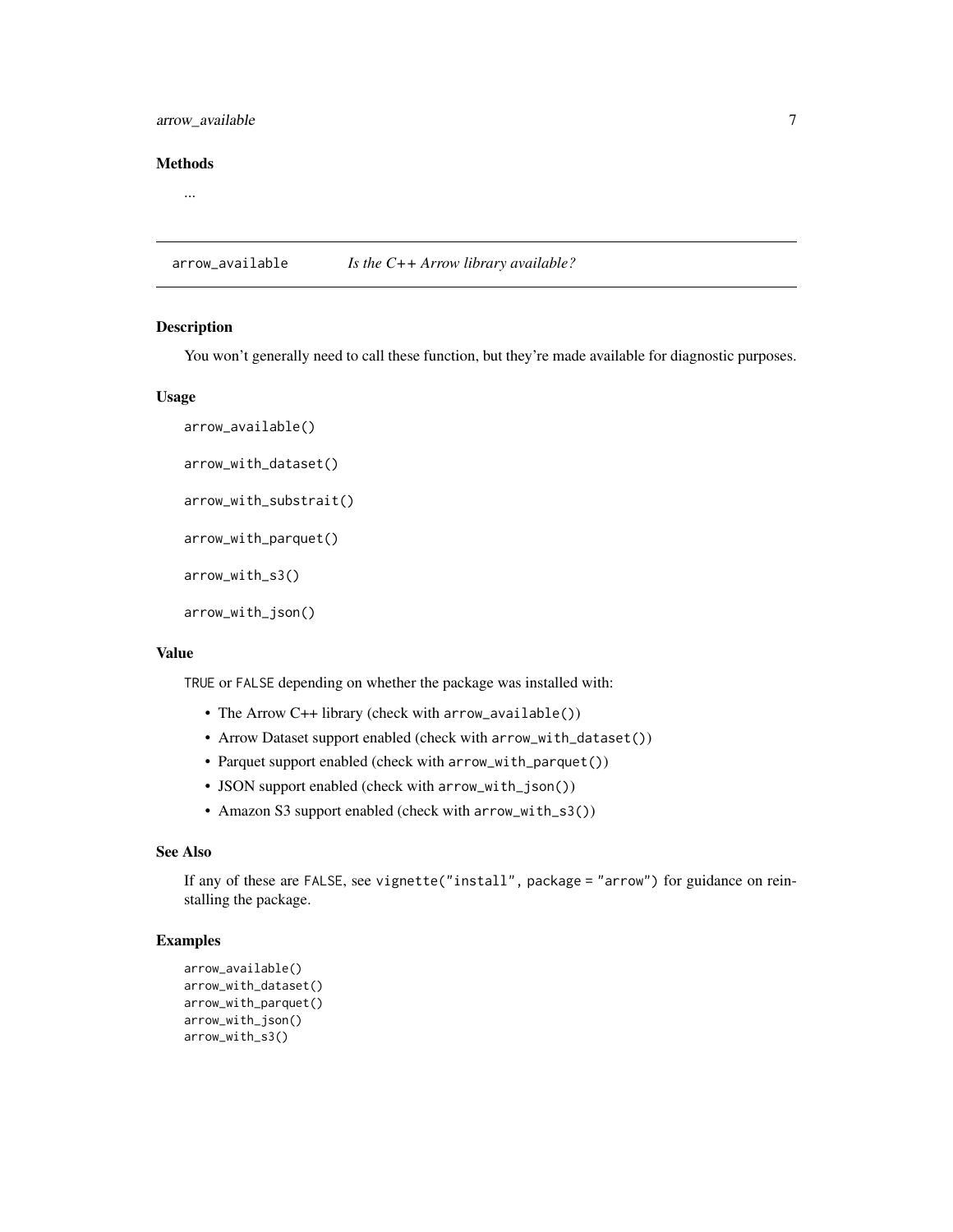### Methods

...

## arrow_available *Is the C++ Arrow library available?*

### Description

You won't generally need to call these function, but they're made available for diagnostic purposes.

### Usage

```
arrow_available()

arrow_with_dataset()

arrow_with_substrait()

arrow_with_parquet()

arrow_with_s3()

arrow_with_json()
```

### Value

`TRUE` or `FALSE` depending on whether the package was installed with:

- The Arrow C++ library (check with `arrow_available()`)
- Arrow Dataset support enabled (check with `arrow_with_dataset()`)
- Parquet support enabled (check with `arrow_with_parquet()`)
- JSON support enabled (check with `arrow_with_json()`)
- Amazon S3 support enabled (check with `arrow_with_s3()`)

### See Also

If any of these are `FALSE`, see `vignette("install", package = "arrow")` for guidance on reinstalling the package.

### Examples

```
arrow_available()
arrow_with_dataset()
arrow_with_parquet()
arrow_with_json()
arrow_with_s3()
```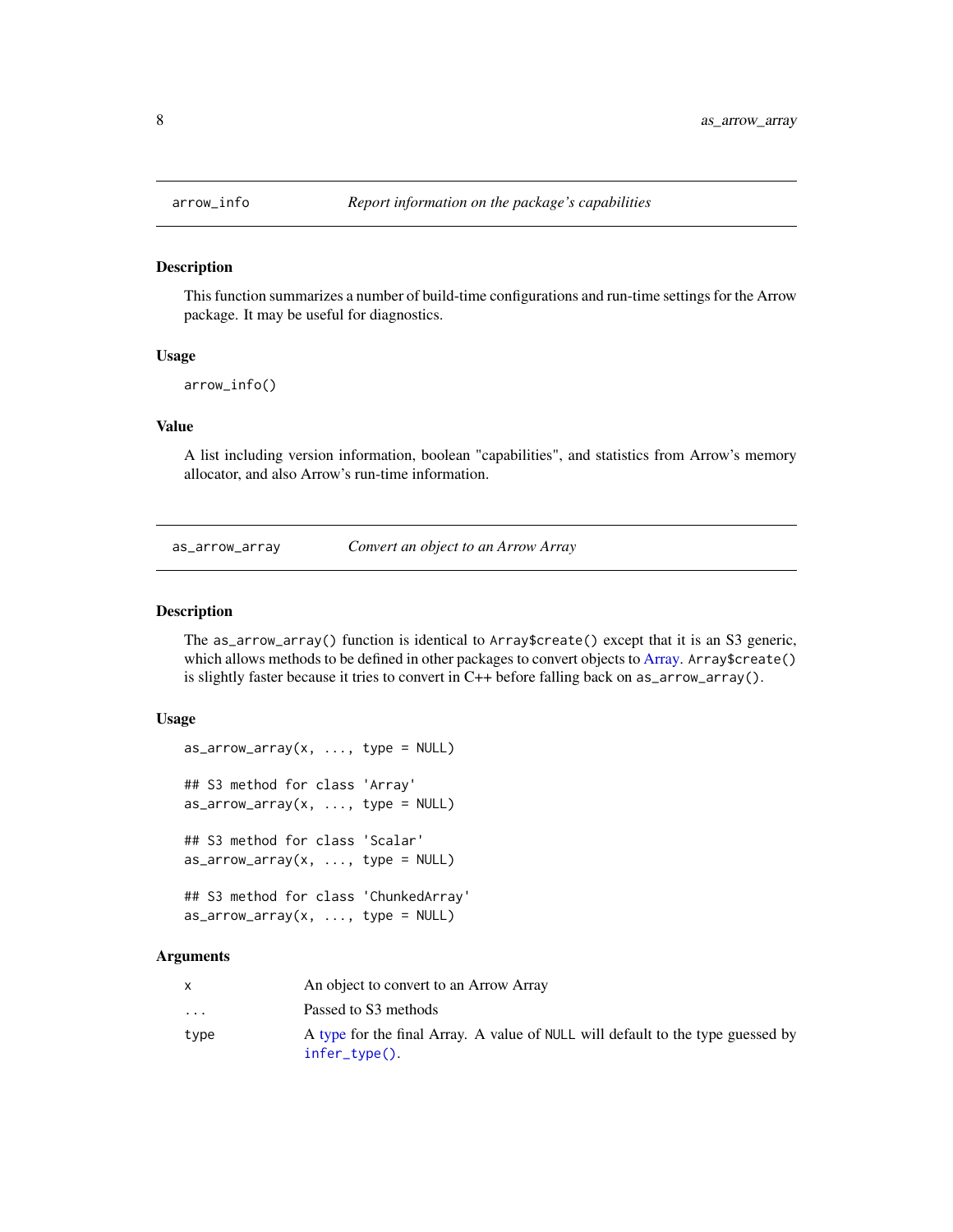## arrow_info — *Report information on the package's capabilities*

### Description

This function summarizes a number of build-time configurations and run-time settings for the Arrow package. It may be useful for diagnostics.

### Usage

```
arrow_info()
```

### Value

A list including version information, boolean "capabilities", and statistics from Arrow's memory allocator, and also Arrow's run-time information.

## as_arrow_array — *Convert an object to an Arrow Array*

### Description

The `as_arrow_array()` function is identical to `Array$create()` except that it is an S3 generic, which allows methods to be defined in other packages to convert objects to Array. `Array$create()` is slightly faster because it tries to convert in C++ before falling back on `as_arrow_array()`.

### Usage

```
as_arrow_array(x, ..., type = NULL)

## S3 method for class 'Array'
as_arrow_array(x, ..., type = NULL)

## S3 method for class 'Scalar'
as_arrow_array(x, ..., type = NULL)

## S3 method for class 'ChunkedArray'
as_arrow_array(x, ..., type = NULL)
```

### Arguments

| | |
|---|---|
| `x` | An object to convert to an Arrow Array |
| `...` | Passed to S3 methods |
| `type` | A type for the final Array. A value of `NULL` will default to the type guessed by `infer_type()`. |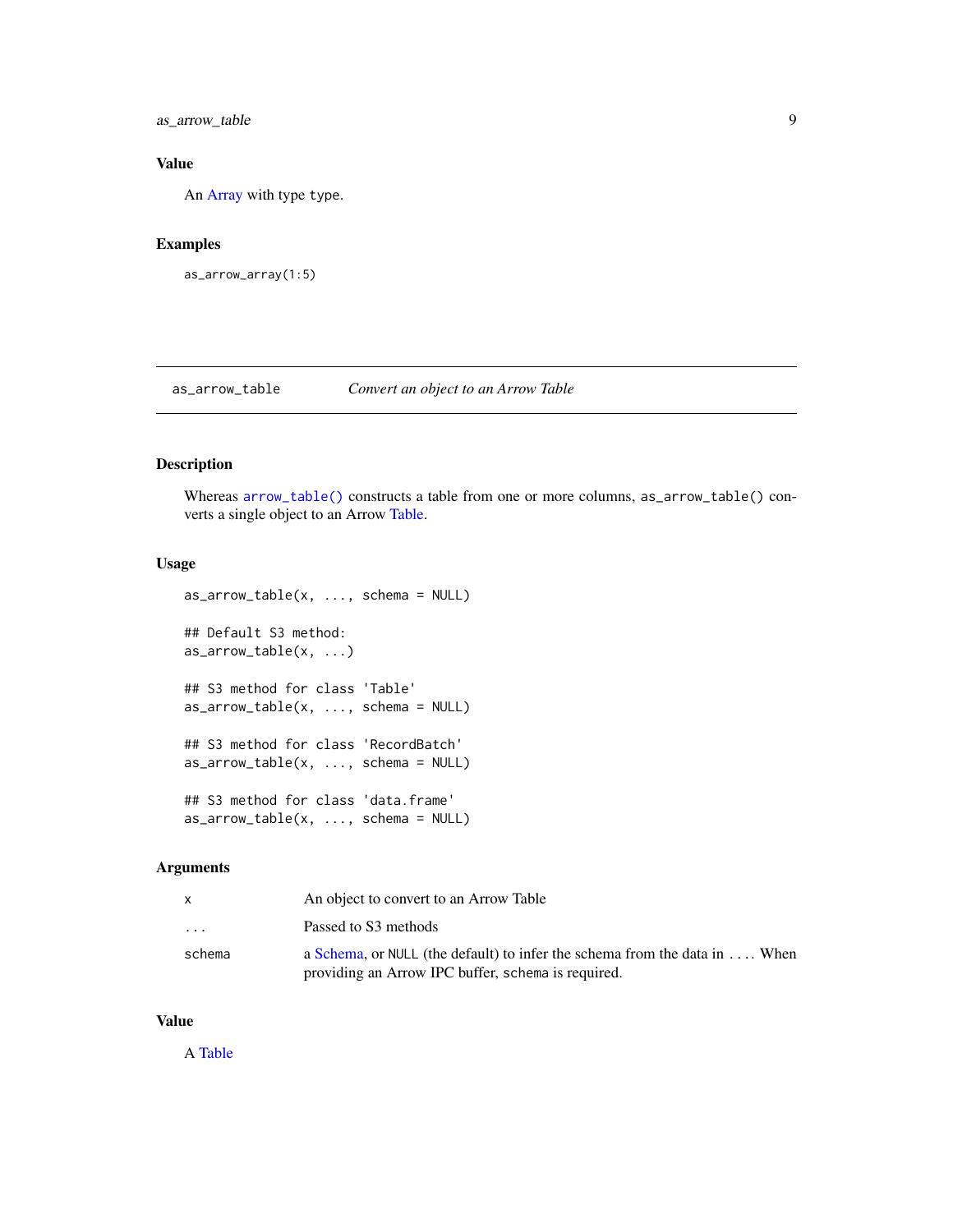### Value

An Array with type type.

### Examples

```
as_arrow_array(1:5)
```

---

## as_arrow_table — *Convert an object to an Arrow Table*

### Description

Whereas `arrow_table()` constructs a table from one or more columns, `as_arrow_table()` converts a single object to an Arrow Table.

### Usage

```
as_arrow_table(x, ..., schema = NULL)

## Default S3 method:
as_arrow_table(x, ...)

## S3 method for class 'Table'
as_arrow_table(x, ..., schema = NULL)

## S3 method for class 'RecordBatch'
as_arrow_table(x, ..., schema = NULL)

## S3 method for class 'data.frame'
as_arrow_table(x, ..., schema = NULL)
```

### Arguments

| | |
|---|---|
| `x` | An object to convert to an Arrow Table |
| `...` | Passed to S3 methods |
| `schema` | a Schema, or `NULL` (the default) to infer the schema from the data in `...`. When providing an Arrow IPC buffer, `schema` is required. |

### Value

A Table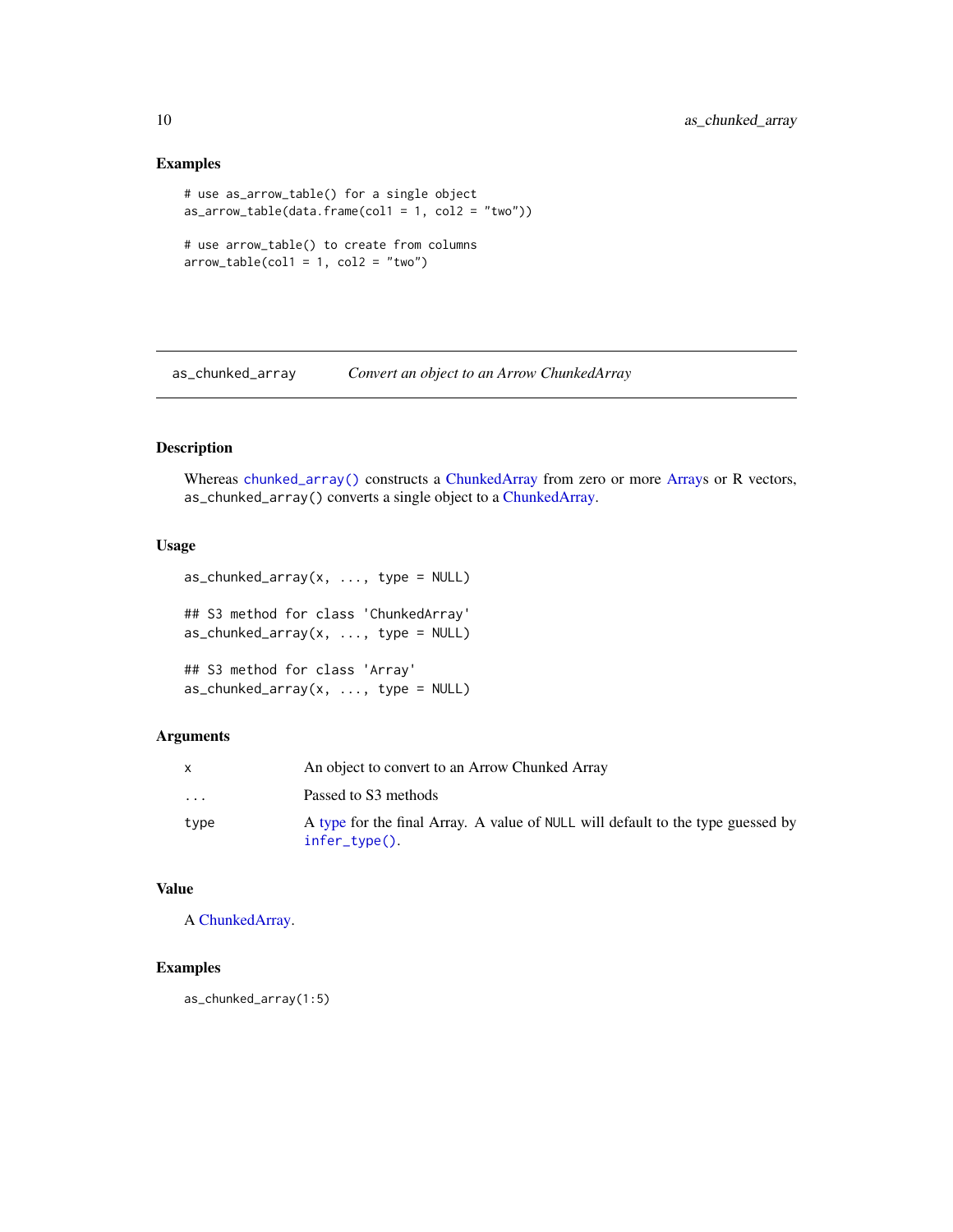## Examples

```
# use as_arrow_table() for a single object
as_arrow_table(data.frame(col1 = 1, col2 = "two"))

# use arrow_table() to create from columns
arrow_table(col1 = 1, col2 = "two")
```

---

# as_chunked_array — *Convert an object to an Arrow ChunkedArray*

## Description

Whereas `chunked_array()` constructs a ChunkedArray from zero or more Arrays or R vectors, `as_chunked_array()` converts a single object to a ChunkedArray.

## Usage

```
as_chunked_array(x, ..., type = NULL)

## S3 method for class 'ChunkedArray'
as_chunked_array(x, ..., type = NULL)

## S3 method for class 'Array'
as_chunked_array(x, ..., type = NULL)
```

## Arguments

| | |
|---|---|
| `x` | An object to convert to an Arrow Chunked Array |
| `...` | Passed to S3 methods |
| `type` | A type for the final Array. A value of `NULL` will default to the type guessed by `infer_type()`. |

## Value

A ChunkedArray.

## Examples

```
as_chunked_array(1:5)
```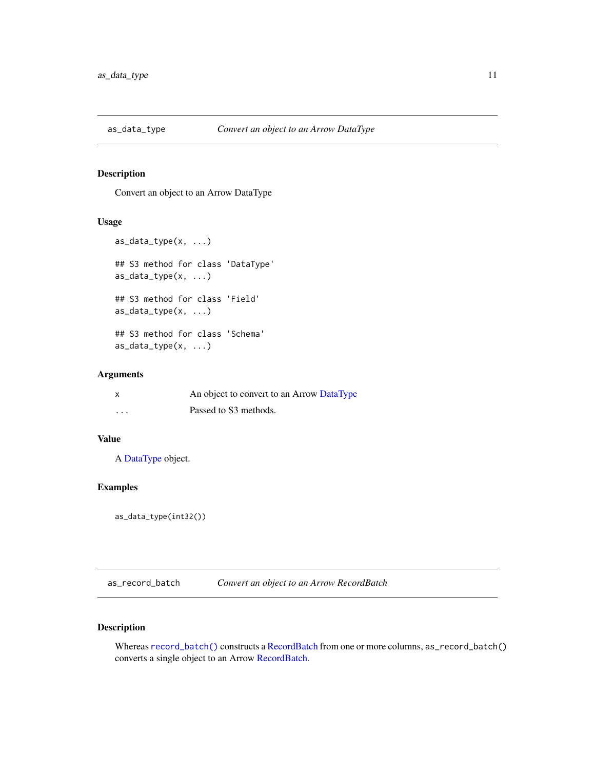## as_data_type *Convert an object to an Arrow DataType*

### Description

Convert an object to an Arrow DataType

### Usage

```
as_data_type(x, ...)

## S3 method for class 'DataType'
as_data_type(x, ...)

## S3 method for class 'Field'
as_data_type(x, ...)

## S3 method for class 'Schema'
as_data_type(x, ...)
```

### Arguments

| | |
|---|---|
| x | An object to convert to an Arrow DataType |
| ... | Passed to S3 methods. |

### Value

A DataType object.

### Examples

```
as_data_type(int32())
```

## as_record_batch *Convert an object to an Arrow RecordBatch*

### Description

Whereas `record_batch()` constructs a RecordBatch from one or more columns, `as_record_batch()` converts a single object to an Arrow RecordBatch.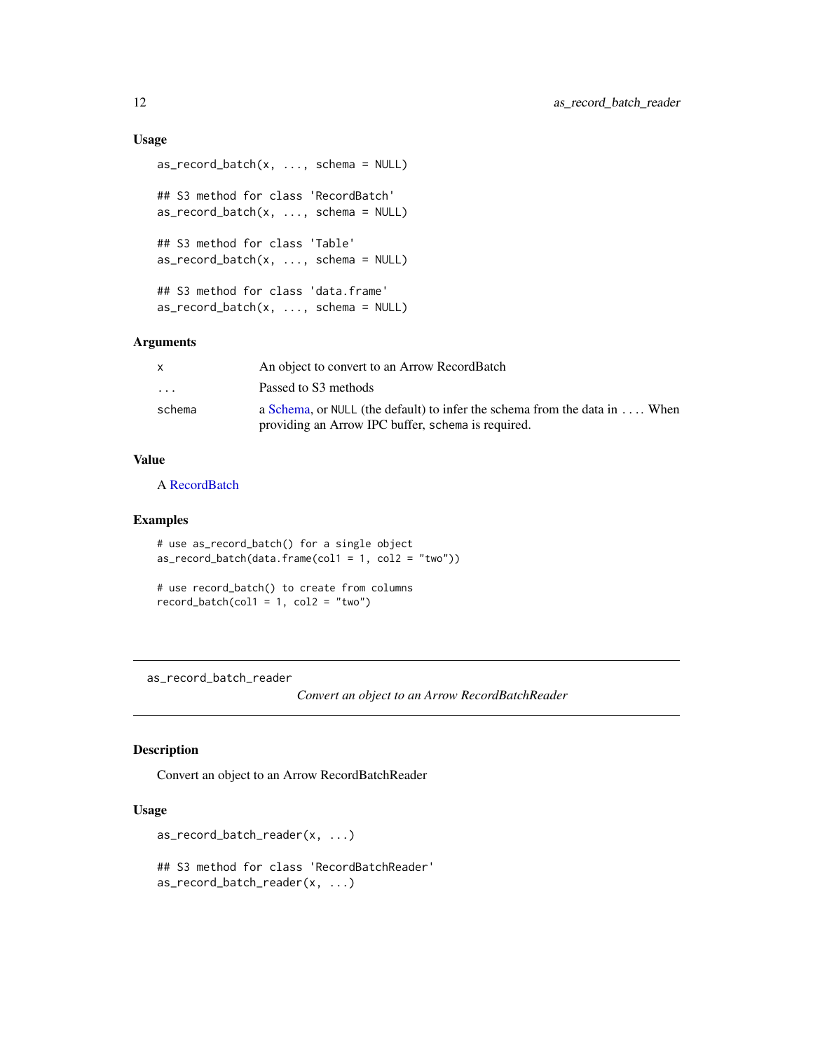### Usage

```
as_record_batch(x, ..., schema = NULL)

## S3 method for class 'RecordBatch'
as_record_batch(x, ..., schema = NULL)

## S3 method for class 'Table'
as_record_batch(x, ..., schema = NULL)

## S3 method for class 'data.frame'
as_record_batch(x, ..., schema = NULL)
```

### Arguments

| | |
|---|---|
| `x` | An object to convert to an Arrow RecordBatch |
| `...` | Passed to S3 methods |
| `schema` | a Schema, or `NULL` (the default) to infer the schema from the data in `...`. When providing an Arrow IPC buffer, `schema` is required. |

### Value

A RecordBatch

### Examples

```
# use as_record_batch() for a single object
as_record_batch(data.frame(col1 = 1, col2 = "two"))

# use record_batch() to create from columns
record_batch(col1 = 1, col2 = "two")
```

---

## as_record_batch_reader

*Convert an object to an Arrow RecordBatchReader*

---

### Description

Convert an object to an Arrow RecordBatchReader

### Usage

```
as_record_batch_reader(x, ...)

## S3 method for class 'RecordBatchReader'
as_record_batch_reader(x, ...)
```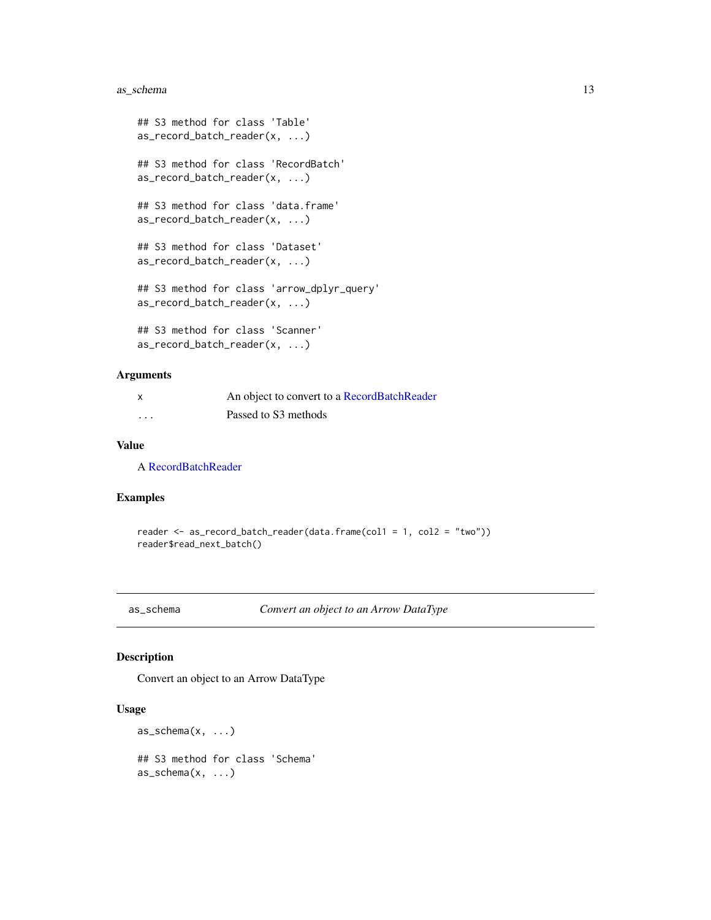```
## S3 method for class 'Table'
as_record_batch_reader(x, ...)

## S3 method for class 'RecordBatch'
as_record_batch_reader(x, ...)

## S3 method for class 'data.frame'
as_record_batch_reader(x, ...)

## S3 method for class 'Dataset'
as_record_batch_reader(x, ...)

## S3 method for class 'arrow_dplyr_query'
as_record_batch_reader(x, ...)

## S3 method for class 'Scanner'
as_record_batch_reader(x, ...)
```

### Arguments

| | |
|---|---|
| x | An object to convert to a RecordBatchReader |
| ... | Passed to S3 methods |

### Value

A RecordBatchReader

### Examples

```
reader <- as_record_batch_reader(data.frame(col1 = 1, col2 = "two"))
reader$read_next_batch()
```

---

## as_schema — *Convert an object to an Arrow DataType*

### Description

Convert an object to an Arrow DataType

### Usage

```
as_schema(x, ...)

## S3 method for class 'Schema'
as_schema(x, ...)
```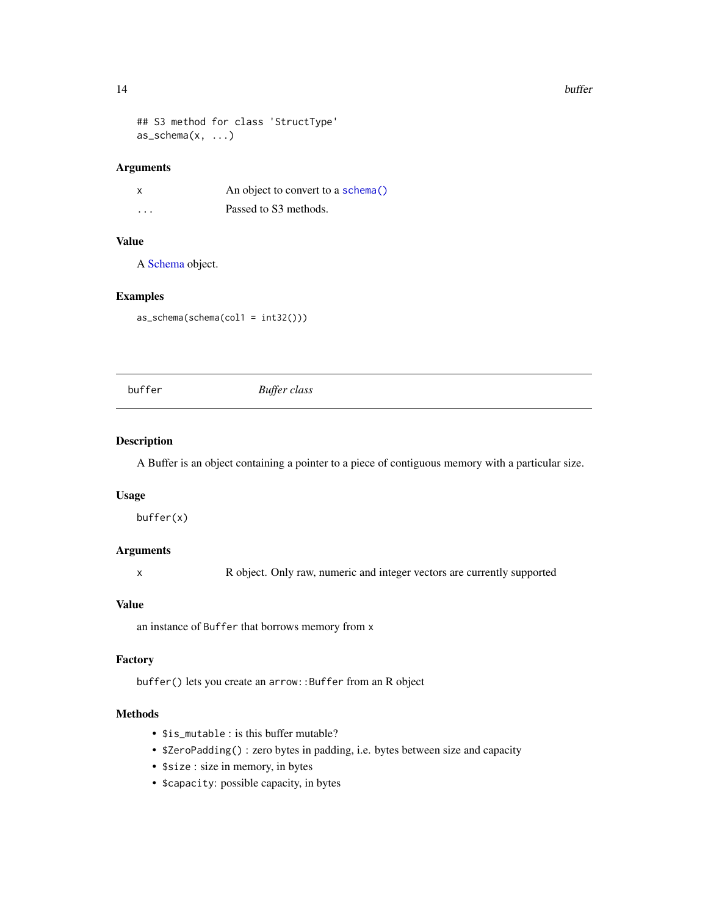```
## S3 method for class 'StructType'
as_schema(x, ...)
```

### Arguments

| | |
|---|---|
| `x` | An object to convert to a `schema()` |
| `...` | Passed to S3 methods. |

### Value

A Schema object.

### Examples

```
as_schema(schema(col1 = int32()))
```

## buffer — *Buffer class*

### Description

A Buffer is an object containing a pointer to a piece of contiguous memory with a particular size.

### Usage

```
buffer(x)
```

### Arguments

| | |
|---|---|
| `x` | R object. Only raw, numeric and integer vectors are currently supported |

### Value

an instance of `Buffer` that borrows memory from `x`

### Factory

`buffer()` lets you create an `arrow::Buffer` from an R object

### Methods

- `$is_mutable` : is this buffer mutable?
- `$ZeroPadding()` : zero bytes in padding, i.e. bytes between size and capacity
- `$size` : size in memory, in bytes
- `$capacity`: possible capacity, in bytes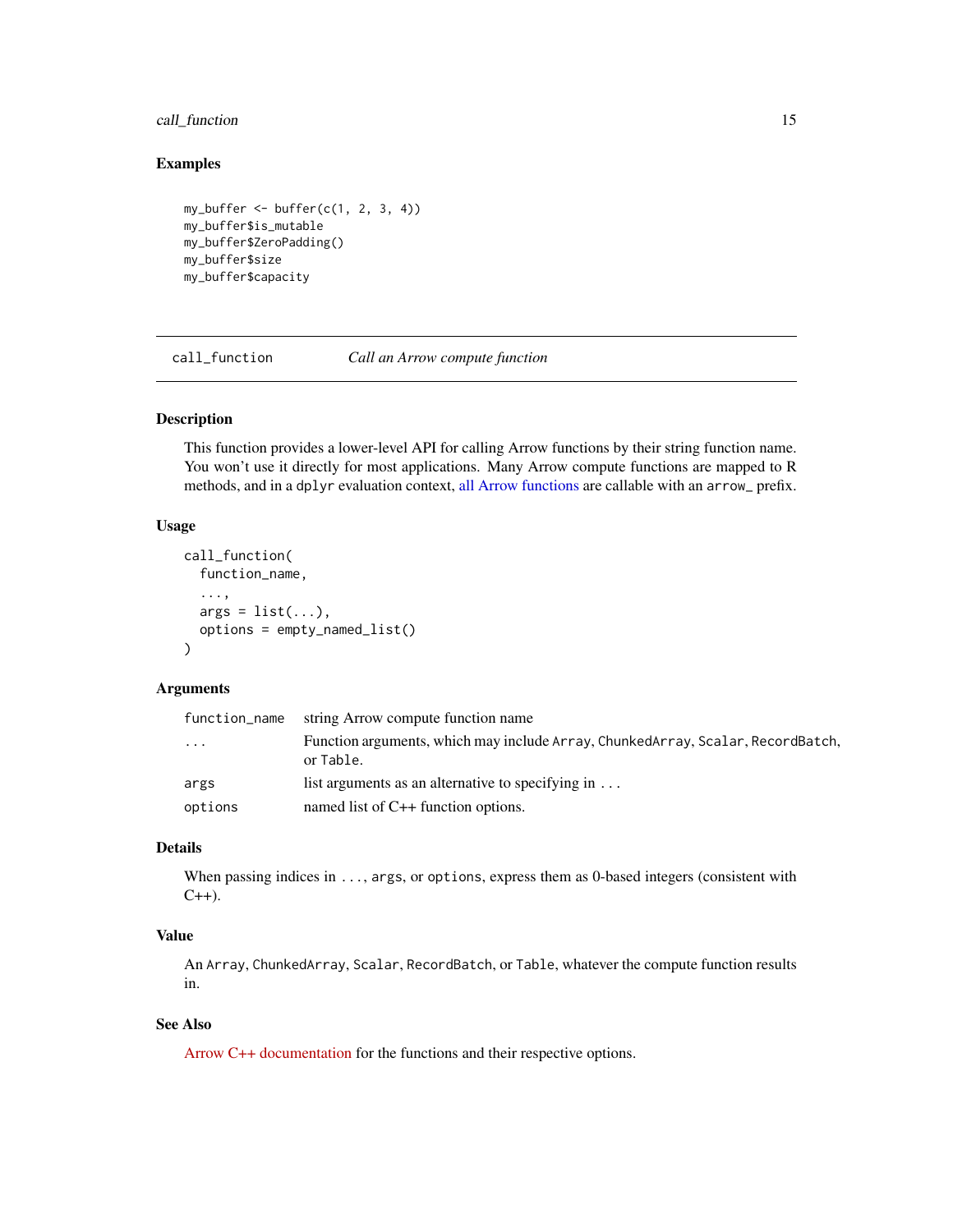### Examples

```
my_buffer <- buffer(c(1, 2, 3, 4))
my_buffer$is_mutable
my_buffer$ZeroPadding()
my_buffer$size
my_buffer$capacity
```

---

## call_function — *Call an Arrow compute function*

---

### Description

This function provides a lower-level API for calling Arrow functions by their string function name. You won't use it directly for most applications. Many Arrow compute functions are mapped to R methods, and in a `dplyr` evaluation context, all Arrow functions are callable with an `arrow_` prefix.

### Usage

```
call_function(
  function_name,
  ...,
  args = list(...),
  options = empty_named_list()
)
```

### Arguments

| | |
|---|---|
| `function_name` | string Arrow compute function name |
| `...` | Function arguments, which may include `Array`, `ChunkedArray`, `Scalar`, `RecordBatch`, or `Table`. |
| `args` | list arguments as an alternative to specifying in `...` |
| `options` | named list of C++ function options. |

### Details

When passing indices in `...`, `args`, or `options`, express them as 0-based integers (consistent with C++).

### Value

An `Array`, `ChunkedArray`, `Scalar`, `RecordBatch`, or `Table`, whatever the compute function results in.

### See Also

Arrow C++ documentation for the functions and their respective options.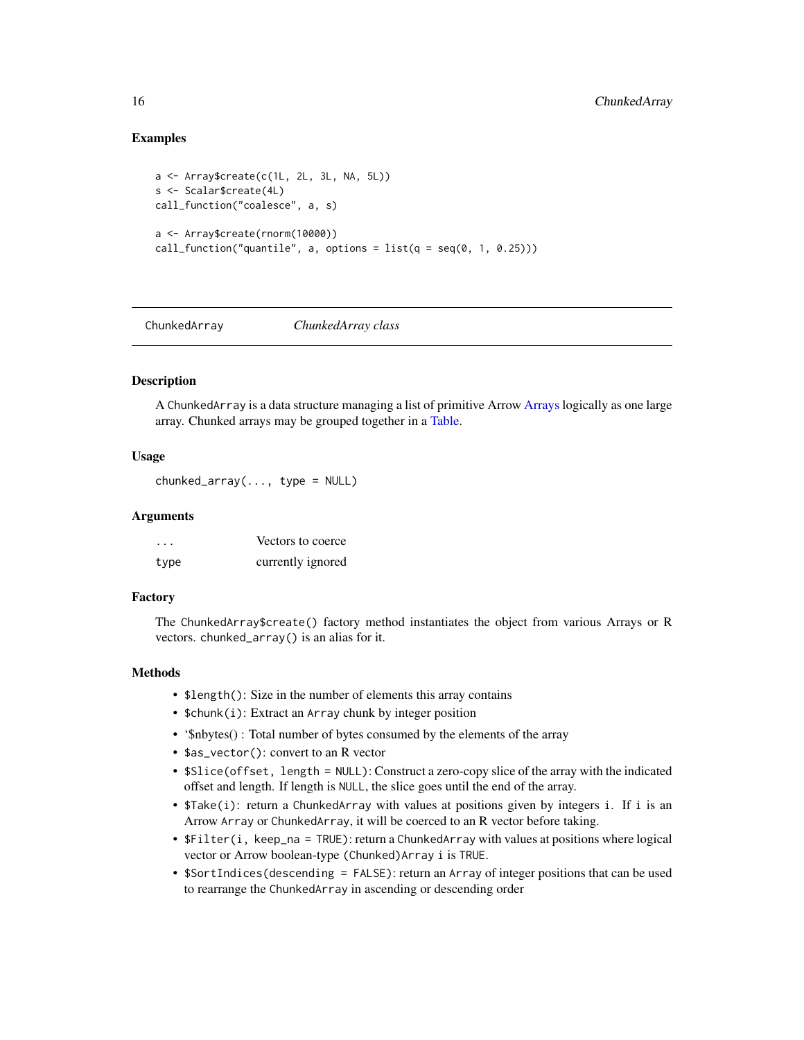### Examples

```
a <- Array$create(c(1L, 2L, 3L, NA, 5L))
s <- Scalar$create(4L)
call_function("coalesce", a, s)

a <- Array$create(rnorm(10000))
call_function("quantile", a, options = list(q = seq(0, 1, 0.25)))
```

## ChunkedArray *ChunkedArray class*

### Description

A ChunkedArray is a data structure managing a list of primitive Arrow Arrays logically as one large array. Chunked arrays may be grouped together in a Table.

### Usage

```
chunked_array(..., type = NULL)
```

### Arguments

| | |
|---|---|
| ... | Vectors to coerce |
| type | currently ignored |

### Factory

The ChunkedArray$create() factory method instantiates the object from various Arrays or R vectors. chunked_array() is an alias for it.

### Methods

- $length(): Size in the number of elements this array contains
- $chunk(i): Extract an Array chunk by integer position
- '$nbytes() : Total number of bytes consumed by the elements of the array
- $as_vector(): convert to an R vector
- $Slice(offset, length = NULL): Construct a zero-copy slice of the array with the indicated offset and length. If length is NULL, the slice goes until the end of the array.
- $Take(i): return a ChunkedArray with values at positions given by integers i. If i is an Arrow Array or ChunkedArray, it will be coerced to an R vector before taking.
- $Filter(i, keep_na = TRUE): return a ChunkedArray with values at positions where logical vector or Arrow boolean-type (Chunked)Array i is TRUE.
- $SortIndices(descending = FALSE): return an Array of integer positions that can be used to rearrange the ChunkedArray in ascending or descending order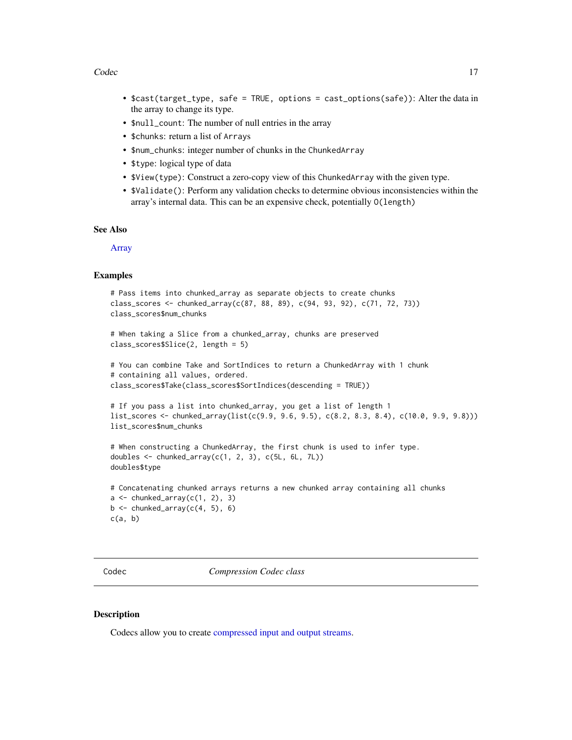- `$cast(target_type, safe = TRUE, options = cast_options(safe))`: Alter the data in the array to change its type.
- `$null_count`: The number of null entries in the array
- `$chunks`: return a list of `Array`s
- `$num_chunks`: integer number of chunks in the `ChunkedArray`
- `$type`: logical type of data
- `$View(type)`: Construct a zero-copy view of this `ChunkedArray` with the given type.
- `$Validate()`: Perform any validation checks to determine obvious inconsistencies within the array's internal data. This can be an expensive check, potentially `O(length)`

### See Also

Array

### Examples

```
# Pass items into chunked_array as separate objects to create chunks
class_scores <- chunked_array(c(87, 88, 89), c(94, 93, 92), c(71, 72, 73))
class_scores$num_chunks

# When taking a Slice from a chunked_array, chunks are preserved
class_scores$Slice(2, length = 5)

# You can combine Take and SortIndices to return a ChunkedArray with 1 chunk
# containing all values, ordered.
class_scores$Take(class_scores$SortIndices(descending = TRUE))

# If you pass a list into chunked_array, you get a list of length 1
list_scores <- chunked_array(list(c(9.9, 9.6, 9.5), c(8.2, 8.3, 8.4), c(10.0, 9.9, 9.8)))
list_scores$num_chunks

# When constructing a ChunkedArray, the first chunk is used to infer type.
doubles <- chunked_array(c(1, 2, 3), c(5L, 6L, 7L))
doubles$type

# Concatenating chunked arrays returns a new chunked array containing all chunks
a <- chunked_array(c(1, 2), 3)
b <- chunked_array(c(4, 5), 6)
c(a, b)
```

---

## Codec &nbsp;&nbsp;&nbsp;&nbsp; *Compression Codec class*

### Description

Codecs allow you to create compressed input and output streams.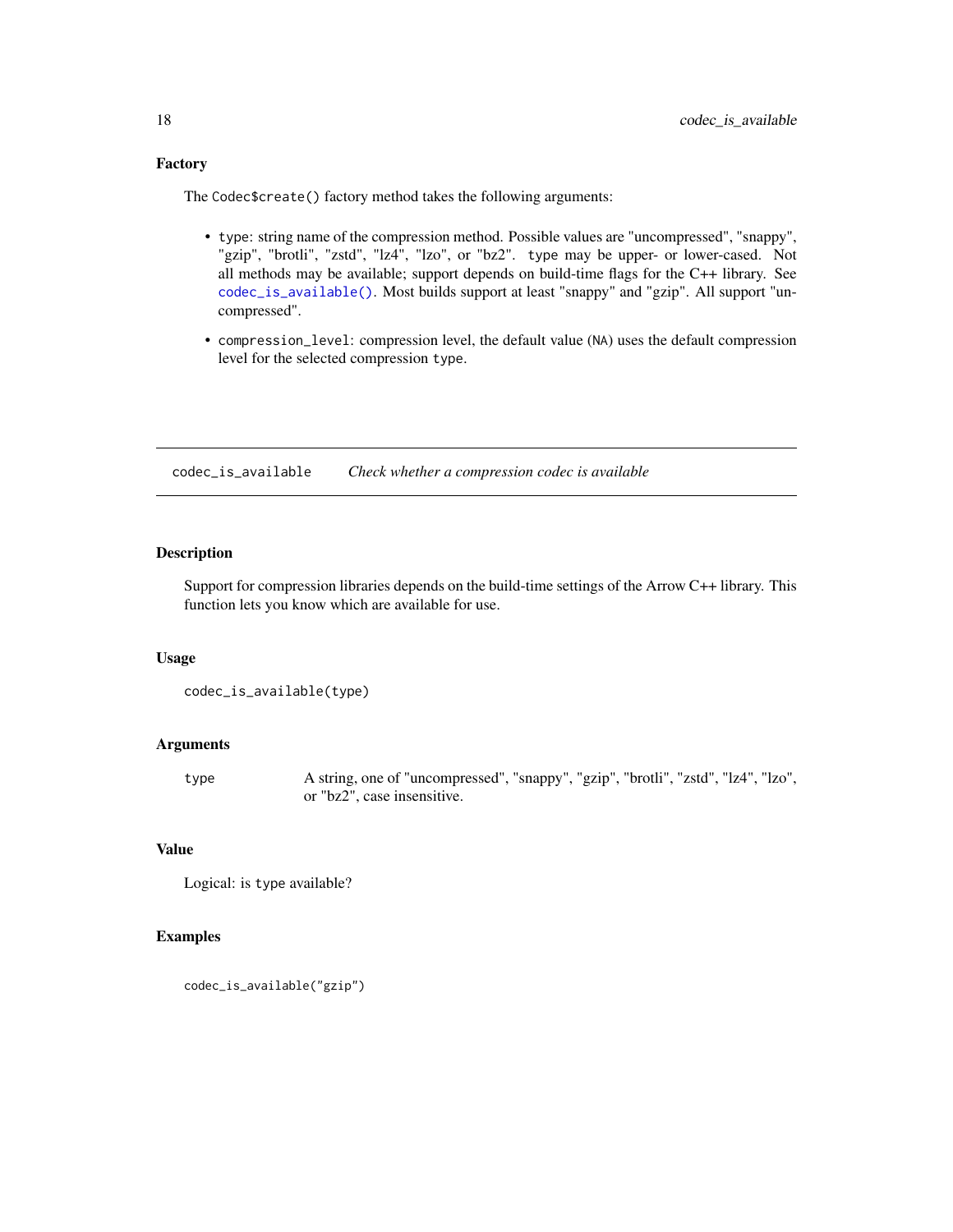### Factory

The `Codec$create()` factory method takes the following arguments:

- `type`: string name of the compression method. Possible values are "uncompressed", "snappy", "gzip", "brotli", "zstd", "lz4", "lzo", or "bz2". `type` may be upper- or lower-cased. Not all methods may be available; support depends on build-time flags for the C++ library. See `codec_is_available()`. Most builds support at least "snappy" and "gzip". All support "uncompressed".
- `compression_level`: compression level, the default value (`NA`) uses the default compression level for the selected compression `type`.

---

## codec_is_available — *Check whether a compression codec is available*

---

### Description

Support for compression libraries depends on the build-time settings of the Arrow C++ library. This function lets you know which are available for use.

### Usage

```
codec_is_available(type)
```

### Arguments

| | |
|---|---|
| type | A string, one of "uncompressed", "snappy", "gzip", "brotli", "zstd", "lz4", "lzo", or "bz2", case insensitive. |

### Value

Logical: is `type` available?

### Examples

```
codec_is_available("gzip")
```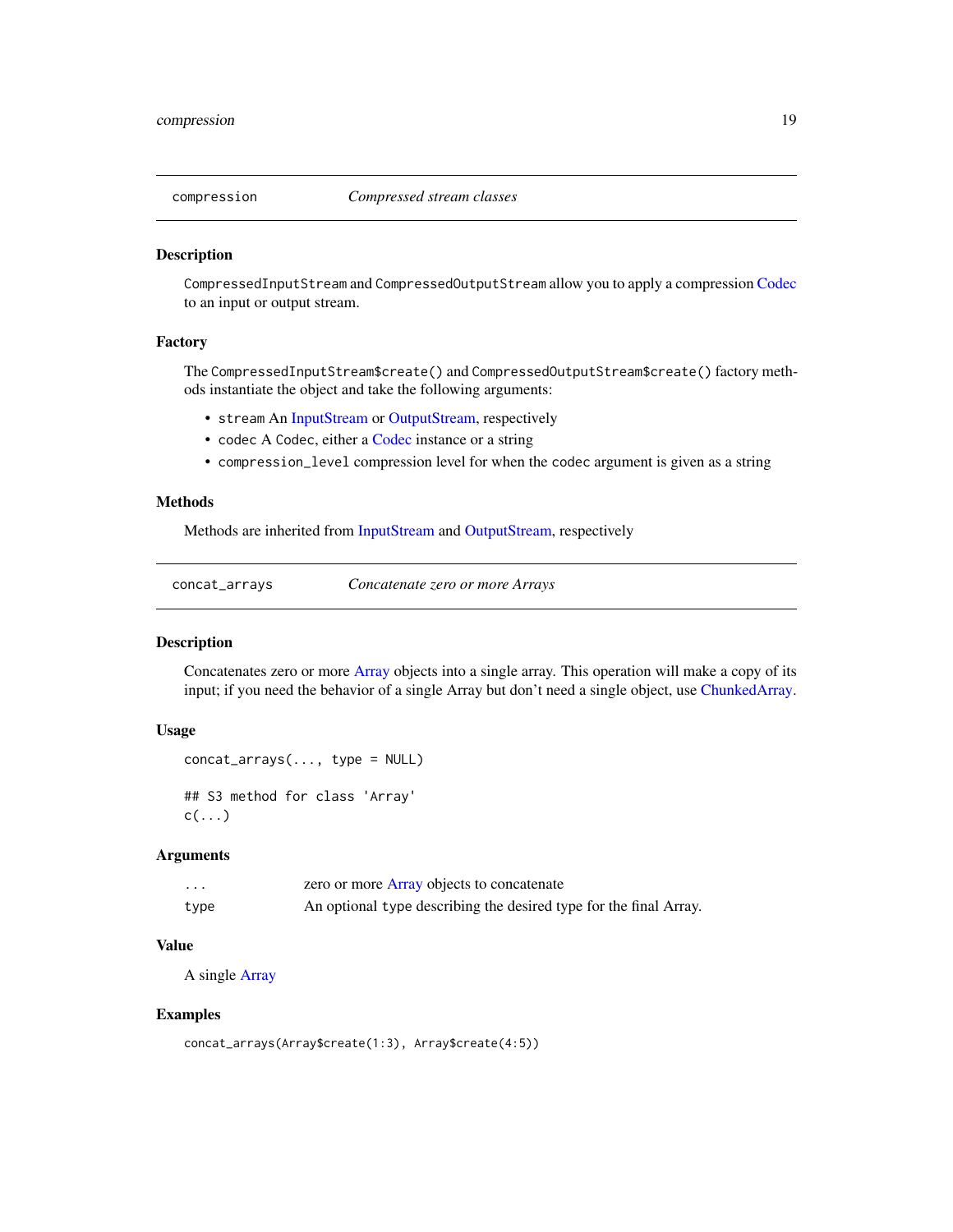## compression — *Compressed stream classes*

### Description

CompressedInputStream and CompressedOutputStream allow you to apply a compression Codec to an input or output stream.

### Factory

The CompressedInputStream$create() and CompressedOutputStream$create() factory methods instantiate the object and take the following arguments:

- stream An InputStream or OutputStream, respectively
- codec A Codec, either a Codec instance or a string
- compression_level compression level for when the codec argument is given as a string

### Methods

Methods are inherited from InputStream and OutputStream, respectively

## concat_arrays — *Concatenate zero or more Arrays*

### Description

Concatenates zero or more Array objects into a single array. This operation will make a copy of its input; if you need the behavior of a single Array but don't need a single object, use ChunkedArray.

### Usage

```
concat_arrays(..., type = NULL)

## S3 method for class 'Array'
c(...)
```

### Arguments

| | |
|---|---|
| ... | zero or more Array objects to concatenate |
| type | An optional type describing the desired type for the final Array. |

### Value

A single Array

### Examples

```
concat_arrays(Array$create(1:3), Array$create(4:5))
```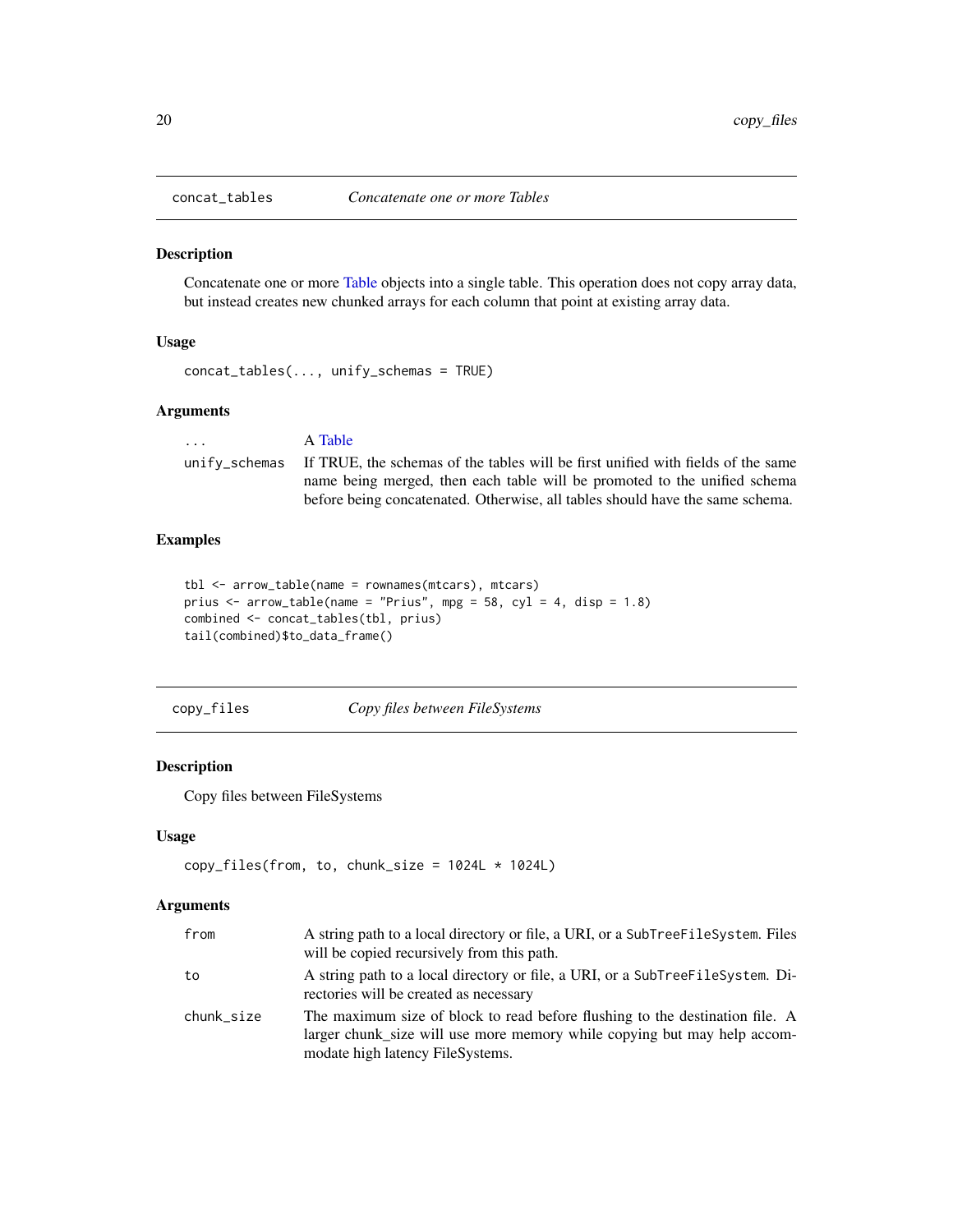## concat_tables — *Concatenate one or more Tables*

### Description

Concatenate one or more Table objects into a single table. This operation does not copy array data, but instead creates new chunked arrays for each column that point at existing array data.

### Usage

```
concat_tables(..., unify_schemas = TRUE)
```

### Arguments

| | |
|---|---|
| `...` | A Table |
| `unify_schemas` | If TRUE, the schemas of the tables will be first unified with fields of the same name being merged, then each table will be promoted to the unified schema before being concatenated. Otherwise, all tables should have the same schema. |

### Examples

```
tbl <- arrow_table(name = rownames(mtcars), mtcars)
prius <- arrow_table(name = "Prius", mpg = 58, cyl = 4, disp = 1.8)
combined <- concat_tables(tbl, prius)
tail(combined)$to_data_frame()
```

## copy_files — *Copy files between FileSystems*

### Description

Copy files between FileSystems

### Usage

```
copy_files(from, to, chunk_size = 1024L * 1024L)
```

### Arguments

| | |
|---|---|
| `from` | A string path to a local directory or file, a URI, or a `SubTreeFileSystem`. Files will be copied recursively from this path. |
| `to` | A string path to a local directory or file, a URI, or a `SubTreeFileSystem`. Directories will be created as necessary |
| `chunk_size` | The maximum size of block to read before flushing to the destination file. A larger chunk_size will use more memory while copying but may help accommodate high latency FileSystems. |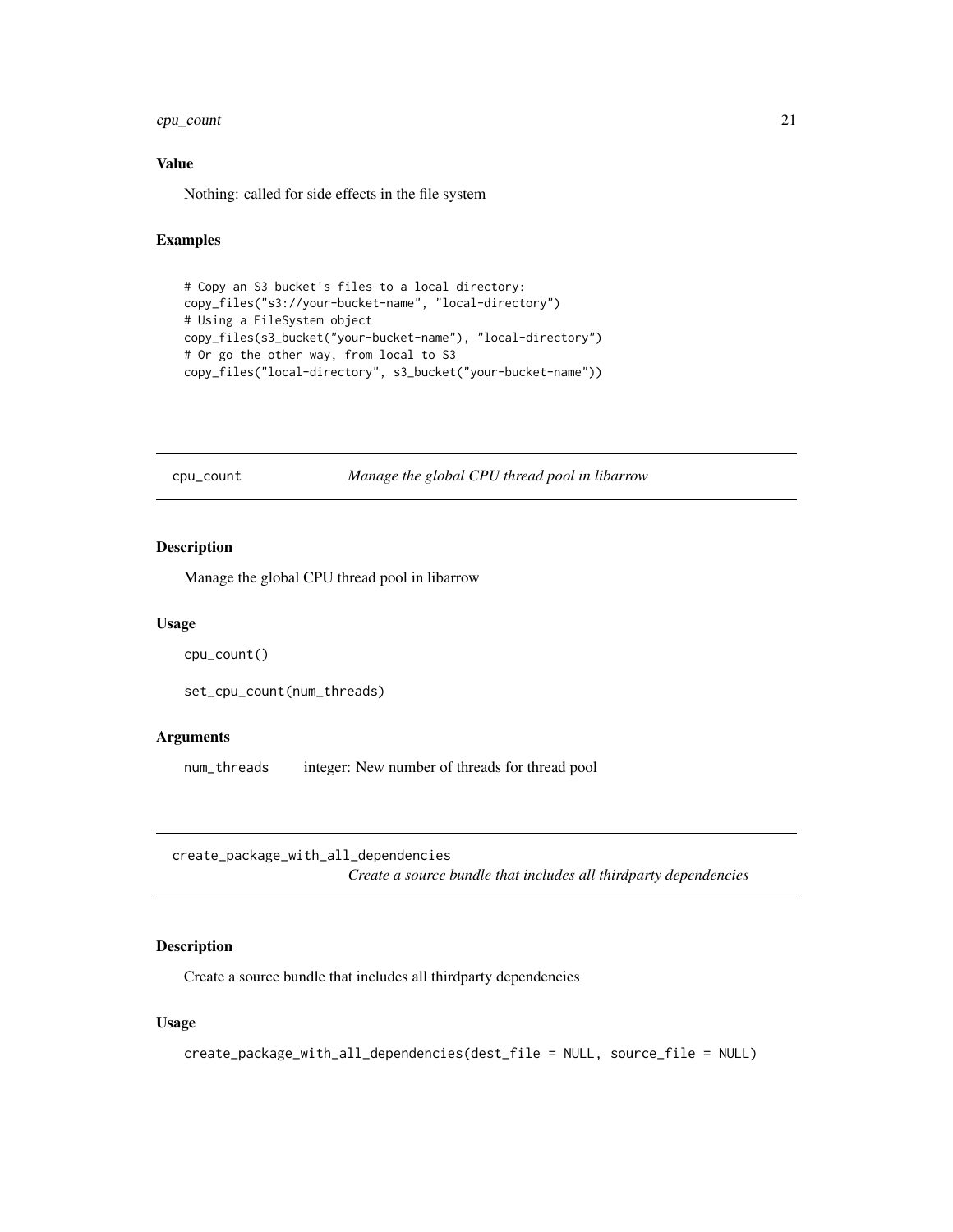### Value

Nothing: called for side effects in the file system

### Examples

```
# Copy an S3 bucket's files to a local directory:
copy_files("s3://your-bucket-name", "local-directory")
# Using a FileSystem object
copy_files(s3_bucket("your-bucket-name"), "local-directory")
# Or go the other way, from local to S3
copy_files("local-directory", s3_bucket("your-bucket-name"))
```

---

## cpu_count — *Manage the global CPU thread pool in libarrow*

### Description

Manage the global CPU thread pool in libarrow

### Usage

```
cpu_count()

set_cpu_count(num_threads)
```

### Arguments

| | |
|---|---|
| num_threads | integer: New number of threads for thread pool |

---

## create_package_with_all_dependencies — *Create a source bundle that includes all thirdparty dependencies*

### Description

Create a source bundle that includes all thirdparty dependencies

### Usage

```
create_package_with_all_dependencies(dest_file = NULL, source_file = NULL)
```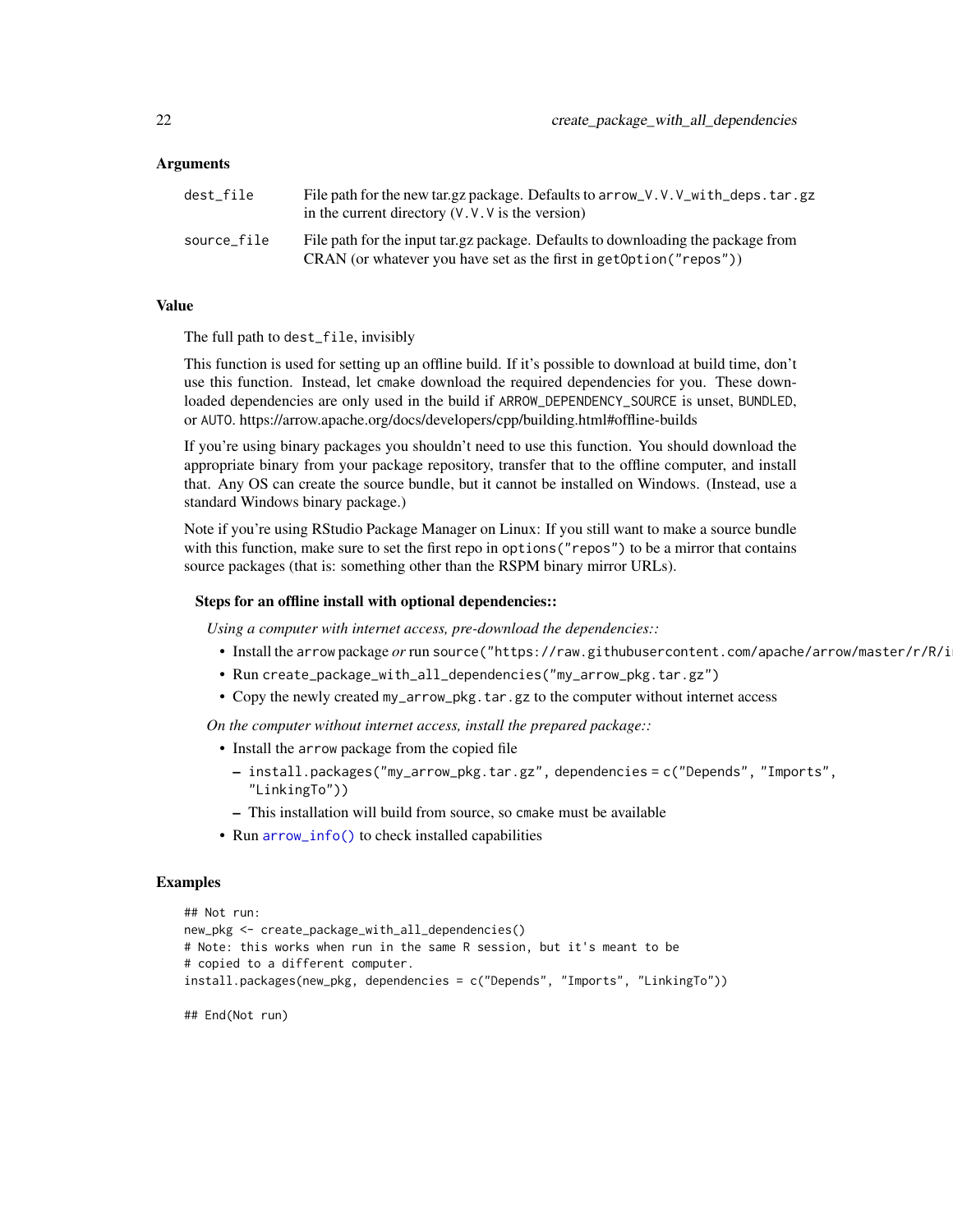### Arguments

| | |
|---|---|
| `dest_file` | File path for the new tar.gz package. Defaults to `arrow_V.V.V_with_deps.tar.gz` in the current directory (`V.V.V` is the version) |
| `source_file` | File path for the input tar.gz package. Defaults to downloading the package from CRAN (or whatever you have set as the first in `getOption("repos")`) |

### Value

The full path to `dest_file`, invisibly

This function is used for setting up an offline build. If it's possible to download at build time, don't use this function. Instead, let `cmake` download the required dependencies for you. These downloaded dependencies are only used in the build if `ARROW_DEPENDENCY_SOURCE` is unset, `BUNDLED`, or `AUTO`. https://arrow.apache.org/docs/developers/cpp/building.html#offline-builds

If you're using binary packages you shouldn't need to use this function. You should download the appropriate binary from your package repository, transfer that to the offline computer, and install that. Any OS can create the source bundle, but it cannot be installed on Windows. (Instead, use a standard Windows binary package.)

Note if you're using RStudio Package Manager on Linux: If you still want to make a source bundle with this function, make sure to set the first repo in `options("repos")` to be a mirror that contains source packages (that is: something other than the RSPM binary mirror URLs).

#### Steps for an offline install with optional dependencies::

*Using a computer with internet access, pre-download the dependencies::*

- Install the `arrow` package *or* run `source("https://raw.githubusercontent.com/apache/arrow/master/r/R/i`
- Run `create_package_with_all_dependencies("my_arrow_pkg.tar.gz")`
- Copy the newly created `my_arrow_pkg.tar.gz` to the computer without internet access

*On the computer without internet access, install the prepared package::*

- Install the `arrow` package from the copied file
  - `install.packages("my_arrow_pkg.tar.gz", dependencies = c("Depends", "Imports", "LinkingTo"))`
  - This installation will build from source, so `cmake` must be available
- Run `arrow_info()` to check installed capabilities

### Examples

```
## Not run:
new_pkg <- create_package_with_all_dependencies()
# Note: this works when run in the same R session, but it's meant to be
# copied to a different computer.
install.packages(new_pkg, dependencies = c("Depends", "Imports", "LinkingTo"))

## End(Not run)
```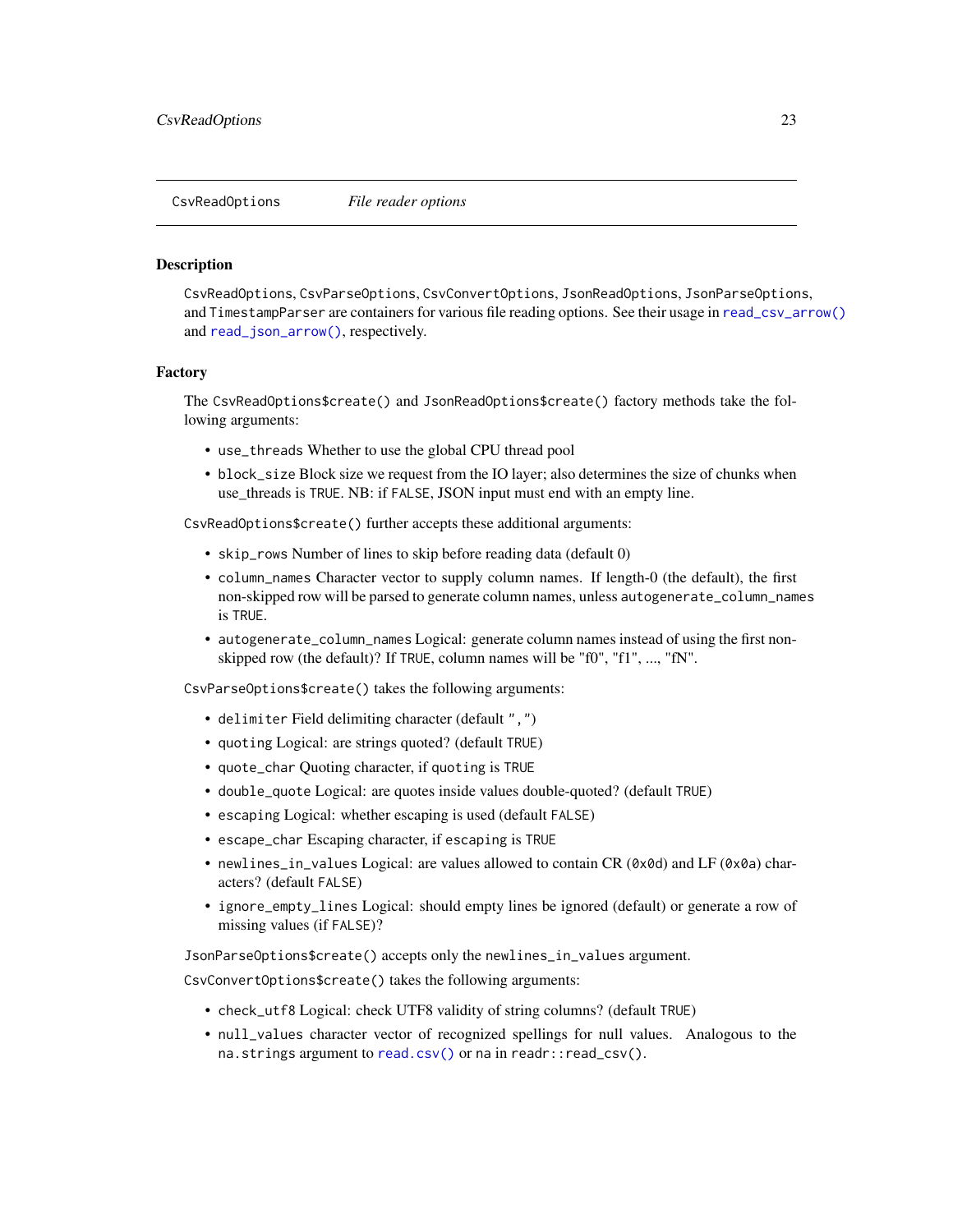## CsvReadOptions — *File reader options*

### Description

`CsvReadOptions`, `CsvParseOptions`, `CsvConvertOptions`, `JsonReadOptions`, `JsonParseOptions`, and `TimestampParser` are containers for various file reading options. See their usage in `read_csv_arrow()` and `read_json_arrow()`, respectively.

### Factory

The `CsvReadOptions$create()` and `JsonReadOptions$create()` factory methods take the following arguments:

- `use_threads` Whether to use the global CPU thread pool
- `block_size` Block size we request from the IO layer; also determines the size of chunks when use_threads is `TRUE`. NB: if `FALSE`, JSON input must end with an empty line.

`CsvReadOptions$create()` further accepts these additional arguments:

- `skip_rows` Number of lines to skip before reading data (default 0)
- `column_names` Character vector to supply column names. If length-0 (the default), the first non-skipped row will be parsed to generate column names, unless `autogenerate_column_names` is `TRUE`.
- `autogenerate_column_names` Logical: generate column names instead of using the first non-skipped row (the default)? If `TRUE`, column names will be "f0", "f1", ..., "fN".

`CsvParseOptions$create()` takes the following arguments:

- `delimiter` Field delimiting character (default `","`)
- `quoting` Logical: are strings quoted? (default `TRUE`)
- `quote_char` Quoting character, if `quoting` is `TRUE`
- `double_quote` Logical: are quotes inside values double-quoted? (default `TRUE`)
- `escaping` Logical: whether escaping is used (default `FALSE`)
- `escape_char` Escaping character, if `escaping` is `TRUE`
- `newlines_in_values` Logical: are values allowed to contain CR (`0x0d`) and LF (`0x0a`) characters? (default `FALSE`)
- `ignore_empty_lines` Logical: should empty lines be ignored (default) or generate a row of missing values (if `FALSE`)?

`JsonParseOptions$create()` accepts only the `newlines_in_values` argument.

`CsvConvertOptions$create()` takes the following arguments:

- `check_utf8` Logical: check UTF8 validity of string columns? (default `TRUE`)
- `null_values` character vector of recognized spellings for null values. Analogous to the `na.strings` argument to `read.csv()` or `na` in `readr::read_csv()`.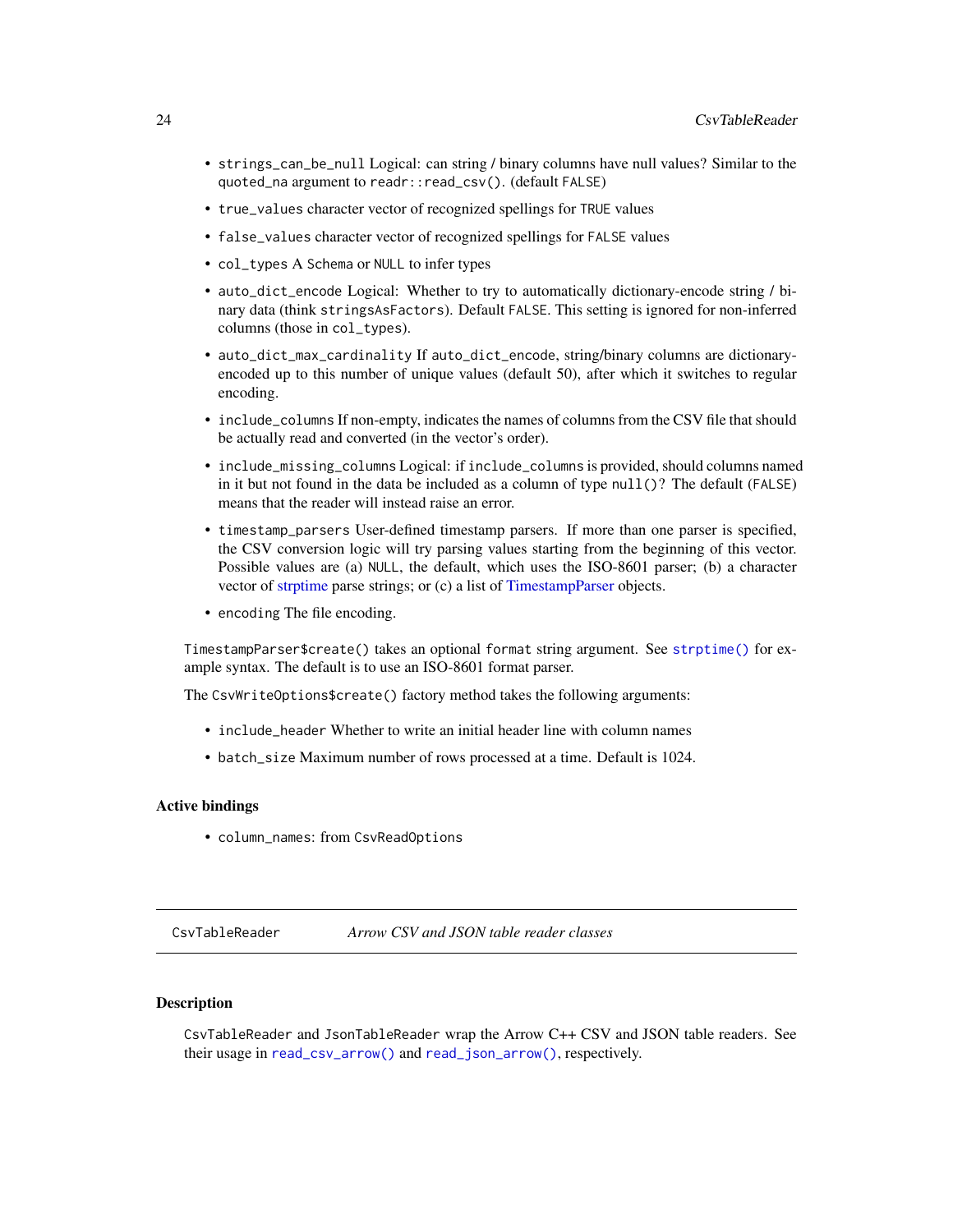- `strings_can_be_null` Logical: can string / binary columns have null values? Similar to the `quoted_na` argument to `readr::read_csv()`. (default `FALSE`)
- `true_values` character vector of recognized spellings for `TRUE` values
- `false_values` character vector of recognized spellings for `FALSE` values
- `col_types` A `Schema` or `NULL` to infer types
- `auto_dict_encode` Logical: Whether to try to automatically dictionary-encode string / binary data (think `stringsAsFactors`). Default `FALSE`. This setting is ignored for non-inferred columns (those in `col_types`).
- `auto_dict_max_cardinality` If `auto_dict_encode`, string/binary columns are dictionary-encoded up to this number of unique values (default 50), after which it switches to regular encoding.
- `include_columns` If non-empty, indicates the names of columns from the CSV file that should be actually read and converted (in the vector's order).
- `include_missing_columns` Logical: if `include_columns` is provided, should columns named in it but not found in the data be included as a column of type `null()`? The default (`FALSE`) means that the reader will instead raise an error.
- `timestamp_parsers` User-defined timestamp parsers. If more than one parser is specified, the CSV conversion logic will try parsing values starting from the beginning of this vector. Possible values are (a) `NULL`, the default, which uses the ISO-8601 parser; (b) a character vector of strptime parse strings; or (c) a list of TimestampParser objects.
- `encoding` The file encoding.

`TimestampParser$create()` takes an optional `format` string argument. See `strptime()` for example syntax. The default is to use an ISO-8601 format parser.

The `CsvWriteOptions$create()` factory method takes the following arguments:

- `include_header` Whether to write an initial header line with column names
- `batch_size` Maximum number of rows processed at a time. Default is 1024.

### Active bindings

- `column_names`: from `CsvReadOptions`

---

## CsvTableReader — *Arrow CSV and JSON table reader classes*

---

### Description

`CsvTableReader` and `JsonTableReader` wrap the Arrow C++ CSV and JSON table readers. See their usage in `read_csv_arrow()` and `read_json_arrow()`, respectively.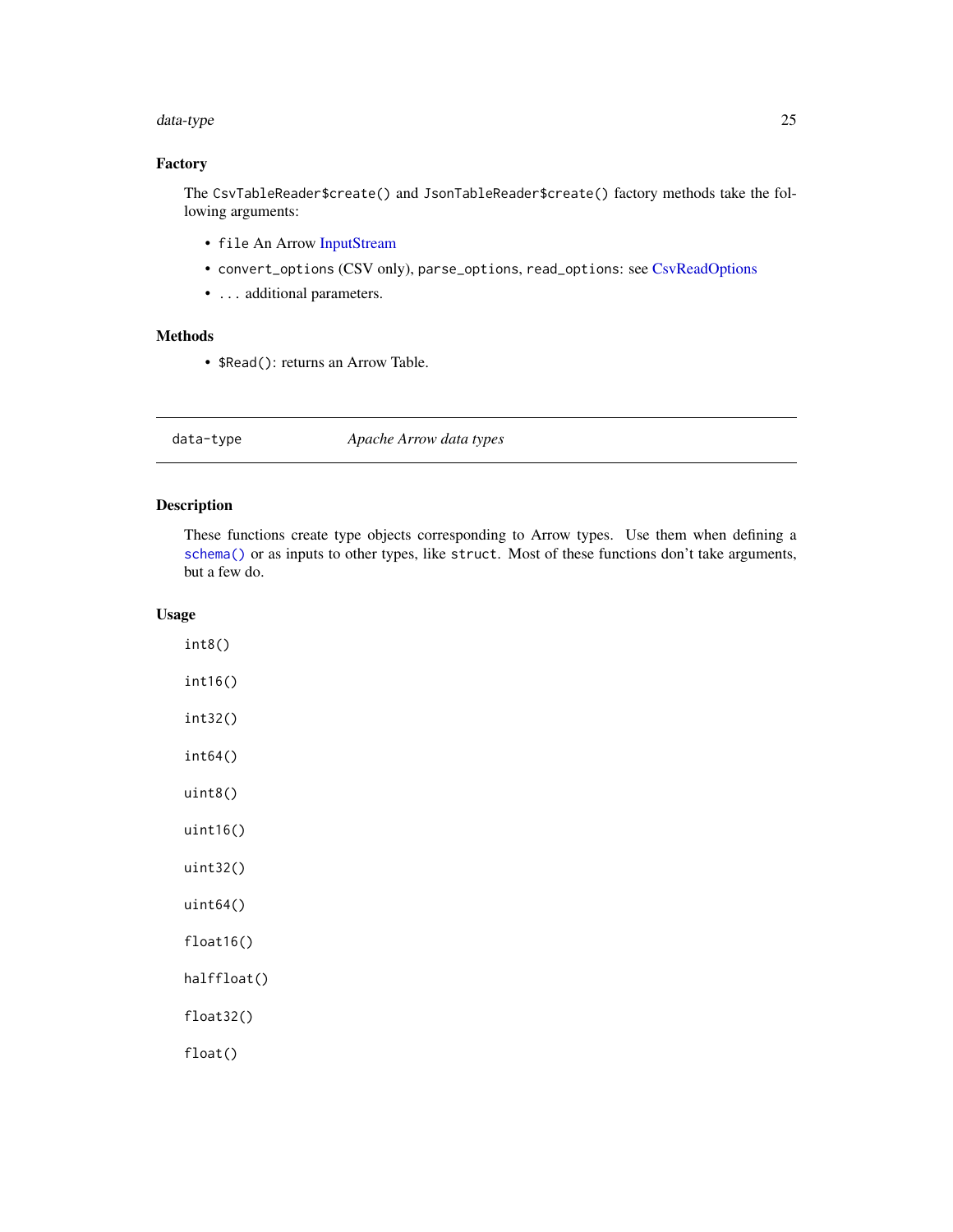### Factory

The `CsvTableReader$create()` and `JsonTableReader$create()` factory methods take the following arguments:

- `file` An Arrow InputStream
- `convert_options` (CSV only), `parse_options`, `read_options`: see CsvReadOptions
- `...` additional parameters.

### Methods

- `$Read()`: returns an Arrow Table.

---

## data-type *Apache Arrow data types*

---

### Description

These functions create type objects corresponding to Arrow types. Use them when defining a `schema()` or as inputs to other types, like `struct`. Most of these functions don't take arguments, but a few do.

### Usage

```
int8()

int16()

int32()

int64()

uint8()

uint16()

uint32()

uint64()

float16()

halffloat()

float32()

float()
```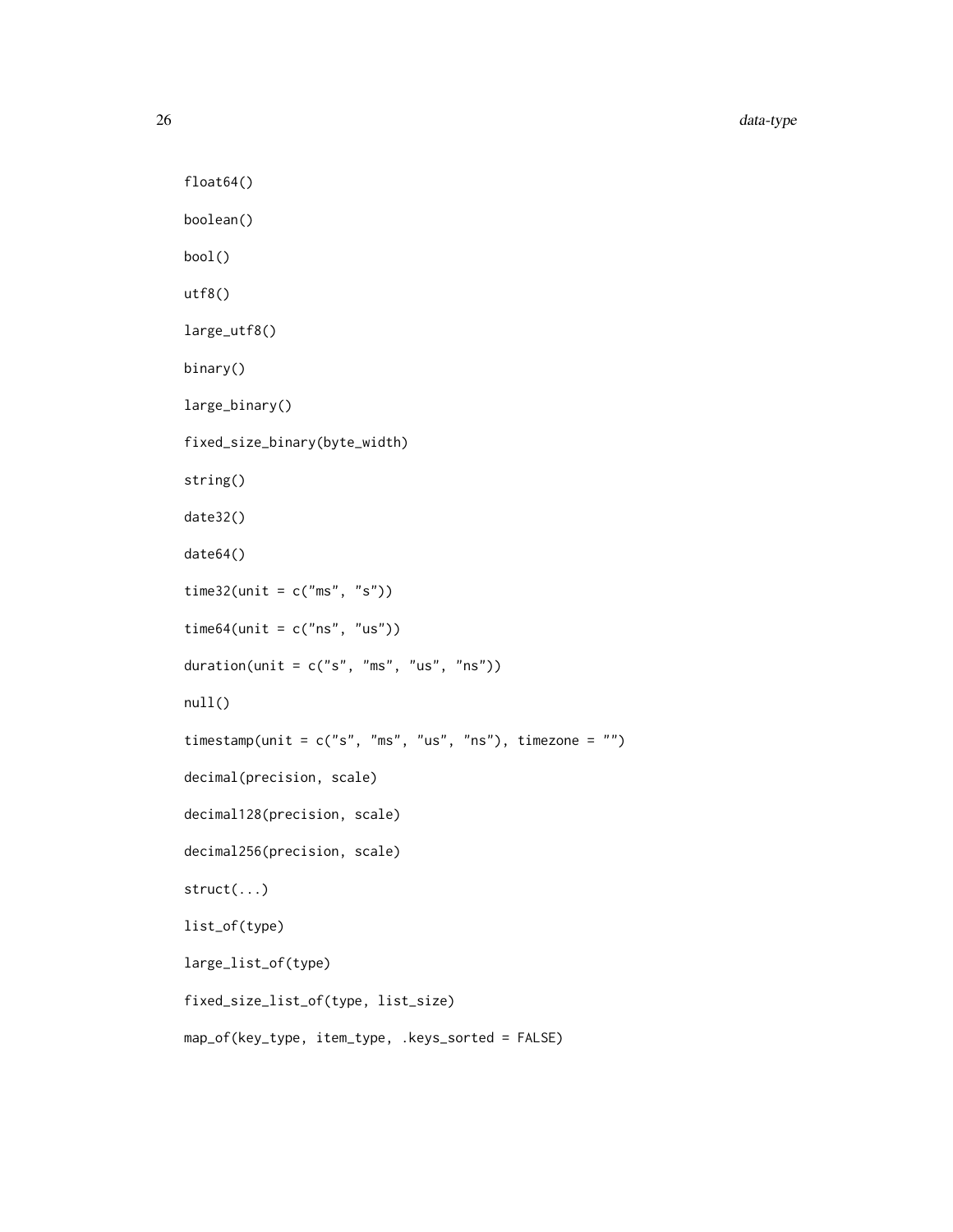```
float64()

boolean()

bool()

utf8()

large_utf8()

binary()

large_binary()

fixed_size_binary(byte_width)

string()

date32()

date64()

time32(unit = c("ms", "s"))

time64(unit = c("ns", "us"))

duration(unit = c("s", "ms", "us", "ns"))

null()

timestamp(unit = c("s", "ms", "us", "ns"), timezone = "")

decimal(precision, scale)

decimal128(precision, scale)

decimal256(precision, scale)

struct(...)

list_of(type)

large_list_of(type)

fixed_size_list_of(type, list_size)

map_of(key_type, item_type, .keys_sorted = FALSE)
```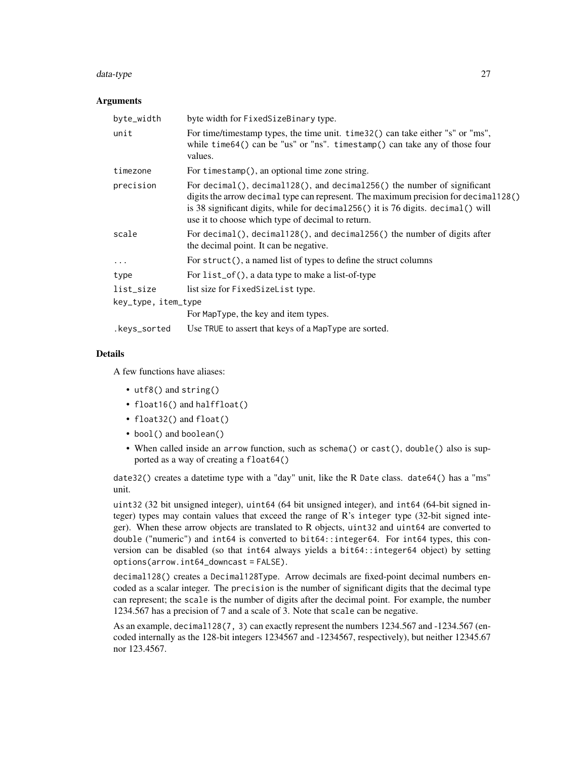### Arguments

| | |
|---|---|
| `byte_width` | byte width for `FixedSizeBinary` type. |
| `unit` | For time/timestamp types, the time unit. `time32()` can take either "s" or "ms", while `time64()` can be "us" or "ns". `timestamp()` can take any of those four values. |
| `timezone` | For `timestamp()`, an optional time zone string. |
| `precision` | For `decimal()`, `decimal128()`, and `decimal256()` the number of significant digits the arrow `decimal` type can represent. The maximum precision for `decimal128()` is 38 significant digits, while for `decimal256()` it is 76 digits. `decimal()` will use it to choose which type of decimal to return. |
| `scale` | For `decimal()`, `decimal128()`, and `decimal256()` the number of digits after the decimal point. It can be negative. |
| `...` | For `struct()`, a named list of types to define the struct columns |
| `type` | For `list_of()`, a data type to make a list-of-type |
| `list_size` | list size for `FixedSizeList` type. |
| `key_type, item_type` | For `MapType`, the key and item types. |
| `.keys_sorted` | Use `TRUE` to assert that keys of a `MapType` are sorted. |

### Details

A few functions have aliases:

- `utf8()` and `string()`
- `float16()` and `halffloat()`
- `float32()` and `float()`
- `bool()` and `boolean()`
- When called inside an `arrow` function, such as `schema()` or `cast()`, `double()` also is supported as a way of creating a `float64()`

`date32()` creates a datetime type with a "day" unit, like the R `Date` class. `date64()` has a "ms" unit.

`uint32` (32 bit unsigned integer), `uint64` (64 bit unsigned integer), and `int64` (64-bit signed integer) types may contain values that exceed the range of R's `integer` type (32-bit signed integer). When these arrow objects are translated to R objects, `uint32` and `uint64` are converted to `double` ("numeric") and `int64` is converted to `bit64::integer64`. For `int64` types, this conversion can be disabled (so that `int64` always yields a `bit64::integer64` object) by setting `options(arrow.int64_downcast = FALSE)`.

`decimal128()` creates a `Decimal128Type`. Arrow decimals are fixed-point decimal numbers encoded as a scalar integer. The `precision` is the number of significant digits that the decimal type can represent; the `scale` is the number of digits after the decimal point. For example, the number 1234.567 has a precision of 7 and a scale of 3. Note that `scale` can be negative.

As an example, `decimal128(7, 3)` can exactly represent the numbers 1234.567 and -1234.567 (encoded internally as the 128-bit integers 1234567 and -1234567, respectively), but neither 12345.67 nor 123.4567.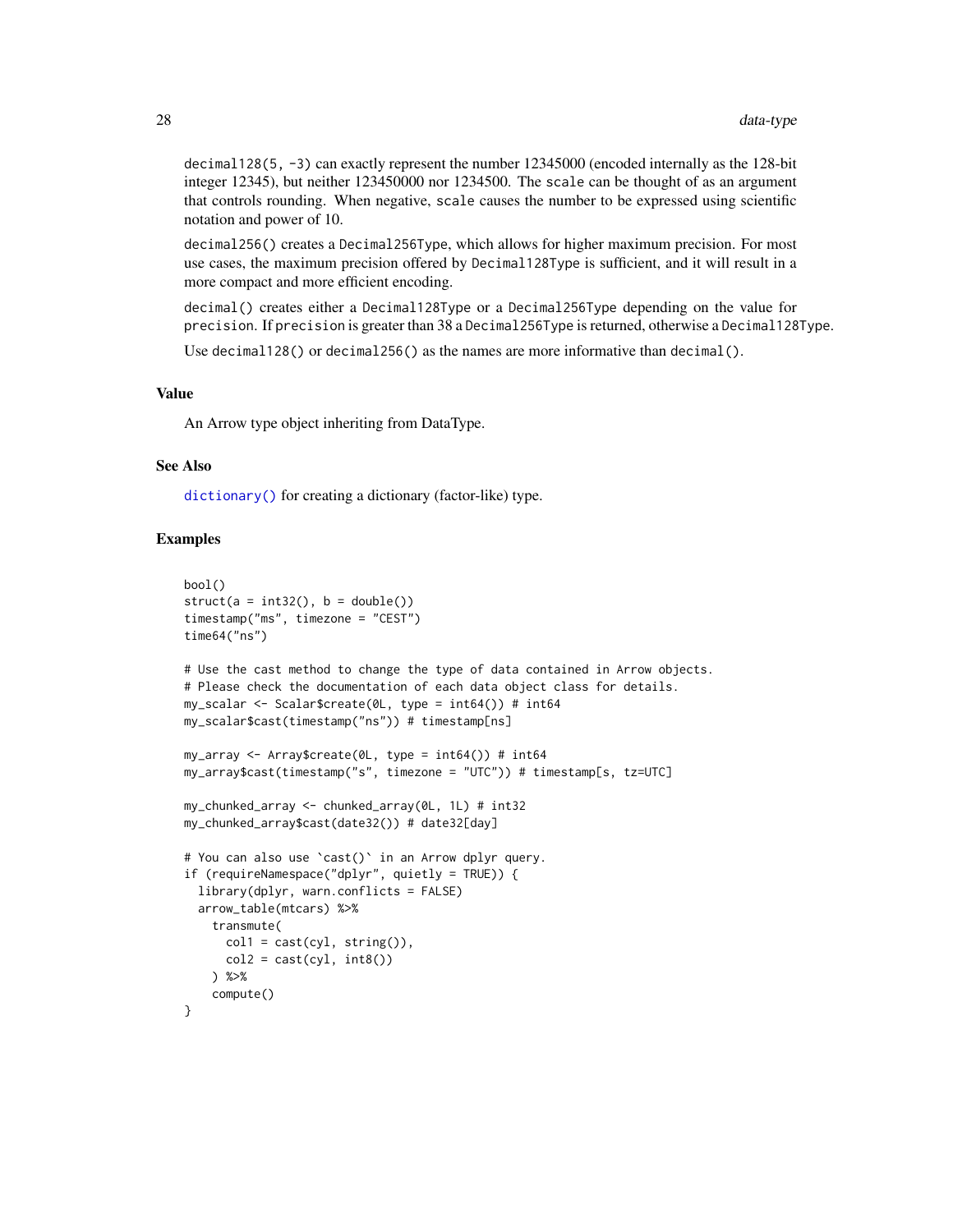`decimal128(5, -3)` can exactly represent the number 12345000 (encoded internally as the 128-bit integer 12345), but neither 123450000 nor 1234500. The `scale` can be thought of as an argument that controls rounding. When negative, `scale` causes the number to be expressed using scientific notation and power of 10.

`decimal256()` creates a `Decimal256Type`, which allows for higher maximum precision. For most use cases, the maximum precision offered by `Decimal128Type` is sufficient, and it will result in a more compact and more efficient encoding.

`decimal()` creates either a `Decimal128Type` or a `Decimal256Type` depending on the value for `precision`. If `precision` is greater than 38 a `Decimal256Type` is returned, otherwise a `Decimal128Type`.

Use `decimal128()` or `decimal256()` as the names are more informative than `decimal()`.

## Value

An Arrow type object inheriting from DataType.

## See Also

`dictionary()` for creating a dictionary (factor-like) type.

## Examples

```
bool()
struct(a = int32(), b = double())
timestamp("ms", timezone = "CEST")
time64("ns")

# Use the cast method to change the type of data contained in Arrow objects.
# Please check the documentation of each data object class for details.
my_scalar <- Scalar$create(0L, type = int64()) # int64
my_scalar$cast(timestamp("ns")) # timestamp[ns]

my_array <- Array$create(0L, type = int64()) # int64
my_array$cast(timestamp("s", timezone = "UTC")) # timestamp[s, tz=UTC]

my_chunked_array <- chunked_array(0L, 1L) # int32
my_chunked_array$cast(date32()) # date32[day]

# You can also use `cast()` in an Arrow dplyr query.
if (requireNamespace("dplyr", quietly = TRUE)) {
  library(dplyr, warn.conflicts = FALSE)
  arrow_table(mtcars) %>%
    transmute(
      col1 = cast(cyl, string()),
      col2 = cast(cyl, int8())
    ) %>%
    compute()
}
```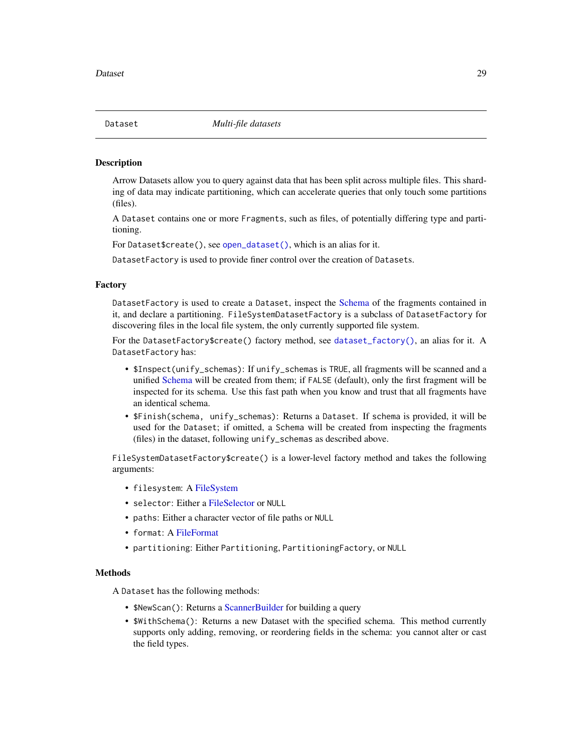## Dataset *Multi-file datasets*

### Description

Arrow Datasets allow you to query against data that has been split across multiple files. This sharding of data may indicate partitioning, which can accelerate queries that only touch some partitions (files).

A `Dataset` contains one or more `Fragments`, such as files, of potentially differing type and partitioning.

For `Dataset$create()`, see `open_dataset()`, which is an alias for it.

`DatasetFactory` is used to provide finer control over the creation of `Datasets`.

### Factory

`DatasetFactory` is used to create a `Dataset`, inspect the Schema of the fragments contained in it, and declare a partitioning. `FileSystemDatasetFactory` is a subclass of `DatasetFactory` for discovering files in the local file system, the only currently supported file system.

For the `DatasetFactory$create()` factory method, see `dataset_factory()`, an alias for it. A `DatasetFactory` has:

- `$Inspect(unify_schemas)`: If `unify_schemas` is `TRUE`, all fragments will be scanned and a unified Schema will be created from them; if `FALSE` (default), only the first fragment will be inspected for its schema. Use this fast path when you know and trust that all fragments have an identical schema.
- `$Finish(schema, unify_schemas)`: Returns a `Dataset`. If `schema` is provided, it will be used for the `Dataset`; if omitted, a `Schema` will be created from inspecting the fragments (files) in the dataset, following `unify_schemas` as described above.

`FileSystemDatasetFactory$create()` is a lower-level factory method and takes the following arguments:

- `filesystem`: A FileSystem
- `selector`: Either a FileSelector or `NULL`
- `paths`: Either a character vector of file paths or `NULL`
- `format`: A FileFormat
- `partitioning`: Either `Partitioning`, `PartitioningFactory`, or `NULL`

### Methods

A `Dataset` has the following methods:

- `$NewScan()`: Returns a ScannerBuilder for building a query
- `$WithSchema()`: Returns a new Dataset with the specified schema. This method currently supports only adding, removing, or reordering fields in the schema: you cannot alter or cast the field types.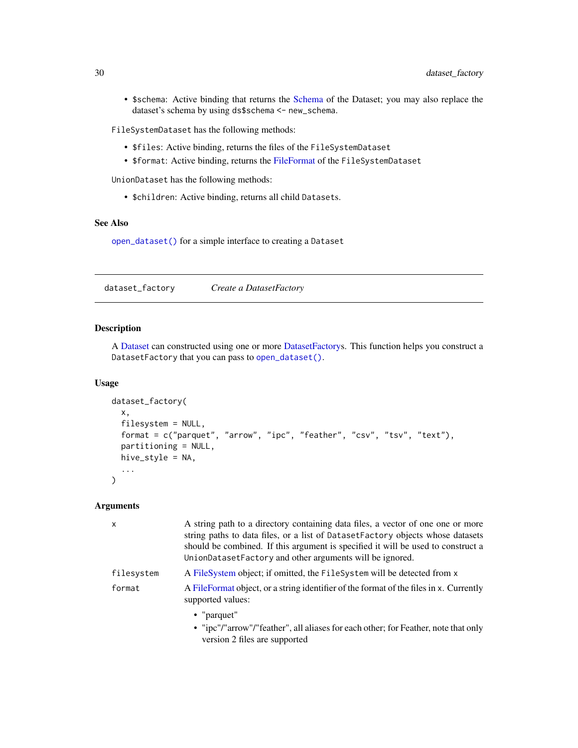- `$schema`: Active binding that returns the Schema of the Dataset; you may also replace the dataset's schema by using `ds$schema <- new_schema`.

`FileSystemDataset` has the following methods:

- `$files`: Active binding, returns the files of the `FileSystemDataset`
- `$format`: Active binding, returns the FileFormat of the `FileSystemDataset`

`UnionDataset` has the following methods:

- `$children`: Active binding, returns all child `Datasets`.

### See Also

`open_dataset()` for a simple interface to creating a `Dataset`

---

## dataset_factory — *Create a DatasetFactory*

### Description

A Dataset can constructed using one or more DatasetFactorys. This function helps you construct a `DatasetFactory` that you can pass to `open_dataset()`.

### Usage

```
dataset_factory(
  x,
  filesystem = NULL,
  format = c("parquet", "arrow", "ipc", "feather", "csv", "tsv", "text"),
  partitioning = NULL,
  hive_style = NA,
  ...
)
```

### Arguments

| | |
|---|---|
| `x` | A string path to a directory containing data files, a vector of one one or more string paths to data files, or a list of `DatasetFactory` objects whose datasets should be combined. If this argument is specified it will be used to construct a `UnionDatasetFactory` and other arguments will be ignored. |
| `filesystem` | A FileSystem object; if omitted, the `FileSystem` will be detected from `x` |
| `format` | A FileFormat object, or a string identifier of the format of the files in `x`. Currently supported values:<br>• "parquet"<br>• "ipc"/"arrow"/"feather", all aliases for each other; for Feather, note that only version 2 files are supported |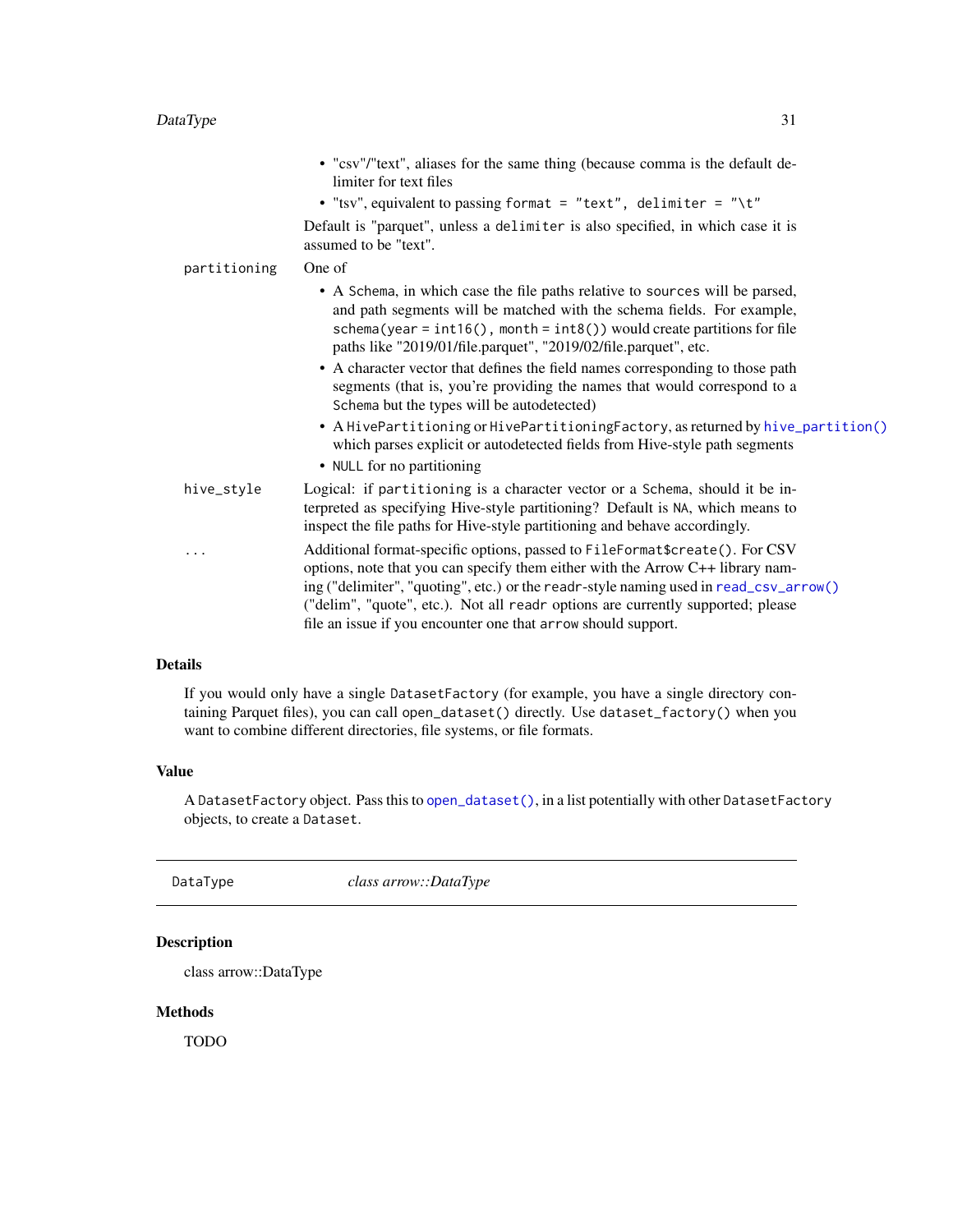- "csv"/"text", aliases for the same thing (because comma is the default delimiter for text files
- "tsv", equivalent to passing `format = "text", delimiter = "\t"`

Default is "parquet", unless a `delimiter` is also specified, in which case it is assumed to be "text".

`partitioning` One of

- A `Schema`, in which case the file paths relative to `sources` will be parsed, and path segments will be matched with the schema fields. For example, `schema(year = int16(), month = int8())` would create partitions for file paths like "2019/01/file.parquet", "2019/02/file.parquet", etc.
- A character vector that defines the field names corresponding to those path segments (that is, you're providing the names that would correspond to a `Schema` but the types will be autodetected)
- A `HivePartitioning` or `HivePartitioningFactory`, as returned by `hive_partition()` which parses explicit or autodetected fields from Hive-style path segments
- `NULL` for no partitioning

`hive_style` Logical: if `partitioning` is a character vector or a `Schema`, should it be interpreted as specifying Hive-style partitioning? Default is `NA`, which means to inspect the file paths for Hive-style partitioning and behave accordingly.

`...` Additional format-specific options, passed to `FileFormat$create()`. For CSV options, note that you can specify them either with the Arrow C++ library naming ("delimiter", "quoting", etc.) or the `readr`-style naming used in `read_csv_arrow()` ("delim", "quote", etc.). Not all `readr` options are currently supported; please file an issue if you encounter one that `arrow` should support.

## Details

If you would only have a single `DatasetFactory` (for example, you have a single directory containing Parquet files), you can call `open_dataset()` directly. Use `dataset_factory()` when you want to combine different directories, file systems, or file formats.

## Value

A `DatasetFactory` object. Pass this to `open_dataset()`, in a list potentially with other `DatasetFactory` objects, to create a `Dataset`.

---

# DataType *class arrow::DataType*

---

## Description

class arrow::DataType

## Methods

TODO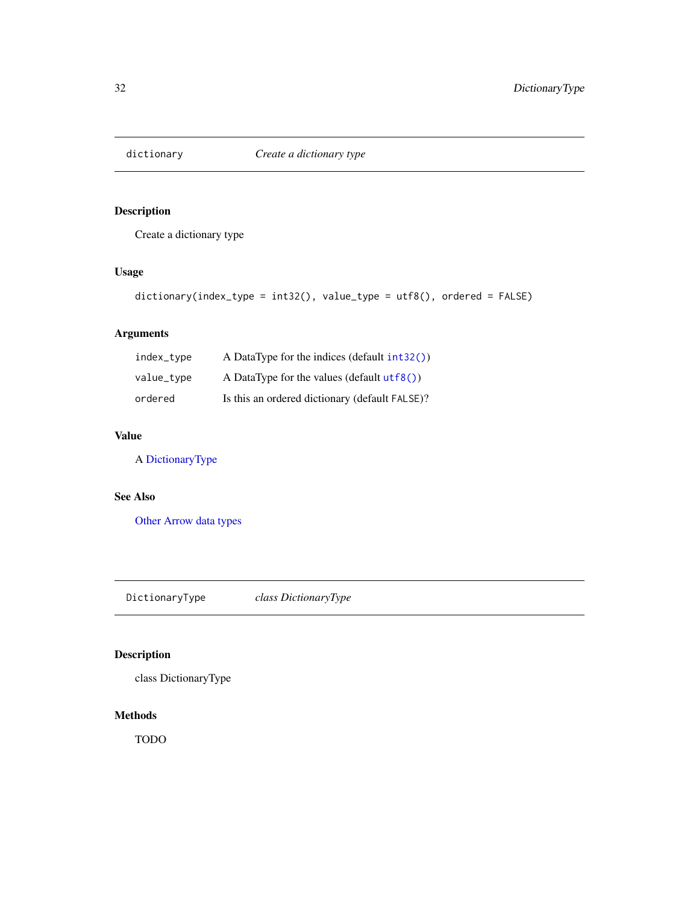## dictionary    *Create a dictionary type*

### Description

Create a dictionary type

### Usage

```
dictionary(index_type = int32(), value_type = utf8(), ordered = FALSE)
```

### Arguments

| | |
|---|---|
| index_type | A DataType for the indices (default `int32()`) |
| value_type | A DataType for the values (default `utf8()`) |
| ordered | Is this an ordered dictionary (default `FALSE`)? |

### Value

A DictionaryType

### See Also

Other Arrow data types

## DictionaryType    *class DictionaryType*

### Description

class DictionaryType

### Methods

TODO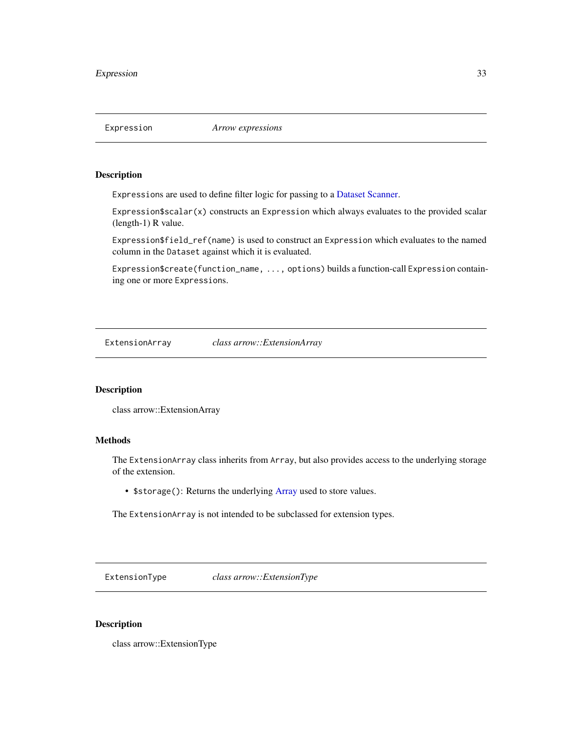## Expression — *Arrow expressions*

### Description

`Expression`s are used to define filter logic for passing to a Dataset Scanner.

`Expression$scalar(x)` constructs an `Expression` which always evaluates to the provided scalar (length-1) R value.

`Expression$field_ref(name)` is used to construct an `Expression` which evaluates to the named column in the `Dataset` against which it is evaluated.

`Expression$create(function_name, ..., options)` builds a function-call `Expression` containing one or more `Expression`s.

## ExtensionArray — *class arrow::ExtensionArray*

### Description

class arrow::ExtensionArray

### Methods

The `ExtensionArray` class inherits from `Array`, but also provides access to the underlying storage of the extension.

- `$storage()`: Returns the underlying Array used to store values.

The `ExtensionArray` is not intended to be subclassed for extension types.

## ExtensionType — *class arrow::ExtensionType*

### Description

class arrow::ExtensionType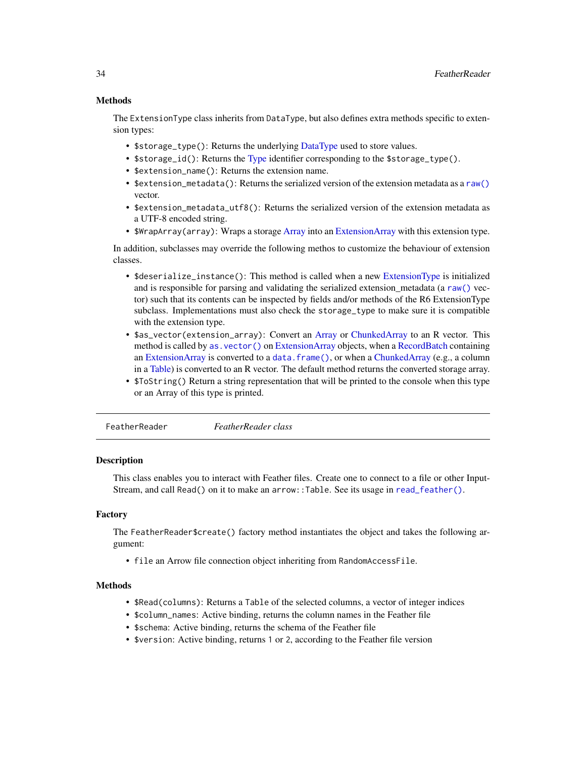### Methods

The `ExtensionType` class inherits from `DataType`, but also defines extra methods specific to extension types:

- `$storage_type()`: Returns the underlying DataType used to store values.
- `$storage_id()`: Returns the Type identifier corresponding to the `$storage_type()`.
- `$extension_name()`: Returns the extension name.
- `$extension_metadata()`: Returns the serialized version of the extension metadata as a `raw()` vector.
- `$extension_metadata_utf8()`: Returns the serialized version of the extension metadata as a UTF-8 encoded string.
- `$WrapArray(array)`: Wraps a storage Array into an ExtensionArray with this extension type.

In addition, subclasses may override the following methos to customize the behaviour of extension classes.

- `$deserialize_instance()`: This method is called when a new ExtensionType is initialized and is responsible for parsing and validating the serialized extension_metadata (a `raw()` vector) such that its contents can be inspected by fields and/or methods of the R6 ExtensionType subclass. Implementations must also check the `storage_type` to make sure it is compatible with the extension type.
- `$as_vector(extension_array)`: Convert an Array or ChunkedArray to an R vector. This method is called by `as.vector()` on ExtensionArray objects, when a RecordBatch containing an ExtensionArray is converted to a `data.frame()`, or when a ChunkedArray (e.g., a column in a Table) is converted to an R vector. The default method returns the converted storage array.
- `$ToString()` Return a string representation that will be printed to the console when this type or an Array of this type is printed.

---

## FeatherReader *FeatherReader class*

### Description

This class enables you to interact with Feather files. Create one to connect to a file or other InputStream, and call `Read()` on it to make an `arrow::Table`. See its usage in `read_feather()`.

### Factory

The `FeatherReader$create()` factory method instantiates the object and takes the following argument:

- `file` an Arrow file connection object inheriting from `RandomAccessFile`.

### Methods

- `$Read(columns)`: Returns a `Table` of the selected columns, a vector of integer indices
- `$column_names`: Active binding, returns the column names in the Feather file
- `$schema`: Active binding, returns the schema of the Feather file
- `$version`: Active binding, returns `1` or `2`, according to the Feather file version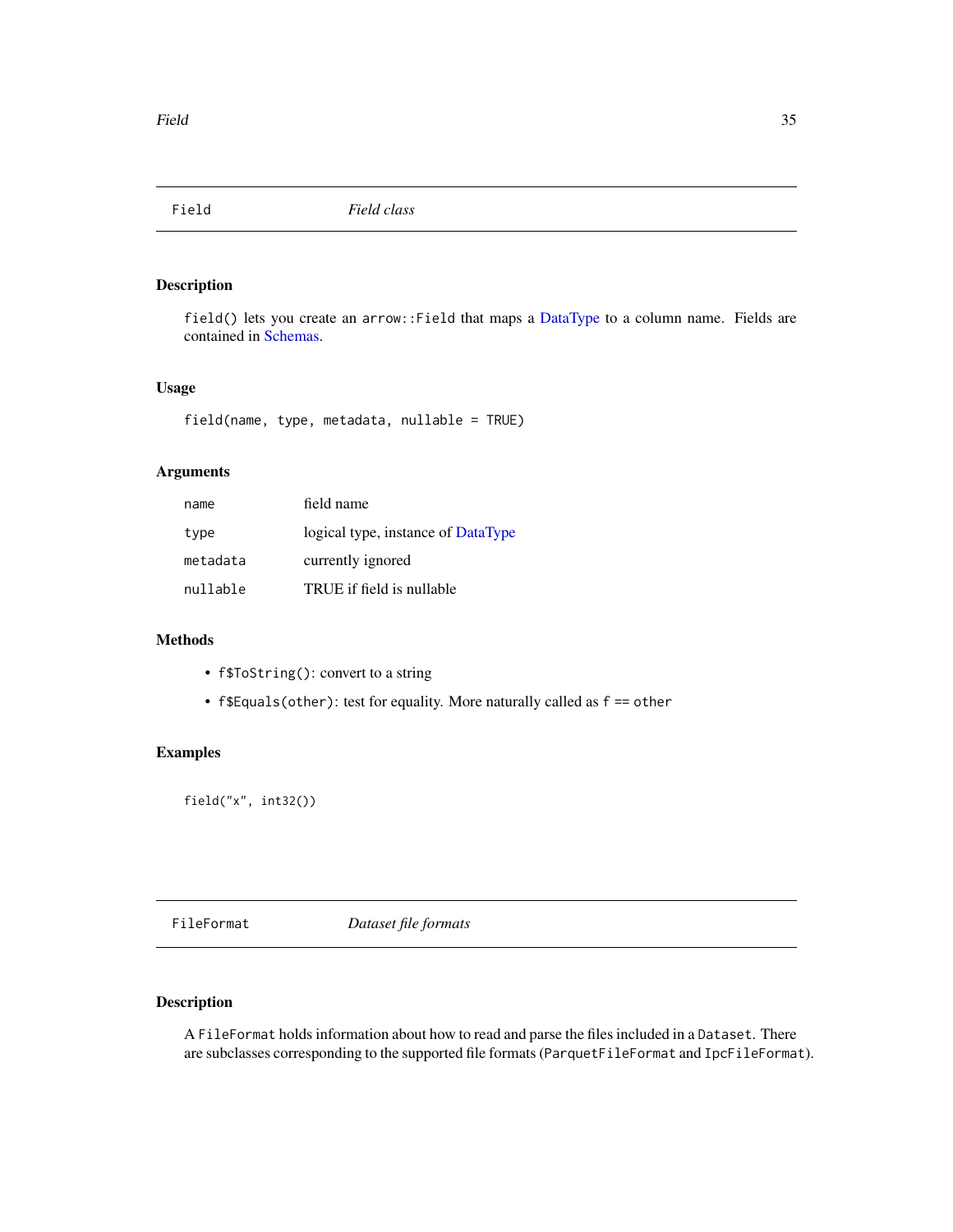## Field — *Field class*

### Description

`field()` lets you create an `arrow::Field` that maps a DataType to a column name. Fields are contained in Schemas.

### Usage

```
field(name, type, metadata, nullable = TRUE)
```

### Arguments

| | |
|---|---|
| `name` | field name |
| `type` | logical type, instance of DataType |
| `metadata` | currently ignored |
| `nullable` | TRUE if field is nullable |

### Methods

- `f$ToString()`: convert to a string
- `f$Equals(other)`: test for equality. More naturally called as `f == other`

### Examples

```
field("x", int32())
```

## FileFormat — *Dataset file formats*

### Description

A `FileFormat` holds information about how to read and parse the files included in a `Dataset`. There are subclasses corresponding to the supported file formats (`ParquetFileFormat` and `IpcFileFormat`).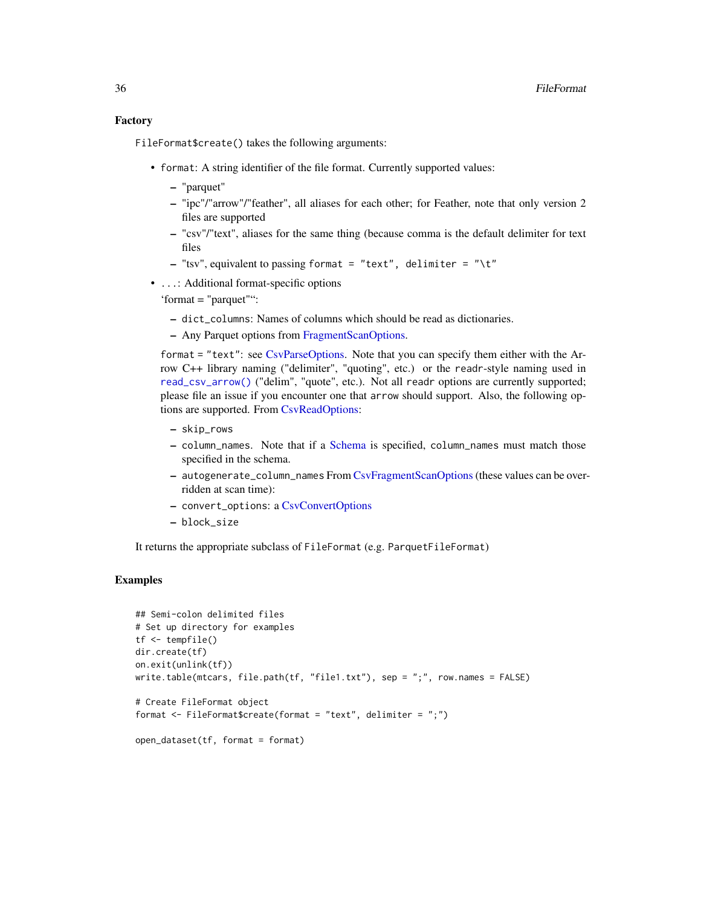### Factory

`FileFormat$create()` takes the following arguments:

- `format`: A string identifier of the file format. Currently supported values:
  - "parquet"
  - "ipc"/"arrow"/"feather", all aliases for each other; for Feather, note that only version 2 files are supported
  - "csv"/"text", aliases for the same thing (because comma is the default delimiter for text files
  - "tsv", equivalent to passing `format = "text", delimiter = "\t"`
- `...`: Additional format-specific options

  'format = "parquet"':

  - `dict_columns`: Names of columns which should be read as dictionaries.
  - Any Parquet options from FragmentScanOptions.

  `format = "text"`: see CsvParseOptions. Note that you can specify them either with the Arrow C++ library naming ("delimiter", "quoting", etc.) or the `readr`-style naming used in `read_csv_arrow()` ("delim", "quote", etc.). Not all `readr` options are currently supported; please file an issue if you encounter one that `arrow` should support. Also, the following options are supported. From CsvReadOptions:

  - `skip_rows`
  - `column_names`. Note that if a Schema is specified, `column_names` must match those specified in the schema.
  - `autogenerate_column_names` From CsvFragmentScanOptions (these values can be overridden at scan time):
  - `convert_options`: a CsvConvertOptions
  - `block_size`

It returns the appropriate subclass of `FileFormat` (e.g. `ParquetFileFormat`)

### Examples

```
## Semi-colon delimited files
# Set up directory for examples
tf <- tempfile()
dir.create(tf)
on.exit(unlink(tf))
write.table(mtcars, file.path(tf, "file1.txt"), sep = ";", row.names = FALSE)

# Create FileFormat object
format <- FileFormat$create(format = "text", delimiter = ";")

open_dataset(tf, format = format)
```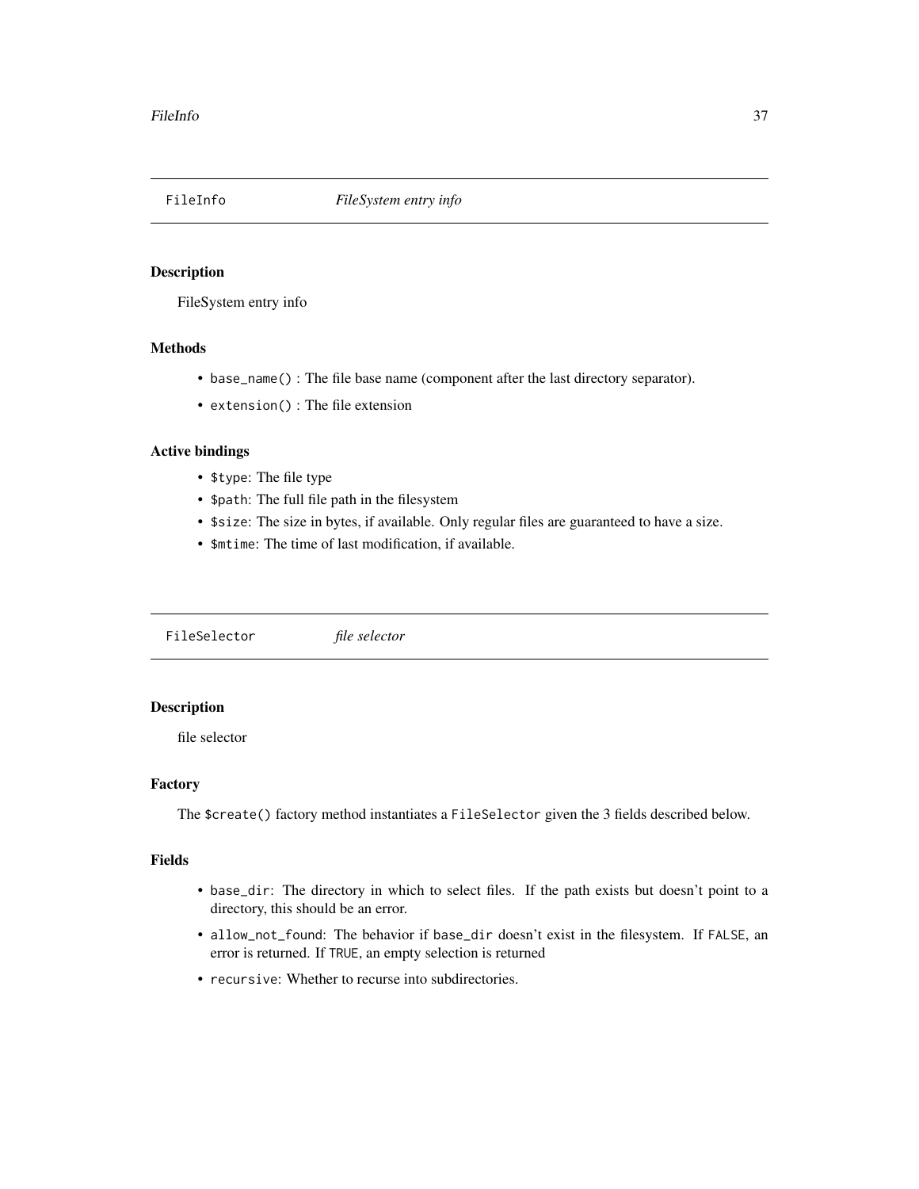## FileInfo *FileSystem entry info*

### Description

FileSystem entry info

### Methods

- `base_name()` : The file base name (component after the last directory separator).
- `extension()` : The file extension

### Active bindings

- `$type`: The file type
- `$path`: The full file path in the filesystem
- `$size`: The size in bytes, if available. Only regular files are guaranteed to have a size.
- `$mtime`: The time of last modification, if available.

## FileSelector *file selector*

### Description

file selector

### Factory

The `$create()` factory method instantiates a `FileSelector` given the 3 fields described below.

### Fields

- `base_dir`: The directory in which to select files. If the path exists but doesn't point to a directory, this should be an error.
- `allow_not_found`: The behavior if `base_dir` doesn't exist in the filesystem. If `FALSE`, an error is returned. If `TRUE`, an empty selection is returned
- `recursive`: Whether to recurse into subdirectories.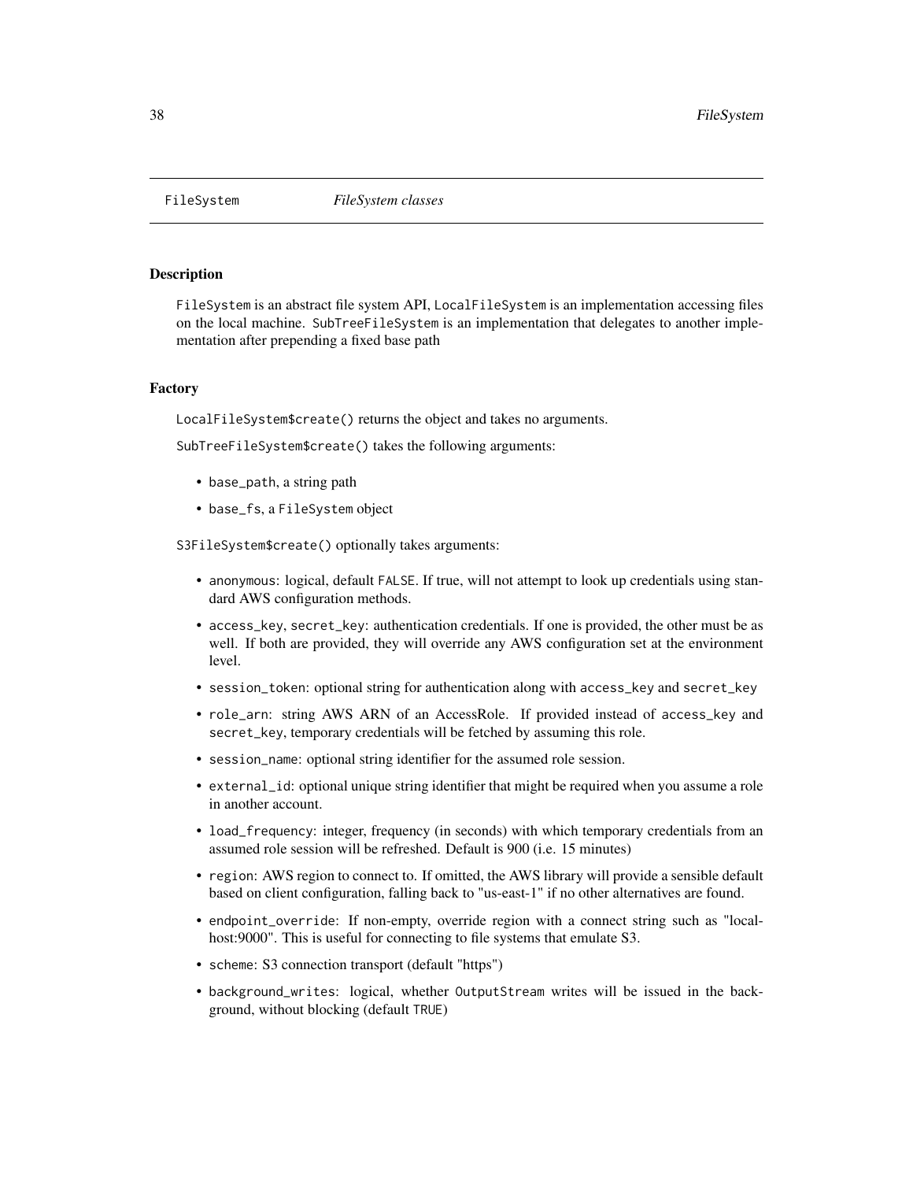`FileSystem` *FileSystem classes*

## Description

`FileSystem` is an abstract file system API, `LocalFileSystem` is an implementation accessing files on the local machine. `SubTreeFileSystem` is an implementation that delegates to another implementation after prepending a fixed base path

## Factory

`LocalFileSystem$create()` returns the object and takes no arguments.

`SubTreeFileSystem$create()` takes the following arguments:

- `base_path`, a string path
- `base_fs`, a `FileSystem` object

`S3FileSystem$create()` optionally takes arguments:

- `anonymous`: logical, default `FALSE`. If true, will not attempt to look up credentials using standard AWS configuration methods.
- `access_key`, `secret_key`: authentication credentials. If one is provided, the other must be as well. If both are provided, they will override any AWS configuration set at the environment level.
- `session_token`: optional string for authentication along with `access_key` and `secret_key`
- `role_arn`: string AWS ARN of an AccessRole. If provided instead of `access_key` and `secret_key`, temporary credentials will be fetched by assuming this role.
- `session_name`: optional string identifier for the assumed role session.
- `external_id`: optional unique string identifier that might be required when you assume a role in another account.
- `load_frequency`: integer, frequency (in seconds) with which temporary credentials from an assumed role session will be refreshed. Default is 900 (i.e. 15 minutes)
- `region`: AWS region to connect to. If omitted, the AWS library will provide a sensible default based on client configuration, falling back to "us-east-1" if no other alternatives are found.
- `endpoint_override`: If non-empty, override region with a connect string such as "localhost:9000". This is useful for connecting to file systems that emulate S3.
- `scheme`: S3 connection transport (default "https")
- `background_writes`: logical, whether `OutputStream` writes will be issued in the background, without blocking (default `TRUE`)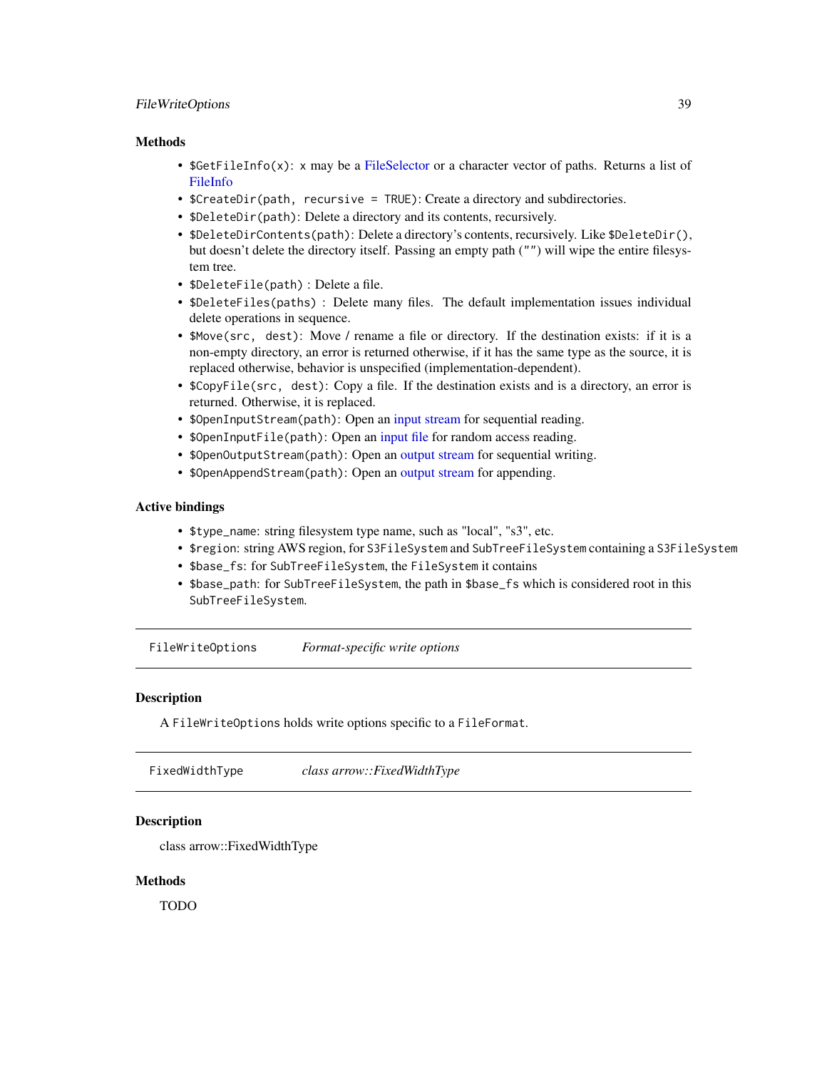### Methods

- `$GetFileInfo(x)`: `x` may be a FileSelector or a character vector of paths. Returns a list of FileInfo
- `$CreateDir(path, recursive = TRUE)`: Create a directory and subdirectories.
- `$DeleteDir(path)`: Delete a directory and its contents, recursively.
- `$DeleteDirContents(path)`: Delete a directory's contents, recursively. Like `$DeleteDir()`, but doesn't delete the directory itself. Passing an empty path (`""`) will wipe the entire filesystem tree.
- `$DeleteFile(path)` : Delete a file.
- `$DeleteFiles(paths)` : Delete many files. The default implementation issues individual delete operations in sequence.
- `$Move(src, dest)`: Move / rename a file or directory. If the destination exists: if it is a non-empty directory, an error is returned otherwise, if it has the same type as the source, it is replaced otherwise, behavior is unspecified (implementation-dependent).
- `$CopyFile(src, dest)`: Copy a file. If the destination exists and is a directory, an error is returned. Otherwise, it is replaced.
- `$OpenInputStream(path)`: Open an input stream for sequential reading.
- `$OpenInputFile(path)`: Open an input file for random access reading.
- `$OpenOutputStream(path)`: Open an output stream for sequential writing.
- `$OpenAppendStream(path)`: Open an output stream for appending.

### Active bindings

- `$type_name`: string filesystem type name, such as "local", "s3", etc.
- `$region`: string AWS region, for `S3FileSystem` and `SubTreeFileSystem` containing a `S3FileSystem`
- `$base_fs`: for `SubTreeFileSystem`, the `FileSystem` it contains
- `$base_path`: for `SubTreeFileSystem`, the path in `$base_fs` which is considered root in this `SubTreeFileSystem`.

---

## `FileWriteOptions` *Format-specific write options*

### Description

A `FileWriteOptions` holds write options specific to a `FileFormat`.

---

## `FixedWidthType` *class arrow::FixedWidthType*

### Description

class arrow::FixedWidthType

### Methods

TODO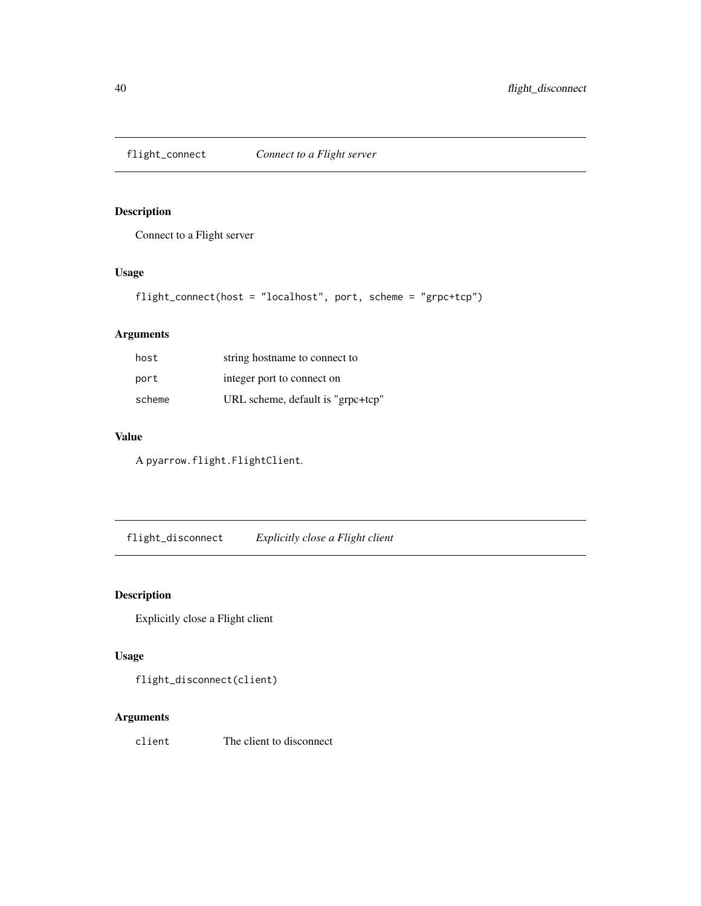## flight_connect *Connect to a Flight server*

### Description

Connect to a Flight server

### Usage

```
flight_connect(host = "localhost", port, scheme = "grpc+tcp")
```

### Arguments

| | |
|---|---|
| host | string hostname to connect to |
| port | integer port to connect on |
| scheme | URL scheme, default is "grpc+tcp" |

### Value

A `pyarrow.flight.FlightClient`.

## flight_disconnect *Explicitly close a Flight client*

### Description

Explicitly close a Flight client

### Usage

```
flight_disconnect(client)
```

### Arguments

| | |
|---|---|
| client | The client to disconnect |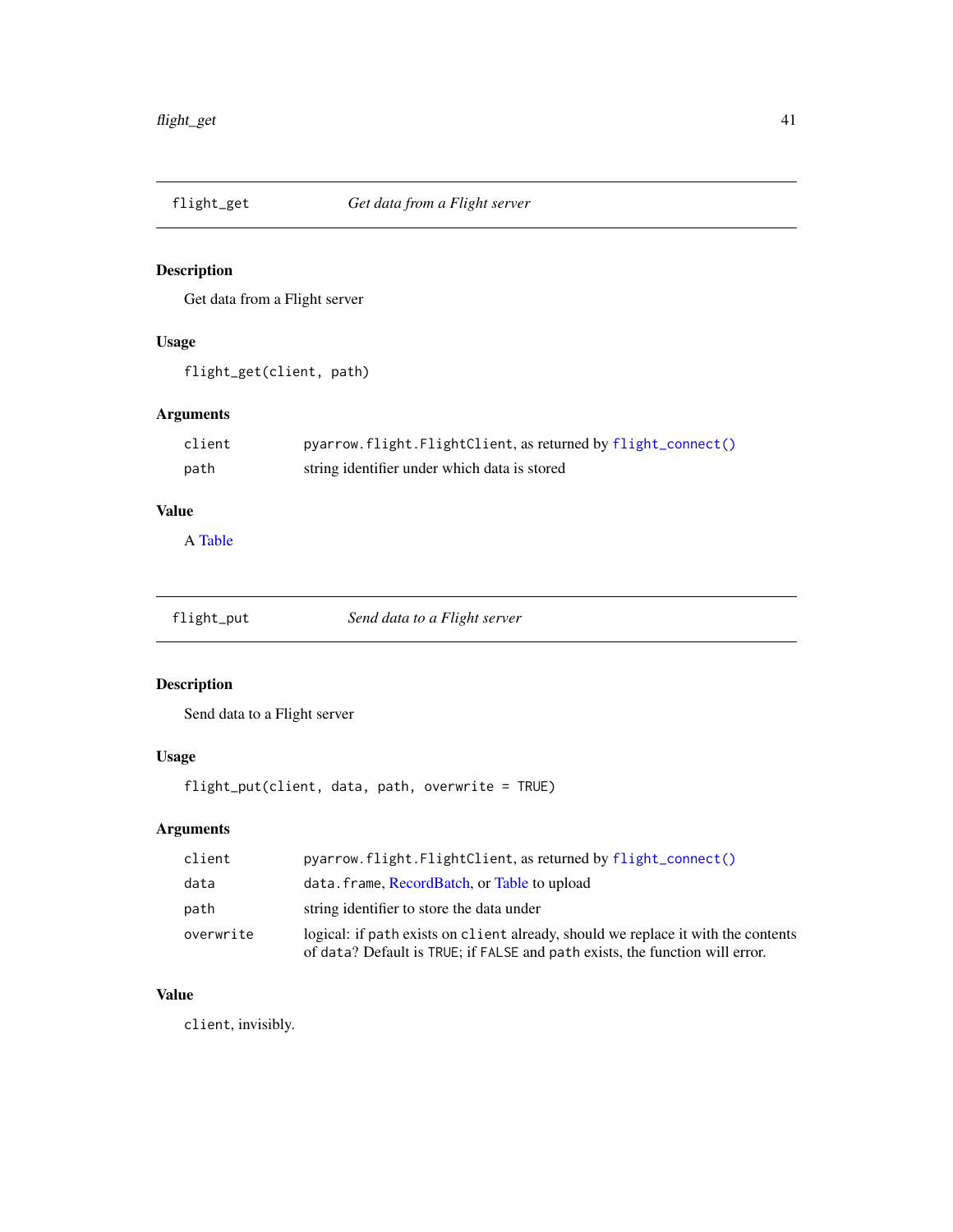## flight_get — *Get data from a Flight server*

### Description

Get data from a Flight server

### Usage

```
flight_get(client, path)
```

### Arguments

| | |
|---|---|
| `client` | `pyarrow.flight.FlightClient`, as returned by `flight_connect()` |
| `path` | string identifier under which data is stored |

### Value

A Table

## flight_put — *Send data to a Flight server*

### Description

Send data to a Flight server

### Usage

```
flight_put(client, data, path, overwrite = TRUE)
```

### Arguments

| | |
|---|---|
| `client` | `pyarrow.flight.FlightClient`, as returned by `flight_connect()` |
| `data` | `data.frame`, RecordBatch, or Table to upload |
| `path` | string identifier to store the data under |
| `overwrite` | logical: if `path` exists on `client` already, should we replace it with the contents of `data`? Default is `TRUE`; if `FALSE` and `path` exists, the function will error. |

### Value

`client`, invisibly.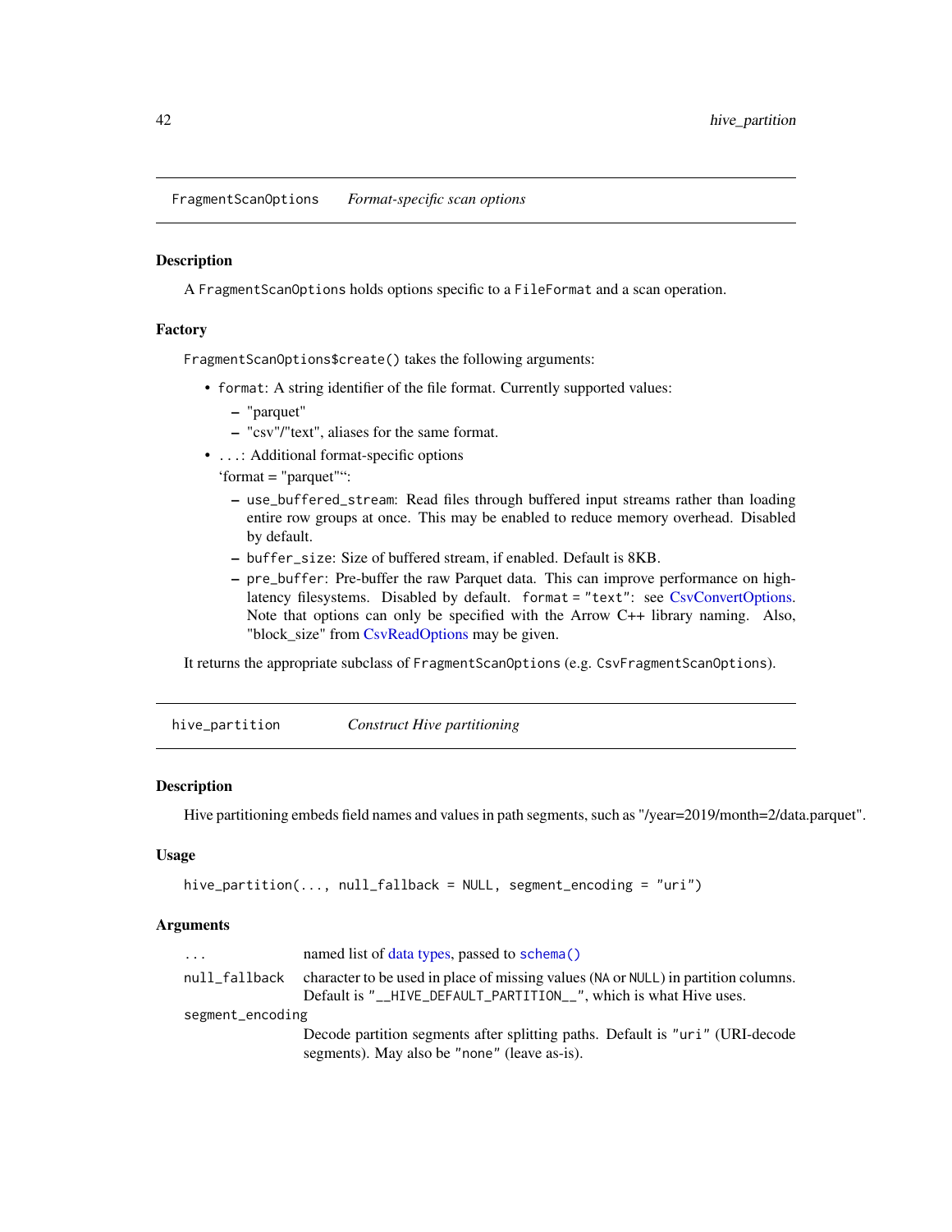## FragmentScanOptions *Format-specific scan options*

### Description

A `FragmentScanOptions` holds options specific to a `FileFormat` and a scan operation.

### Factory

`FragmentScanOptions$create()` takes the following arguments:

- `format`: A string identifier of the file format. Currently supported values:
  - "parquet"
  - "csv"/"text", aliases for the same format.
- `...`: Additional format-specific options

  'format = "parquet"':
  - `use_buffered_stream`: Read files through buffered input streams rather than loading entire row groups at once. This may be enabled to reduce memory overhead. Disabled by default.
  - `buffer_size`: Size of buffered stream, if enabled. Default is 8KB.
  - `pre_buffer`: Pre-buffer the raw Parquet data. This can improve performance on high-latency filesystems. Disabled by default. `format = "text"`: see CsvConvertOptions. Note that options can only be specified with the Arrow C++ library naming. Also, "block_size" from CsvReadOptions may be given.

It returns the appropriate subclass of `FragmentScanOptions` (e.g. `CsvFragmentScanOptions`).

## hive_partition *Construct Hive partitioning*

### Description

Hive partitioning embeds field names and values in path segments, such as "/year=2019/month=2/data.parquet".

### Usage

```
hive_partition(..., null_fallback = NULL, segment_encoding = "uri")
```

### Arguments

| | |
|---|---|
| `...` | named list of data types, passed to `schema()` |
| `null_fallback` | character to be used in place of missing values (`NA` or `NULL`) in partition columns. Default is `"__HIVE_DEFAULT_PARTITION__"`, which is what Hive uses. |
| `segment_encoding` | Decode partition segments after splitting paths. Default is `"uri"` (URI-decode segments). May also be `"none"` (leave as-is). |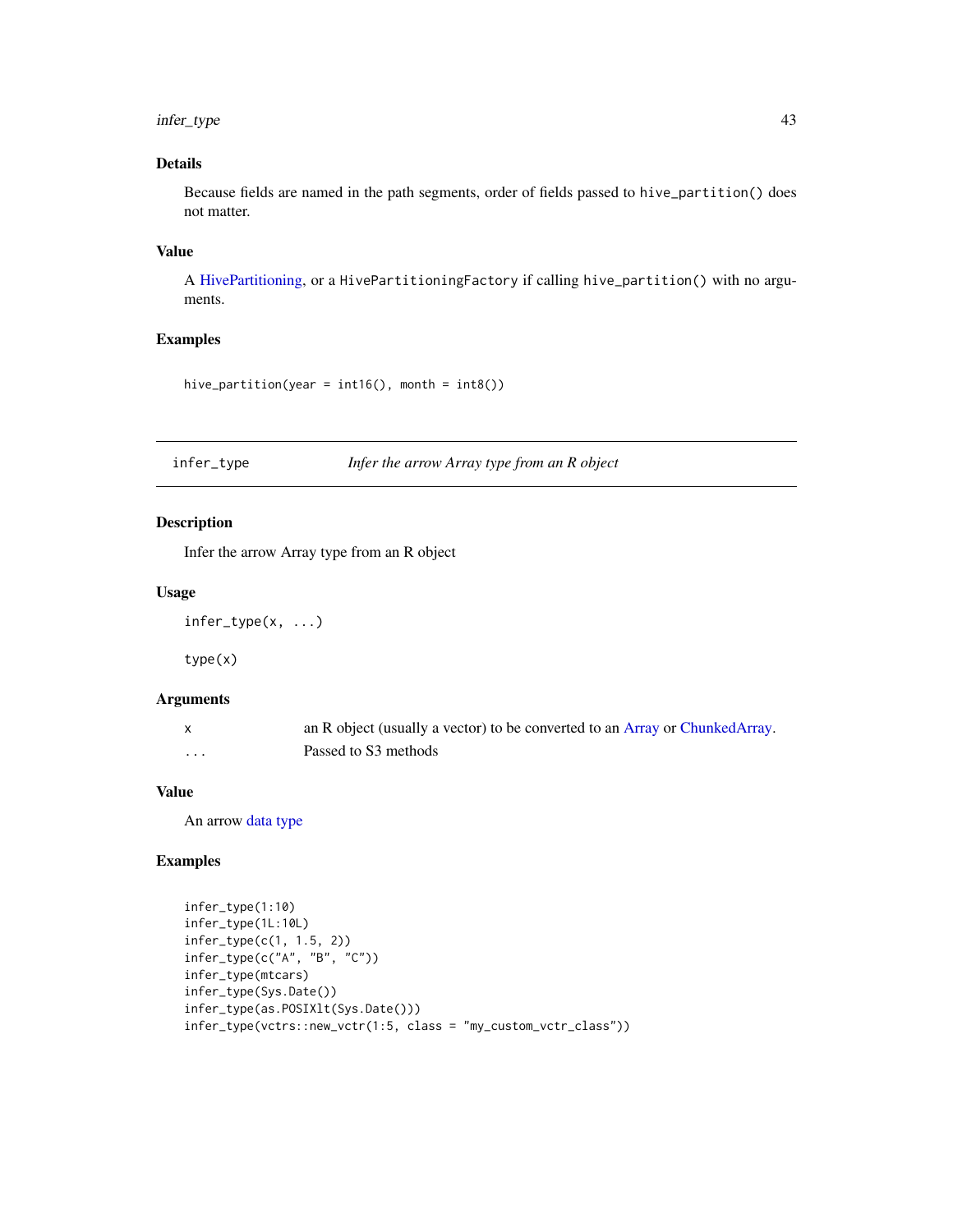### Details

Because fields are named in the path segments, order of fields passed to `hive_partition()` does not matter.

### Value

A HivePartitioning, or a `HivePartitioningFactory` if calling `hive_partition()` with no arguments.

### Examples

```
hive_partition(year = int16(), month = int8())
```

---

## infer_type — *Infer the arrow Array type from an R object*

### Description

Infer the arrow Array type from an R object

### Usage

```
infer_type(x, ...)

type(x)
```

### Arguments

| | |
|---|---|
| `x` | an R object (usually a vector) to be converted to an Array or ChunkedArray. |
| `...` | Passed to S3 methods |

### Value

An arrow data type

### Examples

```
infer_type(1:10)
infer_type(1L:10L)
infer_type(c(1, 1.5, 2))
infer_type(c("A", "B", "C"))
infer_type(mtcars)
infer_type(Sys.Date())
infer_type(as.POSIXlt(Sys.Date()))
infer_type(vctrs::new_vctr(1:5, class = "my_custom_vctr_class"))
```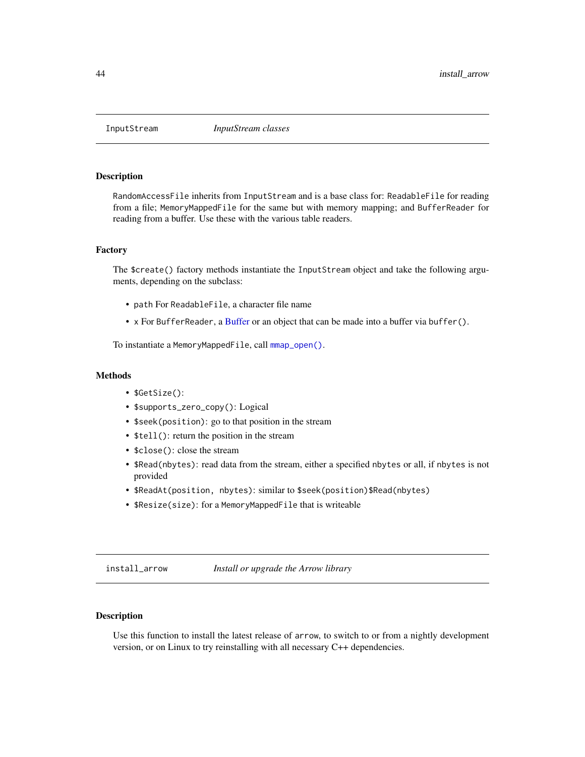## InputStream — *InputStream classes*

### Description

`RandomAccessFile` inherits from `InputStream` and is a base class for: `ReadableFile` for reading from a file; `MemoryMappedFile` for the same but with memory mapping; and `BufferReader` for reading from a buffer. Use these with the various table readers.

### Factory

The `$create()` factory methods instantiate the `InputStream` object and take the following arguments, depending on the subclass:

- `path` For `ReadableFile`, a character file name
- `x` For `BufferReader`, a Buffer or an object that can be made into a buffer via `buffer()`.

To instantiate a `MemoryMappedFile`, call `mmap_open()`.

### Methods

- `$GetSize()`:
- `$supports_zero_copy()`: Logical
- `$seek(position)`: go to that position in the stream
- `$tell()`: return the position in the stream
- `$close()`: close the stream
- `$Read(nbytes)`: read data from the stream, either a specified `nbytes` or all, if `nbytes` is not provided
- `$ReadAt(position, nbytes)`: similar to `$seek(position)$Read(nbytes)`
- `$Resize(size)`: for a `MemoryMappedFile` that is writeable

## install_arrow — *Install or upgrade the Arrow library*

### Description

Use this function to install the latest release of `arrow`, to switch to or from a nightly development version, or on Linux to try reinstalling with all necessary C++ dependencies.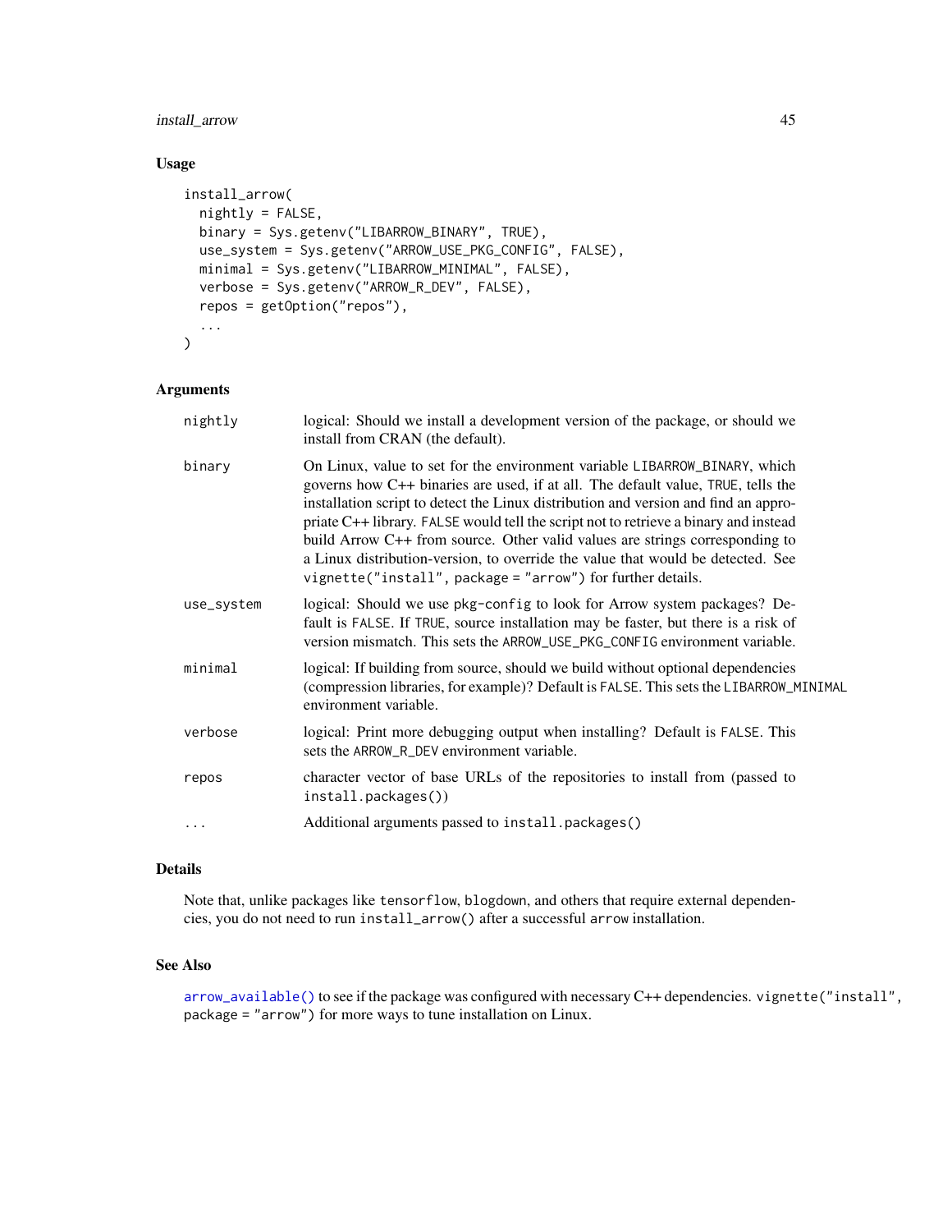### Usage

```
install_arrow(
  nightly = FALSE,
  binary = Sys.getenv("LIBARROW_BINARY", TRUE),
  use_system = Sys.getenv("ARROW_USE_PKG_CONFIG", FALSE),
  minimal = Sys.getenv("LIBARROW_MINIMAL", FALSE),
  verbose = Sys.getenv("ARROW_R_DEV", FALSE),
  repos = getOption("repos"),
  ...
)
```

### Arguments

| | |
|---|---|
| nightly | logical: Should we install a development version of the package, or should we install from CRAN (the default). |
| binary | On Linux, value to set for the environment variable LIBARROW_BINARY, which governs how C++ binaries are used, if at all. The default value, TRUE, tells the installation script to detect the Linux distribution and version and find an appropriate C++ library. FALSE would tell the script not to retrieve a binary and instead build Arrow C++ from source. Other valid values are strings corresponding to a Linux distribution-version, to override the value that would be detected. See vignette("install", package = "arrow") for further details. |
| use_system | logical: Should we use pkg-config to look for Arrow system packages? Default is FALSE. If TRUE, source installation may be faster, but there is a risk of version mismatch. This sets the ARROW_USE_PKG_CONFIG environment variable. |
| minimal | logical: If building from source, should we build without optional dependencies (compression libraries, for example)? Default is FALSE. This sets the LIBARROW_MINIMAL environment variable. |
| verbose | logical: Print more debugging output when installing? Default is FALSE. This sets the ARROW_R_DEV environment variable. |
| repos | character vector of base URLs of the repositories to install from (passed to install.packages()) |
| ... | Additional arguments passed to install.packages() |

### Details

Note that, unlike packages like tensorflow, blogdown, and others that require external dependencies, you do not need to run install_arrow() after a successful arrow installation.

### See Also

arrow_available() to see if the package was configured with necessary C++ dependencies. vignette("install", package = "arrow") for more ways to tune installation on Linux.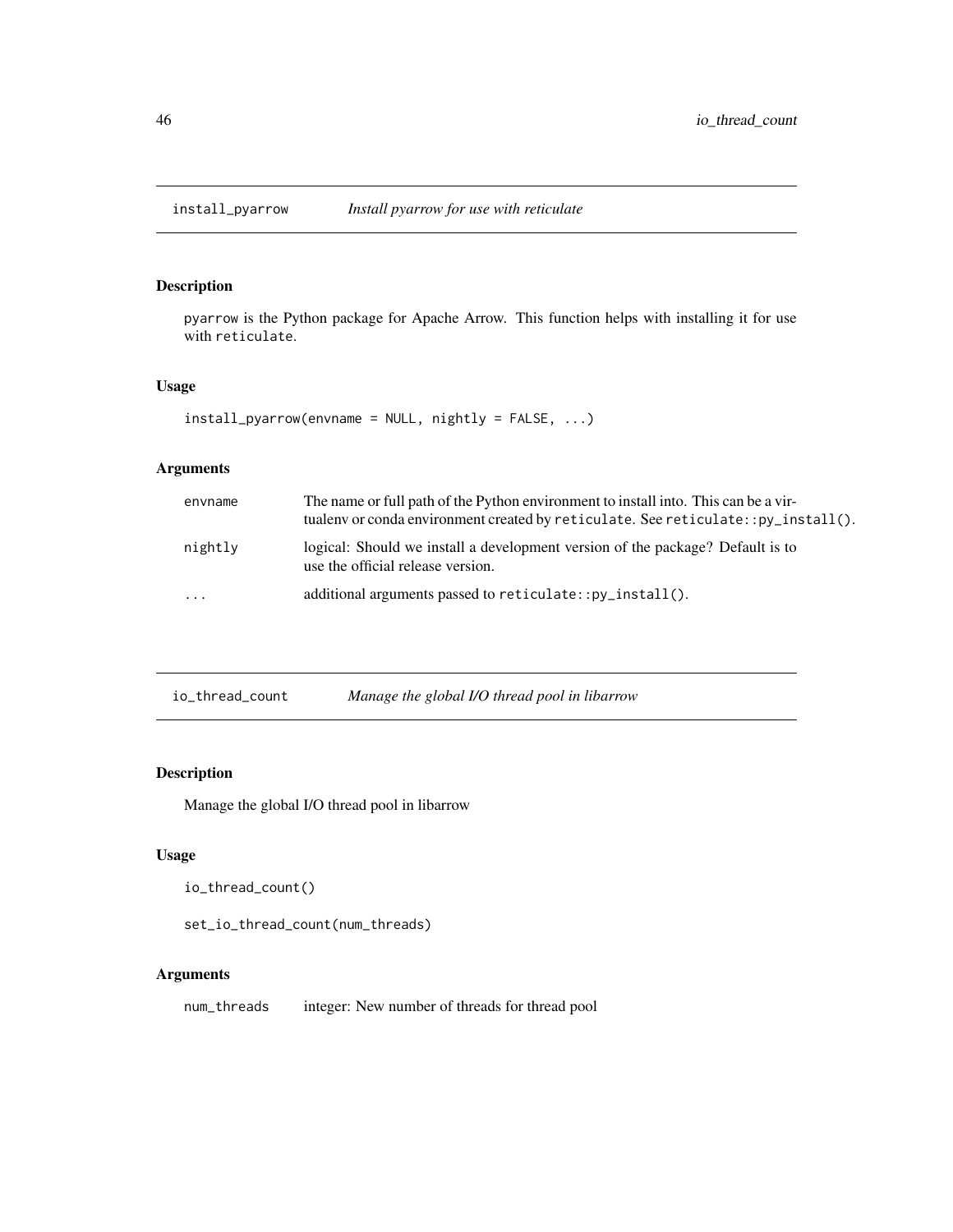## install_pyarrow — *Install pyarrow for use with reticulate*

### Description

pyarrow is the Python package for Apache Arrow. This function helps with installing it for use with reticulate.

### Usage

```
install_pyarrow(envname = NULL, nightly = FALSE, ...)
```

### Arguments

| | |
|---|---|
| envname | The name or full path of the Python environment to install into. This can be a virtualenv or conda environment created by reticulate. See reticulate::py_install(). |
| nightly | logical: Should we install a development version of the package? Default is to use the official release version. |
| ... | additional arguments passed to reticulate::py_install(). |

## io_thread_count — *Manage the global I/O thread pool in libarrow*

### Description

Manage the global I/O thread pool in libarrow

### Usage

```
io_thread_count()

set_io_thread_count(num_threads)
```

### Arguments

| | |
|---|---|
| num_threads | integer: New number of threads for thread pool |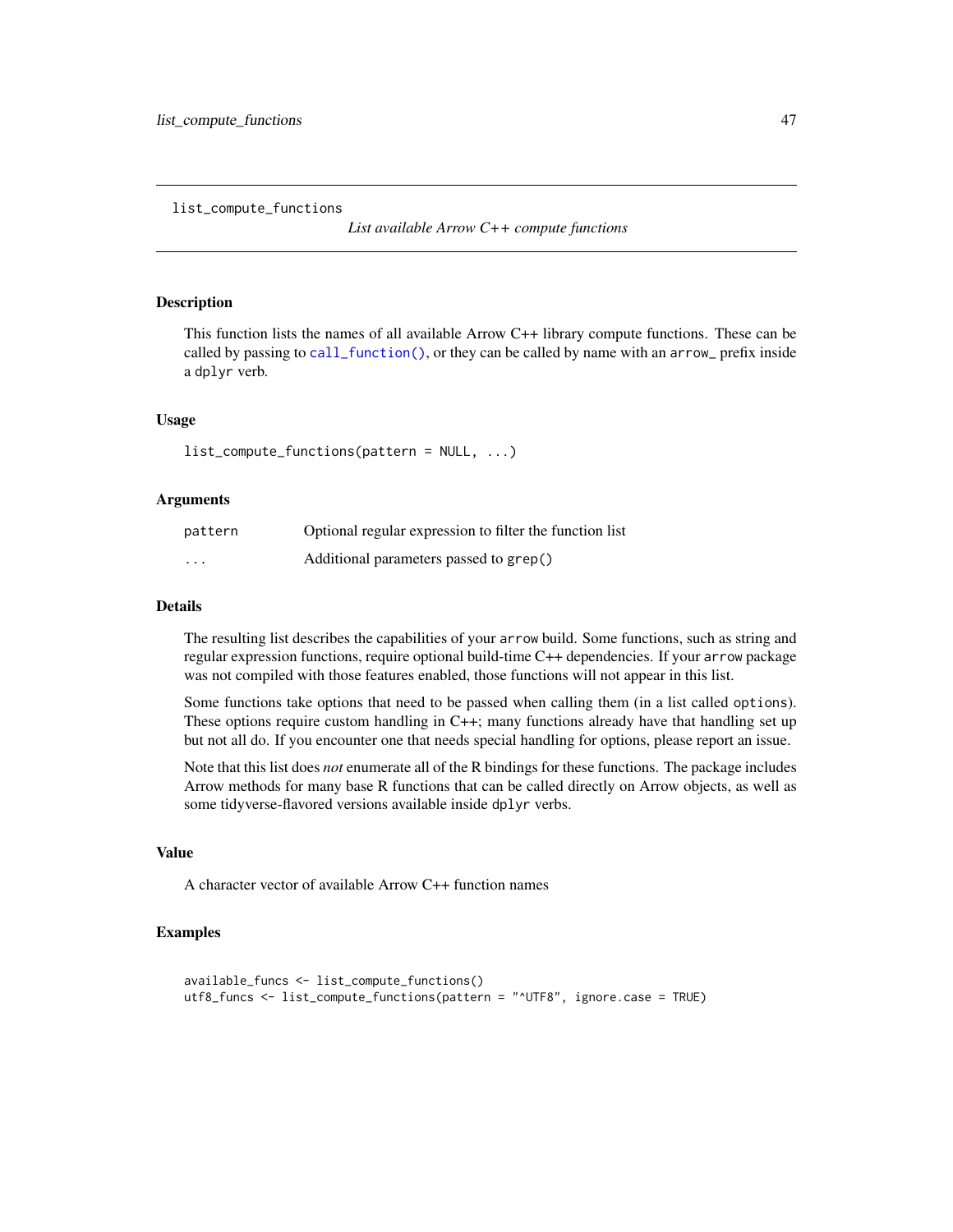list_compute_functions

*List available Arrow C++ compute functions*

## Description

This function lists the names of all available Arrow C++ library compute functions. These can be called by passing to `call_function()`, or they can be called by name with an `arrow_` prefix inside a `dplyr` verb.

## Usage

```
list_compute_functions(pattern = NULL, ...)
```

## Arguments

| | |
|---|---|
| pattern | Optional regular expression to filter the function list |
| ... | Additional parameters passed to `grep()` |

## Details

The resulting list describes the capabilities of your `arrow` build. Some functions, such as string and regular expression functions, require optional build-time C++ dependencies. If your `arrow` package was not compiled with those features enabled, those functions will not appear in this list.

Some functions take options that need to be passed when calling them (in a list called `options`). These options require custom handling in C++; many functions already have that handling set up but not all do. If you encounter one that needs special handling for options, please report an issue.

Note that this list does *not* enumerate all of the R bindings for these functions. The package includes Arrow methods for many base R functions that can be called directly on Arrow objects, as well as some tidyverse-flavored versions available inside `dplyr` verbs.

## Value

A character vector of available Arrow C++ function names

## Examples

```
available_funcs <- list_compute_functions()
utf8_funcs <- list_compute_functions(pattern = "^UTF8", ignore.case = TRUE)
```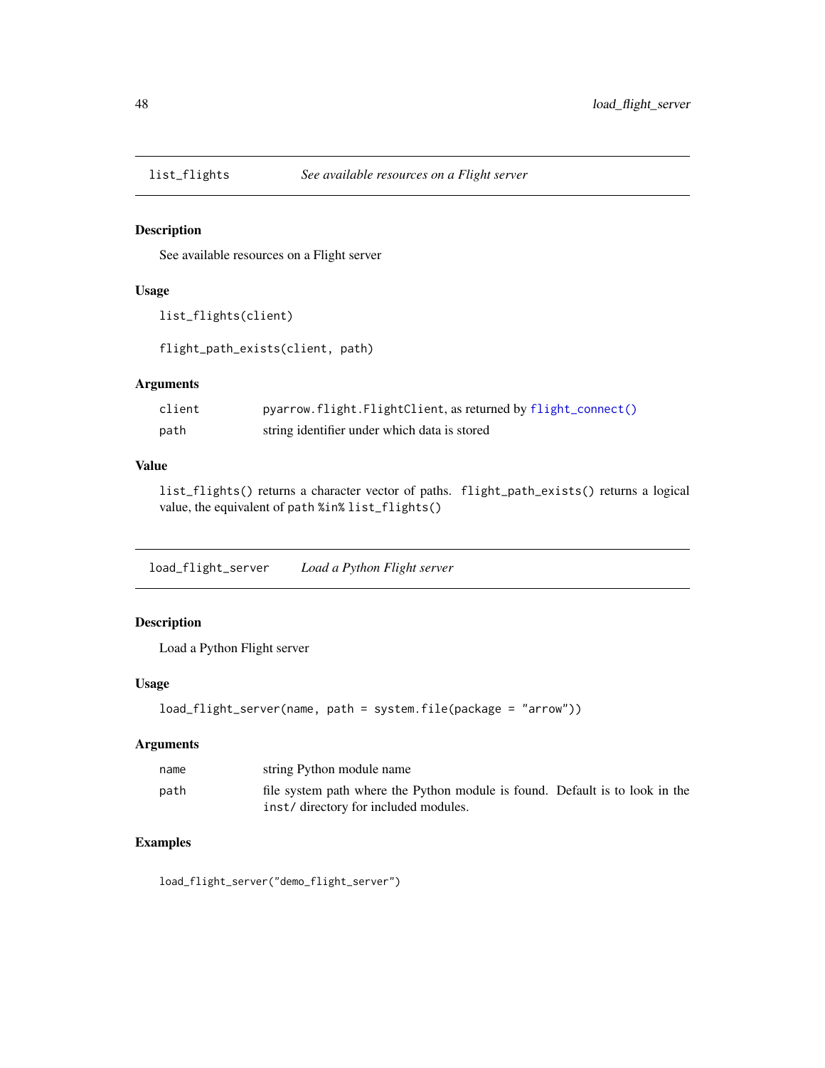## list_flights — *See available resources on a Flight server*

### Description

See available resources on a Flight server

### Usage

```
list_flights(client)

flight_path_exists(client, path)
```

### Arguments

| | |
|---|---|
| `client` | `pyarrow.flight.FlightClient`, as returned by `flight_connect()` |
| `path` | string identifier under which data is stored |

### Value

`list_flights()` returns a character vector of paths. `flight_path_exists()` returns a logical value, the equivalent of `path %in% list_flights()`

## load_flight_server — *Load a Python Flight server*

### Description

Load a Python Flight server

### Usage

```
load_flight_server(name, path = system.file(package = "arrow"))
```

### Arguments

| | |
|---|---|
| `name` | string Python module name |
| `path` | file system path where the Python module is found. Default is to look in the `inst/` directory for included modules. |

### Examples

```
load_flight_server("demo_flight_server")
```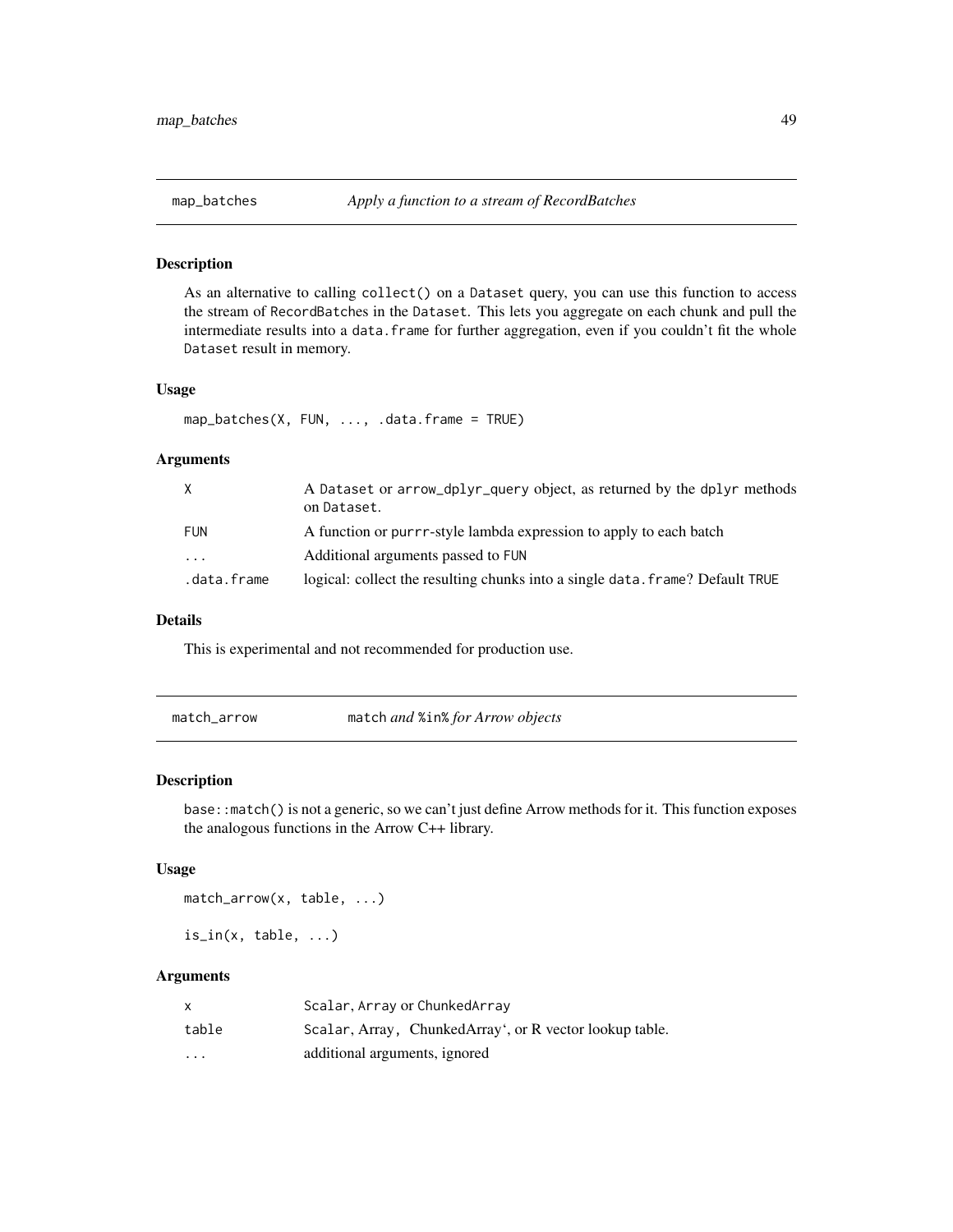## map_batches — *Apply a function to a stream of RecordBatches*

### Description

As an alternative to calling `collect()` on a `Dataset` query, you can use this function to access the stream of `RecordBatch`es in the `Dataset`. This lets you aggregate on each chunk and pull the intermediate results into a `data.frame` for further aggregation, even if you couldn't fit the whole `Dataset` result in memory.

### Usage

```
map_batches(X, FUN, ..., .data.frame = TRUE)
```

### Arguments

| | |
|---|---|
| `X` | A `Dataset` or `arrow_dplyr_query` object, as returned by the `dplyr` methods on `Dataset`. |
| `FUN` | A function or `purrr`-style lambda expression to apply to each batch |
| `...` | Additional arguments passed to `FUN` |
| `.data.frame` | logical: collect the resulting chunks into a single `data.frame`? Default `TRUE` |

### Details

This is experimental and not recommended for production use.

## match_arrow — `match` *and* `%in%` *for Arrow objects*

### Description

`base::match()` is not a generic, so we can't just define Arrow methods for it. This function exposes the analogous functions in the Arrow C++ library.

### Usage

```
match_arrow(x, table, ...)

is_in(x, table, ...)
```

### Arguments

| | |
|---|---|
| `x` | `Scalar`, `Array` or `ChunkedArray` |
| `table` | `Scalar`, Array, ChunkedArray', or R vector lookup table. |
| `...` | additional arguments, ignored |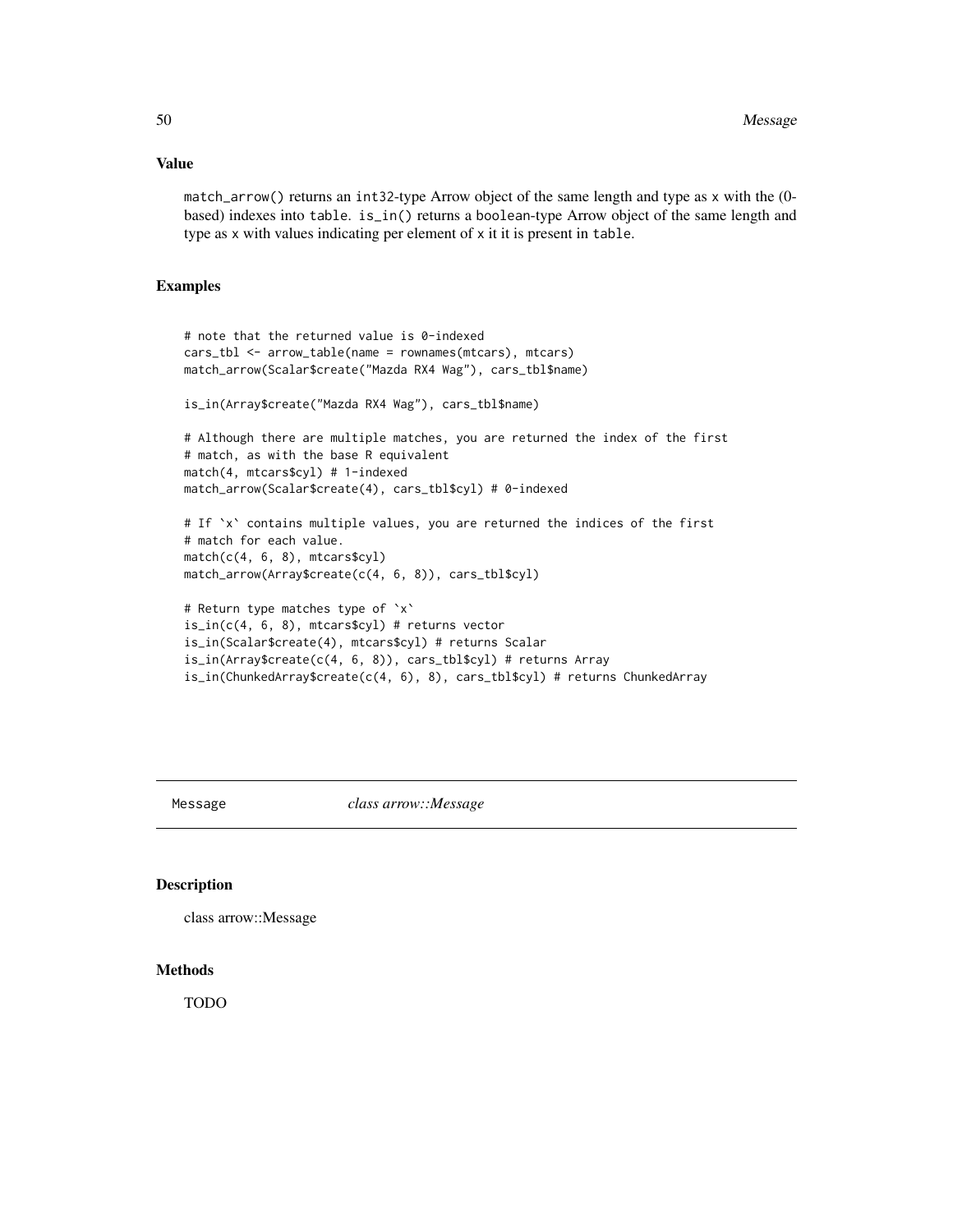## Value

`match_arrow()` returns an `int32`-type Arrow object of the same length and type as `x` with the (0-based) indexes into `table`. `is_in()` returns a `boolean`-type Arrow object of the same length and type as `x` with values indicating per element of `x` it it is present in `table`.

## Examples

```
# note that the returned value is 0-indexed
cars_tbl <- arrow_table(name = rownames(mtcars), mtcars)
match_arrow(Scalar$create("Mazda RX4 Wag"), cars_tbl$name)

is_in(Array$create("Mazda RX4 Wag"), cars_tbl$name)

# Although there are multiple matches, you are returned the index of the first
# match, as with the base R equivalent
match(4, mtcars$cyl) # 1-indexed
match_arrow(Scalar$create(4), cars_tbl$cyl) # 0-indexed

# If `x` contains multiple values, you are returned the indices of the first
# match for each value.
match(c(4, 6, 8), mtcars$cyl)
match_arrow(Array$create(c(4, 6, 8)), cars_tbl$cyl)

# Return type matches type of `x`
is_in(c(4, 6, 8), mtcars$cyl) # returns vector
is_in(Scalar$create(4), mtcars$cyl) # returns Scalar
is_in(Array$create(c(4, 6, 8)), cars_tbl$cyl) # returns Array
is_in(ChunkedArray$create(c(4, 6), 8), cars_tbl$cyl) # returns ChunkedArray
```

---

# Message &nbsp;&nbsp;&nbsp;&nbsp; *class arrow::Message*

---

## Description

class arrow::Message

## Methods

TODO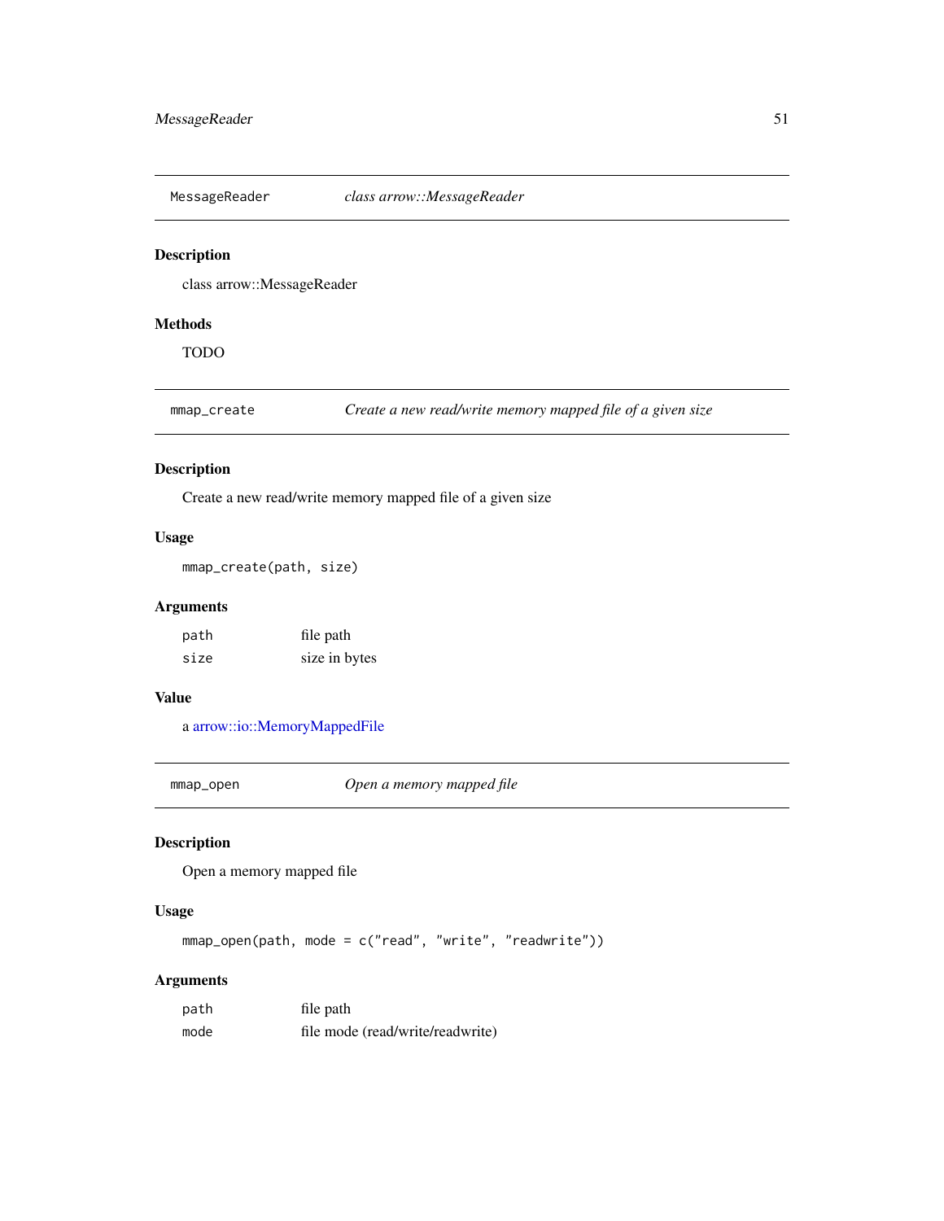## MessageReader — *class arrow::MessageReader*

### Description

class arrow::MessageReader

### Methods

TODO

## mmap_create — *Create a new read/write memory mapped file of a given size*

### Description

Create a new read/write memory mapped file of a given size

### Usage

```
mmap_create(path, size)
```

### Arguments

| | |
|---|---|
| `path` | file path |
| `size` | size in bytes |

### Value

a arrow::io::MemoryMappedFile

## mmap_open — *Open a memory mapped file*

### Description

Open a memory mapped file

### Usage

```
mmap_open(path, mode = c("read", "write", "readwrite"))
```

### Arguments

| | |
|---|---|
| `path` | file path |
| `mode` | file mode (read/write/readwrite) |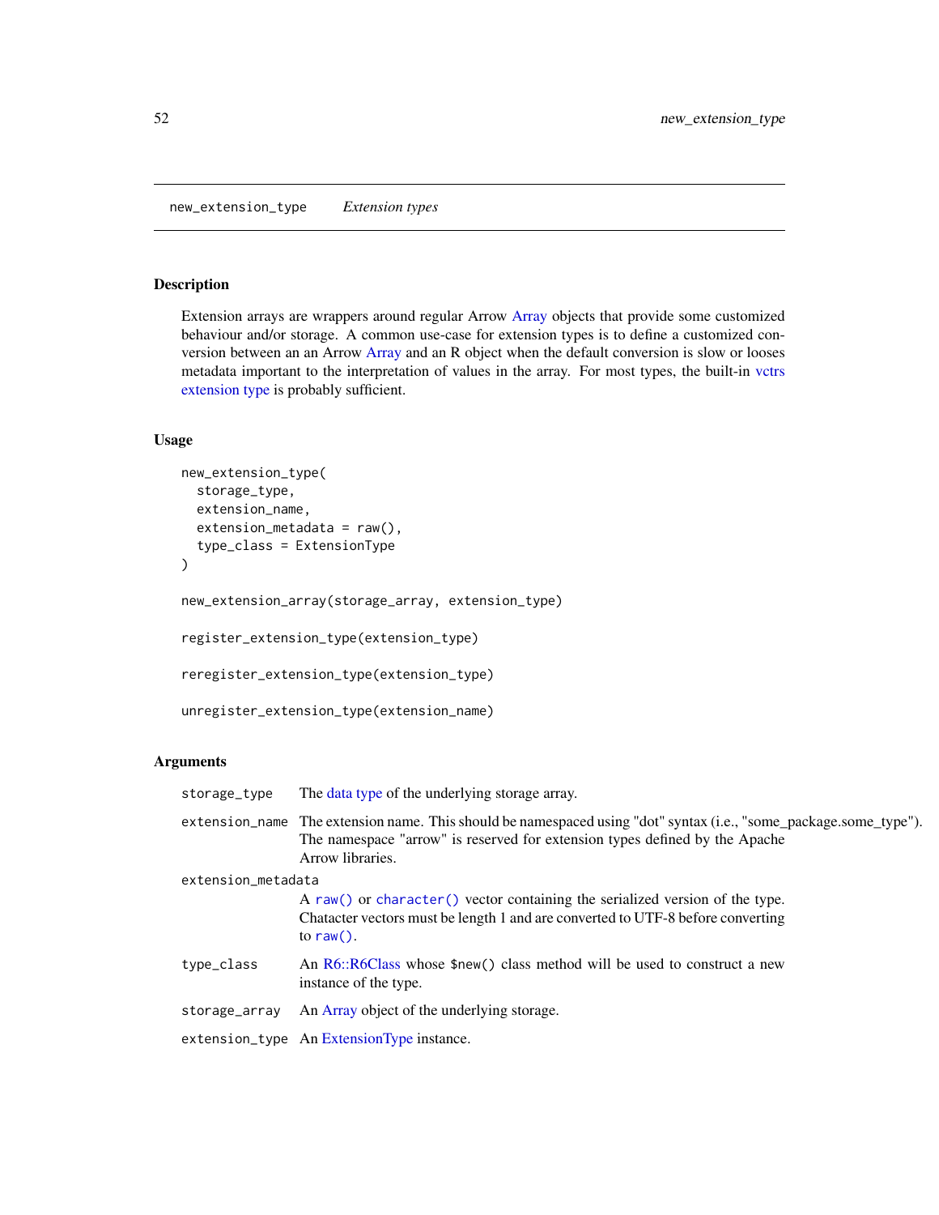## new_extension_type — *Extension types*

### Description

Extension arrays are wrappers around regular Arrow Array objects that provide some customized behaviour and/or storage. A common use-case for extension types is to define a customized conversion between an an Arrow Array and an R object when the default conversion is slow or looses metadata important to the interpretation of values in the array. For most types, the built-in vctrs extension type is probably sufficient.

### Usage

```
new_extension_type(
  storage_type,
  extension_name,
  extension_metadata = raw(),
  type_class = ExtensionType
)

new_extension_array(storage_array, extension_type)

register_extension_type(extension_type)

reregister_extension_type(extension_type)

unregister_extension_type(extension_name)
```

### Arguments

| | |
|---|---|
| `storage_type` | The data type of the underlying storage array. |
| `extension_name` | The extension name. This should be namespaced using "dot" syntax (i.e., "some_package.some_type"). The namespace "arrow" is reserved for extension types defined by the Apache Arrow libraries. |
| `extension_metadata` | A `raw()` or `character()` vector containing the serialized version of the type. Chatacter vectors must be length 1 and are converted to UTF-8 before converting to `raw()`. |
| `type_class` | An R6::R6Class whose `$new()` class method will be used to construct a new instance of the type. |
| `storage_array` | An Array object of the underlying storage. |
| `extension_type` | An ExtensionType instance. |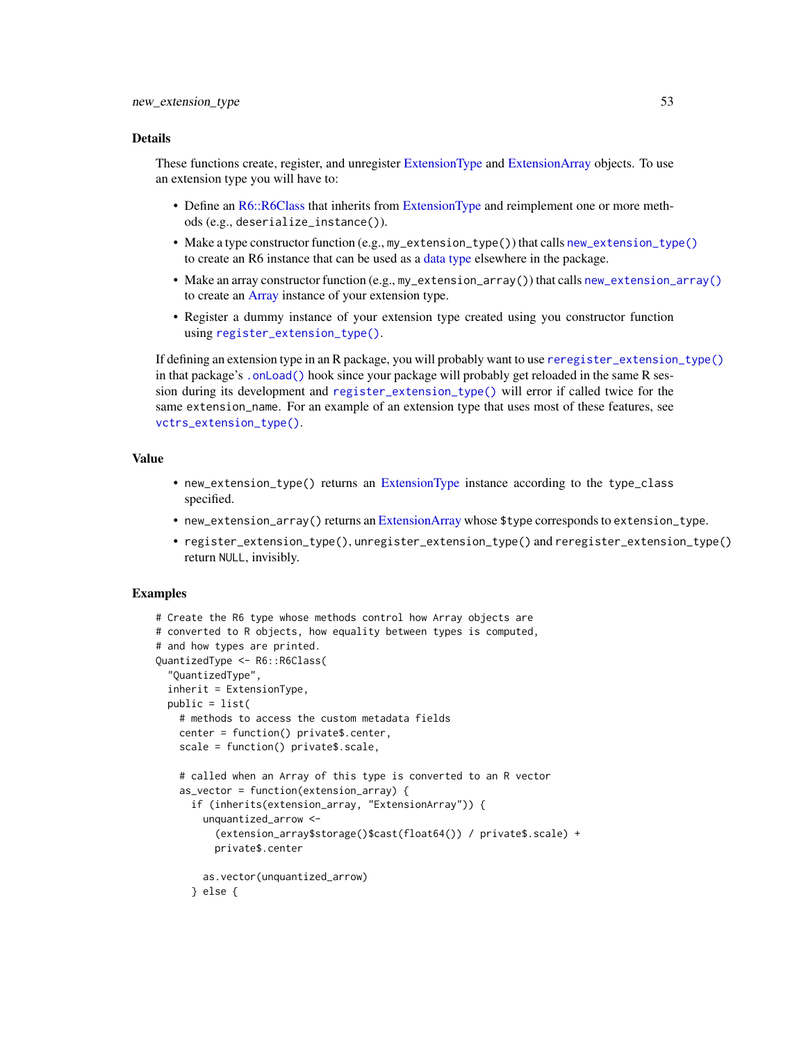### Details

These functions create, register, and unregister ExtensionType and ExtensionArray objects. To use an extension type you will have to:

- Define an R6::R6Class that inherits from ExtensionType and reimplement one or more methods (e.g., `deserialize_instance()`).
- Make a type constructor function (e.g., `my_extension_type()`) that calls `new_extension_type()` to create an R6 instance that can be used as a data type elsewhere in the package.
- Make an array constructor function (e.g., `my_extension_array()`) that calls `new_extension_array()` to create an Array instance of your extension type.
- Register a dummy instance of your extension type created using you constructor function using `register_extension_type()`.

If defining an extension type in an R package, you will probably want to use `reregister_extension_type()` in that package's `.onLoad()` hook since your package will probably get reloaded in the same R session during its development and `register_extension_type()` will error if called twice for the same `extension_name`. For an example of an extension type that uses most of these features, see `vctrs_extension_type()`.

### Value

- `new_extension_type()` returns an ExtensionType instance according to the `type_class` specified.
- `new_extension_array()` returns an ExtensionArray whose `$type` corresponds to `extension_type`.
- `register_extension_type()`, `unregister_extension_type()` and `reregister_extension_type()` return `NULL`, invisibly.

### Examples

```
# Create the R6 type whose methods control how Array objects are
# converted to R objects, how equality between types is computed,
# and how types are printed.
QuantizedType <- R6::R6Class(
  "QuantizedType",
  inherit = ExtensionType,
  public = list(
    # methods to access the custom metadata fields
    center = function() private$.center,
    scale = function() private$.scale,

    # called when an Array of this type is converted to an R vector
    as_vector = function(extension_array) {
      if (inherits(extension_array, "ExtensionArray")) {
        unquantized_arrow <-
          (extension_array$storage()$cast(float64()) / private$.scale) +
          private$.center

        as.vector(unquantized_arrow)
      } else {
```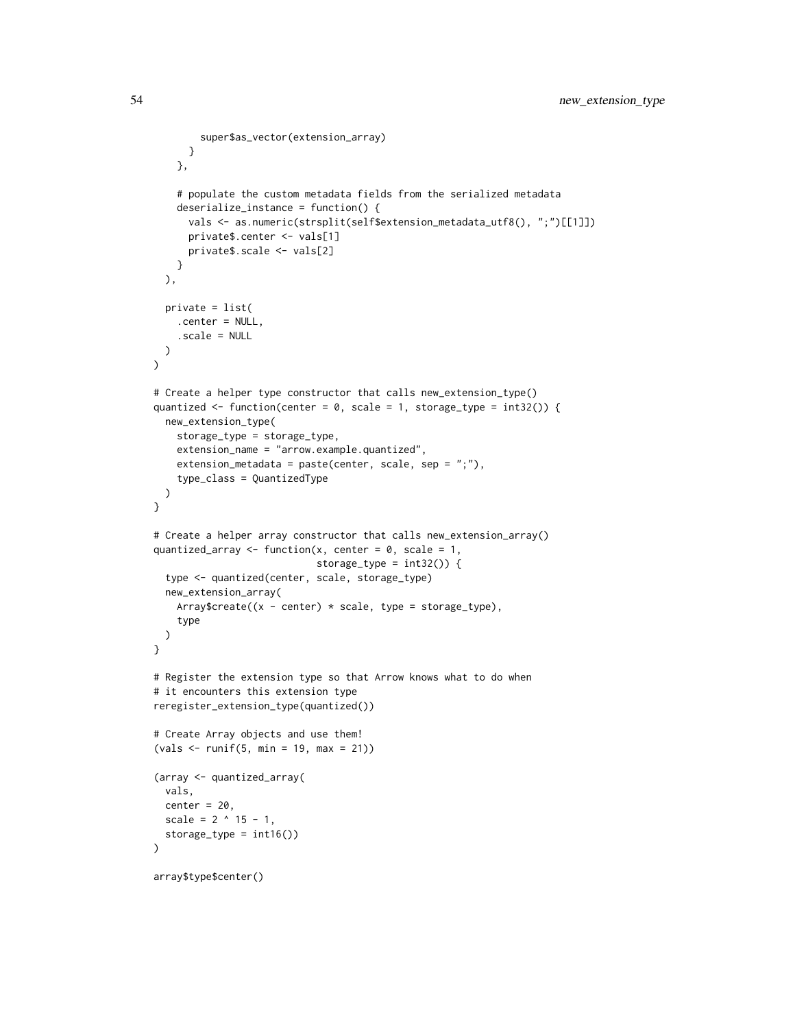```
        super$as_vector(extension_array)
      }
    },

    # populate the custom metadata fields from the serialized metadata
    deserialize_instance = function() {
      vals <- as.numeric(strsplit(self$extension_metadata_utf8(), ";")[[1]])
      private$.center <- vals[1]
      private$.scale <- vals[2]
    }
  ),

  private = list(
    .center = NULL,
    .scale = NULL
  )
)

# Create a helper type constructor that calls new_extension_type()
quantized <- function(center = 0, scale = 1, storage_type = int32()) {
  new_extension_type(
    storage_type = storage_type,
    extension_name = "arrow.example.quantized",
    extension_metadata = paste(center, scale, sep = ";"),
    type_class = QuantizedType
  )
}

# Create a helper array constructor that calls new_extension_array()
quantized_array <- function(x, center = 0, scale = 1,
                            storage_type = int32()) {
  type <- quantized(center, scale, storage_type)
  new_extension_array(
    Array$create((x - center) * scale, type = storage_type),
    type
  )
}

# Register the extension type so that Arrow knows what to do when
# it encounters this extension type
reregister_extension_type(quantized())

# Create Array objects and use them!
(vals <- runif(5, min = 19, max = 21))

(array <- quantized_array(
  vals,
  center = 20,
  scale = 2 ^ 15 - 1,
  storage_type = int16())
)

array$type$center()
```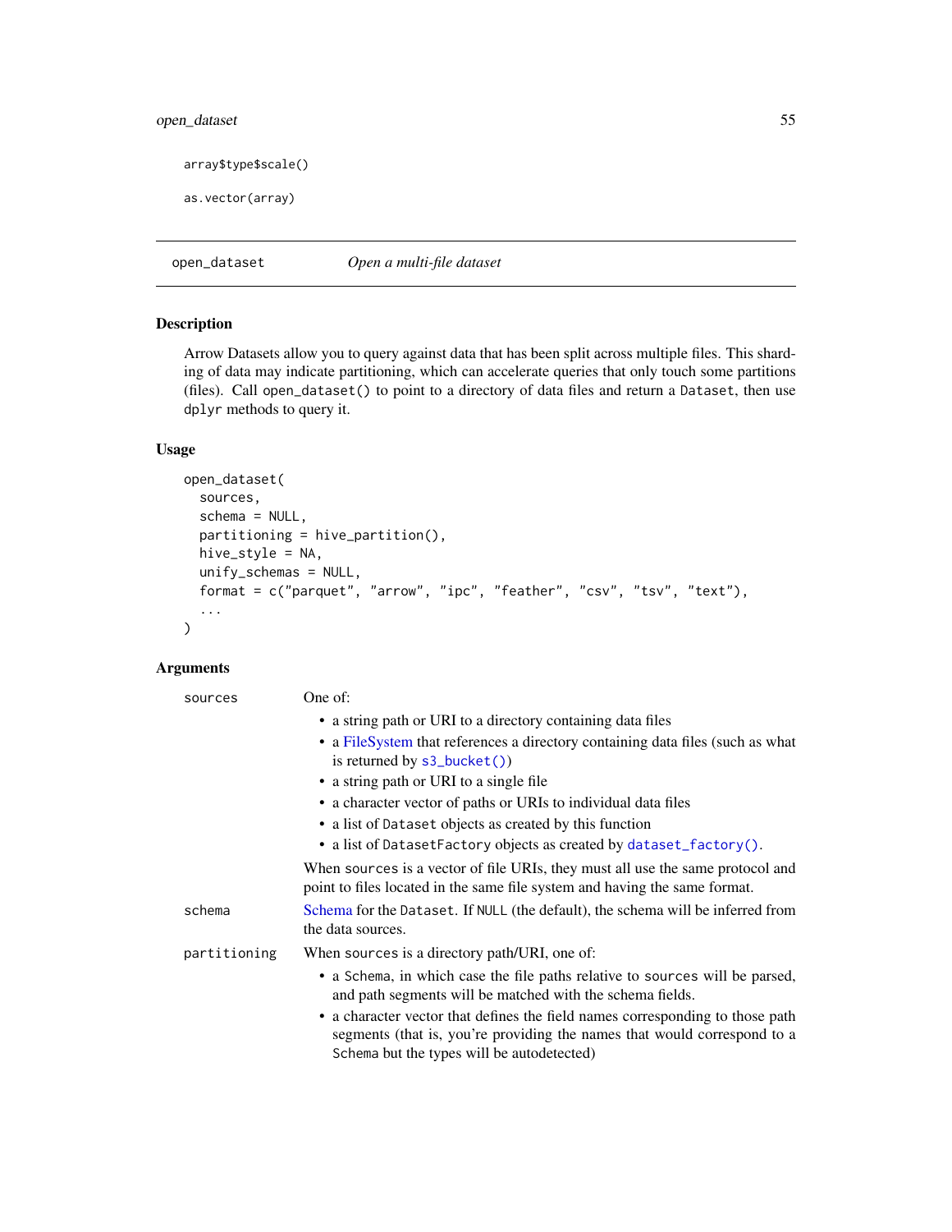```
array$type$scale()

as.vector(array)
```

## open_dataset *Open a multi-file dataset*

### Description

Arrow Datasets allow you to query against data that has been split across multiple files. This sharding of data may indicate partitioning, which can accelerate queries that only touch some partitions (files). Call `open_dataset()` to point to a directory of data files and return a `Dataset`, then use `dplyr` methods to query it.

### Usage

```
open_dataset(
  sources,
  schema = NULL,
  partitioning = hive_partition(),
  hive_style = NA,
  unify_schemas = NULL,
  format = c("parquet", "arrow", "ipc", "feather", "csv", "tsv", "text"),
  ...
)
```

### Arguments

`sources` One of:

- a string path or URI to a directory containing data files
- a FileSystem that references a directory containing data files (such as what is returned by `s3_bucket()`)
- a string path or URI to a single file
- a character vector of paths or URIs to individual data files
- a list of `Dataset` objects as created by this function
- a list of `DatasetFactory` objects as created by `dataset_factory()`.

When `sources` is a vector of file URIs, they must all use the same protocol and point to files located in the same file system and having the same format.

`schema` Schema for the `Dataset`. If `NULL` (the default), the schema will be inferred from the data sources.

`partitioning` When `sources` is a directory path/URI, one of:

- a `Schema`, in which case the file paths relative to `sources` will be parsed, and path segments will be matched with the schema fields.
- a character vector that defines the field names corresponding to those path segments (that is, you're providing the names that would correspond to a `Schema` but the types will be autodetected)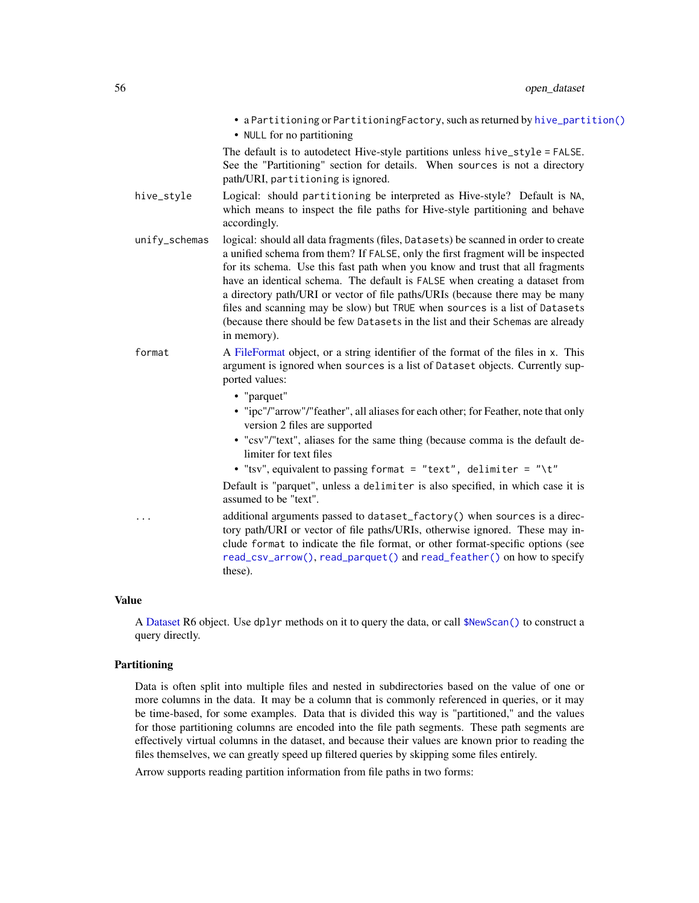- a `Partitioning` or `PartitioningFactory`, such as returned by `hive_partition()`
- `NULL` for no partitioning

The default is to autodetect Hive-style partitions unless `hive_style = FALSE`. See the "Partitioning" section for details. When `sources` is not a directory path/URI, `partitioning` is ignored.

`hive_style` Logical: should `partitioning` be interpreted as Hive-style? Default is `NA`, which means to inspect the file paths for Hive-style partitioning and behave accordingly.

`unify_schemas` logical: should all data fragments (files, `Datasets`) be scanned in order to create a unified schema from them? If `FALSE`, only the first fragment will be inspected for its schema. Use this fast path when you know and trust that all fragments have an identical schema. The default is `FALSE` when creating a dataset from a directory path/URI or vector of file paths/URIs (because there may be many files and scanning may be slow) but `TRUE` when `sources` is a list of `Datasets` (because there should be few `Datasets` in the list and their `Schemas` are already in memory).

`format` A FileFormat object, or a string identifier of the format of the files in `x`. This argument is ignored when `sources` is a list of `Dataset` objects. Currently supported values:

- "parquet"
- "ipc"/"arrow"/"feather", all aliases for each other; for Feather, note that only version 2 files are supported
- "csv"/"text", aliases for the same thing (because comma is the default delimiter for text files
- "tsv", equivalent to passing `format = "text", delimiter = "\t"`

Default is "parquet", unless a `delimiter` is also specified, in which case it is assumed to be "text".

`...` additional arguments passed to `dataset_factory()` when `sources` is a directory path/URI or vector of file paths/URIs, otherwise ignored. These may include `format` to indicate the file format, or other format-specific options (see `read_csv_arrow()`, `read_parquet()` and `read_feather()` on how to specify these).

## Value

A Dataset R6 object. Use `dplyr` methods on it to query the data, or call `$NewScan()` to construct a query directly.

## Partitioning

Data is often split into multiple files and nested in subdirectories based on the value of one or more columns in the data. It may be a column that is commonly referenced in queries, or it may be time-based, for some examples. Data that is divided this way is "partitioned," and the values for those partitioning columns are encoded into the file path segments. These path segments are effectively virtual columns in the dataset, and because their values are known prior to reading the files themselves, we can greatly speed up filtered queries by skipping some files entirely.

Arrow supports reading partition information from file paths in two forms: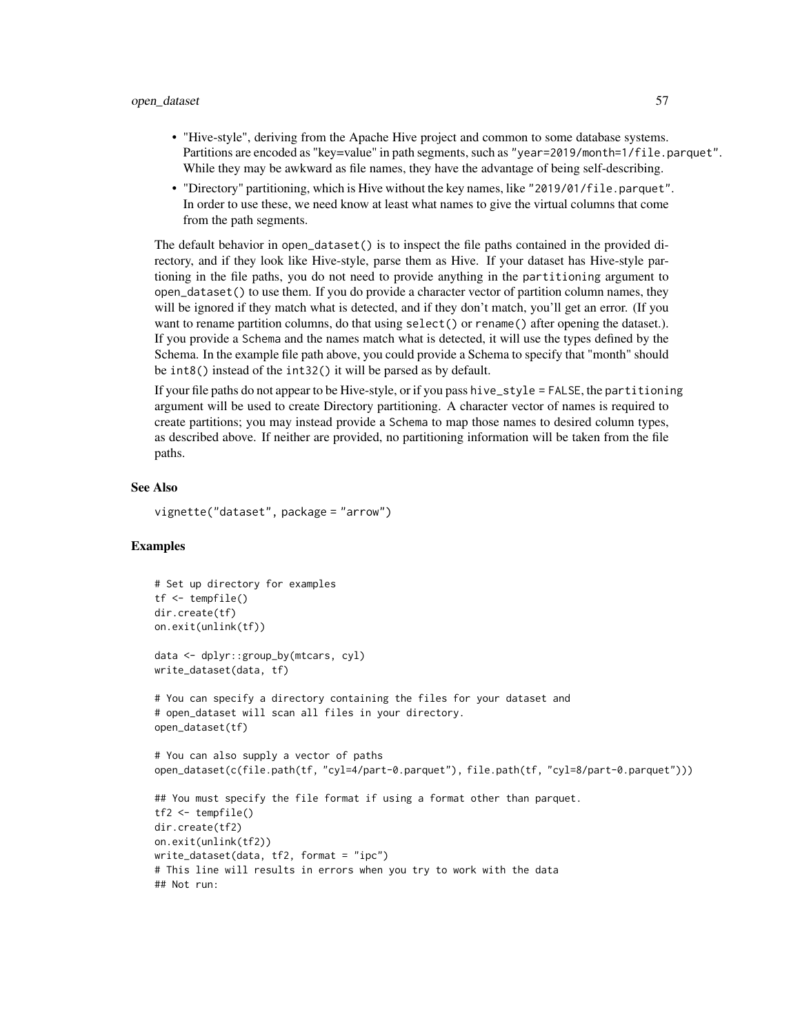- "Hive-style", deriving from the Apache Hive project and common to some database systems. Partitions are encoded as "key=value" in path segments, such as `"year=2019/month=1/file.parquet"`. While they may be awkward as file names, they have the advantage of being self-describing.
- "Directory" partitioning, which is Hive without the key names, like `"2019/01/file.parquet"`. In order to use these, we need know at least what names to give the virtual columns that come from the path segments.

The default behavior in `open_dataset()` is to inspect the file paths contained in the provided directory, and if they look like Hive-style, parse them as Hive. If your dataset has Hive-style partitioning in the file paths, you do not need to provide anything in the `partitioning` argument to `open_dataset()` to use them. If you do provide a character vector of partition column names, they will be ignored if they match what is detected, and if they don't match, you'll get an error. (If you want to rename partition columns, do that using `select()` or `rename()` after opening the dataset.). If you provide a `Schema` and the names match what is detected, it will use the types defined by the Schema. In the example file path above, you could provide a Schema to specify that "month" should be `int8()` instead of the `int32()` it will be parsed as by default.

If your file paths do not appear to be Hive-style, or if you pass `hive_style = FALSE`, the `partitioning` argument will be used to create Directory partitioning. A character vector of names is required to create partitions; you may instead provide a `Schema` to map those names to desired column types, as described above. If neither are provided, no partitioning information will be taken from the file paths.

### See Also

`vignette("dataset", package = "arrow")`

### Examples

```
# Set up directory for examples
tf <- tempfile()
dir.create(tf)
on.exit(unlink(tf))

data <- dplyr::group_by(mtcars, cyl)
write_dataset(data, tf)

# You can specify a directory containing the files for your dataset and
# open_dataset will scan all files in your directory.
open_dataset(tf)

# You can also supply a vector of paths
open_dataset(c(file.path(tf, "cyl=4/part-0.parquet"), file.path(tf, "cyl=8/part-0.parquet")))

## You must specify the file format if using a format other than parquet.
tf2 <- tempfile()
dir.create(tf2)
on.exit(unlink(tf2))
write_dataset(data, tf2, format = "ipc")
# This line will results in errors when you try to work with the data
## Not run:
```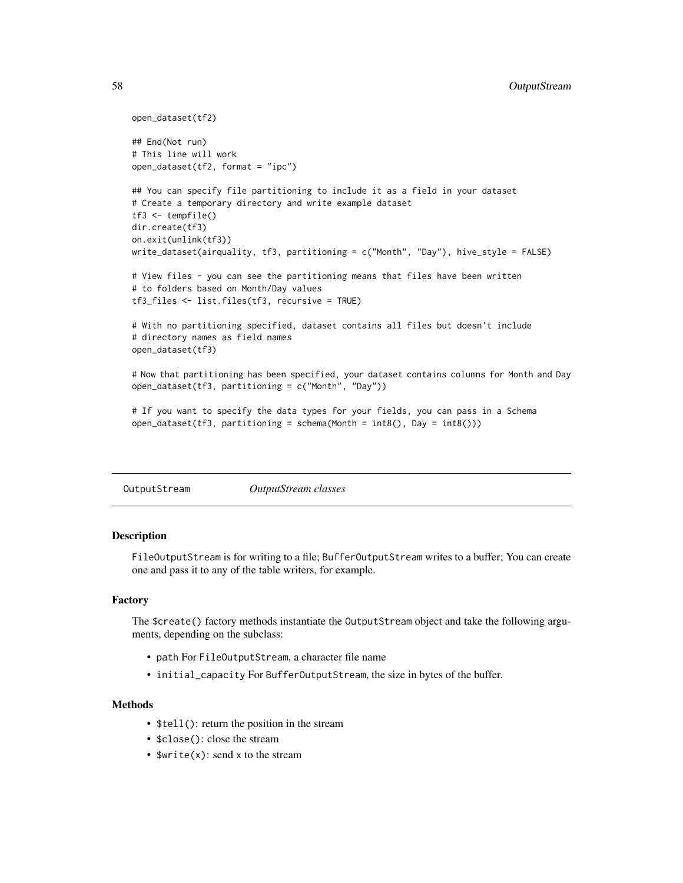```
open_dataset(tf2)

## End(Not run)
# This line will work
open_dataset(tf2, format = "ipc")

## You can specify file partitioning to include it as a field in your dataset
# Create a temporary directory and write example dataset
tf3 <- tempfile()
dir.create(tf3)
on.exit(unlink(tf3))
write_dataset(airquality, tf3, partitioning = c("Month", "Day"), hive_style = FALSE)

# View files - you can see the partitioning means that files have been written
# to folders based on Month/Day values
tf3_files <- list.files(tf3, recursive = TRUE)

# With no partitioning specified, dataset contains all files but doesn't include
# directory names as field names
open_dataset(tf3)

# Now that partitioning has been specified, your dataset contains columns for Month and Day
open_dataset(tf3, partitioning = c("Month", "Day"))

# If you want to specify the data types for your fields, you can pass in a Schema
open_dataset(tf3, partitioning = schema(Month = int8(), Day = int8()))
```

## OutputStream — *OutputStream classes*

### Description

FileOutputStream is for writing to a file; BufferOutputStream writes to a buffer; You can create one and pass it to any of the table writers, for example.

### Factory

The $create() factory methods instantiate the OutputStream object and take the following arguments, depending on the subclass:

- path For FileOutputStream, a character file name
- initial_capacity For BufferOutputStream, the size in bytes of the buffer.

### Methods

- $tell(): return the position in the stream
- $close(): close the stream
- $write(x): send x to the stream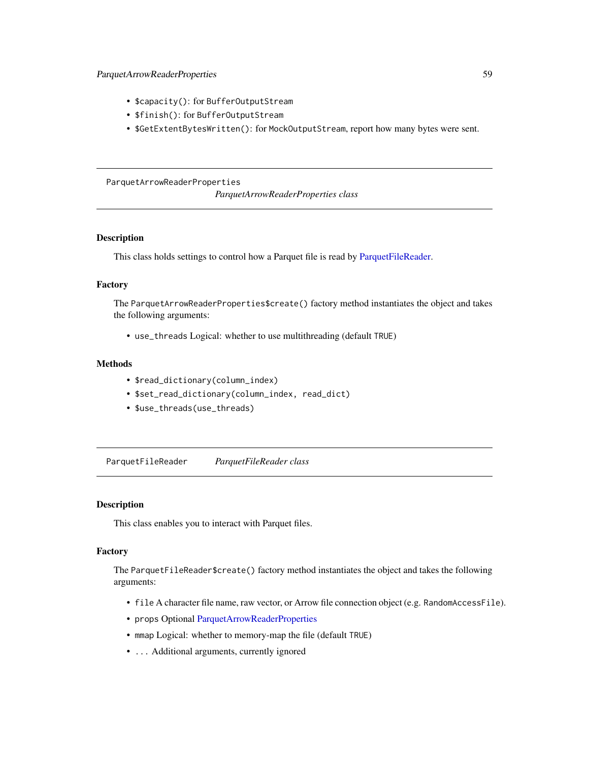- `$capacity()`: for `BufferOutputStream`
- `$finish()`: for `BufferOutputStream`
- `$GetExtentBytesWritten()`: for `MockOutputStream`, report how many bytes were sent.

---

`ParquetArrowReaderProperties` *ParquetArrowReaderProperties class*

---

### Description

This class holds settings to control how a Parquet file is read by ParquetFileReader.

### Factory

The `ParquetArrowReaderProperties$create()` factory method instantiates the object and takes the following arguments:

- `use_threads` Logical: whether to use multithreading (default `TRUE`)

### Methods

- `$read_dictionary(column_index)`
- `$set_read_dictionary(column_index, read_dict)`
- `$use_threads(use_threads)`

---

`ParquetFileReader` *ParquetFileReader class*

---

### Description

This class enables you to interact with Parquet files.

### Factory

The `ParquetFileReader$create()` factory method instantiates the object and takes the following arguments:

- `file` A character file name, raw vector, or Arrow file connection object (e.g. `RandomAccessFile`).
- `props` Optional ParquetArrowReaderProperties
- `mmap` Logical: whether to memory-map the file (default `TRUE`)
- `...` Additional arguments, currently ignored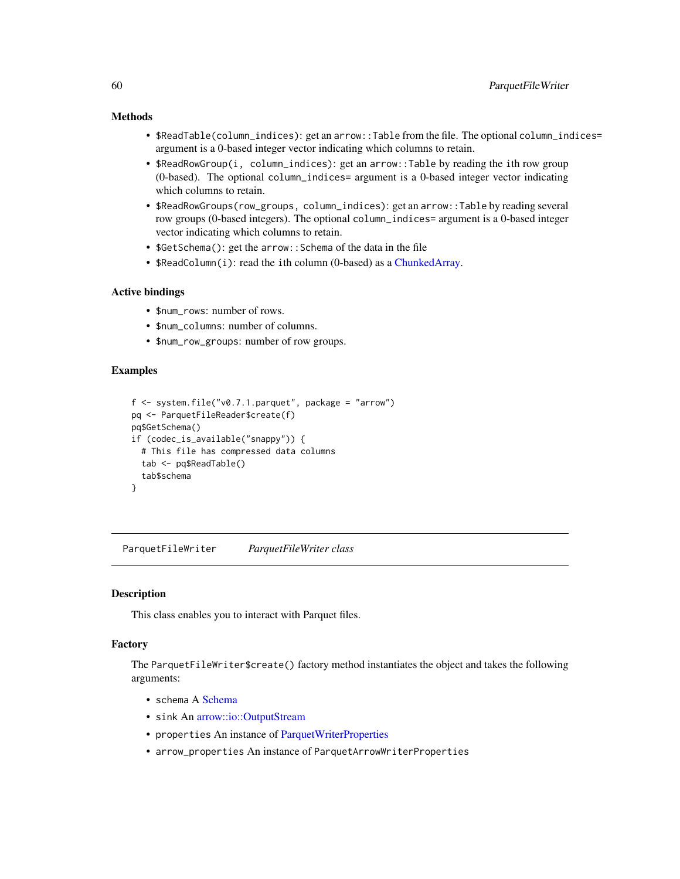### Methods

- `$ReadTable(column_indices)`: get an `arrow::Table` from the file. The optional `column_indices=` argument is a 0-based integer vector indicating which columns to retain.
- `$ReadRowGroup(i, column_indices)`: get an `arrow::Table` by reading the `i`th row group (0-based). The optional `column_indices=` argument is a 0-based integer vector indicating which columns to retain.
- `$ReadRowGroups(row_groups, column_indices)`: get an `arrow::Table` by reading several row groups (0-based integers). The optional `column_indices=` argument is a 0-based integer vector indicating which columns to retain.
- `$GetSchema()`: get the `arrow::Schema` of the data in the file
- `$ReadColumn(i)`: read the `i`th column (0-based) as a ChunkedArray.

### Active bindings

- `$num_rows`: number of rows.
- `$num_columns`: number of columns.
- `$num_row_groups`: number of row groups.

### Examples

```
f <- system.file("v0.7.1.parquet", package = "arrow")
pq <- ParquetFileReader$create(f)
pq$GetSchema()
if (codec_is_available("snappy")) {
  # This file has compressed data columns
  tab <- pq$ReadTable()
  tab$schema
}
```

---

## ParquetFileWriter    *ParquetFileWriter class*

---

### Description

This class enables you to interact with Parquet files.

### Factory

The `ParquetFileWriter$create()` factory method instantiates the object and takes the following arguments:

- `schema` A Schema
- `sink` An arrow::io::OutputStream
- `properties` An instance of ParquetWriterProperties
- `arrow_properties` An instance of `ParquetArrowWriterProperties`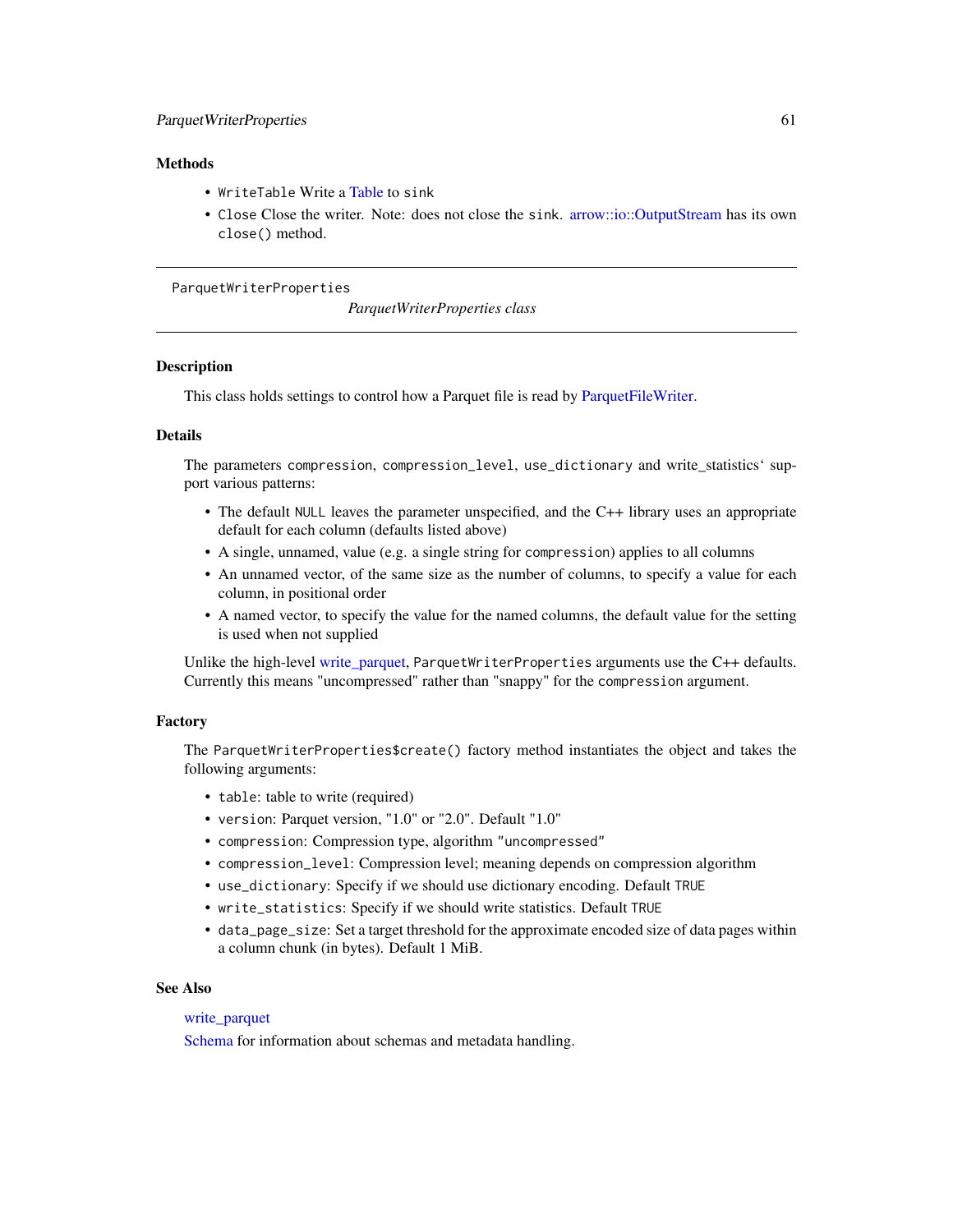### Methods

- `WriteTable` Write a Table to `sink`
- `Close` Close the writer. Note: does not close the `sink`. arrow::io::OutputStream has its own `close()` method.

---

`ParquetWriterProperties` &nbsp;&nbsp;&nbsp;&nbsp; *ParquetWriterProperties class*

---

### Description

This class holds settings to control how a Parquet file is read by ParquetFileWriter.

### Details

The parameters `compression`, `compression_level`, `use_dictionary` and write_statistics` support various patterns:

- The default `NULL` leaves the parameter unspecified, and the C++ library uses an appropriate default for each column (defaults listed above)
- A single, unnamed, value (e.g. a single string for `compression`) applies to all columns
- An unnamed vector, of the same size as the number of columns, to specify a value for each column, in positional order
- A named vector, to specify the value for the named columns, the default value for the setting is used when not supplied

Unlike the high-level write_parquet, `ParquetWriterProperties` arguments use the C++ defaults. Currently this means "uncompressed" rather than "snappy" for the `compression` argument.

### Factory

The `ParquetWriterProperties$create()` factory method instantiates the object and takes the following arguments:

- `table`: table to write (required)
- `version`: Parquet version, "1.0" or "2.0". Default "1.0"
- `compression`: Compression type, algorithm `"uncompressed"`
- `compression_level`: Compression level; meaning depends on compression algorithm
- `use_dictionary`: Specify if we should use dictionary encoding. Default `TRUE`
- `write_statistics`: Specify if we should write statistics. Default `TRUE`
- `data_page_size`: Set a target threshold for the approximate encoded size of data pages within a column chunk (in bytes). Default 1 MiB.

### See Also

write_parquet

Schema for information about schemas and metadata handling.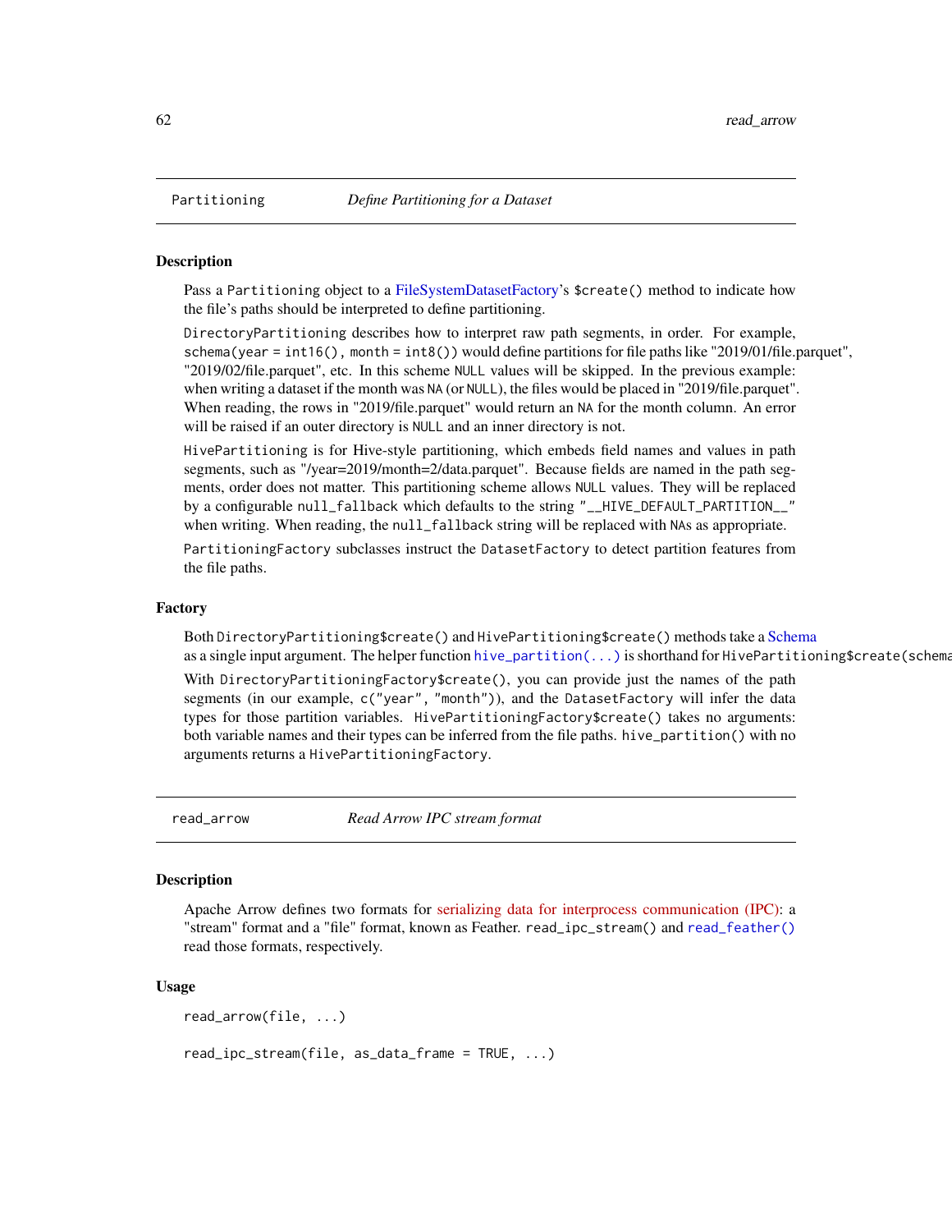## Partitioning — *Define Partitioning for a Dataset*

### Description

Pass a Partitioning object to a FileSystemDatasetFactory's $create() method to indicate how the file's paths should be interpreted to define partitioning.

DirectoryPartitioning describes how to interpret raw path segments, in order. For example, schema(year = int16(), month = int8()) would define partitions for file paths like "2019/01/file.parquet", "2019/02/file.parquet", etc. In this scheme NULL values will be skipped. In the previous example: when writing a dataset if the month was NA (or NULL), the files would be placed in "2019/file.parquet". When reading, the rows in "2019/file.parquet" would return an NA for the month column. An error will be raised if an outer directory is NULL and an inner directory is not.

HivePartitioning is for Hive-style partitioning, which embeds field names and values in path segments, such as "/year=2019/month=2/data.parquet". Because fields are named in the path segments, order does not matter. This partitioning scheme allows NULL values. They will be replaced by a configurable null_fallback which defaults to the string "__HIVE_DEFAULT_PARTITION__" when writing. When reading, the null_fallback string will be replaced with NAs as appropriate.

PartitioningFactory subclasses instruct the DatasetFactory to detect partition features from the file paths.

### Factory

Both DirectoryPartitioning$create() and HivePartitioning$create() methods take a Schema as a single input argument. The helper function hive_partition(...) is shorthand for HivePartitioning$create(schema

With DirectoryPartitioningFactory$create(), you can provide just the names of the path segments (in our example, c("year", "month")), and the DatasetFactory will infer the data types for those partition variables. HivePartitioningFactory$create() takes no arguments: both variable names and their types can be inferred from the file paths. hive_partition() with no arguments returns a HivePartitioningFactory.

## read_arrow — *Read Arrow IPC stream format*

### Description

Apache Arrow defines two formats for serializing data for interprocess communication (IPC): a "stream" format and a "file" format, known as Feather. read_ipc_stream() and read_feather() read those formats, respectively.

### Usage

```
read_arrow(file, ...)

read_ipc_stream(file, as_data_frame = TRUE, ...)
```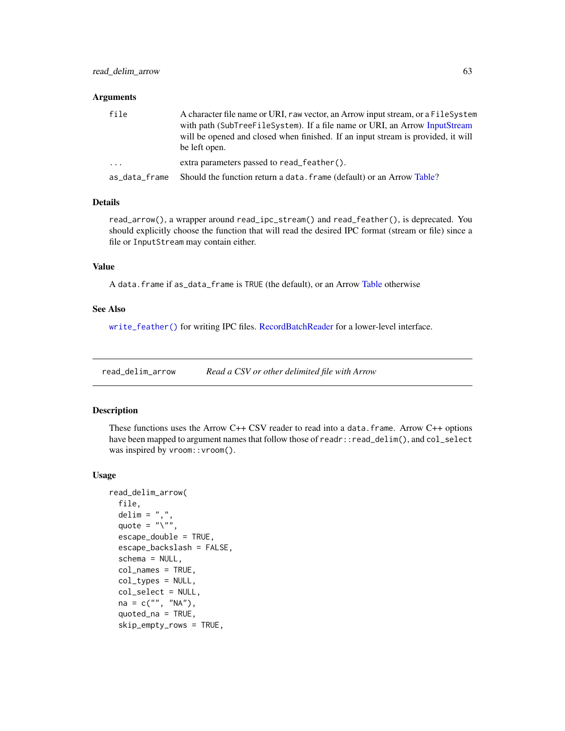### Arguments

| | |
|---|---|
| `file` | A character file name or URI, `raw` vector, an Arrow input stream, or a `FileSystem` with path (`SubTreeFileSystem`). If a file name or URI, an Arrow InputStream will be opened and closed when finished. If an input stream is provided, it will be left open. |
| `...` | extra parameters passed to `read_feather()`. |
| `as_data_frame` | Should the function return a `data.frame` (default) or an Arrow Table? |

### Details

`read_arrow()`, a wrapper around `read_ipc_stream()` and `read_feather()`, is deprecated. You should explicitly choose the function that will read the desired IPC format (stream or file) since a file or `InputStream` may contain either.

### Value

A `data.frame` if `as_data_frame` is `TRUE` (the default), or an Arrow Table otherwise

### See Also

`write_feather()` for writing IPC files. RecordBatchReader for a lower-level interface.

---

## read_delim_arrow — *Read a CSV or other delimited file with Arrow*

### Description

These functions uses the Arrow C++ CSV reader to read into a `data.frame`. Arrow C++ options have been mapped to argument names that follow those of `readr::read_delim()`, and `col_select` was inspired by `vroom::vroom()`.

### Usage

```
read_delim_arrow(
  file,
  delim = ",",
  quote = "\"",
  escape_double = TRUE,
  escape_backslash = FALSE,
  schema = NULL,
  col_names = TRUE,
  col_types = NULL,
  col_select = NULL,
  na = c("", "NA"),
  quoted_na = TRUE,
  skip_empty_rows = TRUE,
```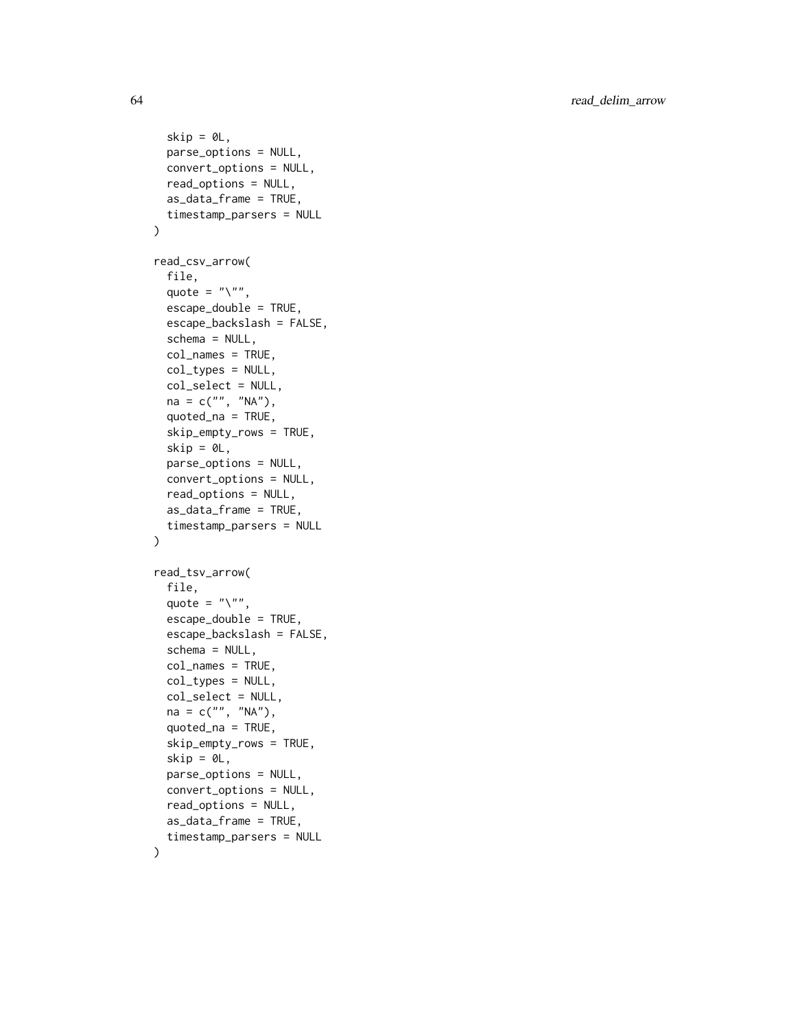```
  skip = 0L,
  parse_options = NULL,
  convert_options = NULL,
  read_options = NULL,
  as_data_frame = TRUE,
  timestamp_parsers = NULL
)

read_csv_arrow(
  file,
  quote = "\"",
  escape_double = TRUE,
  escape_backslash = FALSE,
  schema = NULL,
  col_names = TRUE,
  col_types = NULL,
  col_select = NULL,
  na = c("", "NA"),
  quoted_na = TRUE,
  skip_empty_rows = TRUE,
  skip = 0L,
  parse_options = NULL,
  convert_options = NULL,
  read_options = NULL,
  as_data_frame = TRUE,
  timestamp_parsers = NULL
)

read_tsv_arrow(
  file,
  quote = "\"",
  escape_double = TRUE,
  escape_backslash = FALSE,
  schema = NULL,
  col_names = TRUE,
  col_types = NULL,
  col_select = NULL,
  na = c("", "NA"),
  quoted_na = TRUE,
  skip_empty_rows = TRUE,
  skip = 0L,
  parse_options = NULL,
  convert_options = NULL,
  read_options = NULL,
  as_data_frame = TRUE,
  timestamp_parsers = NULL
)
```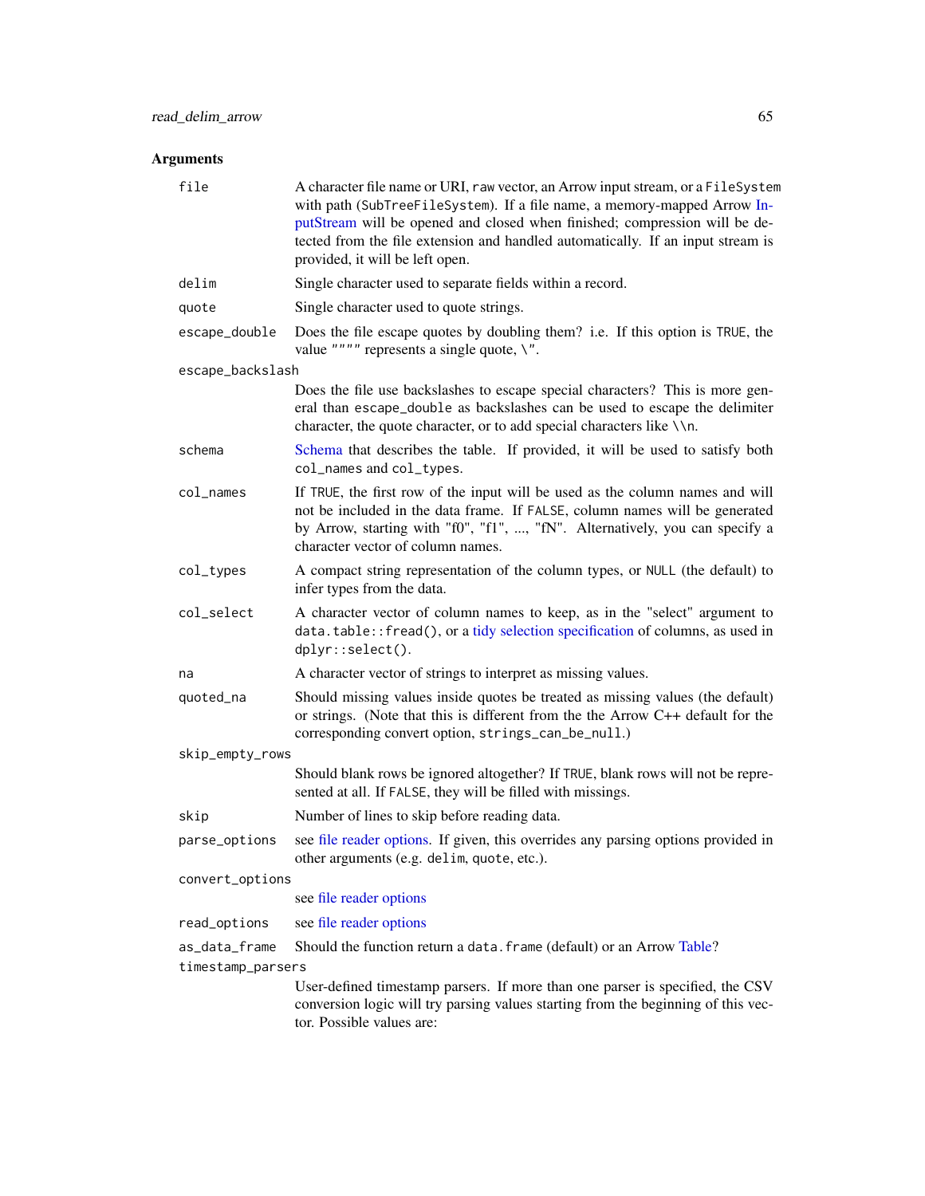## Arguments

| | |
|---|---|
| `file` | A character file name or URI, `raw` vector, an Arrow input stream, or a `FileSystem` with path (`SubTreeFileSystem`). If a file name, a memory-mapped Arrow InputStream will be opened and closed when finished; compression will be detected from the file extension and handled automatically. If an input stream is provided, it will be left open. |
| `delim` | Single character used to separate fields within a record. |
| `quote` | Single character used to quote strings. |
| `escape_double` | Does the file escape quotes by doubling them? i.e. If this option is `TRUE`, the value `""""` represents a single quote, `\"`. |
| `escape_backslash` | Does the file use backslashes to escape special characters? This is more general than `escape_double` as backslashes can be used to escape the delimiter character, the quote character, or to add special characters like `\\n`. |
| `schema` | Schema that describes the table. If provided, it will be used to satisfy both `col_names` and `col_types`. |
| `col_names` | If `TRUE`, the first row of the input will be used as the column names and will not be included in the data frame. If `FALSE`, column names will be generated by Arrow, starting with "f0", "f1", ..., "fN". Alternatively, you can specify a character vector of column names. |
| `col_types` | A compact string representation of the column types, or `NULL` (the default) to infer types from the data. |
| `col_select` | A character vector of column names to keep, as in the "select" argument to `data.table::fread()`, or a tidy selection specification of columns, as used in `dplyr::select()`. |
| `na` | A character vector of strings to interpret as missing values. |
| `quoted_na` | Should missing values inside quotes be treated as missing values (the default) or strings. (Note that this is different from the the Arrow C++ default for the corresponding convert option, `strings_can_be_null`.) |
| `skip_empty_rows` | Should blank rows be ignored altogether? If `TRUE`, blank rows will not be represented at all. If `FALSE`, they will be filled with missings. |
| `skip` | Number of lines to skip before reading data. |
| `parse_options` | see file reader options. If given, this overrides any parsing options provided in other arguments (e.g. `delim`, `quote`, etc.). |
| `convert_options` | see file reader options |
| `read_options` | see file reader options |
| `as_data_frame` | Should the function return a `data.frame` (default) or an Arrow Table? |
| `timestamp_parsers` | User-defined timestamp parsers. If more than one parser is specified, the CSV conversion logic will try parsing values starting from the beginning of this vector. Possible values are: |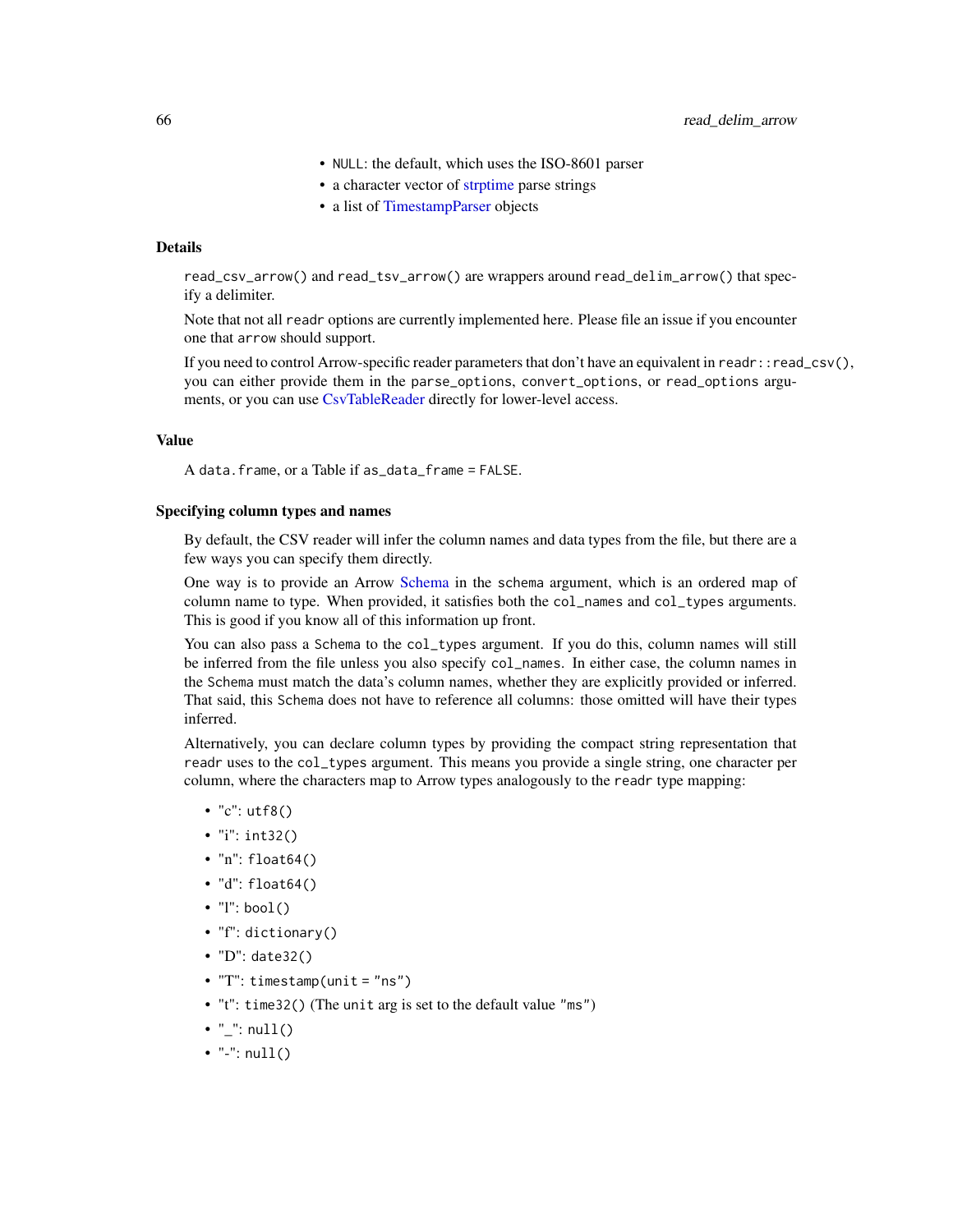- NULL: the default, which uses the ISO-8601 parser
- a character vector of strptime parse strings
- a list of TimestampParser objects

### Details

read_csv_arrow() and read_tsv_arrow() are wrappers around read_delim_arrow() that specify a delimiter.

Note that not all readr options are currently implemented here. Please file an issue if you encounter one that arrow should support.

If you need to control Arrow-specific reader parameters that don't have an equivalent in readr::read_csv(), you can either provide them in the parse_options, convert_options, or read_options arguments, or you can use CsvTableReader directly for lower-level access.

### Value

A data.frame, or a Table if as_data_frame = FALSE.

### Specifying column types and names

By default, the CSV reader will infer the column names and data types from the file, but there are a few ways you can specify them directly.

One way is to provide an Arrow Schema in the schema argument, which is an ordered map of column name to type. When provided, it satisfies both the col_names and col_types arguments. This is good if you know all of this information up front.

You can also pass a Schema to the col_types argument. If you do this, column names will still be inferred from the file unless you also specify col_names. In either case, the column names in the Schema must match the data's column names, whether they are explicitly provided or inferred. That said, this Schema does not have to reference all columns: those omitted will have their types inferred.

Alternatively, you can declare column types by providing the compact string representation that readr uses to the col_types argument. This means you provide a single string, one character per column, where the characters map to Arrow types analogously to the readr type mapping:

- "c": utf8()
- "i": int32()
- "n": float64()
- "d": float64()
- "l": bool()
- "f": dictionary()
- "D": date32()
- "T": timestamp(unit = "ns")
- "t": time32() (The unit arg is set to the default value "ms")
- "_": null()
- "-": null()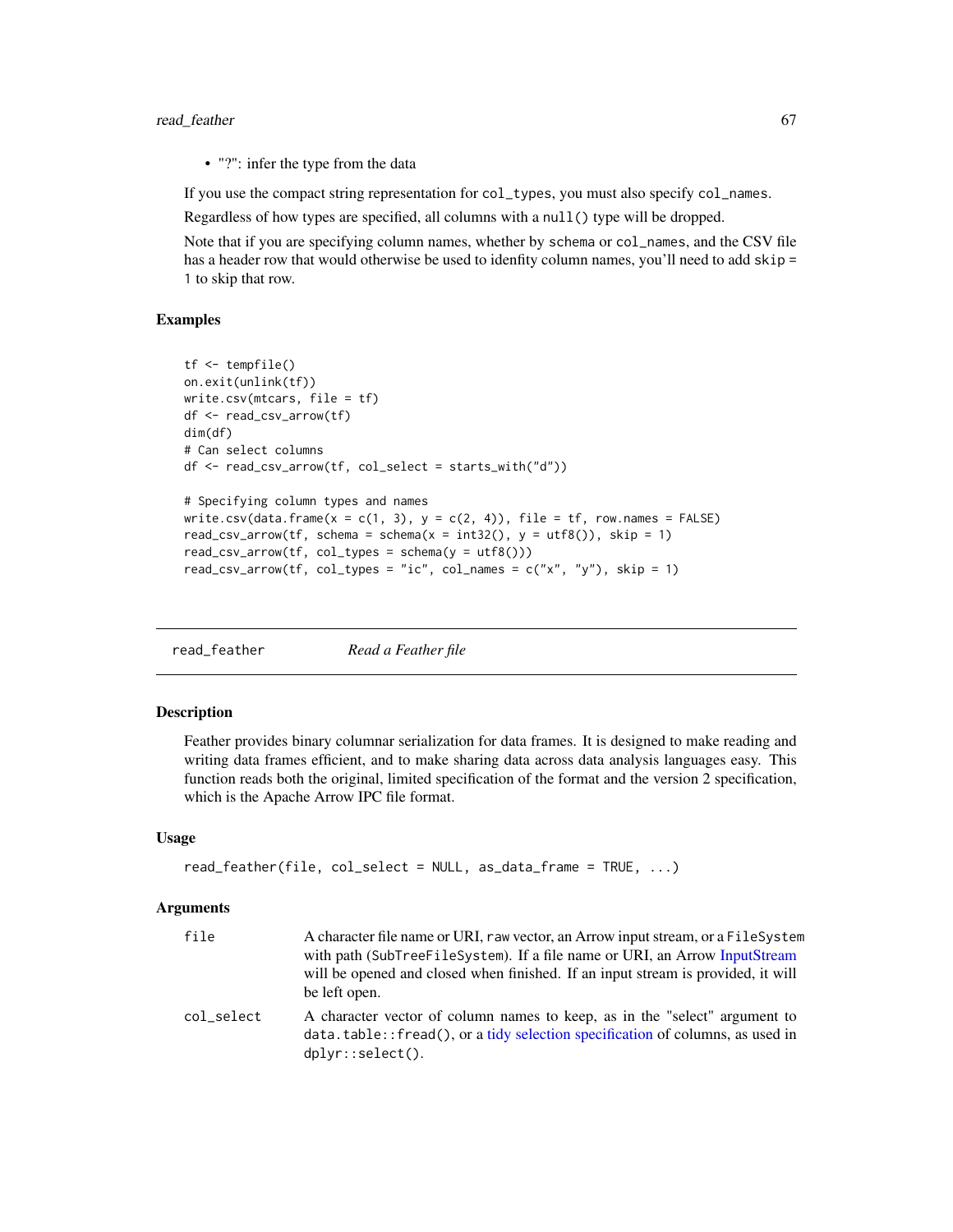- "?": infer the type from the data

If you use the compact string representation for `col_types`, you must also specify `col_names`.

Regardless of how types are specified, all columns with a `null()` type will be dropped.

Note that if you are specifying column names, whether by `schema` or `col_names`, and the CSV file has a header row that would otherwise be used to idenfity column names, you'll need to add `skip = 1` to skip that row.

### Examples

```
tf <- tempfile()
on.exit(unlink(tf))
write.csv(mtcars, file = tf)
df <- read_csv_arrow(tf)
dim(df)
# Can select columns
df <- read_csv_arrow(tf, col_select = starts_with("d"))

# Specifying column types and names
write.csv(data.frame(x = c(1, 3), y = c(2, 4)), file = tf, row.names = FALSE)
read_csv_arrow(tf, schema = schema(x = int32(), y = utf8()), skip = 1)
read_csv_arrow(tf, col_types = schema(y = utf8()))
read_csv_arrow(tf, col_types = "ic", col_names = c("x", "y"), skip = 1)
```

---

## read_feather *Read a Feather file*

### Description

Feather provides binary columnar serialization for data frames. It is designed to make reading and writing data frames efficient, and to make sharing data across data analysis languages easy. This function reads both the original, limited specification of the format and the version 2 specification, which is the Apache Arrow IPC file format.

### Usage

```
read_feather(file, col_select = NULL, as_data_frame = TRUE, ...)
```

### Arguments

| | |
|---|---|
| `file` | A character file name or URI, `raw` vector, an Arrow input stream, or a `FileSystem` with path (`SubTreeFileSystem`). If a file name or URI, an Arrow InputStream will be opened and closed when finished. If an input stream is provided, it will be left open. |
| `col_select` | A character vector of column names to keep, as in the "select" argument to `data.table::fread()`, or a tidy selection specification of columns, as used in `dplyr::select()`. |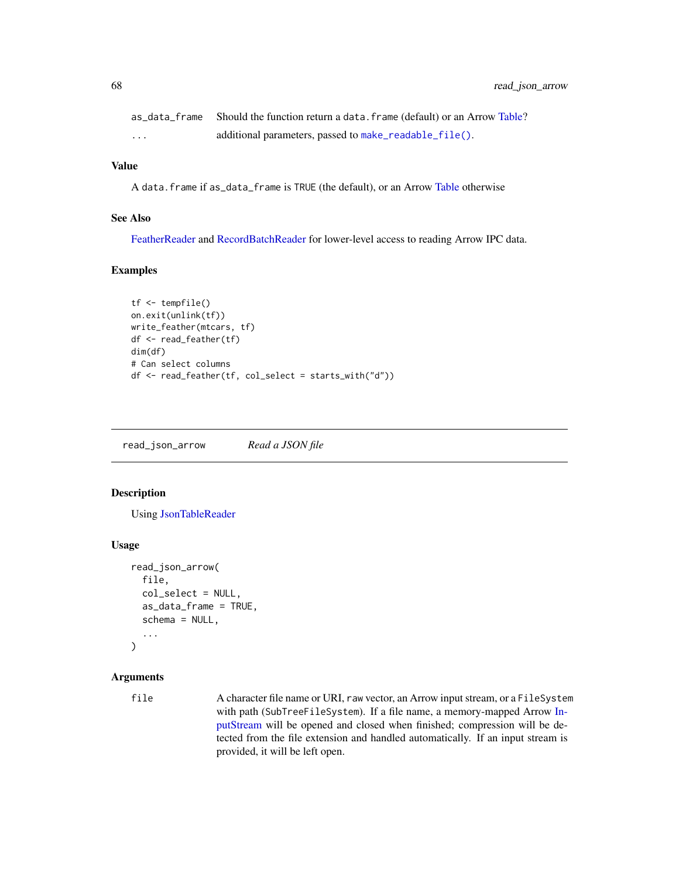| | |
|---|---|
| as_data_frame | Should the function return a data.frame (default) or an Arrow Table? |
| ... | additional parameters, passed to make_readable_file(). |

### Value

A data.frame if as_data_frame is TRUE (the default), or an Arrow Table otherwise

### See Also

FeatherReader and RecordBatchReader for lower-level access to reading Arrow IPC data.

### Examples

```
tf <- tempfile()
on.exit(unlink(tf))
write_feather(mtcars, tf)
df <- read_feather(tf)
dim(df)
# Can select columns
df <- read_feather(tf, col_select = starts_with("d"))
```

---

## read_json_arrow *Read a JSON file*

### Description

Using JsonTableReader

### Usage

```
read_json_arrow(
  file,
  col_select = NULL,
  as_data_frame = TRUE,
  schema = NULL,
  ...
)
```

### Arguments

| | |
|---|---|
| file | A character file name or URI, raw vector, an Arrow input stream, or a FileSystem with path (SubTreeFileSystem). If a file name, a memory-mapped Arrow InputStream will be opened and closed when finished; compression will be detected from the file extension and handled automatically. If an input stream is provided, it will be left open. |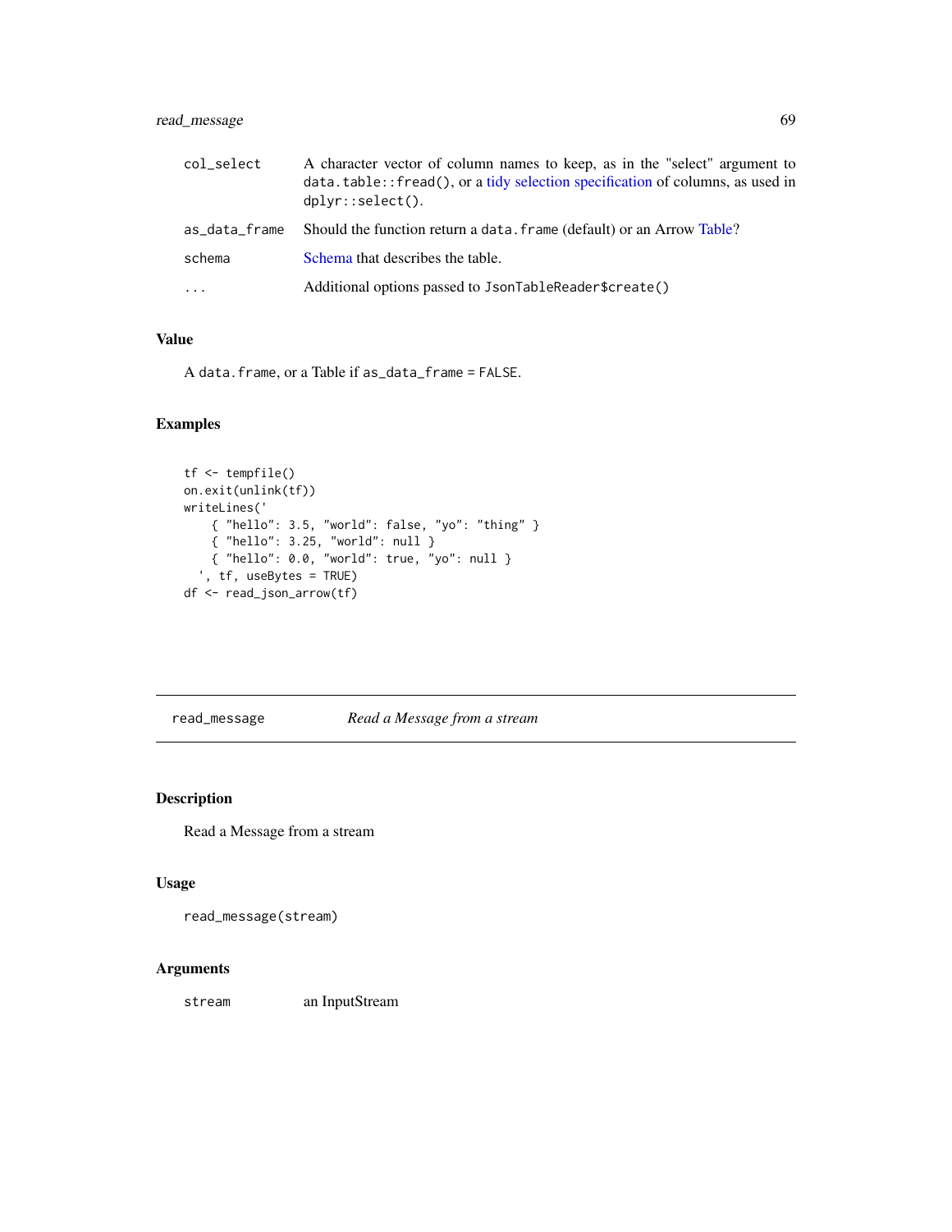| | |
|---|---|
| col_select | A character vector of column names to keep, as in the "select" argument to `data.table::fread()`, or a tidy selection specification of columns, as used in `dplyr::select()`. |
| as_data_frame | Should the function return a `data.frame` (default) or an Arrow Table? |
| schema | Schema that describes the table. |
| ... | Additional options passed to `JsonTableReader$create()` |

## Value

A `data.frame`, or a Table if `as_data_frame = FALSE`.

## Examples

```
tf <- tempfile()
on.exit(unlink(tf))
writeLines('
    { "hello": 3.5, "world": false, "yo": "thing" }
    { "hello": 3.25, "world": null }
    { "hello": 0.0, "world": true, "yo": null }
  ', tf, useBytes = TRUE)
df <- read_json_arrow(tf)
```

---

# read_message *Read a Message from a stream*

## Description

Read a Message from a stream

## Usage

```
read_message(stream)
```

## Arguments

| | |
|---|---|
| stream | an InputStream |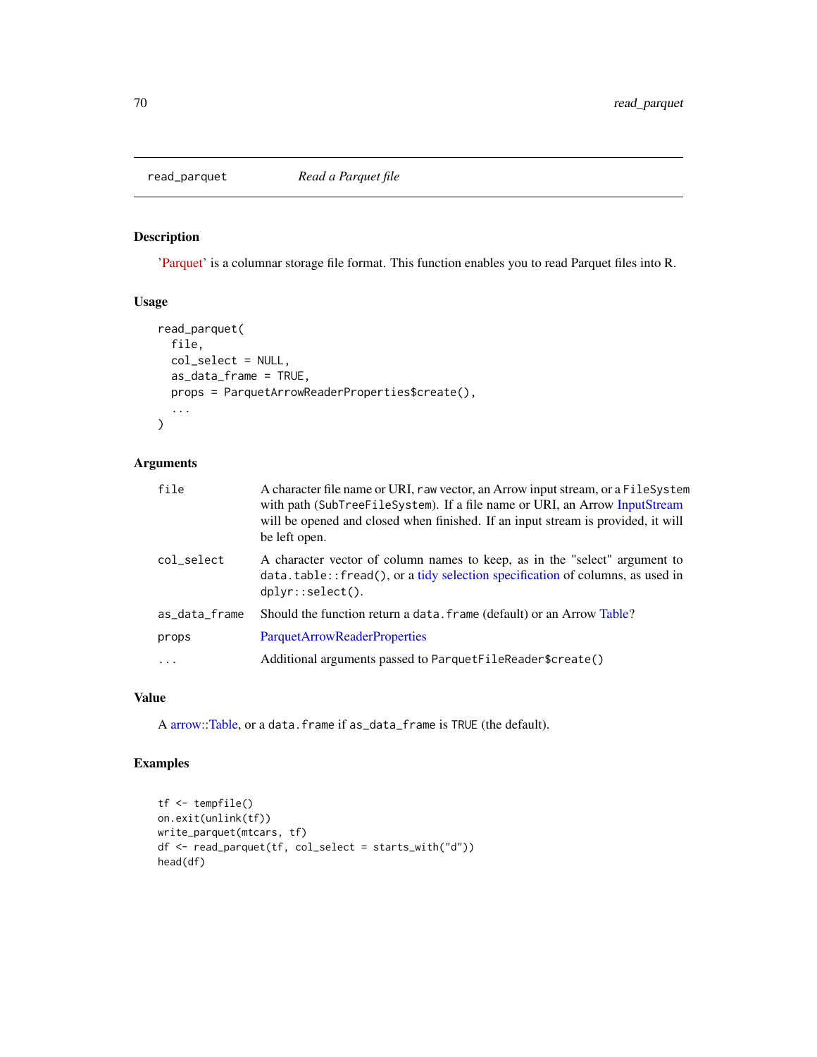# read_parquet *Read a Parquet file*

## Description

'Parquet' is a columnar storage file format. This function enables you to read Parquet files into R.

## Usage

```
read_parquet(
  file,
  col_select = NULL,
  as_data_frame = TRUE,
  props = ParquetArrowReaderProperties$create(),
  ...
)
```

## Arguments

| | |
|---|---|
| `file` | A character file name or URI, `raw` vector, an Arrow input stream, or a `FileSystem` with path (`SubTreeFileSystem`). If a file name or URI, an Arrow InputStream will be opened and closed when finished. If an input stream is provided, it will be left open. |
| `col_select` | A character vector of column names to keep, as in the "select" argument to `data.table::fread()`, or a tidy selection specification of columns, as used in `dplyr::select()`. |
| `as_data_frame` | Should the function return a `data.frame` (default) or an Arrow Table? |
| `props` | ParquetArrowReaderProperties |
| `...` | Additional arguments passed to `ParquetFileReader$create()` |

## Value

A arrow::Table, or a `data.frame` if `as_data_frame` is `TRUE` (the default).

## Examples

```
tf <- tempfile()
on.exit(unlink(tf))
write_parquet(mtcars, tf)
df <- read_parquet(tf, col_select = starts_with("d"))
head(df)
```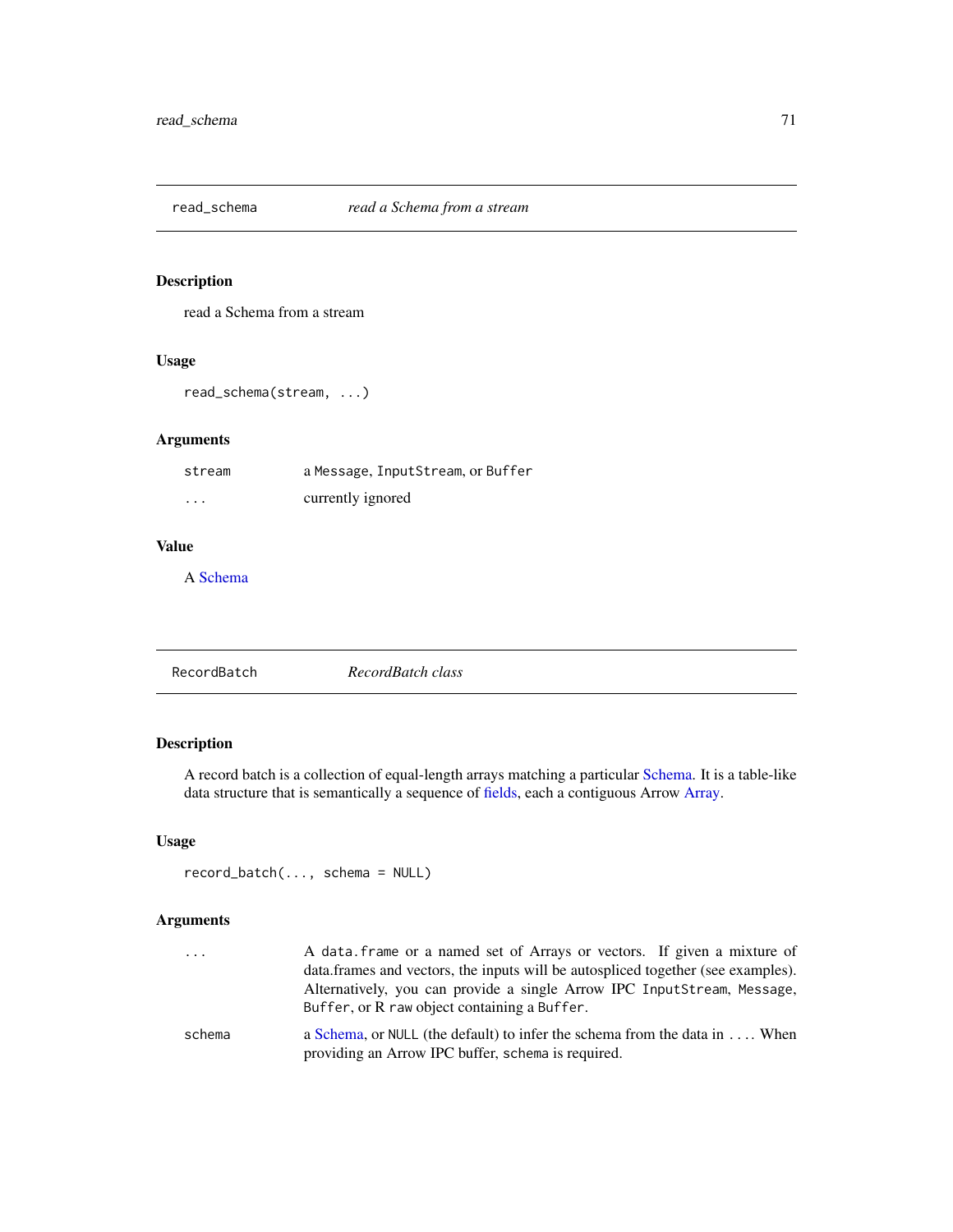## read_schema — *read a Schema from a stream*

### Description

read a Schema from a stream

### Usage

```
read_schema(stream, ...)
```

### Arguments

| | |
|---|---|
| `stream` | a `Message`, `InputStream`, or `Buffer` |
| `...` | currently ignored |

### Value

A Schema

## RecordBatch — *RecordBatch class*

### Description

A record batch is a collection of equal-length arrays matching a particular Schema. It is a table-like data structure that is semantically a sequence of fields, each a contiguous Arrow Array.

### Usage

```
record_batch(..., schema = NULL)
```

### Arguments

| | |
|---|---|
| `...` | A `data.frame` or a named set of Arrays or vectors. If given a mixture of data.frames and vectors, the inputs will be autospliced together (see examples). Alternatively, you can provide a single Arrow IPC `InputStream`, `Message`, `Buffer`, or R `raw` object containing a `Buffer`. |
| `schema` | a Schema, or `NULL` (the default) to infer the schema from the data in `...`. When providing an Arrow IPC buffer, `schema` is required. |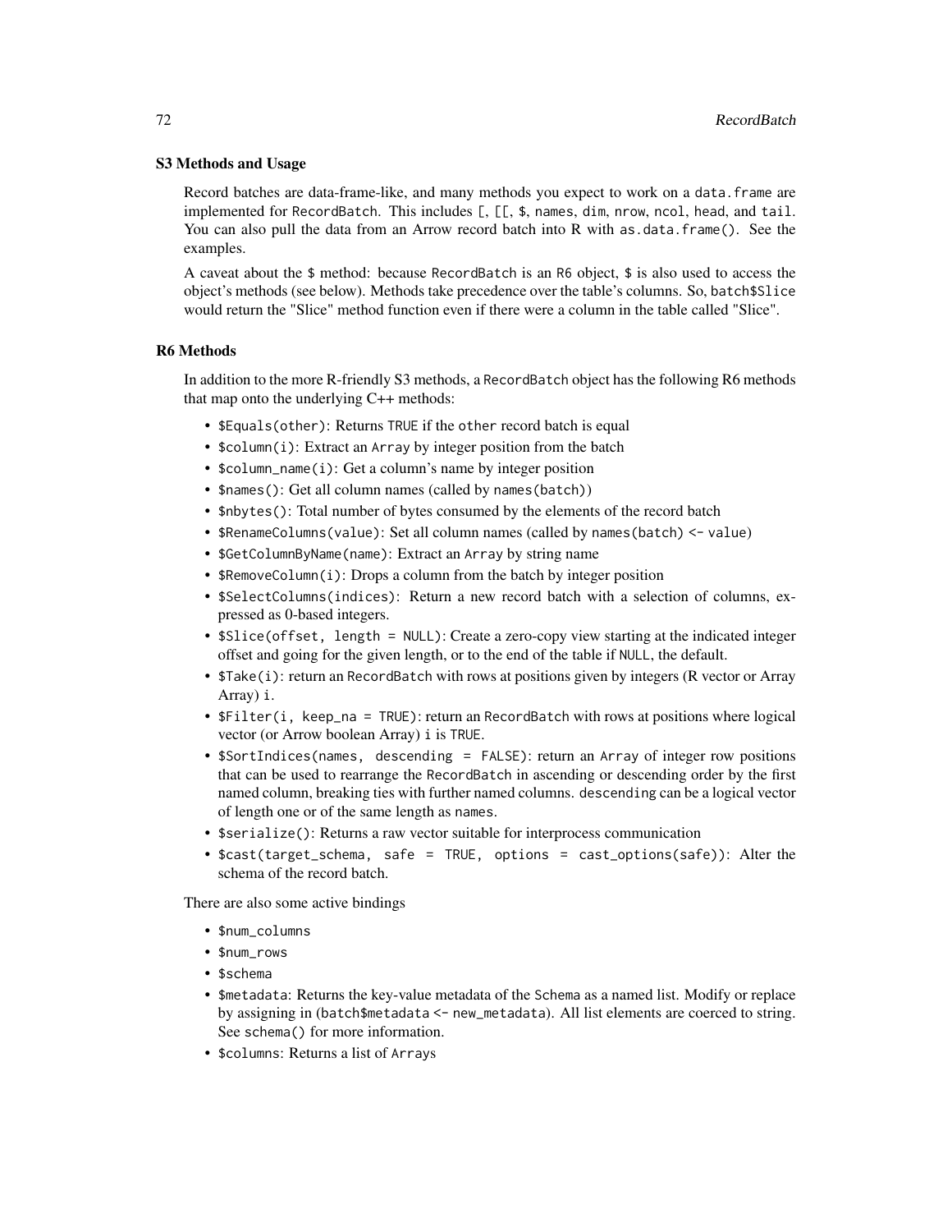### S3 Methods and Usage

Record batches are data-frame-like, and many methods you expect to work on a `data.frame` are implemented for `RecordBatch`. This includes `[`, `[[`, `$`, `names`, `dim`, `nrow`, `ncol`, `head`, and `tail`. You can also pull the data from an Arrow record batch into R with `as.data.frame()`. See the examples.

A caveat about the `$` method: because `RecordBatch` is an `R6` object, `$` is also used to access the object's methods (see below). Methods take precedence over the table's columns. So, `batch$Slice` would return the "Slice" method function even if there were a column in the table called "Slice".

### R6 Methods

In addition to the more R-friendly S3 methods, a `RecordBatch` object has the following R6 methods that map onto the underlying C++ methods:

- `$Equals(other)`: Returns `TRUE` if the `other` record batch is equal
- `$column(i)`: Extract an `Array` by integer position from the batch
- `$column_name(i)`: Get a column's name by integer position
- `$names()`: Get all column names (called by `names(batch)`)
- `$nbytes()`: Total number of bytes consumed by the elements of the record batch
- `$RenameColumns(value)`: Set all column names (called by `names(batch) <- value`)
- `$GetColumnByName(name)`: Extract an `Array` by string name
- `$RemoveColumn(i)`: Drops a column from the batch by integer position
- `$SelectColumns(indices)`: Return a new record batch with a selection of columns, expressed as 0-based integers.
- `$Slice(offset, length = NULL)`: Create a zero-copy view starting at the indicated integer offset and going for the given length, or to the end of the table if `NULL`, the default.
- `$Take(i)`: return an `RecordBatch` with rows at positions given by integers (R vector or Array Array) `i`.
- `$Filter(i, keep_na = TRUE)`: return an `RecordBatch` with rows at positions where logical vector (or Arrow boolean Array) `i` is `TRUE`.
- `$SortIndices(names, descending = FALSE)`: return an `Array` of integer row positions that can be used to rearrange the `RecordBatch` in ascending or descending order by the first named column, breaking ties with further named columns. `descending` can be a logical vector of length one or of the same length as `names`.
- `$serialize()`: Returns a raw vector suitable for interprocess communication
- `$cast(target_schema, safe = TRUE, options = cast_options(safe))`: Alter the schema of the record batch.

There are also some active bindings

- `$num_columns`
- `$num_rows`
- `$schema`
- `$metadata`: Returns the key-value metadata of the `Schema` as a named list. Modify or replace by assigning in (`batch$metadata <- new_metadata`). All list elements are coerced to string. See `schema()` for more information.
- `$columns`: Returns a list of `Array`s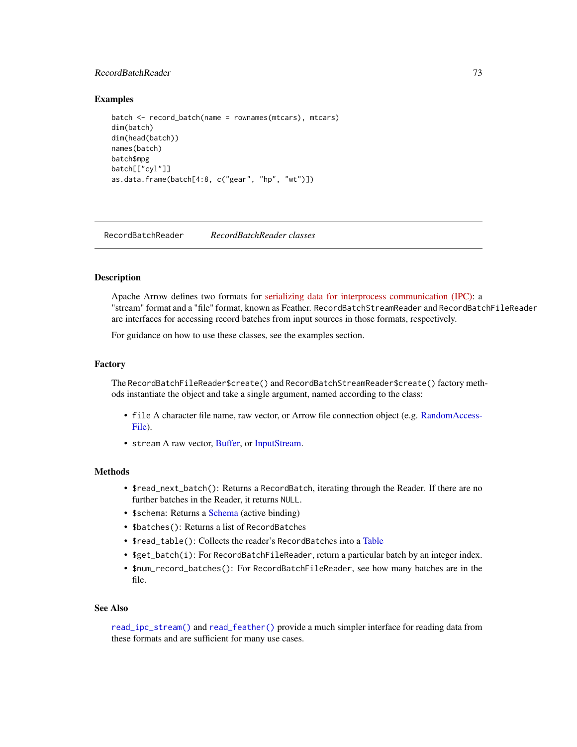## Examples

```
batch <- record_batch(name = rownames(mtcars), mtcars)
dim(batch)
dim(head(batch))
names(batch)
batch$mpg
batch[["cyl"]]
as.data.frame(batch[4:8, c("gear", "hp", "wt")])
```

---

# RecordBatchReader *RecordBatchReader classes*

---

## Description

Apache Arrow defines two formats for serializing data for interprocess communication (IPC): a "stream" format and a "file" format, known as Feather. `RecordBatchStreamReader` and `RecordBatchFileReader` are interfaces for accessing record batches from input sources in those formats, respectively.

For guidance on how to use these classes, see the examples section.

## Factory

The `RecordBatchFileReader$create()` and `RecordBatchStreamReader$create()` factory methods instantiate the object and take a single argument, named according to the class:

- `file` A character file name, raw vector, or Arrow file connection object (e.g. RandomAccessFile).
- `stream` A raw vector, Buffer, or InputStream.

## Methods

- `$read_next_batch()`: Returns a `RecordBatch`, iterating through the Reader. If there are no further batches in the Reader, it returns `NULL`.
- `$schema`: Returns a Schema (active binding)
- `$batches()`: Returns a list of `RecordBatch`es
- `$read_table()`: Collects the reader's `RecordBatch`es into a Table
- `$get_batch(i)`: For `RecordBatchFileReader`, return a particular batch by an integer index.
- `$num_record_batches()`: For `RecordBatchFileReader`, see how many batches are in the file.

## See Also

`read_ipc_stream()` and `read_feather()` provide a much simpler interface for reading data from these formats and are sufficient for many use cases.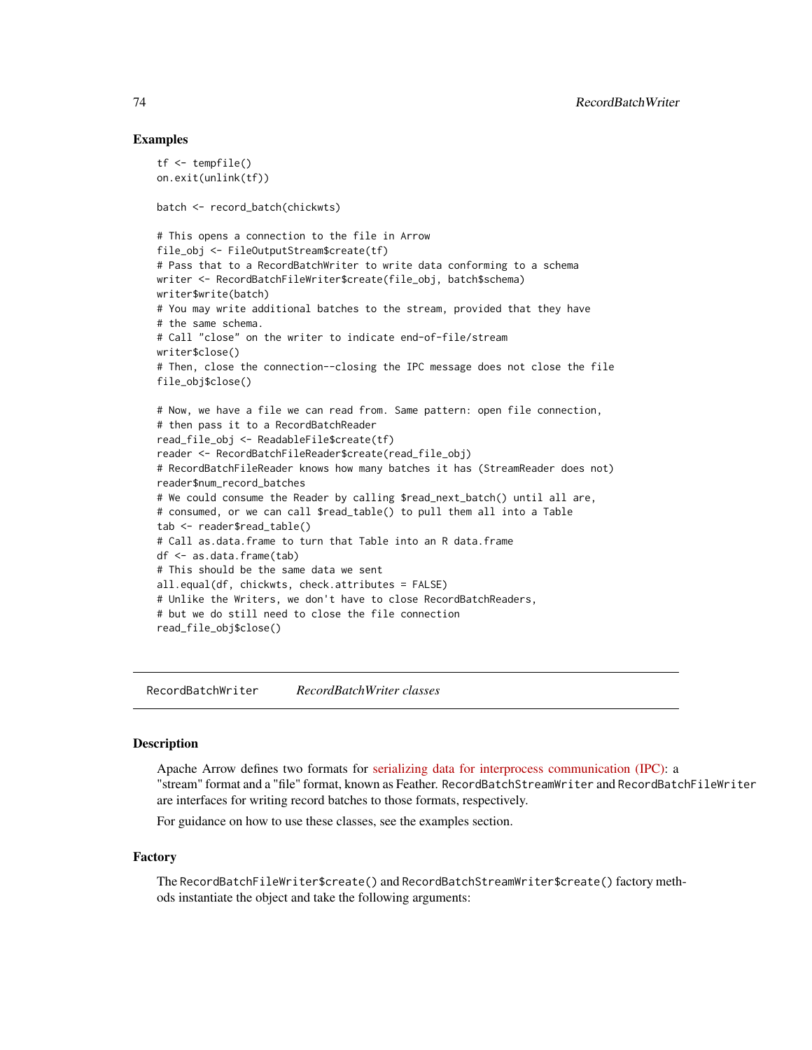## Examples

```
tf <- tempfile()
on.exit(unlink(tf))

batch <- record_batch(chickwts)

# This opens a connection to the file in Arrow
file_obj <- FileOutputStream$create(tf)
# Pass that to a RecordBatchWriter to write data conforming to a schema
writer <- RecordBatchFileWriter$create(file_obj, batch$schema)
writer$write(batch)
# You may write additional batches to the stream, provided that they have
# the same schema.
# Call "close" on the writer to indicate end-of-file/stream
writer$close()
# Then, close the connection--closing the IPC message does not close the file
file_obj$close()

# Now, we have a file we can read from. Same pattern: open file connection,
# then pass it to a RecordBatchReader
read_file_obj <- ReadableFile$create(tf)
reader <- RecordBatchFileReader$create(read_file_obj)
# RecordBatchFileReader knows how many batches it has (StreamReader does not)
reader$num_record_batches
# We could consume the Reader by calling $read_next_batch() until all are,
# consumed, or we can call $read_table() to pull them all into a Table
tab <- reader$read_table()
# Call as.data.frame to turn that Table into an R data.frame
df <- as.data.frame(tab)
# This should be the same data we sent
all.equal(df, chickwts, check.attributes = FALSE)
# Unlike the Writers, we don't have to close RecordBatchReaders,
# but we do still need to close the file connection
read_file_obj$close()
```

---

# RecordBatchWriter — *RecordBatchWriter classes*

---

## Description

Apache Arrow defines two formats for serializing data for interprocess communication (IPC): a "stream" format and a "file" format, known as Feather. `RecordBatchStreamWriter` and `RecordBatchFileWriter` are interfaces for writing record batches to those formats, respectively.

For guidance on how to use these classes, see the examples section.

## Factory

The `RecordBatchFileWriter$create()` and `RecordBatchStreamWriter$create()` factory methods instantiate the object and take the following arguments: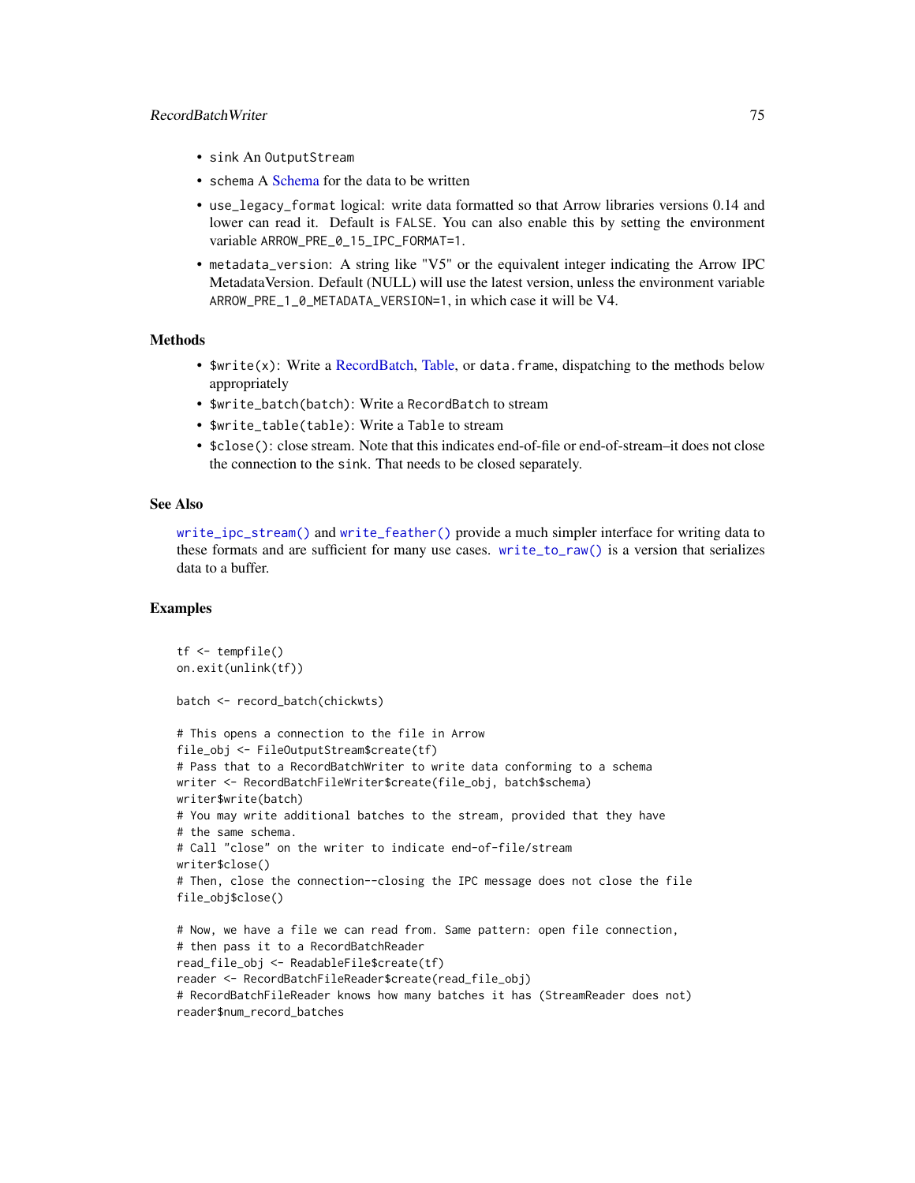- sink An OutputStream
- schema A Schema for the data to be written
- use_legacy_format logical: write data formatted so that Arrow libraries versions 0.14 and lower can read it. Default is FALSE. You can also enable this by setting the environment variable ARROW_PRE_0_15_IPC_FORMAT=1.
- metadata_version: A string like "V5" or the equivalent integer indicating the Arrow IPC MetadataVersion. Default (NULL) will use the latest version, unless the environment variable ARROW_PRE_1_0_METADATA_VERSION=1, in which case it will be V4.

### Methods

- $write(x): Write a RecordBatch, Table, or data.frame, dispatching to the methods below appropriately
- $write_batch(batch): Write a RecordBatch to stream
- $write_table(table): Write a Table to stream
- $close(): close stream. Note that this indicates end-of-file or end-of-stream–it does not close the connection to the sink. That needs to be closed separately.

### See Also

write_ipc_stream() and write_feather() provide a much simpler interface for writing data to these formats and are sufficient for many use cases. write_to_raw() is a version that serializes data to a buffer.

### Examples

```
tf <- tempfile()
on.exit(unlink(tf))

batch <- record_batch(chickwts)

# This opens a connection to the file in Arrow
file_obj <- FileOutputStream$create(tf)
# Pass that to a RecordBatchWriter to write data conforming to a schema
writer <- RecordBatchFileWriter$create(file_obj, batch$schema)
writer$write(batch)
# You may write additional batches to the stream, provided that they have
# the same schema.
# Call "close" on the writer to indicate end-of-file/stream
writer$close()
# Then, close the connection--closing the IPC message does not close the file
file_obj$close()

# Now, we have a file we can read from. Same pattern: open file connection,
# then pass it to a RecordBatchReader
read_file_obj <- ReadableFile$create(tf)
reader <- RecordBatchFileReader$create(read_file_obj)
# RecordBatchFileReader knows how many batches it has (StreamReader does not)
reader$num_record_batches
```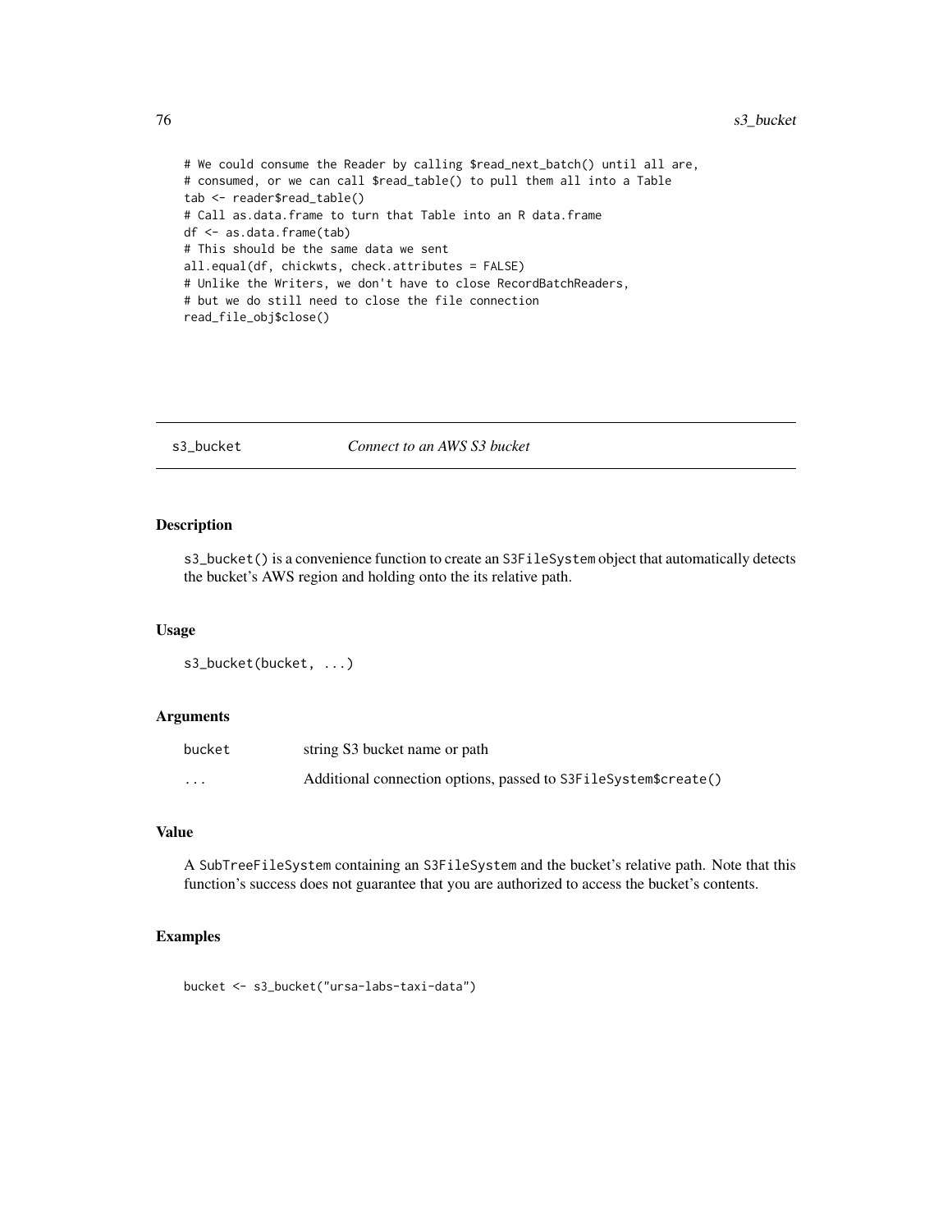```
# We could consume the Reader by calling $read_next_batch() until all are,
# consumed, or we can call $read_table() to pull them all into a Table
tab <- reader$read_table()
# Call as.data.frame to turn that Table into an R data.frame
df <- as.data.frame(tab)
# This should be the same data we sent
all.equal(df, chickwts, check.attributes = FALSE)
# Unlike the Writers, we don't have to close RecordBatchReaders,
# but we do still need to close the file connection
read_file_obj$close()
```

## s3_bucket *Connect to an AWS S3 bucket*

### Description

`s3_bucket()` is a convenience function to create an `S3FileSystem` object that automatically detects the bucket's AWS region and holding onto the its relative path.

### Usage

```
s3_bucket(bucket, ...)
```

### Arguments

| | |
|---|---|
| `bucket` | string S3 bucket name or path |
| `...` | Additional connection options, passed to `S3FileSystem$create()` |

### Value

A `SubTreeFileSystem` containing an `S3FileSystem` and the bucket's relative path. Note that this function's success does not guarantee that you are authorized to access the bucket's contents.

### Examples

```
bucket <- s3_bucket("ursa-labs-taxi-data")
```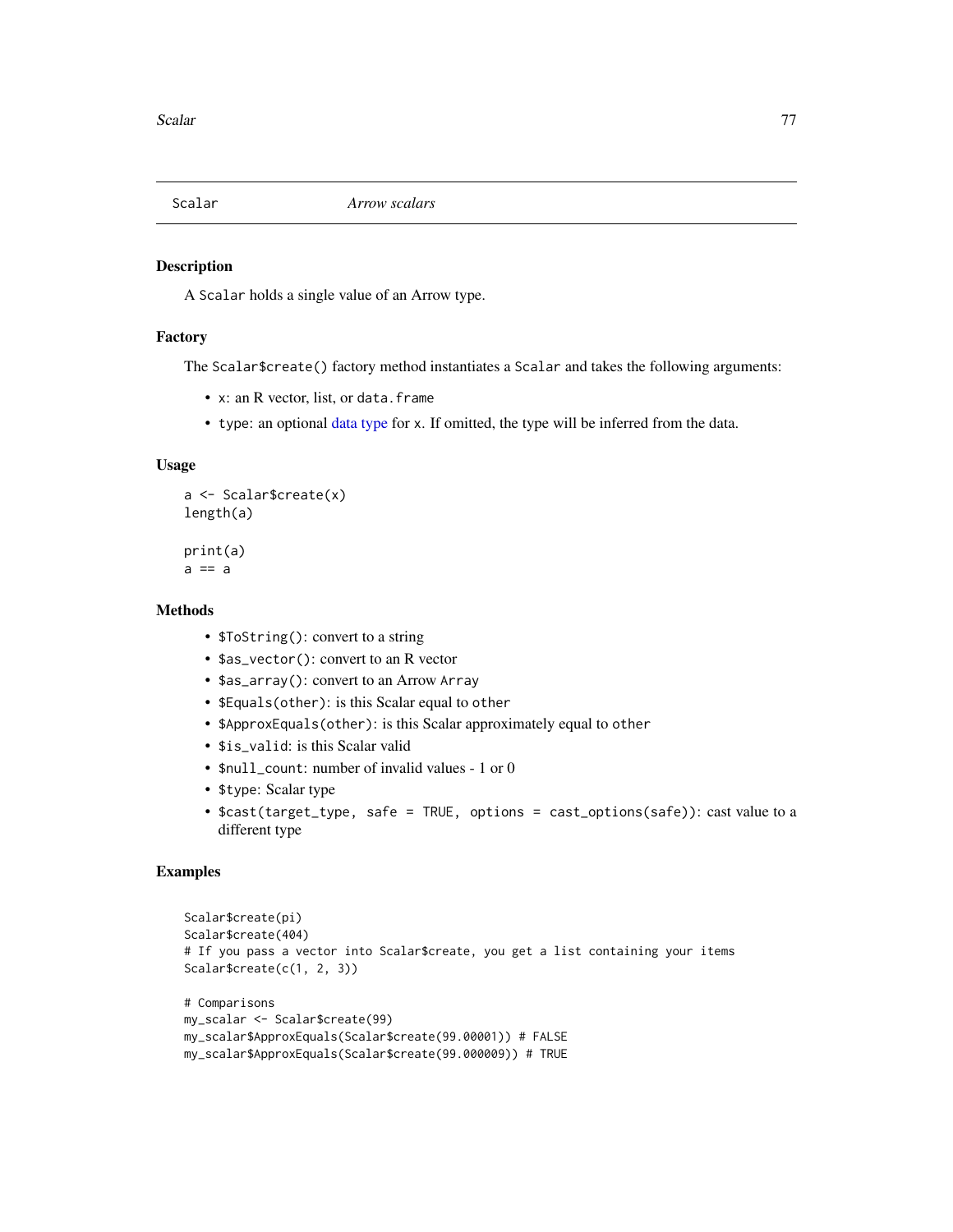## Scalar — *Arrow scalars*

### Description

A `Scalar` holds a single value of an Arrow type.

### Factory

The `Scalar$create()` factory method instantiates a `Scalar` and takes the following arguments:

- `x`: an R vector, list, or `data.frame`
- `type`: an optional data type for `x`. If omitted, the type will be inferred from the data.

### Usage

```
a <- Scalar$create(x)
length(a)

print(a)
a == a
```

### Methods

- `$ToString()`: convert to a string
- `$as_vector()`: convert to an R vector
- `$as_array()`: convert to an Arrow `Array`
- `$Equals(other)`: is this Scalar equal to `other`
- `$ApproxEquals(other)`: is this Scalar approximately equal to `other`
- `$is_valid`: is this Scalar valid
- `$null_count`: number of invalid values - 1 or 0
- `$type`: Scalar type
- `$cast(target_type, safe = TRUE, options = cast_options(safe))`: cast value to a different type

### Examples

```
Scalar$create(pi)
Scalar$create(404)
# If you pass a vector into Scalar$create, you get a list containing your items
Scalar$create(c(1, 2, 3))

# Comparisons
my_scalar <- Scalar$create(99)
my_scalar$ApproxEquals(Scalar$create(99.00001)) # FALSE
my_scalar$ApproxEquals(Scalar$create(99.000009)) # TRUE
```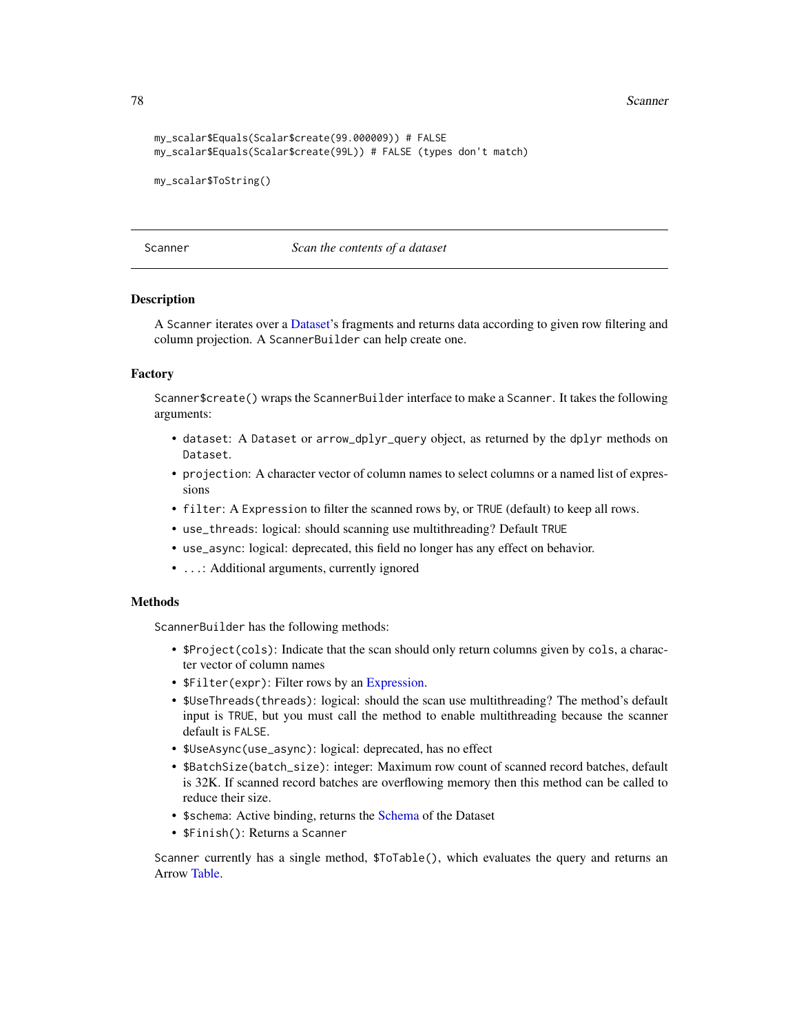```
my_scalar$Equals(Scalar$create(99.000009)) # FALSE
my_scalar$Equals(Scalar$create(99L)) # FALSE (types don't match)

my_scalar$ToString()
```

## Scanner *Scan the contents of a dataset*

### Description

A Scanner iterates over a Dataset's fragments and returns data according to given row filtering and column projection. A ScannerBuilder can help create one.

### Factory

Scanner$create() wraps the ScannerBuilder interface to make a Scanner. It takes the following arguments:

- dataset: A Dataset or arrow_dplyr_query object, as returned by the dplyr methods on Dataset.
- projection: A character vector of column names to select columns or a named list of expressions
- filter: A Expression to filter the scanned rows by, or TRUE (default) to keep all rows.
- use_threads: logical: should scanning use multithreading? Default TRUE
- use_async: logical: deprecated, this field no longer has any effect on behavior.
- ...: Additional arguments, currently ignored

### Methods

ScannerBuilder has the following methods:

- $Project(cols): Indicate that the scan should only return columns given by cols, a character vector of column names
- $Filter(expr): Filter rows by an Expression.
- $UseThreads(threads): logical: should the scan use multithreading? The method's default input is TRUE, but you must call the method to enable multithreading because the scanner default is FALSE.
- $UseAsync(use_async): logical: deprecated, has no effect
- $BatchSize(batch_size): integer: Maximum row count of scanned record batches, default is 32K. If scanned record batches are overflowing memory then this method can be called to reduce their size.
- $schema: Active binding, returns the Schema of the Dataset
- $Finish(): Returns a Scanner

Scanner currently has a single method, $ToTable(), which evaluates the query and returns an Arrow Table.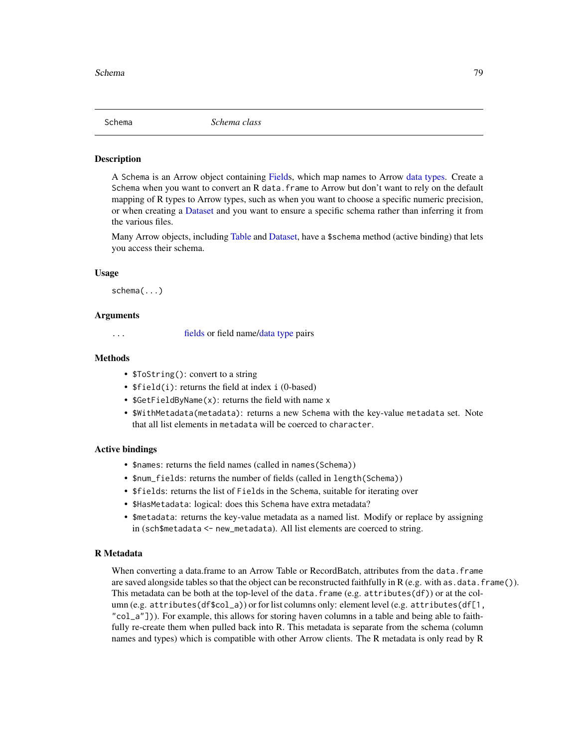## Schema — *Schema class*

### Description

A `Schema` is an Arrow object containing Fields, which map names to Arrow data types. Create a `Schema` when you want to convert an R `data.frame` to Arrow but don't want to rely on the default mapping of R types to Arrow types, such as when you want to choose a specific numeric precision, or when creating a Dataset and you want to ensure a specific schema rather than inferring it from the various files.

Many Arrow objects, including Table and Dataset, have a `$schema` method (active binding) that lets you access their schema.

### Usage

```
schema(...)
```

### Arguments

| | |
|---|---|
| `...` | fields or field name/data type pairs |

### Methods

- `$ToString()`: convert to a string
- `$field(i)`: returns the field at index `i` (0-based)
- `$GetFieldByName(x)`: returns the field with name `x`
- `$WithMetadata(metadata)`: returns a new `Schema` with the key-value `metadata` set. Note that all list elements in `metadata` will be coerced to `character`.

### Active bindings

- `$names`: returns the field names (called in `names(Schema)`)
- `$num_fields`: returns the number of fields (called in `length(Schema)`)
- `$fields`: returns the list of `Field`s in the `Schema`, suitable for iterating over
- `$HasMetadata`: logical: does this `Schema` have extra metadata?
- `$metadata`: returns the key-value metadata as a named list. Modify or replace by assigning in (`sch$metadata <- new_metadata`). All list elements are coerced to string.

### R Metadata

When converting a data.frame to an Arrow Table or RecordBatch, attributes from the `data.frame` are saved alongside tables so that the object can be reconstructed faithfully in R (e.g. with `as.data.frame()`). This metadata can be both at the top-level of the `data.frame` (e.g. `attributes(df)`) or at the column (e.g. `attributes(df$col_a)`) or for list columns only: element level (e.g. `attributes(df[1, "col_a"])`). For example, this allows for storing haven columns in a table and being able to faithfully re-create them when pulled back into R. This metadata is separate from the schema (column names and types) which is compatible with other Arrow clients. The R metadata is only read by R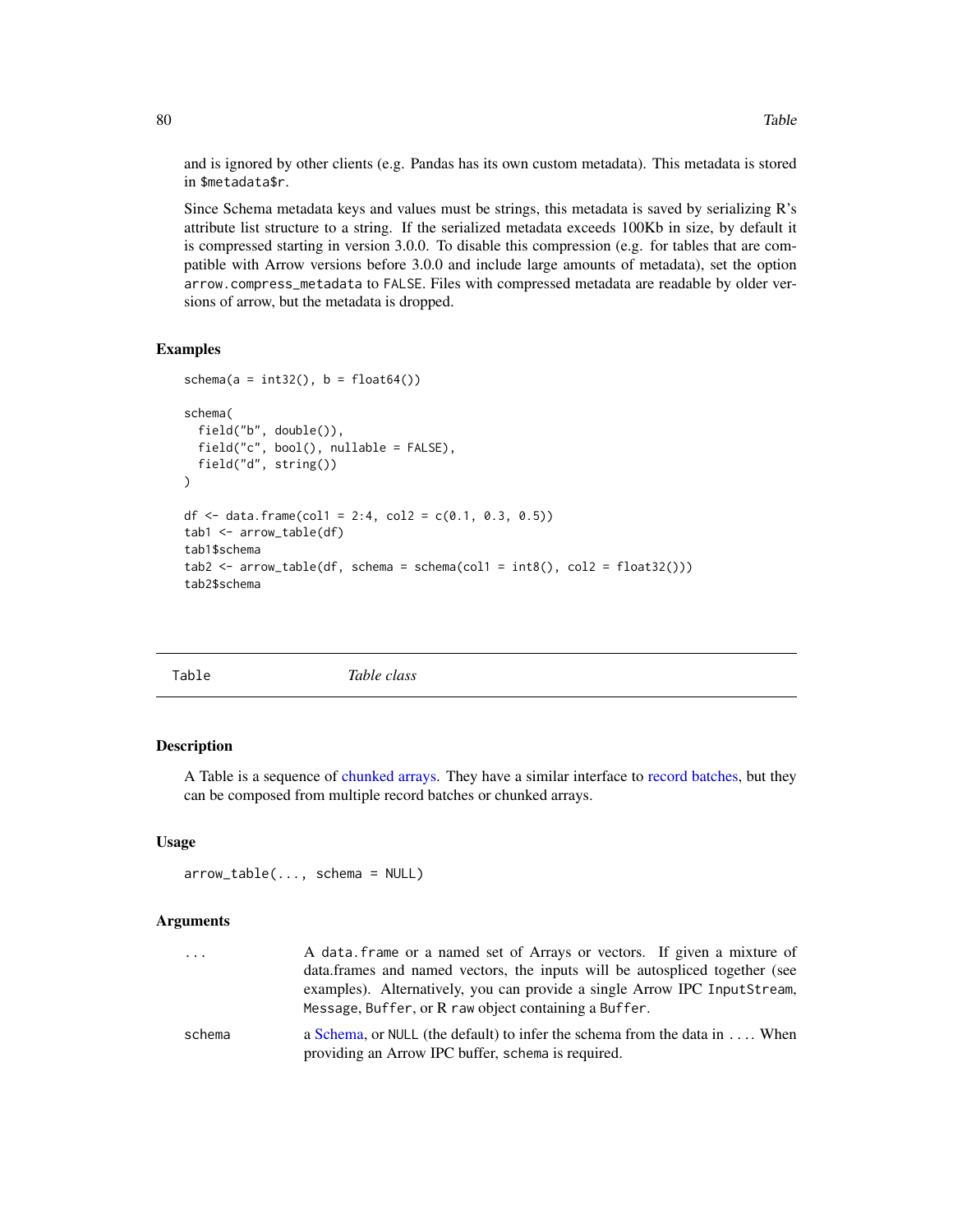and is ignored by other clients (e.g. Pandas has its own custom metadata). This metadata is stored in `$metadata$r`.

Since Schema metadata keys and values must be strings, this metadata is saved by serializing R's attribute list structure to a string. If the serialized metadata exceeds 100Kb in size, by default it is compressed starting in version 3.0.0. To disable this compression (e.g. for tables that are compatible with Arrow versions before 3.0.0 and include large amounts of metadata), set the option `arrow.compress_metadata` to `FALSE`. Files with compressed metadata are readable by older versions of arrow, but the metadata is dropped.

### Examples

```
schema(a = int32(), b = float64())

schema(
  field("b", double()),
  field("c", bool(), nullable = FALSE),
  field("d", string())
)

df <- data.frame(col1 = 2:4, col2 = c(0.1, 0.3, 0.5))
tab1 <- arrow_table(df)
tab1$schema
tab2 <- arrow_table(df, schema = schema(col1 = int8(), col2 = float32()))
tab2$schema
```

---

## Table — *Table class*

---

### Description

A Table is a sequence of chunked arrays. They have a similar interface to record batches, but they can be composed from multiple record batches or chunked arrays.

### Usage

```
arrow_table(..., schema = NULL)
```

### Arguments

| | |
|---|---|
| `...` | A `data.frame` or a named set of Arrays or vectors. If given a mixture of data.frames and named vectors, the inputs will be autospliced together (see examples). Alternatively, you can provide a single Arrow IPC `InputStream`, `Message`, `Buffer`, or R `raw` object containing a `Buffer`. |
| `schema` | a Schema, or `NULL` (the default) to infer the schema from the data in `...`. When providing an Arrow IPC buffer, `schema` is required. |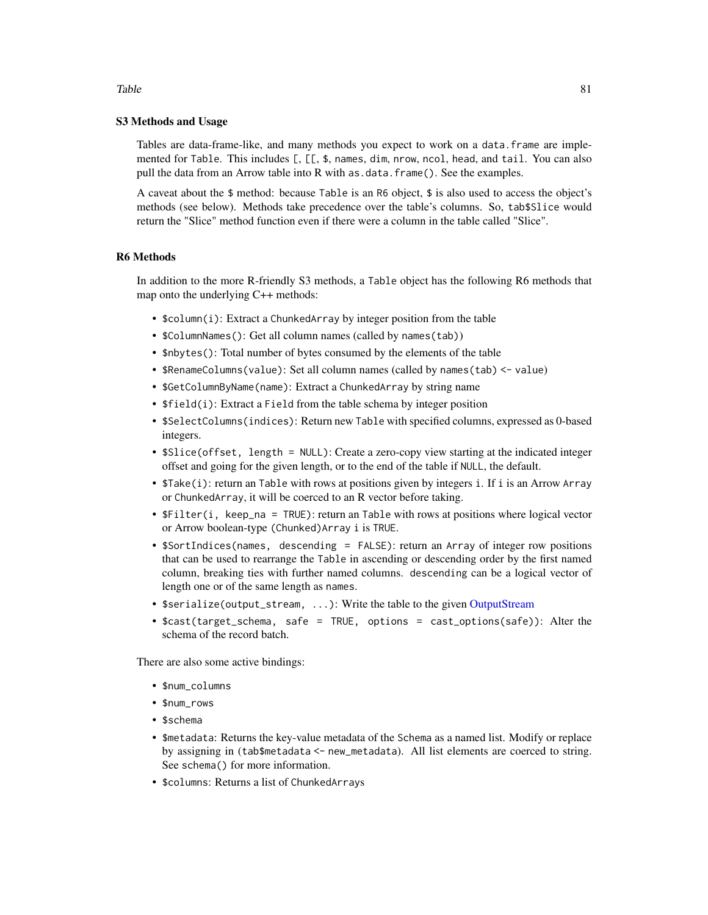### S3 Methods and Usage

Tables are data-frame-like, and many methods you expect to work on a `data.frame` are implemented for `Table`. This includes `[`, `[[`, `$`, `names`, `dim`, `nrow`, `ncol`, `head`, and `tail`. You can also pull the data from an Arrow table into R with `as.data.frame()`. See the examples.

A caveat about the `$` method: because `Table` is an `R6` object, `$` is also used to access the object's methods (see below). Methods take precedence over the table's columns. So, `tab$Slice` would return the "Slice" method function even if there were a column in the table called "Slice".

### R6 Methods

In addition to the more R-friendly S3 methods, a `Table` object has the following R6 methods that map onto the underlying C++ methods:

- `$column(i)`: Extract a `ChunkedArray` by integer position from the table
- `$ColumnNames()`: Get all column names (called by `names(tab)`)
- `$nbytes()`: Total number of bytes consumed by the elements of the table
- `$RenameColumns(value)`: Set all column names (called by `names(tab) <- value`)
- `$GetColumnByName(name)`: Extract a `ChunkedArray` by string name
- `$field(i)`: Extract a `Field` from the table schema by integer position
- `$SelectColumns(indices)`: Return new `Table` with specified columns, expressed as 0-based integers.
- `$Slice(offset, length = NULL)`: Create a zero-copy view starting at the indicated integer offset and going for the given length, or to the end of the table if `NULL`, the default.
- `$Take(i)`: return an `Table` with rows at positions given by integers `i`. If `i` is an Arrow `Array` or `ChunkedArray`, it will be coerced to an R vector before taking.
- `$Filter(i, keep_na = TRUE)`: return an `Table` with rows at positions where logical vector or Arrow boolean-type `(Chunked)Array` `i` is `TRUE`.
- `$SortIndices(names, descending = FALSE)`: return an `Array` of integer row positions that can be used to rearrange the `Table` in ascending or descending order by the first named column, breaking ties with further named columns. `descending` can be a logical vector of length one or of the same length as `names`.
- `$serialize(output_stream, ...)`: Write the table to the given OutputStream
- `$cast(target_schema, safe = TRUE, options = cast_options(safe))`: Alter the schema of the record batch.

There are also some active bindings:

- `$num_columns`
- `$num_rows`
- `$schema`
- `$metadata`: Returns the key-value metadata of the `Schema` as a named list. Modify or replace by assigning in (`tab$metadata <- new_metadata`). All list elements are coerced to string. See `schema()` for more information.
- `$columns`: Returns a list of `ChunkedArray`s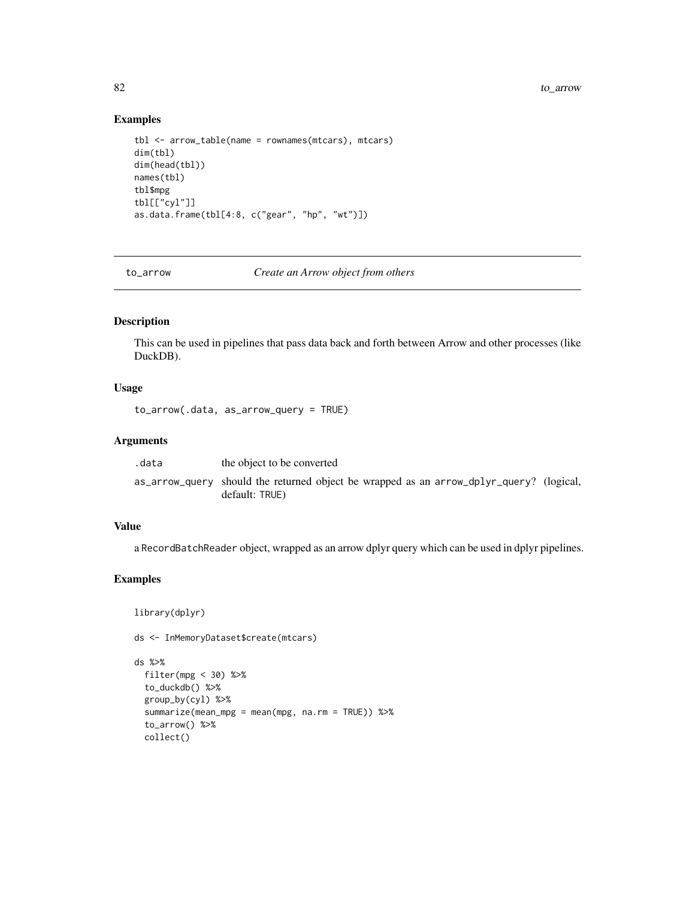## Examples

```
tbl <- arrow_table(name = rownames(mtcars), mtcars)
dim(tbl)
dim(head(tbl))
names(tbl)
tbl$mpg
tbl[["cyl"]]
as.data.frame(tbl[4:8, c("gear", "hp", "wt")])
```

---

# to_arrow — *Create an Arrow object from others*

## Description

This can be used in pipelines that pass data back and forth between Arrow and other processes (like DuckDB).

## Usage

```
to_arrow(.data, as_arrow_query = TRUE)
```

## Arguments

| | |
|---|---|
| .data | the object to be converted |
| as_arrow_query | should the returned object be wrapped as an arrow_dplyr_query? (logical, default: TRUE) |

## Value

a RecordBatchReader object, wrapped as an arrow dplyr query which can be used in dplyr pipelines.

## Examples

```
library(dplyr)

ds <- InMemoryDataset$create(mtcars)

ds %>%
  filter(mpg < 30) %>%
  to_duckdb() %>%
  group_by(cyl) %>%
  summarize(mean_mpg = mean(mpg, na.rm = TRUE)) %>%
  to_arrow() %>%
  collect()
```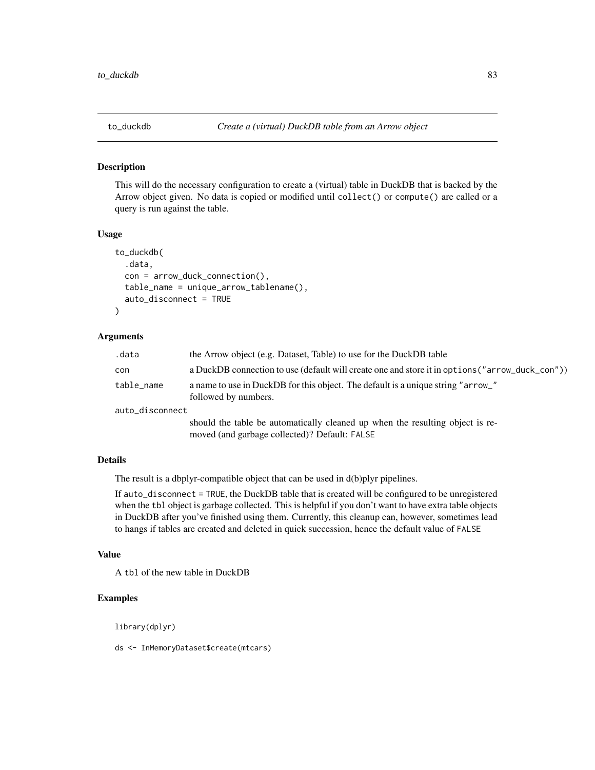## to_duckdb — *Create a (virtual) DuckDB table from an Arrow object*

### Description

This will do the necessary configuration to create a (virtual) table in DuckDB that is backed by the Arrow object given. No data is copied or modified until `collect()` or `compute()` are called or a query is run against the table.

### Usage

```
to_duckdb(
  .data,
  con = arrow_duck_connection(),
  table_name = unique_arrow_tablename(),
  auto_disconnect = TRUE
)
```

### Arguments

| | |
|---|---|
| `.data` | the Arrow object (e.g. Dataset, Table) to use for the DuckDB table |
| `con` | a DuckDB connection to use (default will create one and store it in `options("arrow_duck_con")`) |
| `table_name` | a name to use in DuckDB for this object. The default is a unique string `"arrow_"` followed by numbers. |
| `auto_disconnect` | should the table be automatically cleaned up when the resulting object is removed (and garbage collected)? Default: `FALSE` |

### Details

The result is a dbplyr-compatible object that can be used in d(b)plyr pipelines.

If `auto_disconnect = TRUE`, the DuckDB table that is created will be configured to be unregistered when the `tbl` object is garbage collected. This is helpful if you don't want to have extra table objects in DuckDB after you've finished using them. Currently, this cleanup can, however, sometimes lead to hangs if tables are created and deleted in quick succession, hence the default value of `FALSE`

### Value

A `tbl` of the new table in DuckDB

### Examples

```
library(dplyr)

ds <- InMemoryDataset$create(mtcars)
```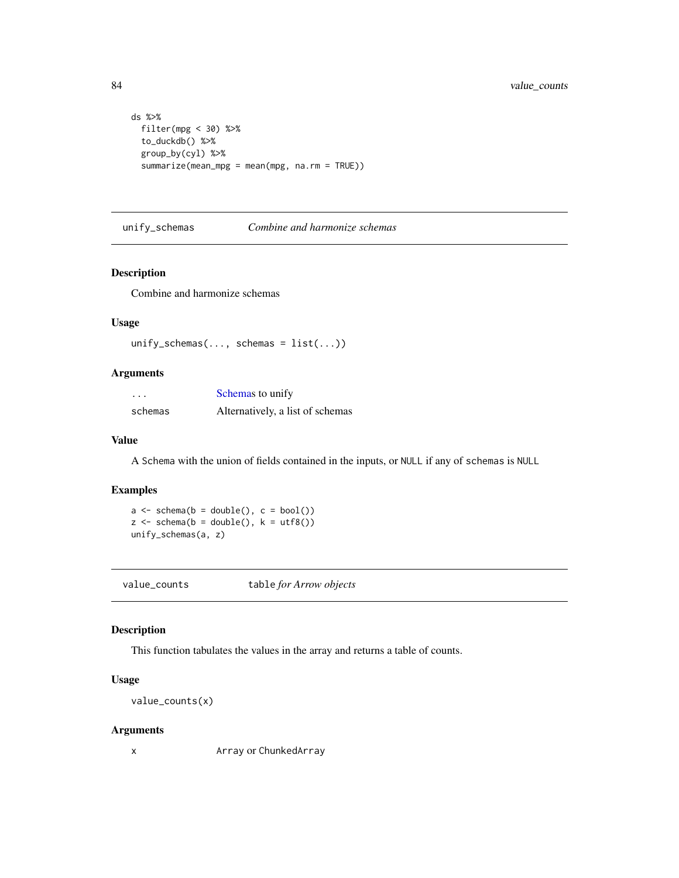```
ds %>%
  filter(mpg < 30) %>%
  to_duckdb() %>%
  group_by(cyl) %>%
  summarize(mean_mpg = mean(mpg, na.rm = TRUE))
```

## unify_schemas — *Combine and harmonize schemas*

### Description

Combine and harmonize schemas

### Usage

```
unify_schemas(..., schemas = list(...))
```

### Arguments

| | |
|---|---|
| `...` | Schemas to unify |
| `schemas` | Alternatively, a list of schemas |

### Value

A `Schema` with the union of fields contained in the inputs, or `NULL` if any of `schemas` is `NULL`

### Examples

```
a <- schema(b = double(), c = bool())
z <- schema(b = double(), k = utf8())
unify_schemas(a, z)
```

## value_counts — `table` *for Arrow objects*

### Description

This function tabulates the values in the array and returns a table of counts.

### Usage

```
value_counts(x)
```

### Arguments

| | |
|---|---|
| `x` | `Array` or `ChunkedArray` |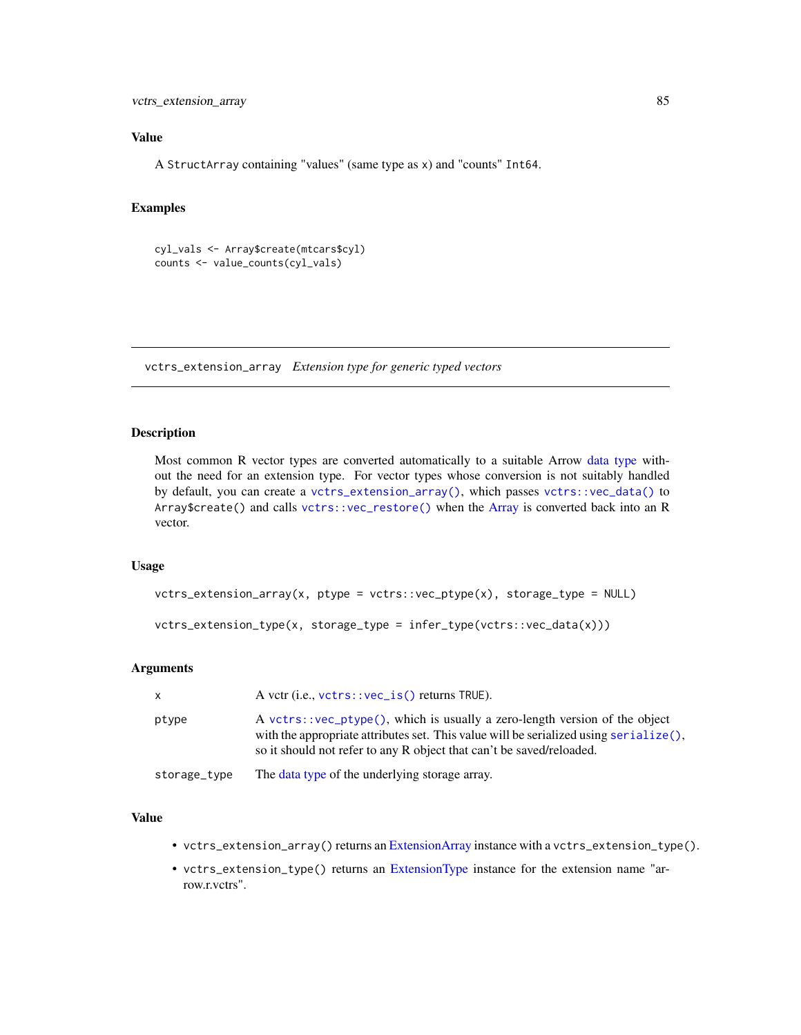### Value

A `StructArray` containing "values" (same type as `x`) and "counts" `Int64`.

### Examples

```
cyl_vals <- Array$create(mtcars$cyl)
counts <- value_counts(cyl_vals)
```

---

## vctrs_extension_array *Extension type for generic typed vectors*

---

### Description

Most common R vector types are converted automatically to a suitable Arrow data type without the need for an extension type. For vector types whose conversion is not suitably handled by default, you can create a `vctrs_extension_array()`, which passes `vctrs::vec_data()` to `Array$create()` and calls `vctrs::vec_restore()` when the Array is converted back into an R vector.

### Usage

```
vctrs_extension_array(x, ptype = vctrs::vec_ptype(x), storage_type = NULL)

vctrs_extension_type(x, storage_type = infer_type(vctrs::vec_data(x)))
```

### Arguments

| | |
|---|---|
| `x` | A vctr (i.e., `vctrs::vec_is()` returns `TRUE`). |
| `ptype` | A `vctrs::vec_ptype()`, which is usually a zero-length version of the object with the appropriate attributes set. This value will be serialized using `serialize()`, so it should not refer to any R object that can't be saved/reloaded. |
| `storage_type` | The data type of the underlying storage array. |

### Value

- `vctrs_extension_array()` returns an ExtensionArray instance with a `vctrs_extension_type()`.
- `vctrs_extension_type()` returns an ExtensionType instance for the extension name "arrow.r.vctrs".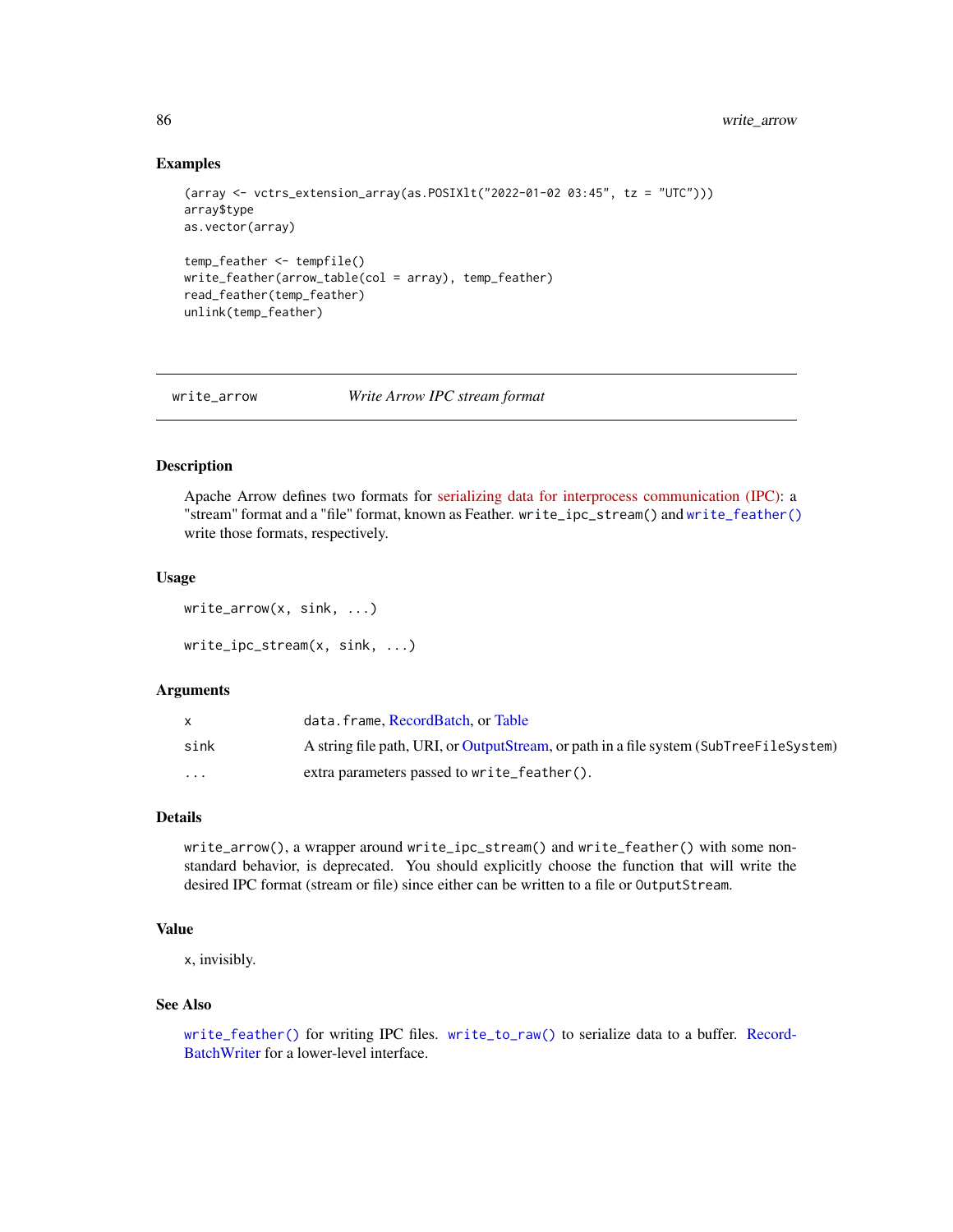## Examples

```
(array <- vctrs_extension_array(as.POSIXlt("2022-01-02 03:45", tz = "UTC")))
array$type
as.vector(array)

temp_feather <- tempfile()
write_feather(arrow_table(col = array), temp_feather)
read_feather(temp_feather)
unlink(temp_feather)
```

---

# write_arrow — *Write Arrow IPC stream format*

## Description

Apache Arrow defines two formats for serializing data for interprocess communication (IPC): a "stream" format and a "file" format, known as Feather. `write_ipc_stream()` and `write_feather()` write those formats, respectively.

## Usage

```
write_arrow(x, sink, ...)

write_ipc_stream(x, sink, ...)
```

## Arguments

| | |
|---|---|
| x | `data.frame`, RecordBatch, or Table |
| sink | A string file path, URI, or OutputStream, or path in a file system (`SubTreeFileSystem`) |
| ... | extra parameters passed to `write_feather()`. |

## Details

`write_arrow()`, a wrapper around `write_ipc_stream()` and `write_feather()` with some non-standard behavior, is deprecated. You should explicitly choose the function that will write the desired IPC format (stream or file) since either can be written to a file or `OutputStream`.

## Value

`x`, invisibly.

## See Also

`write_feather()` for writing IPC files. `write_to_raw()` to serialize data to a buffer. RecordBatchWriter for a lower-level interface.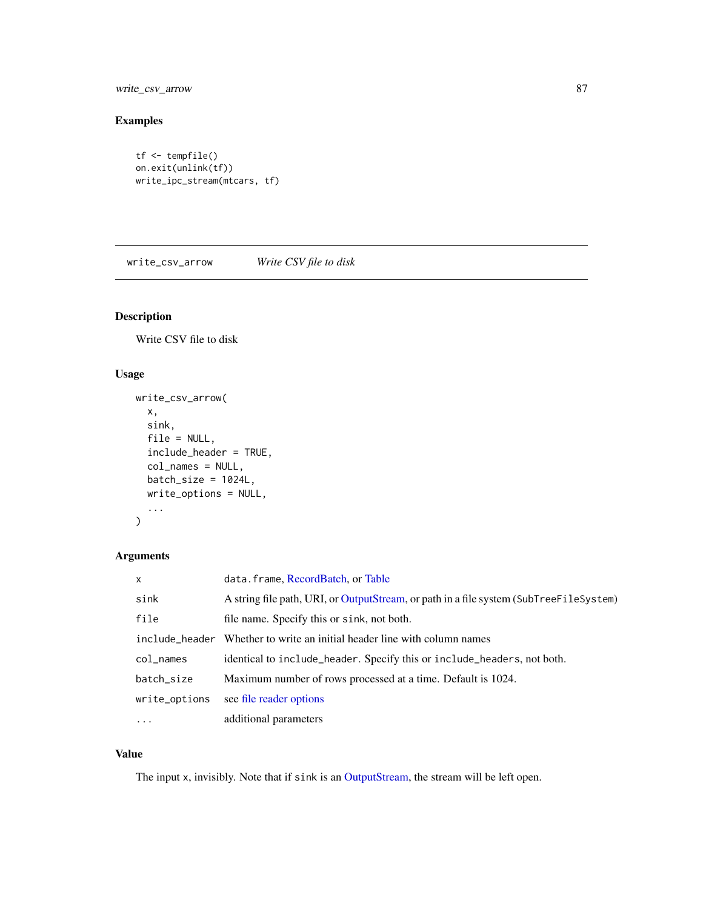### Examples

```
tf <- tempfile()
on.exit(unlink(tf))
write_ipc_stream(mtcars, tf)
```

---

## write_csv_arrow    *Write CSV file to disk*

### Description

Write CSV file to disk

### Usage

```
write_csv_arrow(
  x,
  sink,
  file = NULL,
  include_header = TRUE,
  col_names = NULL,
  batch_size = 1024L,
  write_options = NULL,
  ...
)
```

### Arguments

| | |
|---|---|
| `x` | `data.frame`, RecordBatch, or Table |
| `sink` | A string file path, URI, or OutputStream, or path in a file system (`SubTreeFileSystem`) |
| `file` | file name. Specify this or `sink`, not both. |
| `include_header` | Whether to write an initial header line with column names |
| `col_names` | identical to `include_header`. Specify this or `include_headers`, not both. |
| `batch_size` | Maximum number of rows processed at a time. Default is 1024. |
| `write_options` | see file reader options |
| `...` | additional parameters |

### Value

The input `x`, invisibly. Note that if `sink` is an OutputStream, the stream will be left open.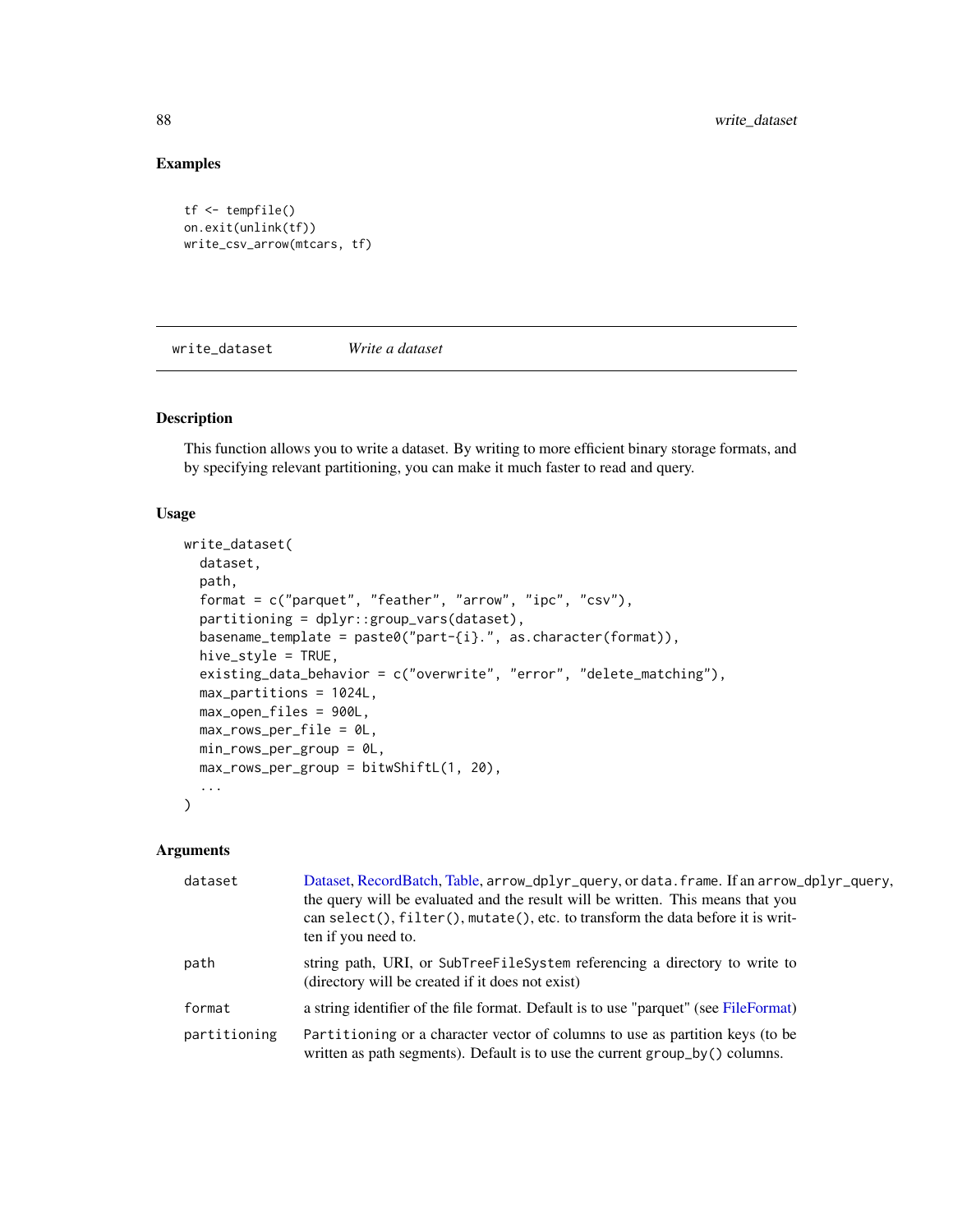### Examples

```
tf <- tempfile()
on.exit(unlink(tf))
write_csv_arrow(mtcars, tf)
```

---

## write_dataset — *Write a dataset*

### Description

This function allows you to write a dataset. By writing to more efficient binary storage formats, and by specifying relevant partitioning, you can make it much faster to read and query.

### Usage

```
write_dataset(
  dataset,
  path,
  format = c("parquet", "feather", "arrow", "ipc", "csv"),
  partitioning = dplyr::group_vars(dataset),
  basename_template = paste0("part-{i}.", as.character(format)),
  hive_style = TRUE,
  existing_data_behavior = c("overwrite", "error", "delete_matching"),
  max_partitions = 1024L,
  max_open_files = 900L,
  max_rows_per_file = 0L,
  min_rows_per_group = 0L,
  max_rows_per_group = bitwShiftL(1, 20),
  ...
)
```

### Arguments

| | |
|---|---|
| `dataset` | Dataset, RecordBatch, Table, `arrow_dplyr_query`, or `data.frame`. If an `arrow_dplyr_query`, the query will be evaluated and the result will be written. This means that you can `select()`, `filter()`, `mutate()`, etc. to transform the data before it is written if you need to. |
| `path` | string path, URI, or `SubTreeFileSystem` referencing a directory to write to (directory will be created if it does not exist) |
| `format` | a string identifier of the file format. Default is to use "parquet" (see FileFormat) |
| `partitioning` | `Partitioning` or a character vector of columns to use as partition keys (to be written as path segments). Default is to use the current `group_by()` columns. |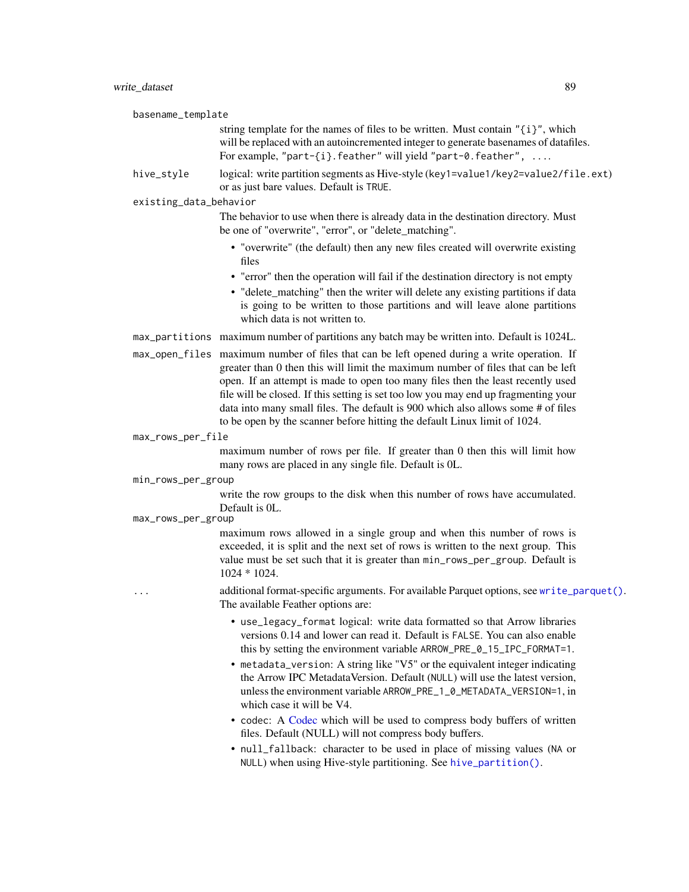`basename_template`
: string template for the names of files to be written. Must contain `"{i}"`, which will be replaced with an autoincremented integer to generate basenames of datafiles. For example, `"part-{i}.feather"` will yield `"part-0.feather", ...`.

`hive_style`
: logical: write partition segments as Hive-style (`key1=value1/key2=value2/file.ext`) or as just bare values. Default is `TRUE`.

`existing_data_behavior`
: The behavior to use when there is already data in the destination directory. Must be one of "overwrite", "error", or "delete_matching".

- "overwrite" (the default) then any new files created will overwrite existing files
- "error" then the operation will fail if the destination directory is not empty
- "delete_matching" then the writer will delete any existing partitions if data is going to be written to those partitions and will leave alone partitions which data is not written to.

`max_partitions`
: maximum number of partitions any batch may be written into. Default is 1024L.

`max_open_files`
: maximum number of files that can be left opened during a write operation. If greater than 0 then this will limit the maximum number of files that can be left open. If an attempt is made to open too many files then the least recently used file will be closed. If this setting is set too low you may end up fragmenting your data into many small files. The default is 900 which also allows some # of files to be open by the scanner before hitting the default Linux limit of 1024.

`max_rows_per_file`
: maximum number of rows per file. If greater than 0 then this will limit how many rows are placed in any single file. Default is 0L.

`min_rows_per_group`
: write the row groups to the disk when this number of rows have accumulated. Default is 0L.

`max_rows_per_group`
: maximum rows allowed in a single group and when this number of rows is exceeded, it is split and the next set of rows is written to the next group. This value must be set such that it is greater than `min_rows_per_group`. Default is 1024 * 1024.

`...`
: additional format-specific arguments. For available Parquet options, see `write_parquet()`. The available Feather options are:

- `use_legacy_format` logical: write data formatted so that Arrow libraries versions 0.14 and lower can read it. Default is `FALSE`. You can also enable this by setting the environment variable `ARROW_PRE_0_15_IPC_FORMAT=1`.
- `metadata_version`: A string like "V5" or the equivalent integer indicating the Arrow IPC MetadataVersion. Default (`NULL`) will use the latest version, unless the environment variable `ARROW_PRE_1_0_METADATA_VERSION=1`, in which case it will be V4.
- `codec`: A Codec which will be used to compress body buffers of written files. Default (NULL) will not compress body buffers.
- `null_fallback`: character to be used in place of missing values (`NA` or `NULL`) when using Hive-style partitioning. See `hive_partition()`.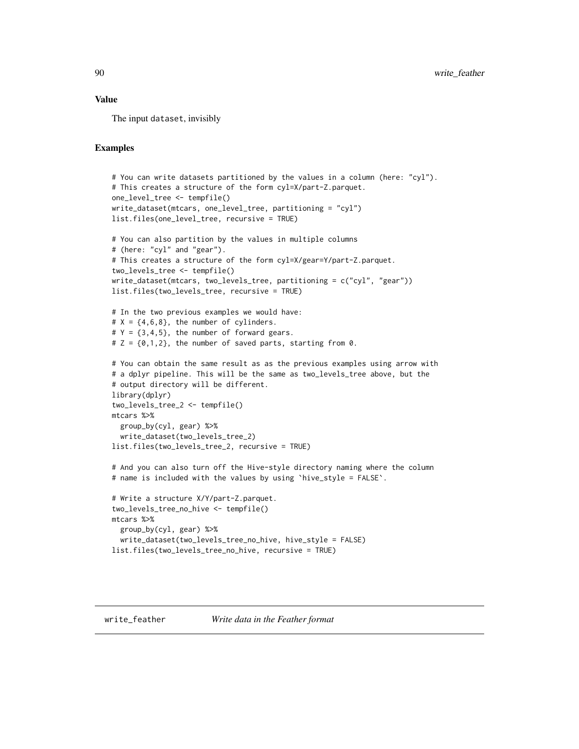### Value

The input `dataset`, invisibly

### Examples

```
# You can write datasets partitioned by the values in a column (here: "cyl").
# This creates a structure of the form cyl=X/part-Z.parquet.
one_level_tree <- tempfile()
write_dataset(mtcars, one_level_tree, partitioning = "cyl")
list.files(one_level_tree, recursive = TRUE)

# You can also partition by the values in multiple columns
# (here: "cyl" and "gear").
# This creates a structure of the form cyl=X/gear=Y/part-Z.parquet.
two_levels_tree <- tempfile()
write_dataset(mtcars, two_levels_tree, partitioning = c("cyl", "gear"))
list.files(two_levels_tree, recursive = TRUE)

# In the two previous examples we would have:
# X = {4,6,8}, the number of cylinders.
# Y = {3,4,5}, the number of forward gears.
# Z = {0,1,2}, the number of saved parts, starting from 0.

# You can obtain the same result as as the previous examples using arrow with
# a dplyr pipeline. This will be the same as two_levels_tree above, but the
# output directory will be different.
library(dplyr)
two_levels_tree_2 <- tempfile()
mtcars %>%
  group_by(cyl, gear) %>%
  write_dataset(two_levels_tree_2)
list.files(two_levels_tree_2, recursive = TRUE)

# And you can also turn off the Hive-style directory naming where the column
# name is included with the values by using `hive_style = FALSE`.

# Write a structure X/Y/part-Z.parquet.
two_levels_tree_no_hive <- tempfile()
mtcars %>%
  group_by(cyl, gear) %>%
  write_dataset(two_levels_tree_no_hive, hive_style = FALSE)
list.files(two_levels_tree_no_hive, recursive = TRUE)
```

## write_feather *Write data in the Feather format*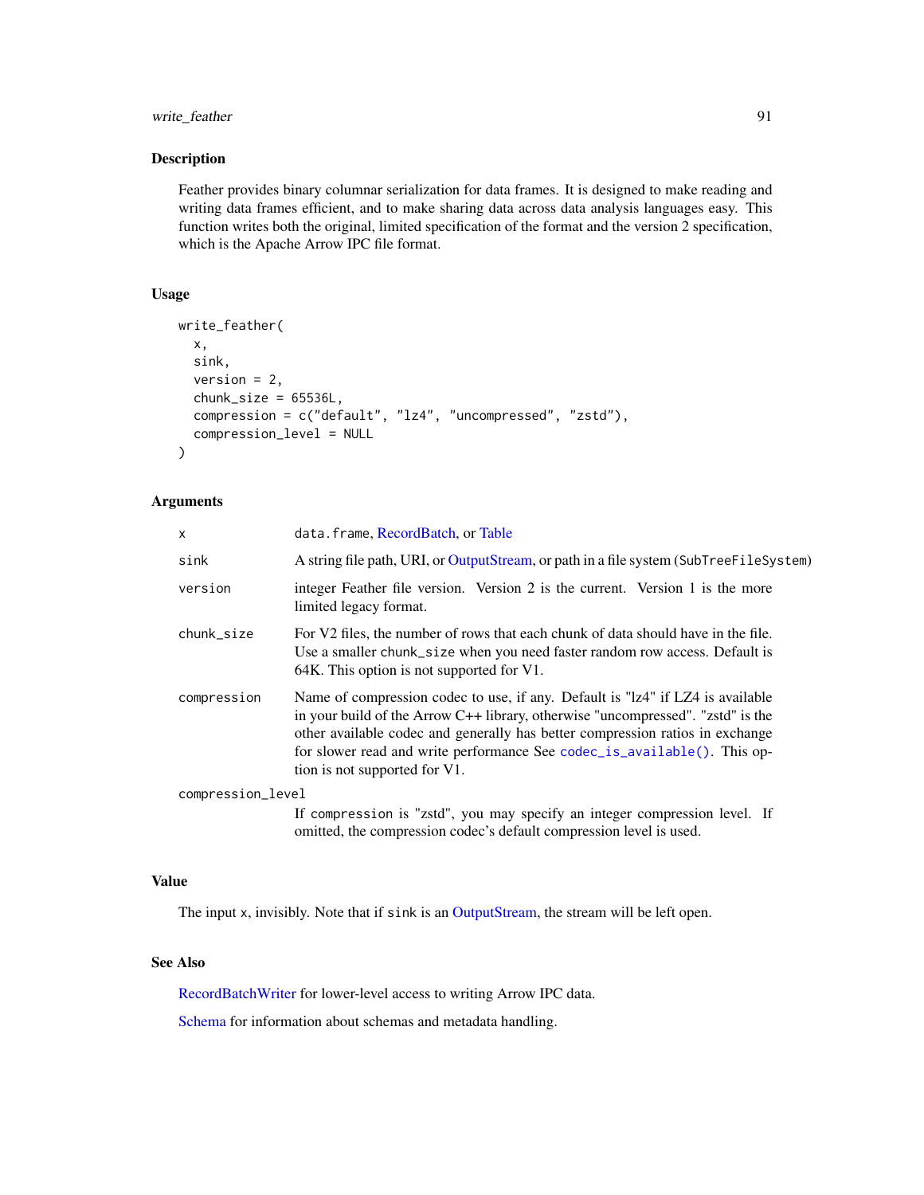## Description

Feather provides binary columnar serialization for data frames. It is designed to make reading and writing data frames efficient, and to make sharing data across data analysis languages easy. This function writes both the original, limited specification of the format and the version 2 specification, which is the Apache Arrow IPC file format.

## Usage

```
write_feather(
  x,
  sink,
  version = 2,
  chunk_size = 65536L,
  compression = c("default", "lz4", "uncompressed", "zstd"),
  compression_level = NULL
)
```

## Arguments

| | |
|---|---|
| `x` | `data.frame`, RecordBatch, or Table |
| `sink` | A string file path, URI, or OutputStream, or path in a file system (`SubTreeFileSystem`) |
| `version` | integer Feather file version. Version 2 is the current. Version 1 is the more limited legacy format. |
| `chunk_size` | For V2 files, the number of rows that each chunk of data should have in the file. Use a smaller `chunk_size` when you need faster random row access. Default is 64K. This option is not supported for V1. |
| `compression` | Name of compression codec to use, if any. Default is "lz4" if LZ4 is available in your build of the Arrow C++ library, otherwise "uncompressed". "zstd" is the other available codec and generally has better compression ratios in exchange for slower read and write performance See `codec_is_available()`. This option is not supported for V1. |
| `compression_level` | If `compression` is "zstd", you may specify an integer compression level. If omitted, the compression codec's default compression level is used. |

## Value

The input `x`, invisibly. Note that if `sink` is an OutputStream, the stream will be left open.

## See Also

RecordBatchWriter for lower-level access to writing Arrow IPC data.

Schema for information about schemas and metadata handling.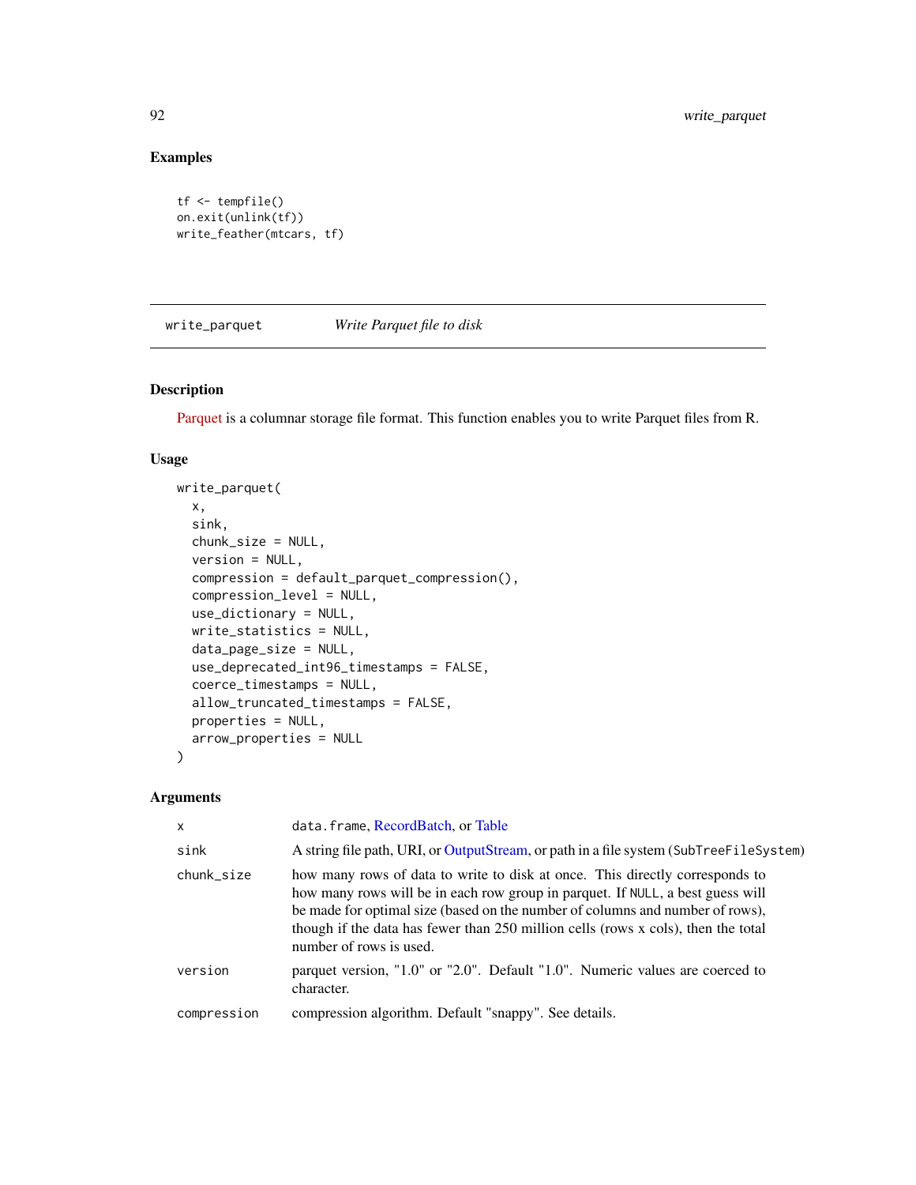## Examples

```
tf <- tempfile()
on.exit(unlink(tf))
write_feather(mtcars, tf)
```

---

# write_parquet    *Write Parquet file to disk*

---

## Description

Parquet is a columnar storage file format. This function enables you to write Parquet files from R.

## Usage

```
write_parquet(
  x,
  sink,
  chunk_size = NULL,
  version = NULL,
  compression = default_parquet_compression(),
  compression_level = NULL,
  use_dictionary = NULL,
  write_statistics = NULL,
  data_page_size = NULL,
  use_deprecated_int96_timestamps = FALSE,
  coerce_timestamps = NULL,
  allow_truncated_timestamps = FALSE,
  properties = NULL,
  arrow_properties = NULL
)
```

## Arguments

| | |
|---|---|
| `x` | `data.frame`, RecordBatch, or Table |
| `sink` | A string file path, URI, or OutputStream, or path in a file system (`SubTreeFileSystem`) |
| `chunk_size` | how many rows of data to write to disk at once. This directly corresponds to how many rows will be in each row group in parquet. If `NULL`, a best guess will be made for optimal size (based on the number of columns and number of rows), though if the data has fewer than 250 million cells (rows x cols), then the total number of rows is used. |
| `version` | parquet version, "1.0" or "2.0". Default "1.0". Numeric values are coerced to character. |
| `compression` | compression algorithm. Default "snappy". See details. |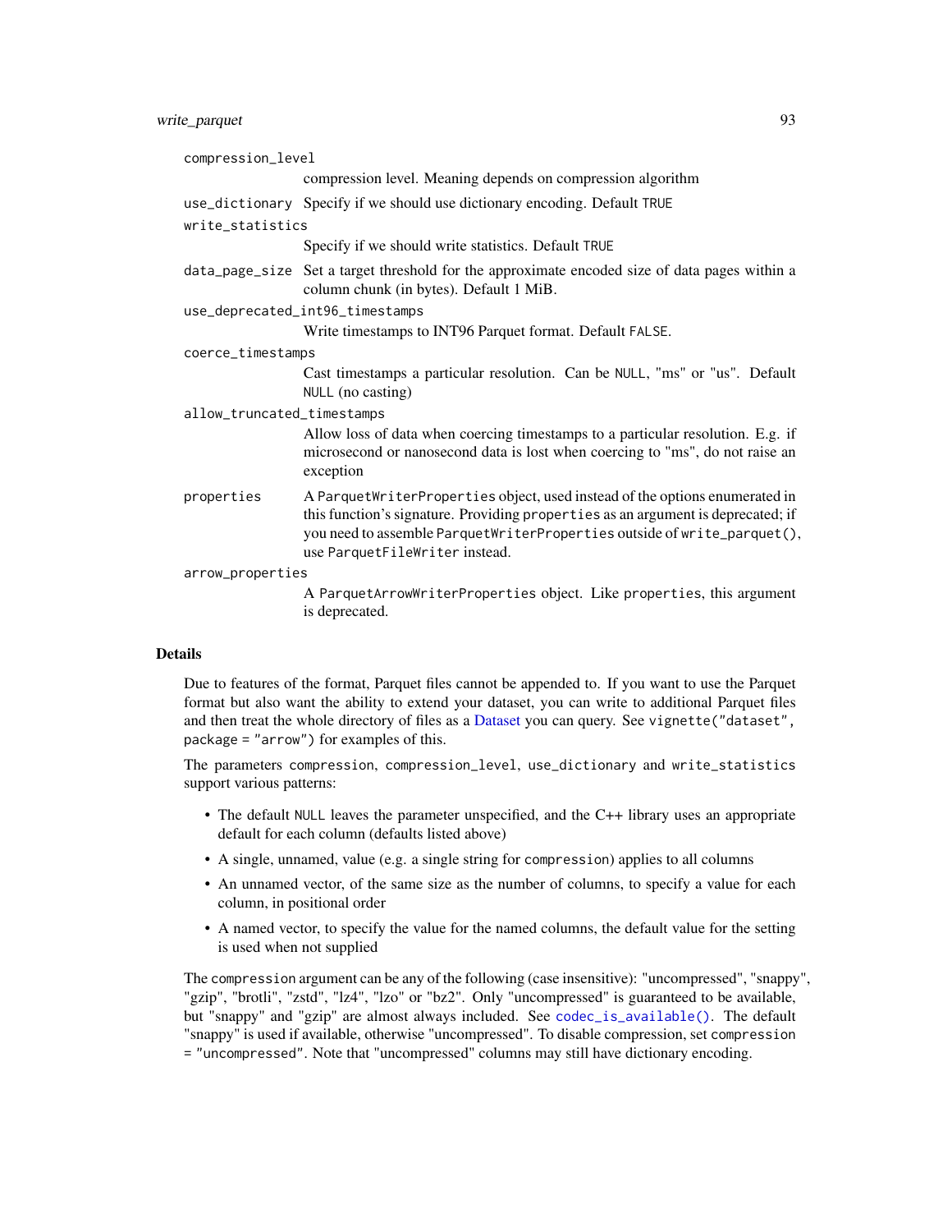`compression_level`
: compression level. Meaning depends on compression algorithm

`use_dictionary`
: Specify if we should use dictionary encoding. Default `TRUE`

`write_statistics`
: Specify if we should write statistics. Default `TRUE`

`data_page_size`
: Set a target threshold for the approximate encoded size of data pages within a column chunk (in bytes). Default 1 MiB.

`use_deprecated_int96_timestamps`
: Write timestamps to INT96 Parquet format. Default `FALSE`.

`coerce_timestamps`
: Cast timestamps a particular resolution. Can be `NULL`, "ms" or "us". Default `NULL` (no casting)

`allow_truncated_timestamps`
: Allow loss of data when coercing timestamps to a particular resolution. E.g. if microsecond or nanosecond data is lost when coercing to "ms", do not raise an exception

`properties`
: A `ParquetWriterProperties` object, used instead of the options enumerated in this function's signature. Providing `properties` as an argument is deprecated; if you need to assemble `ParquetWriterProperties` outside of `write_parquet()`, use `ParquetFileWriter` instead.

`arrow_properties`
: A `ParquetArrowWriterProperties` object. Like `properties`, this argument is deprecated.

## Details

Due to features of the format, Parquet files cannot be appended to. If you want to use the Parquet format but also want the ability to extend your dataset, you can write to additional Parquet files and then treat the whole directory of files as a Dataset you can query. See `vignette("dataset", package = "arrow")` for examples of this.

The parameters `compression`, `compression_level`, `use_dictionary` and `write_statistics` support various patterns:

- The default `NULL` leaves the parameter unspecified, and the C++ library uses an appropriate default for each column (defaults listed above)
- A single, unnamed, value (e.g. a single string for `compression`) applies to all columns
- An unnamed vector, of the same size as the number of columns, to specify a value for each column, in positional order
- A named vector, to specify the value for the named columns, the default value for the setting is used when not supplied

The `compression` argument can be any of the following (case insensitive): "uncompressed", "snappy", "gzip", "brotli", "zstd", "lz4", "lzo" or "bz2". Only "uncompressed" is guaranteed to be available, but "snappy" and "gzip" are almost always included. See `codec_is_available()`. The default "snappy" is used if available, otherwise "uncompressed". To disable compression, set `compression = "uncompressed"`. Note that "uncompressed" columns may still have dictionary encoding.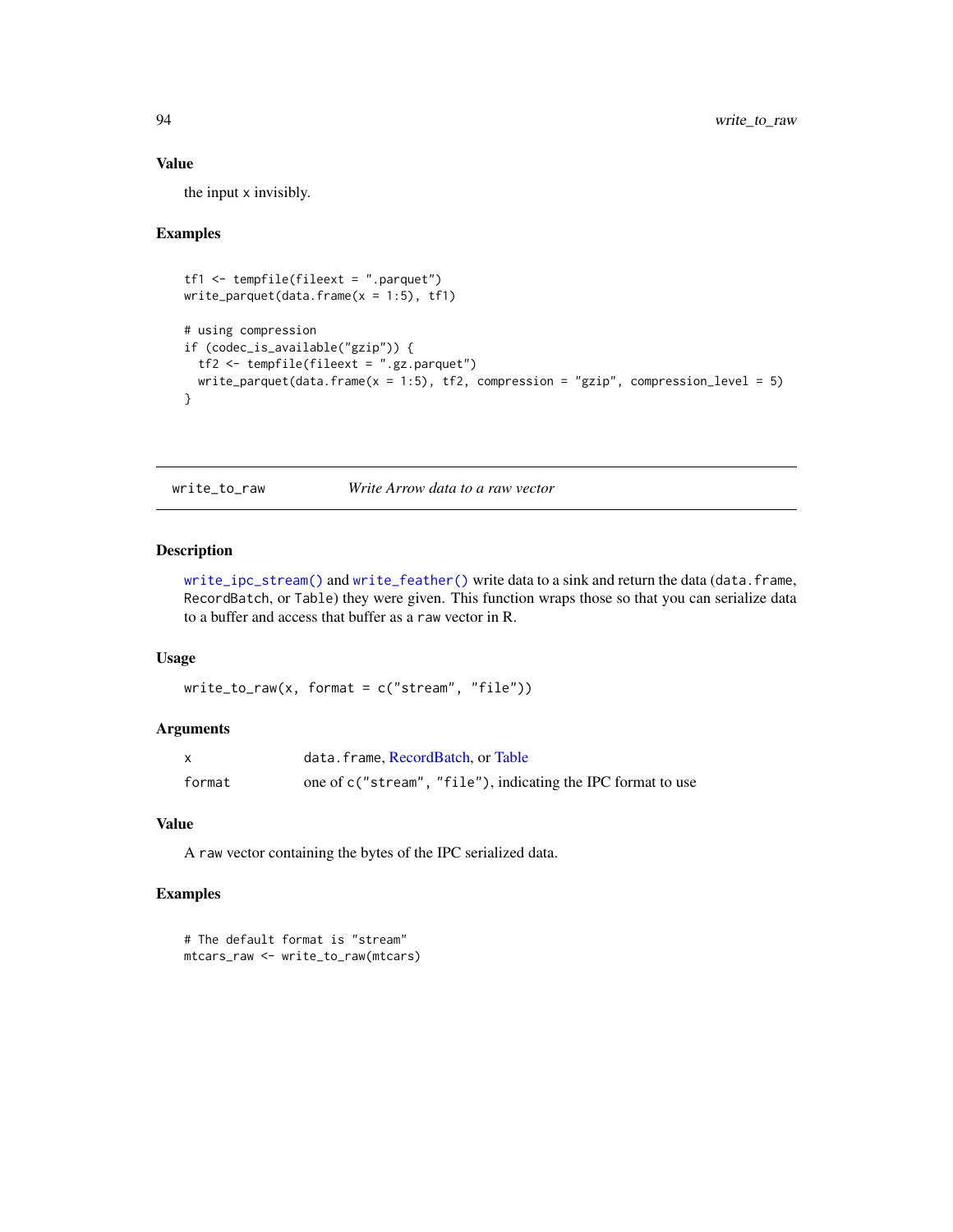### Value

the input `x` invisibly.

### Examples

```
tf1 <- tempfile(fileext = ".parquet")
write_parquet(data.frame(x = 1:5), tf1)

# using compression
if (codec_is_available("gzip")) {
  tf2 <- tempfile(fileext = ".gz.parquet")
  write_parquet(data.frame(x = 1:5), tf2, compression = "gzip", compression_level = 5)
}
```

---

## write_to_raw — *Write Arrow data to a raw vector*

### Description

`write_ipc_stream()` and `write_feather()` write data to a sink and return the data (`data.frame`, `RecordBatch`, or `Table`) they were given. This function wraps those so that you can serialize data to a buffer and access that buffer as a `raw` vector in R.

### Usage

```
write_to_raw(x, format = c("stream", "file"))
```

### Arguments

| | |
|---|---|
| `x` | `data.frame`, RecordBatch, or Table |
| `format` | one of `c("stream", "file")`, indicating the IPC format to use |

### Value

A `raw` vector containing the bytes of the IPC serialized data.

### Examples

```
# The default format is "stream"
mtcars_raw <- write_to_raw(mtcars)
```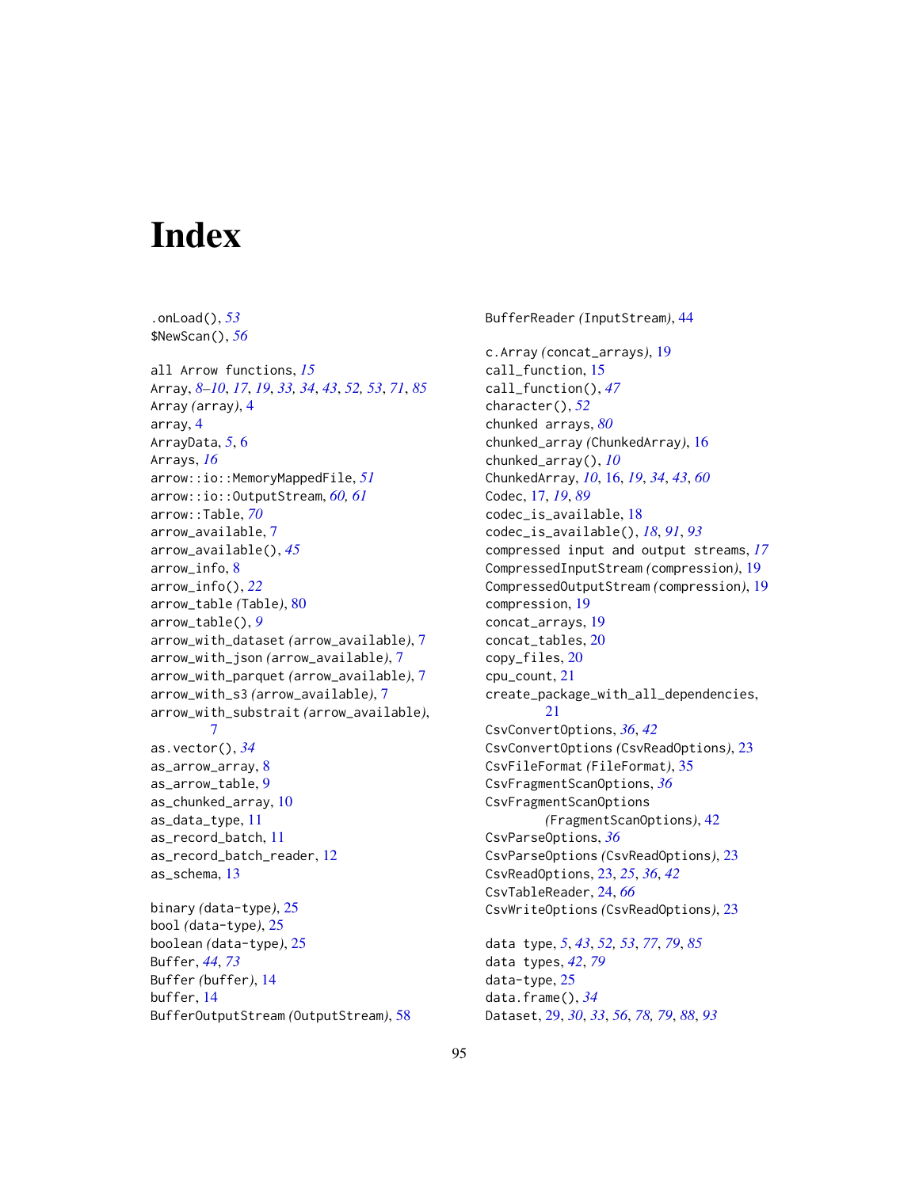# Index

.onLoad(), *53*
$NewScan(), *56*

all Arrow functions, *15*
Array, *8–10*, *17*, *19*, *33, 34*, *43*, *52, 53*, *71*, *85*
Array *(array)*, 4
array, 4
ArrayData, 5, 6
Arrays, *16*
arrow::io::MemoryMappedFile, *51*
arrow::io::OutputStream, *60, 61*
arrow::Table, *70*
arrow_available, 7
arrow_available(), *45*
arrow_info, 8
arrow_info(), *22*
arrow_table *(Table)*, 80
arrow_table(), *9*
arrow_with_dataset *(arrow_available)*, 7
arrow_with_json *(arrow_available)*, 7
arrow_with_parquet *(arrow_available)*, 7
arrow_with_s3 *(arrow_available)*, 7
arrow_with_substrait *(arrow_available)*, 7
as.vector(), *34*
as_arrow_array, 8
as_arrow_table, 9
as_chunked_array, 10
as_data_type, 11
as_record_batch, 11
as_record_batch_reader, 12
as_schema, 13

binary *(data-type)*, 25
bool *(data-type)*, 25
boolean *(data-type)*, 25
Buffer, *44*, *73*
Buffer *(buffer)*, 14
buffer, 14
BufferOutputStream *(OutputStream)*, 58
BufferReader *(InputStream)*, 44

c.Array *(concat_arrays)*, 19
call_function, 15
call_function(), *47*
character(), *52*
chunked arrays, *80*
chunked_array *(ChunkedArray)*, 16
chunked_array(), *10*
ChunkedArray, *10*, 16, *19*, *34*, *43*, *60*
Codec, 17, *19*, *89*
codec_is_available, 18
codec_is_available(), *18*, *91*, *93*
compressed input and output streams, *17*
CompressedInputStream *(compression)*, 19
CompressedOutputStream *(compression)*, 19
compression, 19
concat_arrays, 19
concat_tables, 20
copy_files, 20
cpu_count, 21
create_package_with_all_dependencies, 21
CsvConvertOptions, *36*, *42*
CsvConvertOptions *(CsvReadOptions)*, 23
CsvFileFormat *(FileFormat)*, 35
CsvFragmentScanOptions, *36*
CsvFragmentScanOptions *(FragmentScanOptions)*, 42
CsvParseOptions, *36*
CsvParseOptions *(CsvReadOptions)*, 23
CsvReadOptions, 23, *25*, *36*, *42*
CsvTableReader, 24, *66*
CsvWriteOptions *(CsvReadOptions)*, 23

data type, *5*, *43*, *52, 53*, *77*, *79*, *85*
data types, *42*, *79*
data-type, 25
data.frame(), *34*
Dataset, 29, *30*, *33*, *56*, *78, 79*, *88*, *93*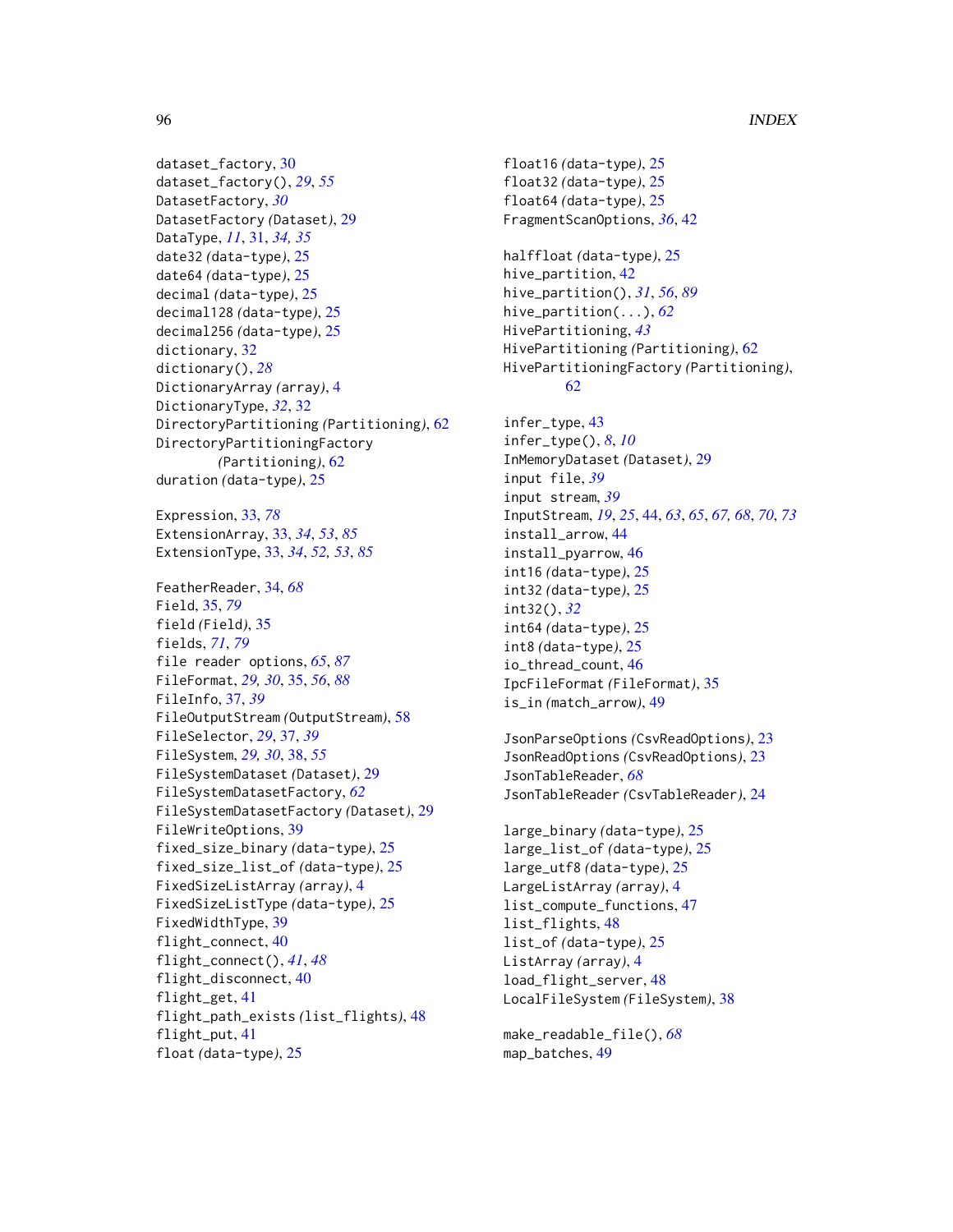dataset_factory, 30
dataset_factory(), *29*, *55*
DatasetFactory, *30*
DatasetFactory *(Dataset)*, 29
DataType, *11*, 31, *34, 35*
date32 *(data-type)*, 25
date64 *(data-type)*, 25
decimal *(data-type)*, 25
decimal128 *(data-type)*, 25
decimal256 *(data-type)*, 25
dictionary, 32
dictionary(), *28*
DictionaryArray *(array)*, 4
DictionaryType, *32*, 32
DirectoryPartitioning *(Partitioning)*, 62
DirectoryPartitioningFactory *(Partitioning)*, 62
duration *(data-type)*, 25

Expression, 33, *78*
ExtensionArray, 33, *34*, *53*, *85*
ExtensionType, 33, *34*, *52, 53*, *85*

FeatherReader, 34, *68*
Field, 35, *79*
field *(Field)*, 35
fields, *71*, *79*
file reader options, *65*, *87*
FileFormat, *29, 30*, 35, *56*, *88*
FileInfo, 37, *39*
FileOutputStream *(OutputStream)*, 58
FileSelector, *29*, 37, *39*
FileSystem, *29, 30*, 38, *55*
FileSystemDataset *(Dataset)*, 29
FileSystemDatasetFactory, *62*
FileSystemDatasetFactory *(Dataset)*, 29
FileWriteOptions, 39
fixed_size_binary *(data-type)*, 25
fixed_size_list_of *(data-type)*, 25
FixedSizeListArray *(array)*, 4
FixedSizeListType *(data-type)*, 25
FixedWidthType, 39
flight_connect, 40
flight_connect(), *41*, *48*
flight_disconnect, 40
flight_get, 41
flight_path_exists *(list_flights)*, 48
flight_put, 41
float *(data-type)*, 25
float16 *(data-type)*, 25
float32 *(data-type)*, 25
float64 *(data-type)*, 25
FragmentScanOptions, *36*, 42

halffloat *(data-type)*, 25
hive_partition, 42
hive_partition(), *31*, *56*, *89*
hive_partition(...), *62*
HivePartitioning, *43*
HivePartitioning *(Partitioning)*, 62
HivePartitioningFactory *(Partitioning)*, 62

infer_type, 43
infer_type(), *8*, *10*
InMemoryDataset *(Dataset)*, 29
input file, *39*
input stream, *39*
InputStream, *19*, *25*, 44, *63*, *65*, *67, 68*, *70*, *73*
install_arrow, 44
install_pyarrow, 46
int16 *(data-type)*, 25
int32 *(data-type)*, 25
int32(), *32*
int64 *(data-type)*, 25
int8 *(data-type)*, 25
io_thread_count, 46
IpcFileFormat *(FileFormat)*, 35
is_in *(match_arrow)*, 49

JsonParseOptions *(CsvReadOptions)*, 23
JsonReadOptions *(CsvReadOptions)*, 23
JsonTableReader, *68*
JsonTableReader *(CsvTableReader)*, 24

large_binary *(data-type)*, 25
large_list_of *(data-type)*, 25
large_utf8 *(data-type)*, 25
LargeListArray *(array)*, 4
list_compute_functions, 47
list_flights, 48
list_of *(data-type)*, 25
ListArray *(array)*, 4
load_flight_server, 48
LocalFileSystem *(FileSystem)*, 38

make_readable_file(), *68*
map_batches, 49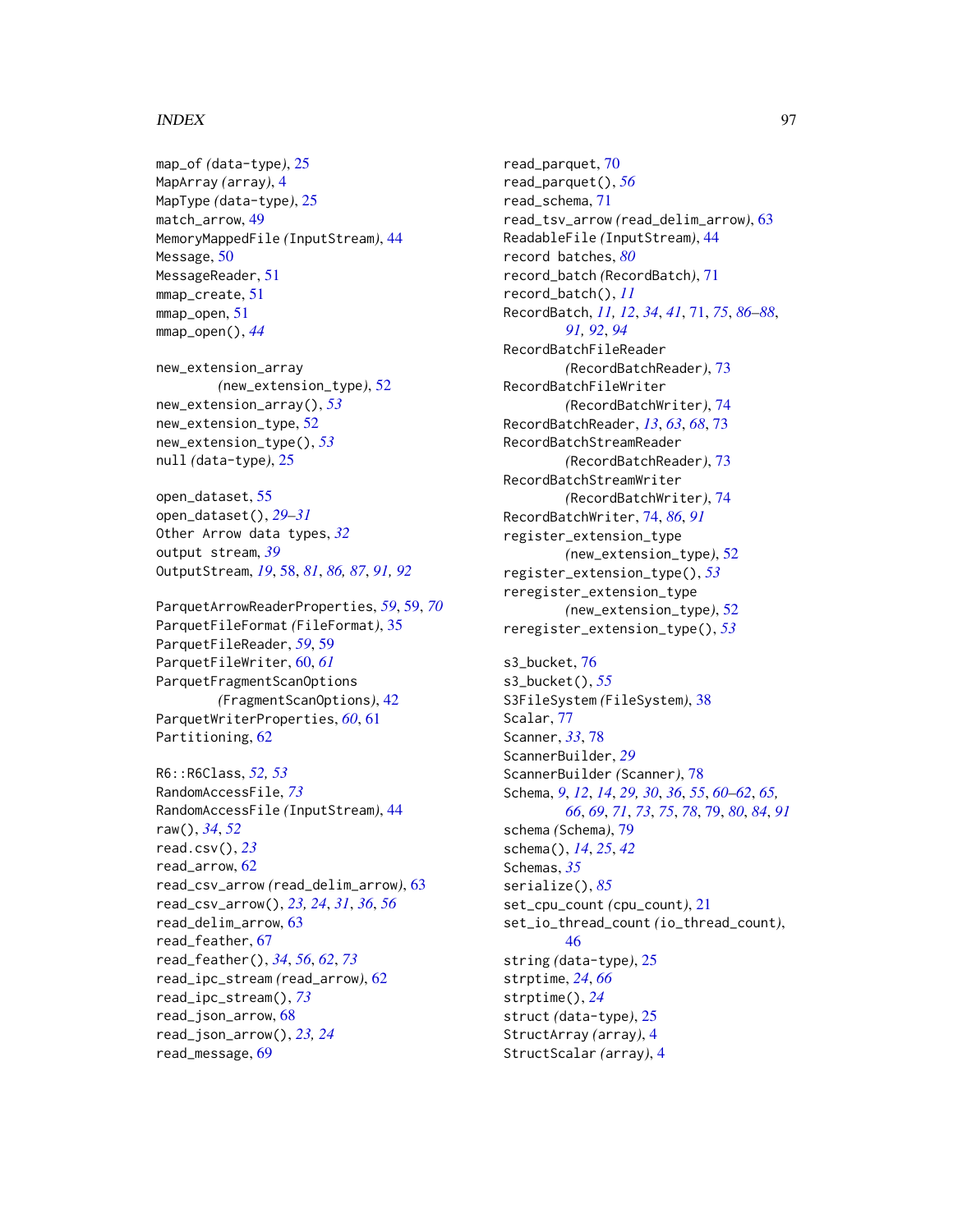map_of (data-type), 25
MapArray (array), 4
MapType (data-type), 25
match_arrow, 49
MemoryMappedFile (InputStream), 44
Message, 50
MessageReader, 51
mmap_create, 51
mmap_open, 51
mmap_open(), *44*

new_extension_array (new_extension_type), 52
new_extension_array(), *53*
new_extension_type, 52
new_extension_type(), *53*
null (data-type), 25

open_dataset, 55
open_dataset(), *29–31*
Other Arrow data types, *32*
output stream, *39*
OutputStream, *19*, 58, *81*, *86*, *87*, *91*, *92*

ParquetArrowReaderProperties, *59*, 59, *70*
ParquetFileFormat (FileFormat), 35
ParquetFileReader, *59*, 59
ParquetFileWriter, 60, *61*
ParquetFragmentScanOptions (FragmentScanOptions), 42
ParquetWriterProperties, *60*, 61
Partitioning, 62

R6::R6Class, *52*, *53*
RandomAccessFile, *73*
RandomAccessFile (InputStream), 44
raw(), *34*, *52*
read.csv(), *23*
read_arrow, 62
read_csv_arrow (read_delim_arrow), 63
read_csv_arrow(), *23*, *24*, *31*, *36*, *56*
read_delim_arrow, 63
read_feather, 67
read_feather(), *34*, *56*, *62*, *73*
read_ipc_stream (read_arrow), 62
read_ipc_stream(), *73*
read_json_arrow, 68
read_json_arrow(), *23*, *24*
read_message, 69
read_parquet, 70
read_parquet(), *56*
read_schema, 71
read_tsv_arrow (read_delim_arrow), 63
ReadableFile (InputStream), 44
record batches, *80*
record_batch (RecordBatch), 71
record_batch(), *11*
RecordBatch, *11*, *12*, *34*, *41*, 71, *75*, *86–88*, *91*, *92*, *94*
RecordBatchFileReader (RecordBatchReader), 73
RecordBatchFileWriter (RecordBatchWriter), 74
RecordBatchReader, *13*, *63*, *68*, 73
RecordBatchStreamReader (RecordBatchReader), 73
RecordBatchStreamWriter (RecordBatchWriter), 74
RecordBatchWriter, 74, *86*, *91*
register_extension_type (new_extension_type), 52
register_extension_type(), *53*
reregister_extension_type (new_extension_type), 52
reregister_extension_type(), *53*

s3_bucket, 76
s3_bucket(), *55*
S3FileSystem (FileSystem), 38
Scalar, 77
Scanner, *33*, 78
ScannerBuilder, *29*
ScannerBuilder (Scanner), 78
Schema, *9*, *12*, *14*, *29*, *30*, *36*, *55*, *60–62*, *65*, *66*, *69*, *71*, *73*, *75*, *78*, 79, *80*, *84*, *91*
schema (Schema), 79
schema(), *14*, *25*, *42*
Schemas, *35*
serialize(), *85*
set_cpu_count (cpu_count), 21
set_io_thread_count (io_thread_count), 46
string (data-type), 25
strptime, *24*, *66*
strptime(), *24*
struct (data-type), 25
StructArray (array), 4
StructScalar (array), 4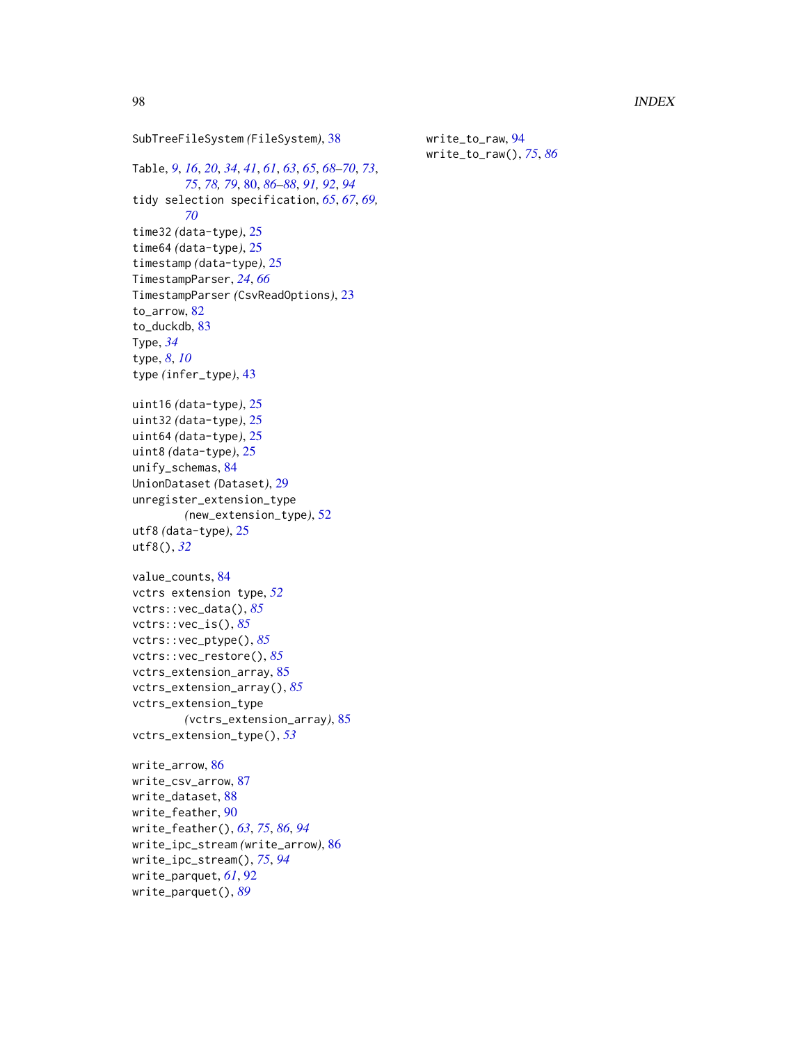SubTreeFileSystem *(*FileSystem*)*, 38

Table, *9*, *16*, *20*, *34*, *41*, *61*, *63*, *65*, *68–70*, *73*, *75*, *78, 79*, 80, *86–88*, *91, 92*, *94*
tidy selection specification, *65*, *67*, *69, 70*
time32 *(*data-type*)*, 25
time64 *(*data-type*)*, 25
timestamp *(*data-type*)*, 25
TimestampParser, *24*, *66*
TimestampParser *(*CsvReadOptions*)*, 23
to_arrow, 82
to_duckdb, 83
Type, *34*
type, *8*, *10*
type *(*infer_type*)*, 43

uint16 *(*data-type*)*, 25
uint32 *(*data-type*)*, 25
uint64 *(*data-type*)*, 25
uint8 *(*data-type*)*, 25
unify_schemas, 84
UnionDataset *(*Dataset*)*, 29
unregister_extension_type *(*new_extension_type*)*, 52
utf8 *(*data-type*)*, 25
utf8(), *32*

value_counts, 84
vctrs extension type, *52*
vctrs::vec_data(), *85*
vctrs::vec_is(), *85*
vctrs::vec_ptype(), *85*
vctrs::vec_restore(), *85*
vctrs_extension_array, 85
vctrs_extension_array(), *85*
vctrs_extension_type *(*vctrs_extension_array*)*, 85
vctrs_extension_type(), *53*

write_arrow, 86
write_csv_arrow, 87
write_dataset, 88
write_feather, 90
write_feather(), *63*, *75*, *86*, *94*
write_ipc_stream *(*write_arrow*)*, 86
write_ipc_stream(), *75*, *94*
write_parquet, *61*, 92
write_parquet(), *89*
write_to_raw, 94
write_to_raw(), *75*, *86*